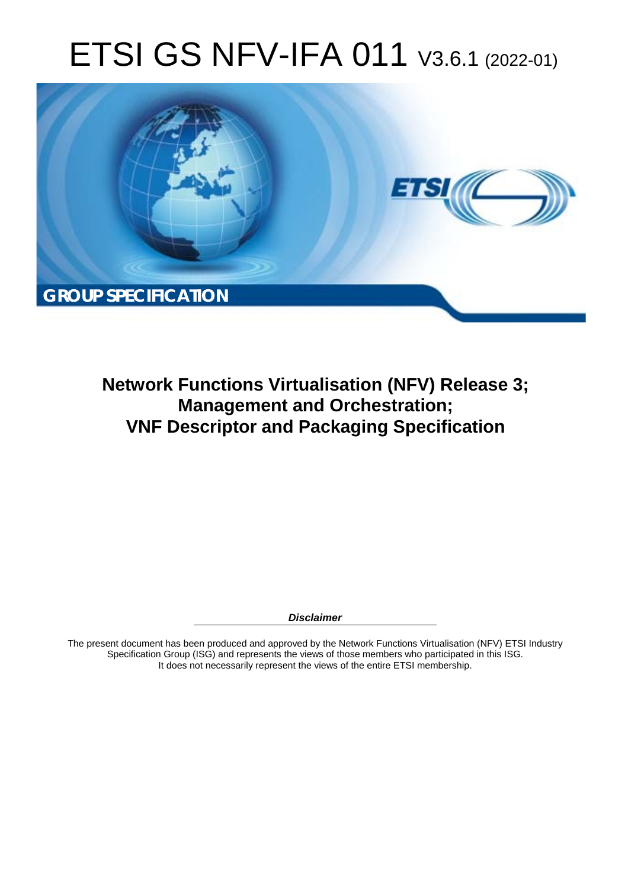# ETSI GS NFV-IFA 011 V3.6.1 (2022-01)

**GROUP SPECIFICATION**

## Network Functions Virtualisation (NFV) Release 3; Management and Orchestration; VNF Descriptor and Packaging Specification

***Disclaimer***

The present document has been produced and approved by the Network Functions Virtualisation (NFV) ETSI Industry Specification Group (ISG) and represents the views of those members who participated in this ISG. It does not necessarily represent the views of the entire ETSI membership.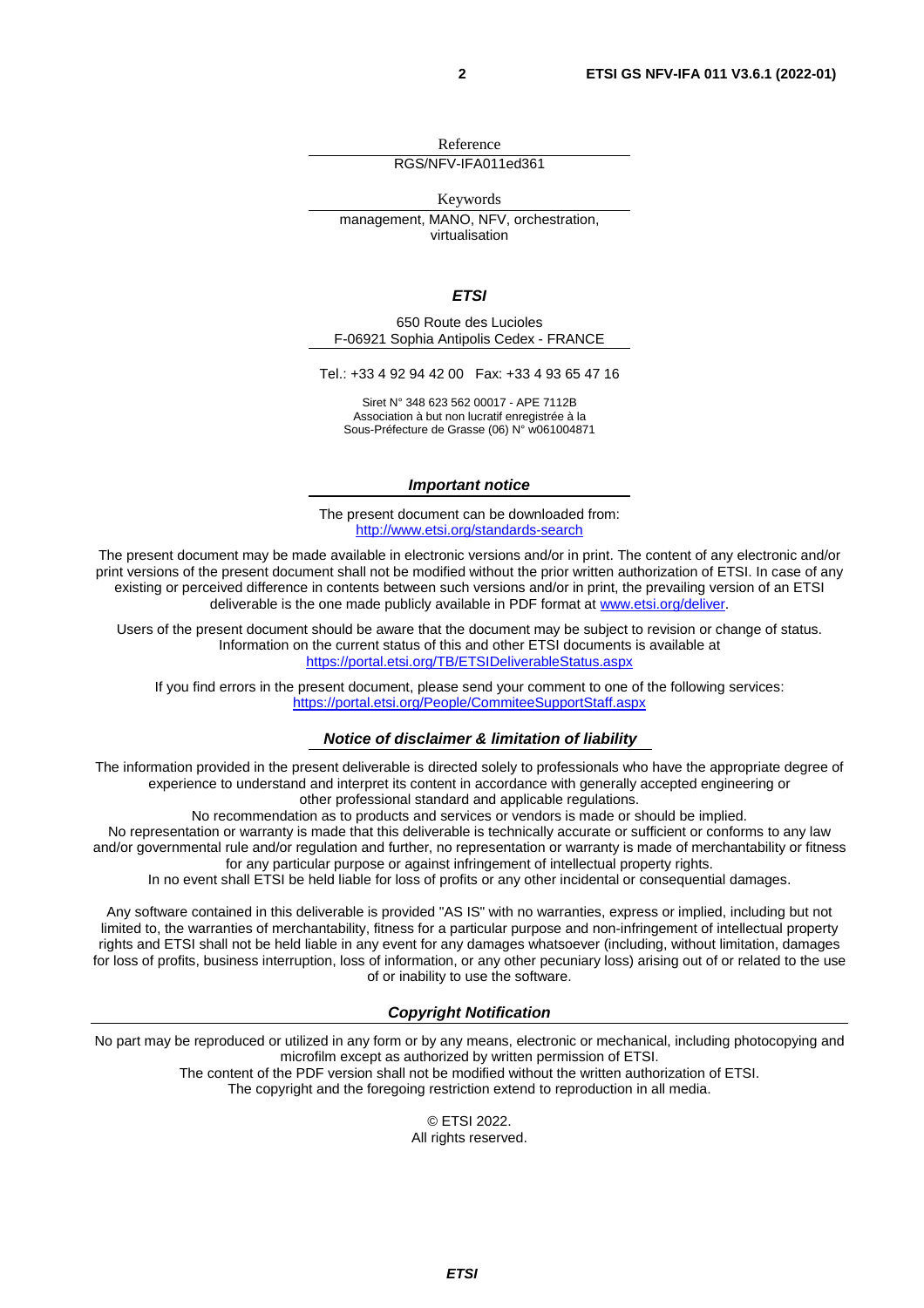Reference

RGS/NFV-IFA011ed361

Keywords

management, MANO, NFV, orchestration, virtualisation

***ETSI***

650 Route des Lucioles
F-06921 Sophia Antipolis Cedex - FRANCE

Tel.: +33 4 92 94 42 00   Fax: +33 4 93 65 47 16

Siret N° 348 623 562 00017 - APE 7112B
Association à but non lucratif enregistrée à la
Sous-Préfecture de Grasse (06) N° w061004871

***Important notice***

The present document can be downloaded from:
http://www.etsi.org/standards-search

The present document may be made available in electronic versions and/or in print. The content of any electronic and/or print versions of the present document shall not be modified without the prior written authorization of ETSI. In case of any existing or perceived difference in contents between such versions and/or in print, the prevailing version of an ETSI deliverable is the one made publicly available in PDF format at www.etsi.org/deliver.

Users of the present document should be aware that the document may be subject to revision or change of status. Information on the current status of this and other ETSI documents is available at
https://portal.etsi.org/TB/ETSIDeliverableStatus.aspx

If you find errors in the present document, please send your comment to one of the following services:
https://portal.etsi.org/People/CommiteeSupportStaff.aspx

***Notice of disclaimer & limitation of liability***

The information provided in the present deliverable is directed solely to professionals who have the appropriate degree of experience to understand and interpret its content in accordance with generally accepted engineering or other professional standard and applicable regulations.
No recommendation as to products and services or vendors is made or should be implied.
No representation or warranty is made that this deliverable is technically accurate or sufficient or conforms to any law and/or governmental rule and/or regulation and further, no representation or warranty is made of merchantability or fitness for any particular purpose or against infringement of intellectual property rights.
In no event shall ETSI be held liable for loss of profits or any other incidental or consequential damages.

Any software contained in this deliverable is provided "AS IS" with no warranties, express or implied, including but not limited to, the warranties of merchantability, fitness for a particular purpose and non-infringement of intellectual property rights and ETSI shall not be held liable in any event for any damages whatsoever (including, without limitation, damages for loss of profits, business interruption, loss of information, or any other pecuniary loss) arising out of or related to the use of or inability to use the software.

***Copyright Notification***

No part may be reproduced or utilized in any form or by any means, electronic or mechanical, including photocopying and microfilm except as authorized by written permission of ETSI.
The content of the PDF version shall not be modified without the written authorization of ETSI.
The copyright and the foregoing restriction extend to reproduction in all media.

© ETSI 2022.
All rights reserved.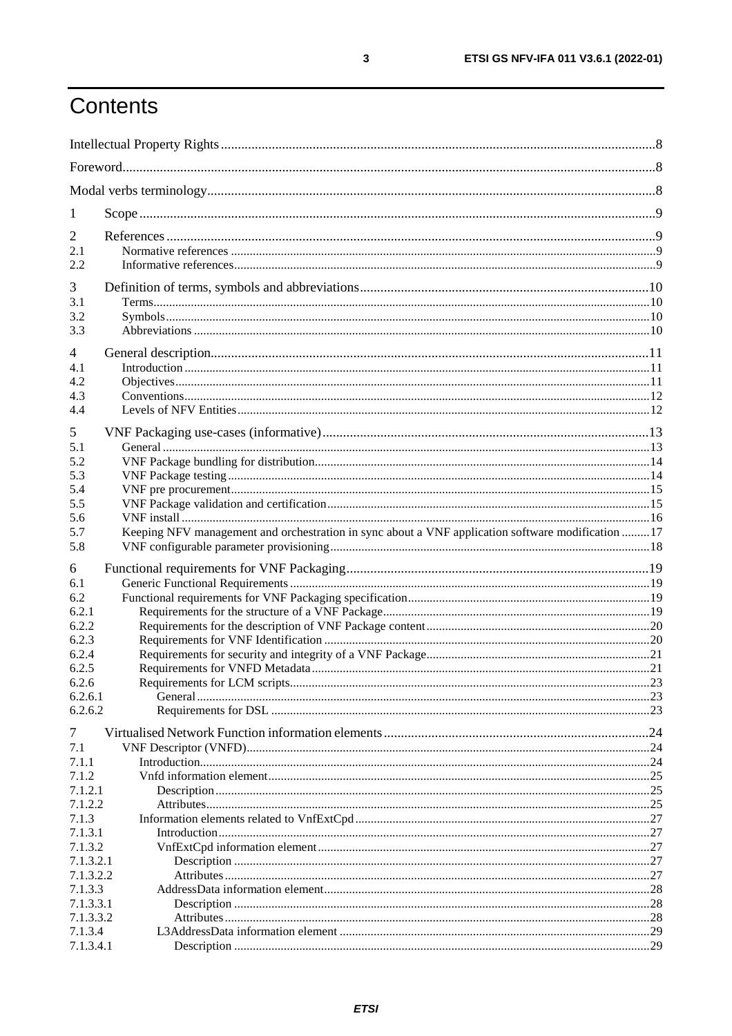# Contents

Intellectual Property Rights ............................................................ 8
Foreword ............................................................ 8
Modal verbs terminology ............................................................ 8

1 Scope ............................................................ 9

2 References ............................................................ 9
2.1 Normative references ............................................................ 9
2.2 Informative references ............................................................ 9

3 Definition of terms, symbols and abbreviations ............................................................ 10
3.1 Terms ............................................................ 10
3.2 Symbols ............................................................ 10
3.3 Abbreviations ............................................................ 10

4 General description ............................................................ 11
4.1 Introduction ............................................................ 11
4.2 Objectives ............................................................ 11
4.3 Conventions ............................................................ 12
4.4 Levels of NFV Entities ............................................................ 12

5 VNF Packaging use-cases (informative) ............................................................ 13
5.1 General ............................................................ 13
5.2 VNF Package bundling for distribution ............................................................ 14
5.3 VNF Package testing ............................................................ 14
5.4 VNF pre procurement ............................................................ 15
5.5 VNF Package validation and certification ............................................................ 15
5.6 VNF install ............................................................ 16
5.7 Keeping NFV management and orchestration in sync about a VNF application software modification ......... 17
5.8 VNF configurable parameter provisioning ............................................................ 18

6 Functional requirements for VNF Packaging ............................................................ 19
6.1 Generic Functional Requirements ............................................................ 19
6.2 Functional requirements for VNF Packaging specification ............................................................ 19
6.2.1 Requirements for the structure of a VNF Package ............................................................ 19
6.2.2 Requirements for the description of VNF Package content ............................................................ 20
6.2.3 Requirements for VNF Identification ............................................................ 20
6.2.4 Requirements for security and integrity of a VNF Package ............................................................ 21
6.2.5 Requirements for VNFD Metadata ............................................................ 21
6.2.6 Requirements for LCM scripts ............................................................ 23
6.2.6.1 General ............................................................ 23
6.2.6.2 Requirements for DSL ............................................................ 23

7 Virtualised Network Function information elements ............................................................ 24
7.1 VNF Descriptor (VNFD) ............................................................ 24
7.1.1 Introduction ............................................................ 24
7.1.2 Vnfd information element ............................................................ 25
7.1.2.1 Description ............................................................ 25
7.1.2.2 Attributes ............................................................ 25
7.1.3 Information elements related to VnfExtCpd ............................................................ 27
7.1.3.1 Introduction ............................................................ 27
7.1.3.2 VnfExtCpd information element ............................................................ 27
7.1.3.2.1 Description ............................................................ 27
7.1.3.2.2 Attributes ............................................................ 27
7.1.3.3 AddressData information element ............................................................ 28
7.1.3.3.1 Description ............................................................ 28
7.1.3.3.2 Attributes ............................................................ 28
7.1.3.4 L3AddressData information element ............................................................ 29
7.1.3.4.1 Description ............................................................ 29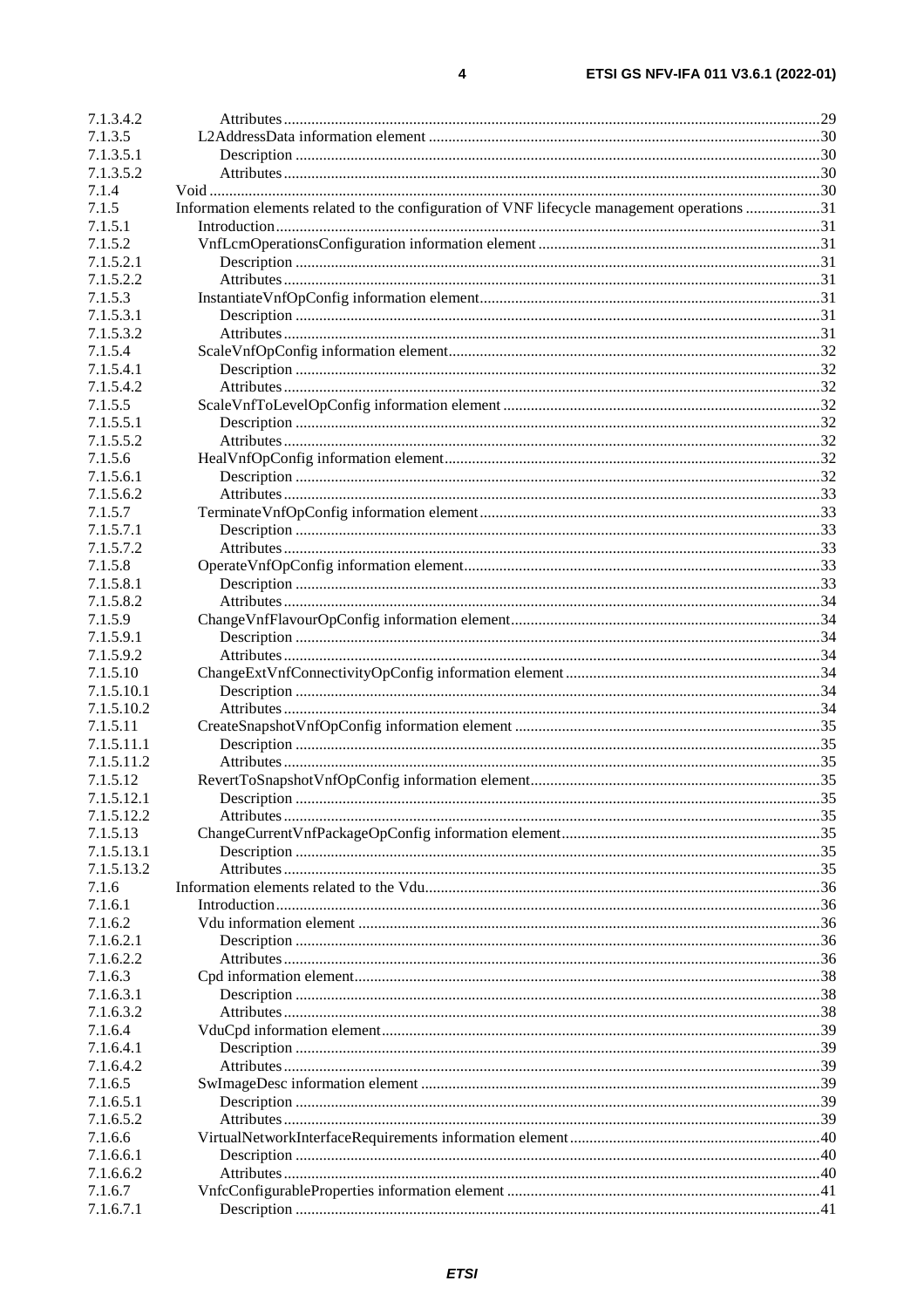| | | |
|---|---|---|
| 7.1.3.4.2 | Attributes | 29 |
| 7.1.3.5 | L2AddressData information element | 30 |
| 7.1.3.5.1 | Description | 30 |
| 7.1.3.5.2 | Attributes | 30 |
| 7.1.4 | Void | 30 |
| 7.1.5 | Information elements related to the configuration of VNF lifecycle management operations | 31 |
| 7.1.5.1 | Introduction | 31 |
| 7.1.5.2 | VnfLcmOperationsConfiguration information element | 31 |
| 7.1.5.2.1 | Description | 31 |
| 7.1.5.2.2 | Attributes | 31 |
| 7.1.5.3 | InstantiateVnfOpConfig information element | 31 |
| 7.1.5.3.1 | Description | 31 |
| 7.1.5.3.2 | Attributes | 31 |
| 7.1.5.4 | ScaleVnfOpConfig information element | 32 |
| 7.1.5.4.1 | Description | 32 |
| 7.1.5.4.2 | Attributes | 32 |
| 7.1.5.5 | ScaleVnfToLevelOpConfig information element | 32 |
| 7.1.5.5.1 | Description | 32 |
| 7.1.5.5.2 | Attributes | 32 |
| 7.1.5.6 | HealVnfOpConfig information element | 32 |
| 7.1.5.6.1 | Description | 32 |
| 7.1.5.6.2 | Attributes | 33 |
| 7.1.5.7 | TerminateVnfOpConfig information element | 33 |
| 7.1.5.7.1 | Description | 33 |
| 7.1.5.7.2 | Attributes | 33 |
| 7.1.5.8 | OperateVnfOpConfig information element | 33 |
| 7.1.5.8.1 | Description | 33 |
| 7.1.5.8.2 | Attributes | 34 |
| 7.1.5.9 | ChangeVnfFlavourOpConfig information element | 34 |
| 7.1.5.9.1 | Description | 34 |
| 7.1.5.9.2 | Attributes | 34 |
| 7.1.5.10 | ChangeExtVnfConnectivityOpConfig information element | 34 |
| 7.1.5.10.1 | Description | 34 |
| 7.1.5.10.2 | Attributes | 34 |
| 7.1.5.11 | CreateSnapshotVnfOpConfig information element | 35 |
| 7.1.5.11.1 | Description | 35 |
| 7.1.5.11.2 | Attributes | 35 |
| 7.1.5.12 | RevertToSnapshotVnfOpConfig information element | 35 |
| 7.1.5.12.1 | Description | 35 |
| 7.1.5.12.2 | Attributes | 35 |
| 7.1.5.13 | ChangeCurrentVnfPackageOpConfig information element | 35 |
| 7.1.5.13.1 | Description | 35 |
| 7.1.5.13.2 | Attributes | 35 |
| 7.1.6 | Information elements related to the Vdu | 36 |
| 7.1.6.1 | Introduction | 36 |
| 7.1.6.2 | Vdu information element | 36 |
| 7.1.6.2.1 | Description | 36 |
| 7.1.6.2.2 | Attributes | 36 |
| 7.1.6.3 | Cpd information element | 38 |
| 7.1.6.3.1 | Description | 38 |
| 7.1.6.3.2 | Attributes | 38 |
| 7.1.6.4 | VduCpd information element | 39 |
| 7.1.6.4.1 | Description | 39 |
| 7.1.6.4.2 | Attributes | 39 |
| 7.1.6.5 | SwImageDesc information element | 39 |
| 7.1.6.5.1 | Description | 39 |
| 7.1.6.5.2 | Attributes | 39 |
| 7.1.6.6 | VirtualNetworkInterfaceRequirements information element | 40 |
| 7.1.6.6.1 | Description | 40 |
| 7.1.6.6.2 | Attributes | 40 |
| 7.1.6.7 | VnfcConfigurableProperties information element | 41 |
| 7.1.6.7.1 | Description | 41 |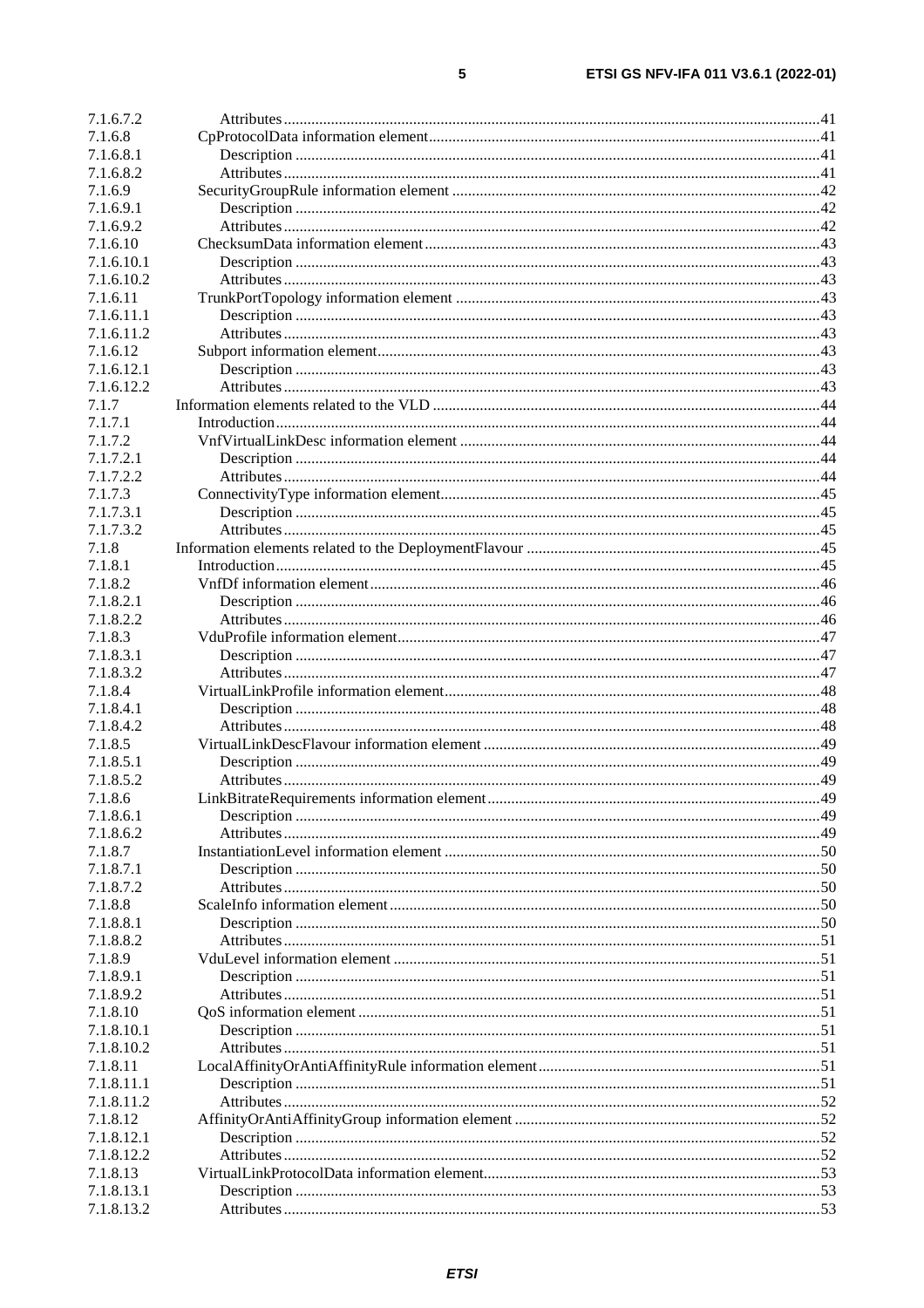7.1.6.7.2 Attributes ... 41
7.1.6.8 CpProtocolData information element ... 41
7.1.6.8.1 Description ... 41
7.1.6.8.2 Attributes ... 41
7.1.6.9 SecurityGroupRule information element ... 42
7.1.6.9.1 Description ... 42
7.1.6.9.2 Attributes ... 42
7.1.6.10 ChecksumData information element ... 43
7.1.6.10.1 Description ... 43
7.1.6.10.2 Attributes ... 43
7.1.6.11 TrunkPortTopology information element ... 43
7.1.6.11.1 Description ... 43
7.1.6.11.2 Attributes ... 43
7.1.6.12 Subport information element ... 43
7.1.6.12.1 Description ... 43
7.1.6.12.2 Attributes ... 43
7.1.7 Information elements related to the VLD ... 44
7.1.7.1 Introduction ... 44
7.1.7.2 VnfVirtualLinkDesc information element ... 44
7.1.7.2.1 Description ... 44
7.1.7.2.2 Attributes ... 44
7.1.7.3 ConnectivityType information element ... 45
7.1.7.3.1 Description ... 45
7.1.7.3.2 Attributes ... 45
7.1.8 Information elements related to the DeploymentFlavour ... 45
7.1.8.1 Introduction ... 45
7.1.8.2 VnfDf information element ... 46
7.1.8.2.1 Description ... 46
7.1.8.2.2 Attributes ... 46
7.1.8.3 VduProfile information element ... 47
7.1.8.3.1 Description ... 47
7.1.8.3.2 Attributes ... 47
7.1.8.4 VirtualLinkProfile information element ... 48
7.1.8.4.1 Description ... 48
7.1.8.4.2 Attributes ... 48
7.1.8.5 VirtualLinkDescFlavour information element ... 49
7.1.8.5.1 Description ... 49
7.1.8.5.2 Attributes ... 49
7.1.8.6 LinkBitrateRequirements information element ... 49
7.1.8.6.1 Description ... 49
7.1.8.6.2 Attributes ... 49
7.1.8.7 InstantiationLevel information element ... 50
7.1.8.7.1 Description ... 50
7.1.8.7.2 Attributes ... 50
7.1.8.8 ScaleInfo information element ... 50
7.1.8.8.1 Description ... 50
7.1.8.8.2 Attributes ... 51
7.1.8.9 VduLevel information element ... 51
7.1.8.9.1 Description ... 51
7.1.8.9.2 Attributes ... 51
7.1.8.10 QoS information element ... 51
7.1.8.10.1 Description ... 51
7.1.8.10.2 Attributes ... 51
7.1.8.11 LocalAffinityOrAntiAffinityRule information element ... 51
7.1.8.11.1 Description ... 51
7.1.8.11.2 Attributes ... 52
7.1.8.12 AffinityOrAntiAffinityGroup information element ... 52
7.1.8.12.1 Description ... 52
7.1.8.12.2 Attributes ... 52
7.1.8.13 VirtualLinkProtocolData information element ... 53
7.1.8.13.1 Description ... 53
7.1.8.13.2 Attributes ... 53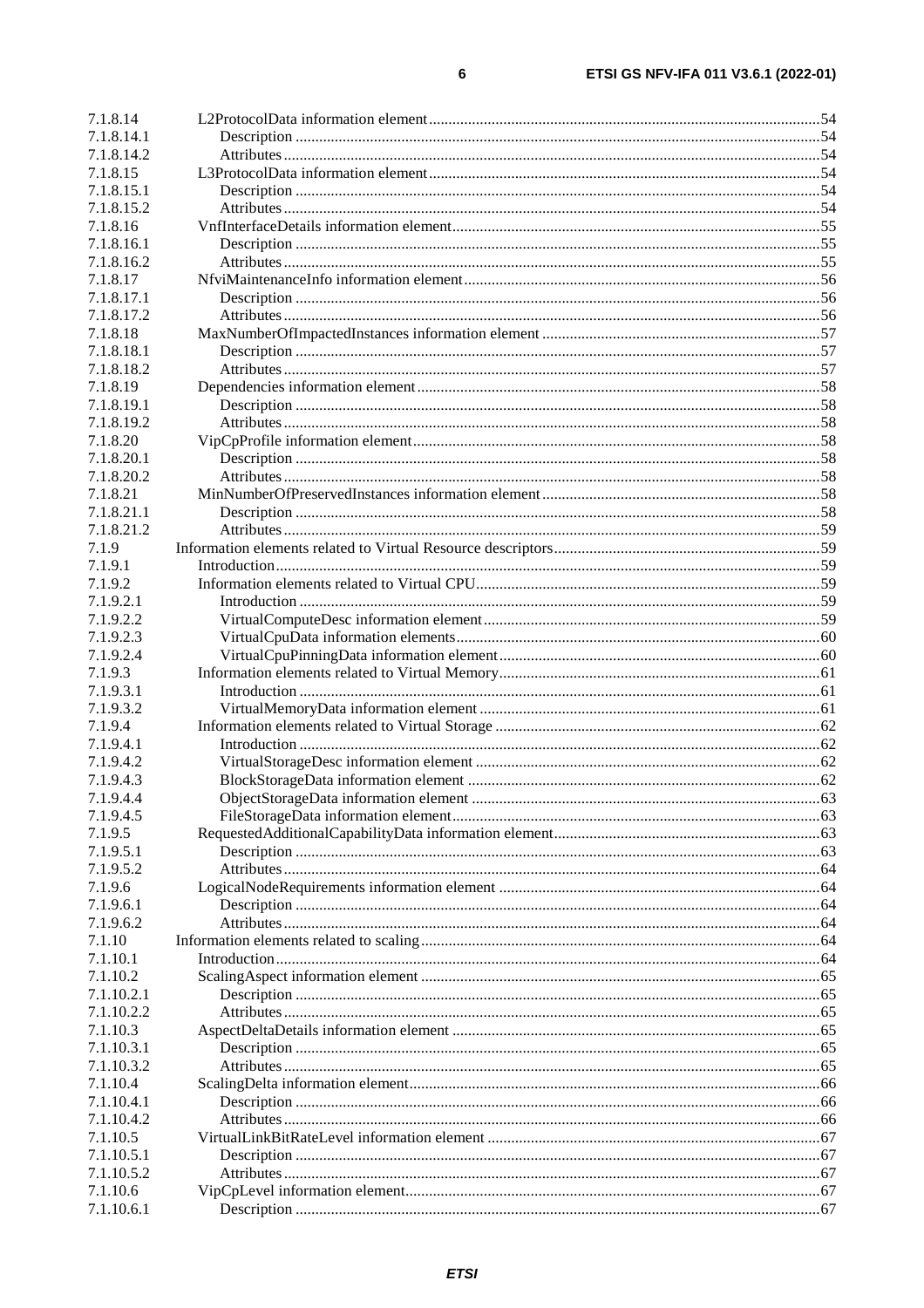7.1.8.14 L2ProtocolData information element ... 54
7.1.8.14.1 Description ... 54
7.1.8.14.2 Attributes ... 54
7.1.8.15 L3ProtocolData information element ... 54
7.1.8.15.1 Description ... 54
7.1.8.15.2 Attributes ... 54
7.1.8.16 VnfInterfaceDetails information element ... 55
7.1.8.16.1 Description ... 55
7.1.8.16.2 Attributes ... 55
7.1.8.17 NfviMaintenanceInfo information element ... 56
7.1.8.17.1 Description ... 56
7.1.8.17.2 Attributes ... 56
7.1.8.18 MaxNumberOfImpactedInstances information element ... 57
7.1.8.18.1 Description ... 57
7.1.8.18.2 Attributes ... 57
7.1.8.19 Dependencies information element ... 58
7.1.8.19.1 Description ... 58
7.1.8.19.2 Attributes ... 58
7.1.8.20 VipCpProfile information element ... 58
7.1.8.20.1 Description ... 58
7.1.8.20.2 Attributes ... 58
7.1.8.21 MinNumberOfPreservedInstances information element ... 58
7.1.8.21.1 Description ... 58
7.1.8.21.2 Attributes ... 59
7.1.9 Information elements related to Virtual Resource descriptors ... 59
7.1.9.1 Introduction ... 59
7.1.9.2 Information elements related to Virtual CPU ... 59
7.1.9.2.1 Introduction ... 59
7.1.9.2.2 VirtualComputeDesc information element ... 59
7.1.9.2.3 VirtualCpuData information elements ... 60
7.1.9.2.4 VirtualCpuPinningData information element ... 60
7.1.9.3 Information elements related to Virtual Memory ... 61
7.1.9.3.1 Introduction ... 61
7.1.9.3.2 VirtualMemoryData information element ... 61
7.1.9.4 Information elements related to Virtual Storage ... 62
7.1.9.4.1 Introduction ... 62
7.1.9.4.2 VirtualStorageDesc information element ... 62
7.1.9.4.3 BlockStorageData information element ... 62
7.1.9.4.4 ObjectStorageData information element ... 63
7.1.9.4.5 FileStorageData information element ... 63
7.1.9.5 RequestedAdditionalCapabilityData information element ... 63
7.1.9.5.1 Description ... 63
7.1.9.5.2 Attributes ... 64
7.1.9.6 LogicalNodeRequirements information element ... 64
7.1.9.6.1 Description ... 64
7.1.9.6.2 Attributes ... 64
7.1.10 Information elements related to scaling ... 64
7.1.10.1 Introduction ... 64
7.1.10.2 ScalingAspect information element ... 65
7.1.10.2.1 Description ... 65
7.1.10.2.2 Attributes ... 65
7.1.10.3 AspectDeltaDetails information element ... 65
7.1.10.3.1 Description ... 65
7.1.10.3.2 Attributes ... 65
7.1.10.4 ScalingDelta information element ... 66
7.1.10.4.1 Description ... 66
7.1.10.4.2 Attributes ... 66
7.1.10.5 VirtualLinkBitRateLevel information element ... 67
7.1.10.5.1 Description ... 67
7.1.10.5.2 Attributes ... 67
7.1.10.6 VipCpLevel information element ... 67
7.1.10.6.1 Description ... 67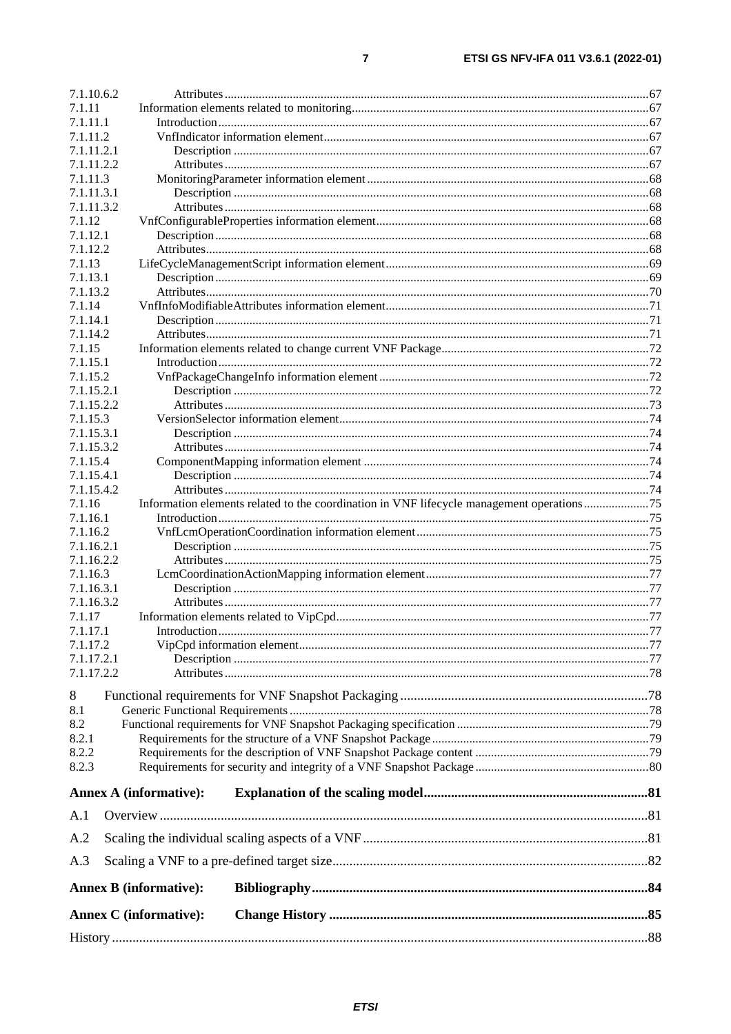7.1.10.6.2 Attributes ... 67
7.1.11 Information elements related to monitoring ... 67
7.1.11.1 Introduction ... 67
7.1.11.2 VnfIndicator information element ... 67
7.1.11.2.1 Description ... 67
7.1.11.2.2 Attributes ... 67
7.1.11.3 MonitoringParameter information element ... 68
7.1.11.3.1 Description ... 68
7.1.11.3.2 Attributes ... 68
7.1.12 VnfConfigurableProperties information element ... 68
7.1.12.1 Description ... 68
7.1.12.2 Attributes ... 68
7.1.13 LifeCycleManagementScript information element ... 69
7.1.13.1 Description ... 69
7.1.13.2 Attributes ... 70
7.1.14 VnfInfoModifiableAttributes information element ... 71
7.1.14.1 Description ... 71
7.1.14.2 Attributes ... 71
7.1.15 Information elements related to change current VNF Package ... 72
7.1.15.1 Introduction ... 72
7.1.15.2 VnfPackageChangeInfo information element ... 72
7.1.15.2.1 Description ... 72
7.1.15.2.2 Attributes ... 73
7.1.15.3 VersionSelector information element ... 74
7.1.15.3.1 Description ... 74
7.1.15.3.2 Attributes ... 74
7.1.15.4 ComponentMapping information element ... 74
7.1.15.4.1 Description ... 74
7.1.15.4.2 Attributes ... 74
7.1.16 Information elements related to the coordination in VNF lifecycle management operations ... 75
7.1.16.1 Introduction ... 75
7.1.16.2 VnfLcmOperationCoordination information element ... 75
7.1.16.2.1 Description ... 75
7.1.16.2.2 Attributes ... 75
7.1.16.3 LcmCoordinationActionMapping information element ... 77
7.1.16.3.1 Description ... 77
7.1.16.3.2 Attributes ... 77
7.1.17 Information elements related to VipCpd ... 77
7.1.17.1 Introduction ... 77
7.1.17.2 VipCpd information element ... 77
7.1.17.2.1 Description ... 77
7.1.17.2.2 Attributes ... 78

8 Functional requirements for VNF Snapshot Packaging ... 78
8.1 Generic Functional Requirements ... 78
8.2 Functional requirements for VNF Snapshot Packaging specification ... 79
8.2.1 Requirements for the structure of a VNF Snapshot Package ... 79
8.2.2 Requirements for the description of VNF Snapshot Package content ... 79
8.2.3 Requirements for security and integrity of a VNF Snapshot Package ... 80

**Annex A (informative): Explanation of the scaling model ... 81**

A.1 Overview ... 81

A.2 Scaling the individual scaling aspects of a VNF ... 81

A.3 Scaling a VNF to a pre-defined target size ... 82

**Annex B (informative): Bibliography ... 84**

**Annex C (informative): Change History ... 85**

History ... 88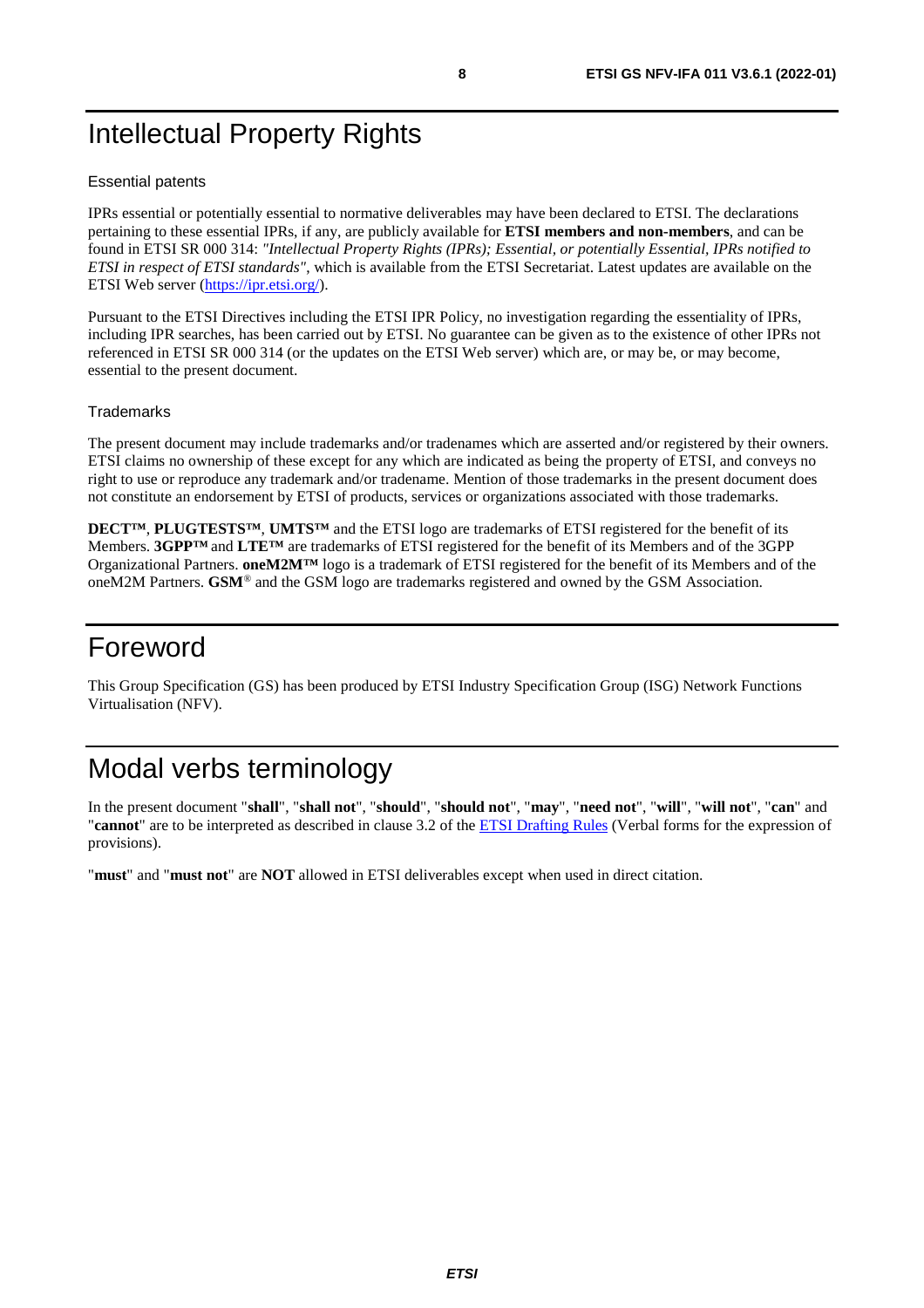# Intellectual Property Rights

### Essential patents

IPRs essential or potentially essential to normative deliverables may have been declared to ETSI. The declarations pertaining to these essential IPRs, if any, are publicly available for **ETSI members and non-members**, and can be found in ETSI SR 000 314: *"Intellectual Property Rights (IPRs); Essential, or potentially Essential, IPRs notified to ETSI in respect of ETSI standards"*, which is available from the ETSI Secretariat. Latest updates are available on the ETSI Web server (https://ipr.etsi.org/).

Pursuant to the ETSI Directives including the ETSI IPR Policy, no investigation regarding the essentiality of IPRs, including IPR searches, has been carried out by ETSI. No guarantee can be given as to the existence of other IPRs not referenced in ETSI SR 000 314 (or the updates on the ETSI Web server) which are, or may be, or may become, essential to the present document.

### Trademarks

The present document may include trademarks and/or tradenames which are asserted and/or registered by their owners. ETSI claims no ownership of these except for any which are indicated as being the property of ETSI, and conveys no right to use or reproduce any trademark and/or tradename. Mention of those trademarks in the present document does not constitute an endorsement by ETSI of products, services or organizations associated with those trademarks.

**DECT™**, **PLUGTESTS™**, **UMTS™** and the ETSI logo are trademarks of ETSI registered for the benefit of its Members. **3GPP™** and **LTE™** are trademarks of ETSI registered for the benefit of its Members and of the 3GPP Organizational Partners. **oneM2M™** logo is a trademark of ETSI registered for the benefit of its Members and of the oneM2M Partners. **GSM**® and the GSM logo are trademarks registered and owned by the GSM Association.

# Foreword

This Group Specification (GS) has been produced by ETSI Industry Specification Group (ISG) Network Functions Virtualisation (NFV).

# Modal verbs terminology

In the present document "**shall**", "**shall not**", "**should**", "**should not**", "**may**", "**need not**", "**will**", "**will not**", "**can**" and "**cannot**" are to be interpreted as described in clause 3.2 of the ETSI Drafting Rules (Verbal forms for the expression of provisions).

"**must**" and "**must not**" are **NOT** allowed in ETSI deliverables except when used in direct citation.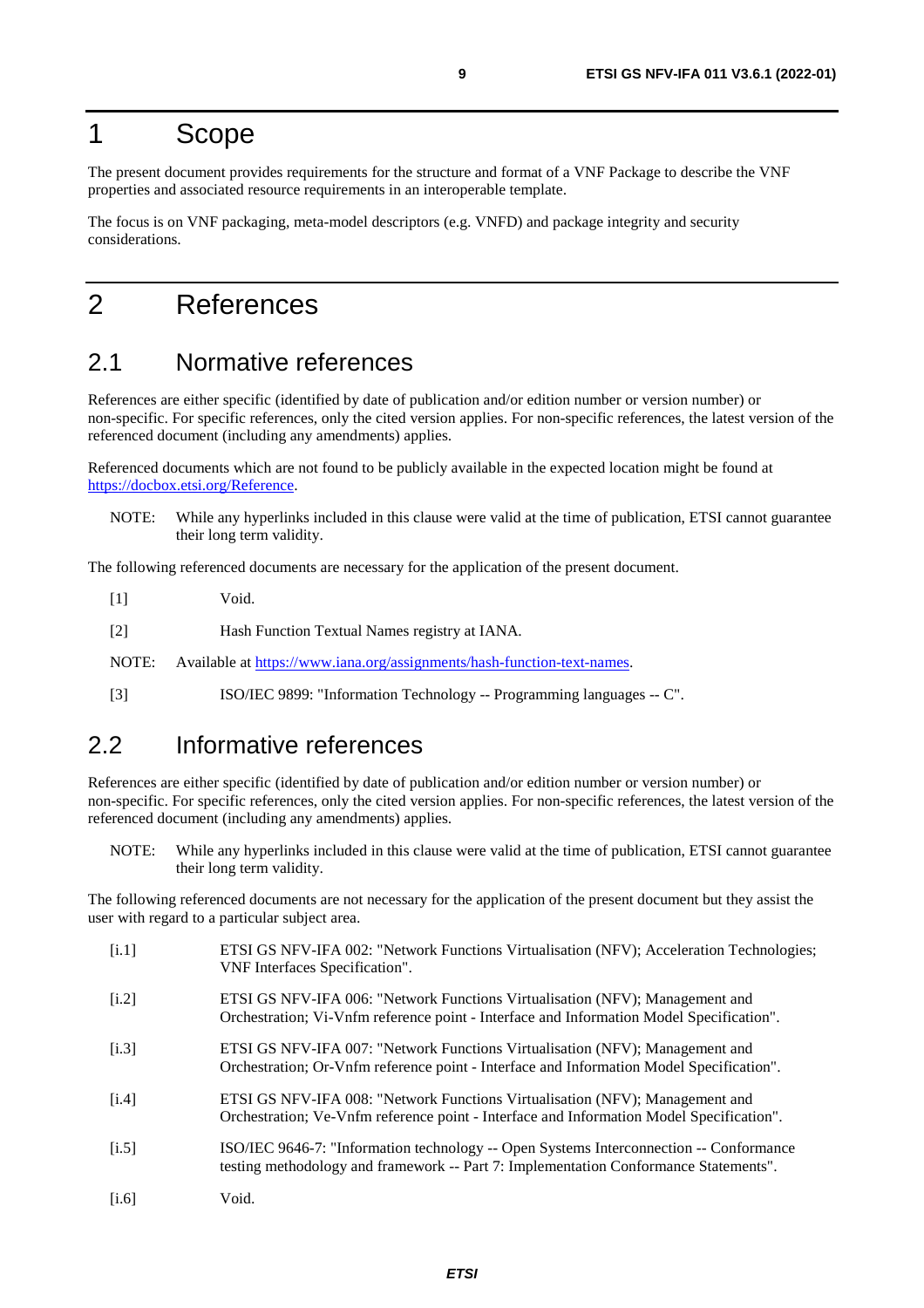# 1 Scope

The present document provides requirements for the structure and format of a VNF Package to describe the VNF properties and associated resource requirements in an interoperable template.

The focus is on VNF packaging, meta-model descriptors (e.g. VNFD) and package integrity and security considerations.

# 2 References

## 2.1 Normative references

References are either specific (identified by date of publication and/or edition number or version number) or non-specific. For specific references, only the cited version applies. For non-specific references, the latest version of the referenced document (including any amendments) applies.

Referenced documents which are not found to be publicly available in the expected location might be found at https://docbox.etsi.org/Reference.

NOTE: While any hyperlinks included in this clause were valid at the time of publication, ETSI cannot guarantee their long term validity.

The following referenced documents are necessary for the application of the present document.

[1] Void.

[2] Hash Function Textual Names registry at IANA.

NOTE: Available at https://www.iana.org/assignments/hash-function-text-names.

[3] ISO/IEC 9899: "Information Technology -- Programming languages -- C".

## 2.2 Informative references

References are either specific (identified by date of publication and/or edition number or version number) or non-specific. For specific references, only the cited version applies. For non-specific references, the latest version of the referenced document (including any amendments) applies.

NOTE: While any hyperlinks included in this clause were valid at the time of publication, ETSI cannot guarantee their long term validity.

The following referenced documents are not necessary for the application of the present document but they assist the user with regard to a particular subject area.

[i.1] ETSI GS NFV-IFA 002: "Network Functions Virtualisation (NFV); Acceleration Technologies; VNF Interfaces Specification".

[i.2] ETSI GS NFV-IFA 006: "Network Functions Virtualisation (NFV); Management and Orchestration; Vi-Vnfm reference point - Interface and Information Model Specification".

[i.3] ETSI GS NFV-IFA 007: "Network Functions Virtualisation (NFV); Management and Orchestration; Or-Vnfm reference point - Interface and Information Model Specification".

[i.4] ETSI GS NFV-IFA 008: "Network Functions Virtualisation (NFV); Management and Orchestration; Ve-Vnfm reference point - Interface and Information Model Specification".

[i.5] ISO/IEC 9646-7: "Information technology -- Open Systems Interconnection -- Conformance testing methodology and framework -- Part 7: Implementation Conformance Statements".

[i.6] Void.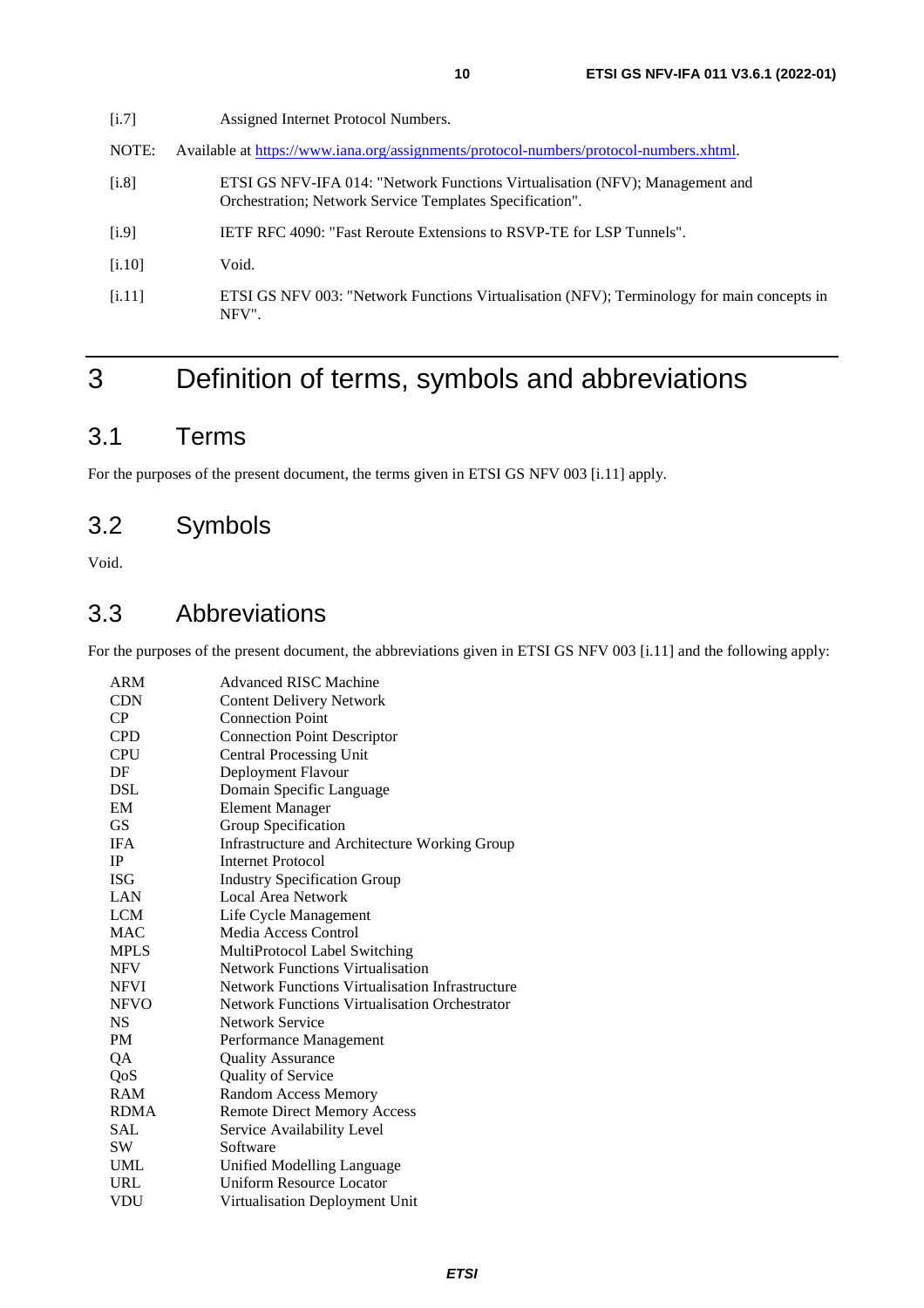[i.7] Assigned Internet Protocol Numbers.

NOTE: Available at https://www.iana.org/assignments/protocol-numbers/protocol-numbers.xhtml.

[i.8] ETSI GS NFV-IFA 014: "Network Functions Virtualisation (NFV); Management and Orchestration; Network Service Templates Specification".

[i.9] IETF RFC 4090: "Fast Reroute Extensions to RSVP-TE for LSP Tunnels".

[i.10] Void.

[i.11] ETSI GS NFV 003: "Network Functions Virtualisation (NFV); Terminology for main concepts in NFV".

# 3 Definition of terms, symbols and abbreviations

## 3.1 Terms

For the purposes of the present document, the terms given in ETSI GS NFV 003 [i.11] apply.

## 3.2 Symbols

Void.

## 3.3 Abbreviations

For the purposes of the present document, the abbreviations given in ETSI GS NFV 003 [i.11] and the following apply:

| | |
|---|---|
| ARM | Advanced RISC Machine |
| CDN | Content Delivery Network |
| CP | Connection Point |
| CPD | Connection Point Descriptor |
| CPU | Central Processing Unit |
| DF | Deployment Flavour |
| DSL | Domain Specific Language |
| EM | Element Manager |
| GS | Group Specification |
| IFA | Infrastructure and Architecture Working Group |
| IP | Internet Protocol |
| ISG | Industry Specification Group |
| LAN | Local Area Network |
| LCM | Life Cycle Management |
| MAC | Media Access Control |
| MPLS | MultiProtocol Label Switching |
| NFV | Network Functions Virtualisation |
| NFVI | Network Functions Virtualisation Infrastructure |
| NFVO | Network Functions Virtualisation Orchestrator |
| NS | Network Service |
| PM | Performance Management |
| QA | Quality Assurance |
| QoS | Quality of Service |
| RAM | Random Access Memory |
| RDMA | Remote Direct Memory Access |
| SAL | Service Availability Level |
| SW | Software |
| UML | Unified Modelling Language |
| URL | Uniform Resource Locator |
| VDU | Virtualisation Deployment Unit |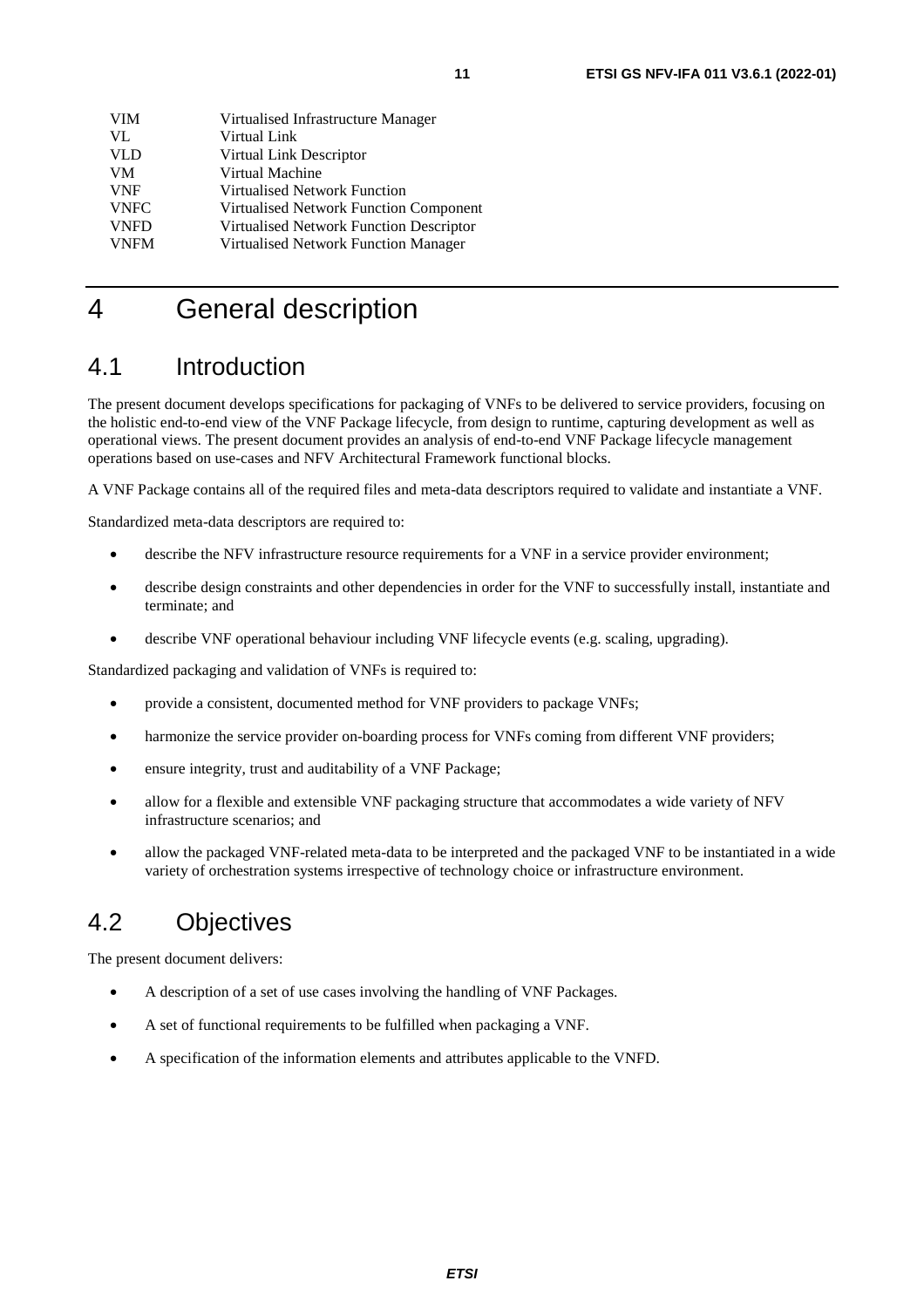| | |
|---|---|
| VIM | Virtualised Infrastructure Manager |
| VL | Virtual Link |
| VLD | Virtual Link Descriptor |
| VM | Virtual Machine |
| VNF | Virtualised Network Function |
| VNFC | Virtualised Network Function Component |
| VNFD | Virtualised Network Function Descriptor |
| VNFM | Virtualised Network Function Manager |

# 4 General description

## 4.1 Introduction

The present document develops specifications for packaging of VNFs to be delivered to service providers, focusing on the holistic end-to-end view of the VNF Package lifecycle, from design to runtime, capturing development as well as operational views. The present document provides an analysis of end-to-end VNF Package lifecycle management operations based on use-cases and NFV Architectural Framework functional blocks.

A VNF Package contains all of the required files and meta-data descriptors required to validate and instantiate a VNF.

Standardized meta-data descriptors are required to:

- describe the NFV infrastructure resource requirements for a VNF in a service provider environment;
- describe design constraints and other dependencies in order for the VNF to successfully install, instantiate and terminate; and
- describe VNF operational behaviour including VNF lifecycle events (e.g. scaling, upgrading).

Standardized packaging and validation of VNFs is required to:

- provide a consistent, documented method for VNF providers to package VNFs;
- harmonize the service provider on-boarding process for VNFs coming from different VNF providers;
- ensure integrity, trust and auditability of a VNF Package;
- allow for a flexible and extensible VNF packaging structure that accommodates a wide variety of NFV infrastructure scenarios; and
- allow the packaged VNF-related meta-data to be interpreted and the packaged VNF to be instantiated in a wide variety of orchestration systems irrespective of technology choice or infrastructure environment.

## 4.2 Objectives

The present document delivers:

- A description of a set of use cases involving the handling of VNF Packages.
- A set of functional requirements to be fulfilled when packaging a VNF.
- A specification of the information elements and attributes applicable to the VNFD.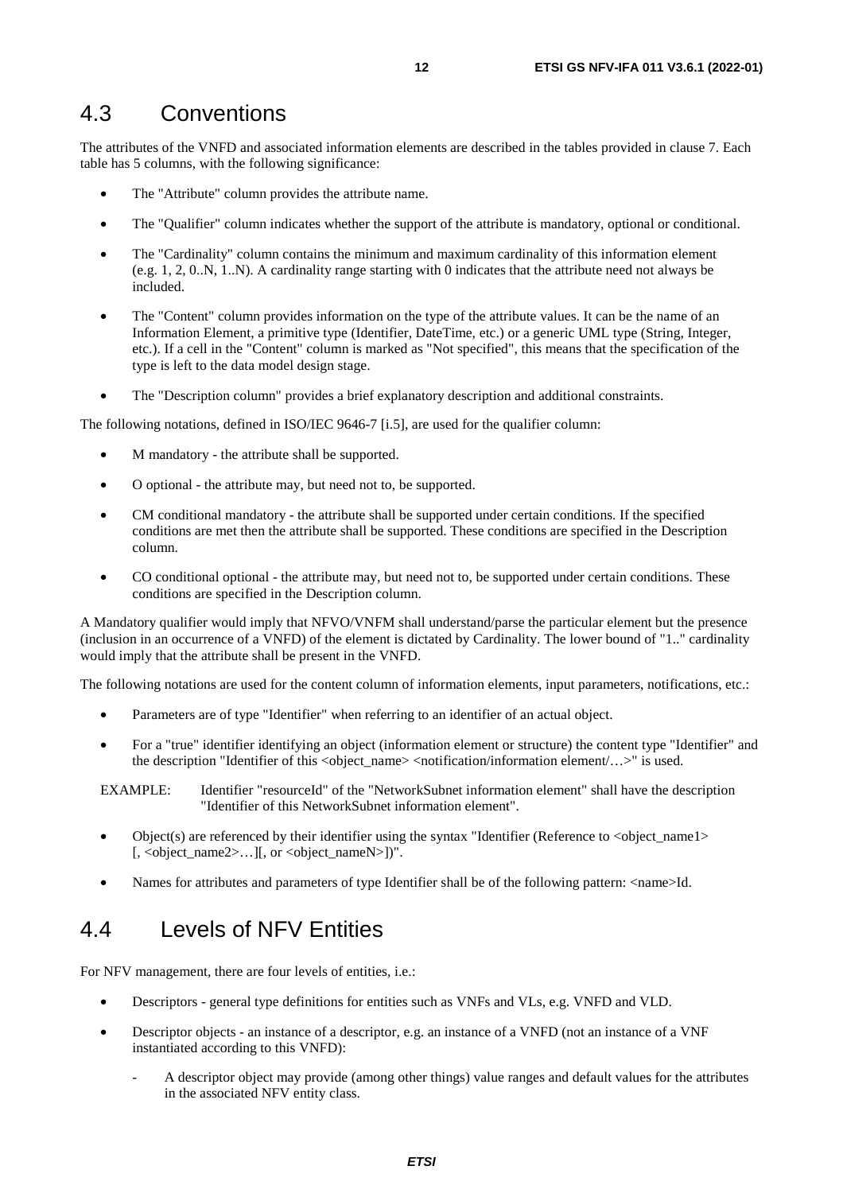## 4.3 Conventions

The attributes of the VNFD and associated information elements are described in the tables provided in clause 7. Each table has 5 columns, with the following significance:

- The "Attribute" column provides the attribute name.
- The "Qualifier" column indicates whether the support of the attribute is mandatory, optional or conditional.
- The "Cardinality" column contains the minimum and maximum cardinality of this information element (e.g. 1, 2, 0..N, 1..N). A cardinality range starting with 0 indicates that the attribute need not always be included.
- The "Content" column provides information on the type of the attribute values. It can be the name of an Information Element, a primitive type (Identifier, DateTime, etc.) or a generic UML type (String, Integer, etc.). If a cell in the "Content" column is marked as "Not specified", this means that the specification of the type is left to the data model design stage.
- The "Description column" provides a brief explanatory description and additional constraints.

The following notations, defined in ISO/IEC 9646-7 [i.5], are used for the qualifier column:

- M mandatory - the attribute shall be supported.
- O optional - the attribute may, but need not to, be supported.
- CM conditional mandatory - the attribute shall be supported under certain conditions. If the specified conditions are met then the attribute shall be supported. These conditions are specified in the Description column.
- CO conditional optional - the attribute may, but need not to, be supported under certain conditions. These conditions are specified in the Description column.

A Mandatory qualifier would imply that NFVO/VNFM shall understand/parse the particular element but the presence (inclusion in an occurrence of a VNFD) of the element is dictated by Cardinality. The lower bound of "1.." cardinality would imply that the attribute shall be present in the VNFD.

The following notations are used for the content column of information elements, input parameters, notifications, etc.:

- Parameters are of type "Identifier" when referring to an identifier of an actual object.
- For a "true" identifier identifying an object (information element or structure) the content type "Identifier" and the description "Identifier of this <object_name> <notification/information element/…>" is used.

EXAMPLE: Identifier "resourceId" of the "NetworkSubnet information element" shall have the description "Identifier of this NetworkSubnet information element".

- Object(s) are referenced by their identifier using the syntax "Identifier (Reference to <object_name1> [, <object_name2>…][, or <object_nameN>])".
- Names for attributes and parameters of type Identifier shall be of the following pattern: <name>Id.

## 4.4 Levels of NFV Entities

For NFV management, there are four levels of entities, i.e.:

- Descriptors - general type definitions for entities such as VNFs and VLs, e.g. VNFD and VLD.
- Descriptor objects - an instance of a descriptor, e.g. an instance of a VNFD (not an instance of a VNF instantiated according to this VNFD):
  - A descriptor object may provide (among other things) value ranges and default values for the attributes in the associated NFV entity class.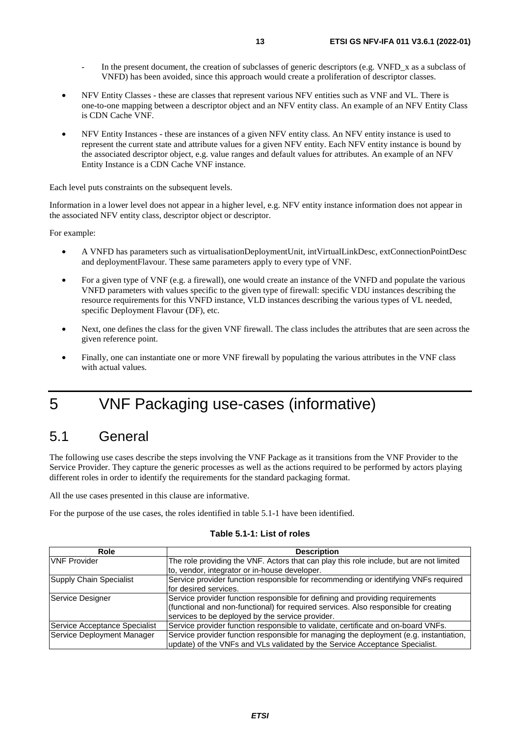- In the present document, the creation of subclasses of generic descriptors (e.g. VNFD_x as a subclass of VNFD) has been avoided, since this approach would create a proliferation of descriptor classes.

- NFV Entity Classes - these are classes that represent various NFV entities such as VNF and VL. There is one-to-one mapping between a descriptor object and an NFV entity class. An example of an NFV Entity Class is CDN Cache VNF.
- NFV Entity Instances - these are instances of a given NFV entity class. An NFV entity instance is used to represent the current state and attribute values for a given NFV entity. Each NFV entity instance is bound by the associated descriptor object, e.g. value ranges and default values for attributes. An example of an NFV Entity Instance is a CDN Cache VNF instance.

Each level puts constraints on the subsequent levels.

Information in a lower level does not appear in a higher level, e.g. NFV entity instance information does not appear in the associated NFV entity class, descriptor object or descriptor.

For example:

- A VNFD has parameters such as virtualisationDeploymentUnit, intVirtualLinkDesc, extConnectionPointDesc and deploymentFlavour. These same parameters apply to every type of VNF.
- For a given type of VNF (e.g. a firewall), one would create an instance of the VNFD and populate the various VNFD parameters with values specific to the given type of firewall: specific VDU instances describing the resource requirements for this VNFD instance, VLD instances describing the various types of VL needed, specific Deployment Flavour (DF), etc.
- Next, one defines the class for the given VNF firewall. The class includes the attributes that are seen across the given reference point.
- Finally, one can instantiate one or more VNF firewall by populating the various attributes in the VNF class with actual values.

# 5 VNF Packaging use-cases (informative)

## 5.1 General

The following use cases describe the steps involving the VNF Package as it transitions from the VNF Provider to the Service Provider. They capture the generic processes as well as the actions required to be performed by actors playing different roles in order to identify the requirements for the standard packaging format.

All the use cases presented in this clause are informative.

For the purpose of the use cases, the roles identified in table 5.1-1 have been identified.

**Table 5.1-1: List of roles**

| Role | Description |
|---|---|
| VNF Provider | The role providing the VNF. Actors that can play this role include, but are not limited to, vendor, integrator or in-house developer. |
| Supply Chain Specialist | Service provider function responsible for recommending or identifying VNFs required for desired services. |
| Service Designer | Service provider function responsible for defining and providing requirements (functional and non-functional) for required services. Also responsible for creating services to be deployed by the service provider. |
| Service Acceptance Specialist | Service provider function responsible to validate, certificate and on-board VNFs. |
| Service Deployment Manager | Service provider function responsible for managing the deployment (e.g. instantiation, update) of the VNFs and VLs validated by the Service Acceptance Specialist. |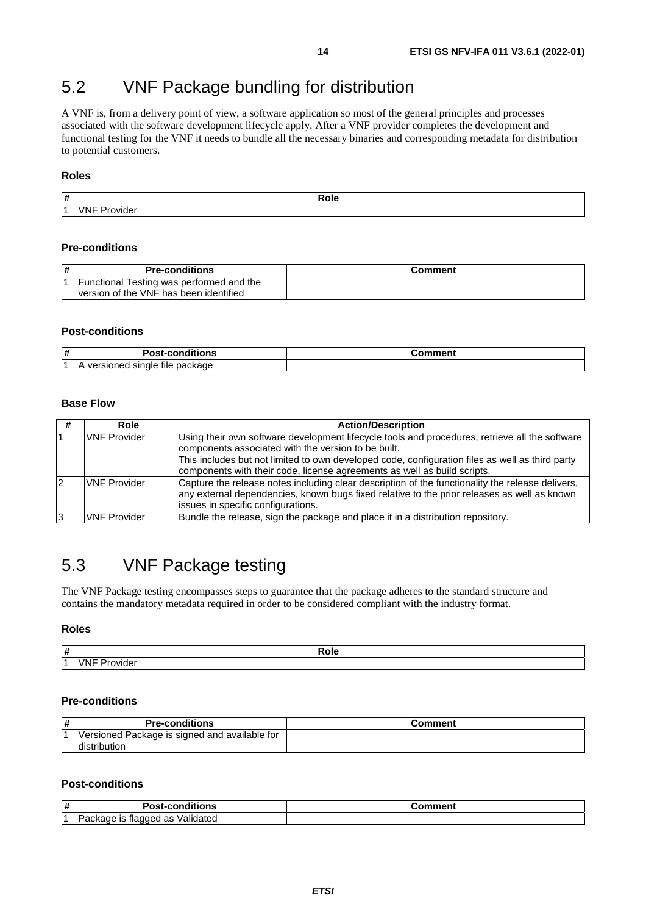## 5.2 VNF Package bundling for distribution

A VNF is, from a delivery point of view, a software application so most of the general principles and processes associated with the software development lifecycle apply. After a VNF provider completes the development and functional testing for the VNF it needs to bundle all the necessary binaries and corresponding metadata for distribution to potential customers.

**Roles**

| # | Role |
|---|---|
| 1 | VNF Provider |

**Pre-conditions**

| # | Pre-conditions | Comment |
|---|---|---|
| 1 | Functional Testing was performed and the version of the VNF has been identified | |

**Post-conditions**

| # | Post-conditions | Comment |
|---|---|---|
| 1 | A versioned single file package | |

**Base Flow**

| # | Role | Action/Description |
|---|---|---|
| 1 | VNF Provider | Using their own software development lifecycle tools and procedures, retrieve all the software components associated with the version to be built.<br>This includes but not limited to own developed code, configuration files as well as third party components with their code, license agreements as well as build scripts. |
| 2 | VNF Provider | Capture the release notes including clear description of the functionality the release delivers, any external dependencies, known bugs fixed relative to the prior releases as well as known issues in specific configurations. |
| 3 | VNF Provider | Bundle the release, sign the package and place it in a distribution repository. |

## 5.3 VNF Package testing

The VNF Package testing encompasses steps to guarantee that the package adheres to the standard structure and contains the mandatory metadata required in order to be considered compliant with the industry format.

**Roles**

| # | Role |
|---|---|
| 1 | VNF Provider |

**Pre-conditions**

| # | Pre-conditions | Comment |
|---|---|---|
| 1 | Versioned Package is signed and available for distribution | |

**Post-conditions**

| # | Post-conditions | Comment |
|---|---|---|
| 1 | Package is flagged as Validated | |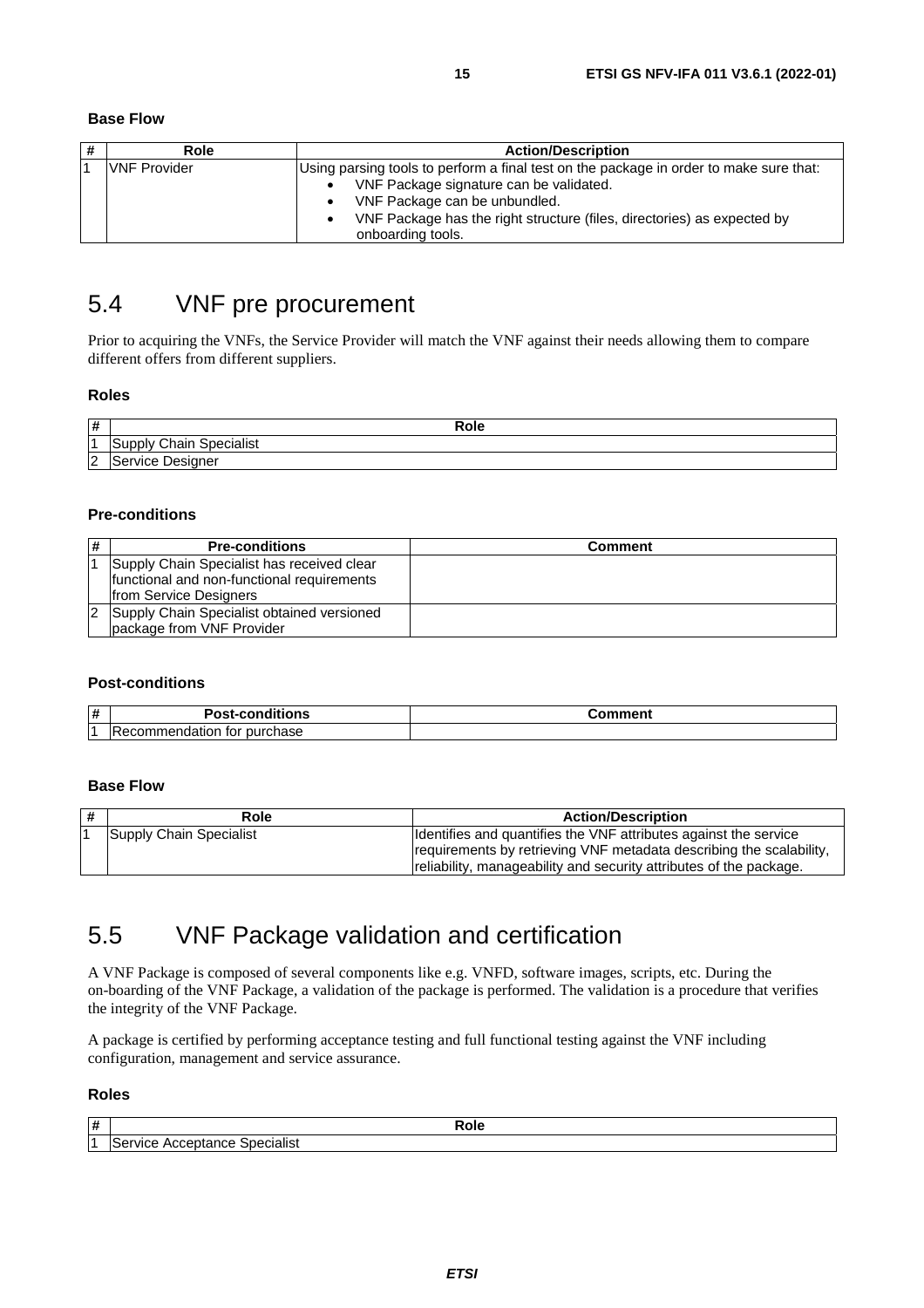**Base Flow**

| # | Role | Action/Description |
|---|---|---|
| 1 | VNF Provider | Using parsing tools to perform a final test on the package in order to make sure that:<br>• VNF Package signature can be validated.<br>• VNF Package can be unbundled.<br>• VNF Package has the right structure (files, directories) as expected by onboarding tools. |

## 5.4 VNF pre procurement

Prior to acquiring the VNFs, the Service Provider will match the VNF against their needs allowing them to compare different offers from different suppliers.

**Roles**

| # | Role |
|---|---|
| 1 | Supply Chain Specialist |
| 2 | Service Designer |

**Pre-conditions**

| # | Pre-conditions | Comment |
|---|---|---|
| 1 | Supply Chain Specialist has received clear functional and non-functional requirements from Service Designers | |
| 2 | Supply Chain Specialist obtained versioned package from VNF Provider | |

**Post-conditions**

| # | Post-conditions | Comment |
|---|---|---|
| 1 | Recommendation for purchase | |

**Base Flow**

| # | Role | Action/Description |
|---|---|---|
| 1 | Supply Chain Specialist | Identifies and quantifies the VNF attributes against the service requirements by retrieving VNF metadata describing the scalability, reliability, manageability and security attributes of the package. |

## 5.5 VNF Package validation and certification

A VNF Package is composed of several components like e.g. VNFD, software images, scripts, etc. During the on-boarding of the VNF Package, a validation of the package is performed. The validation is a procedure that verifies the integrity of the VNF Package.

A package is certified by performing acceptance testing and full functional testing against the VNF including configuration, management and service assurance.

**Roles**

| # | Role |
|---|---|
| 1 | Service Acceptance Specialist |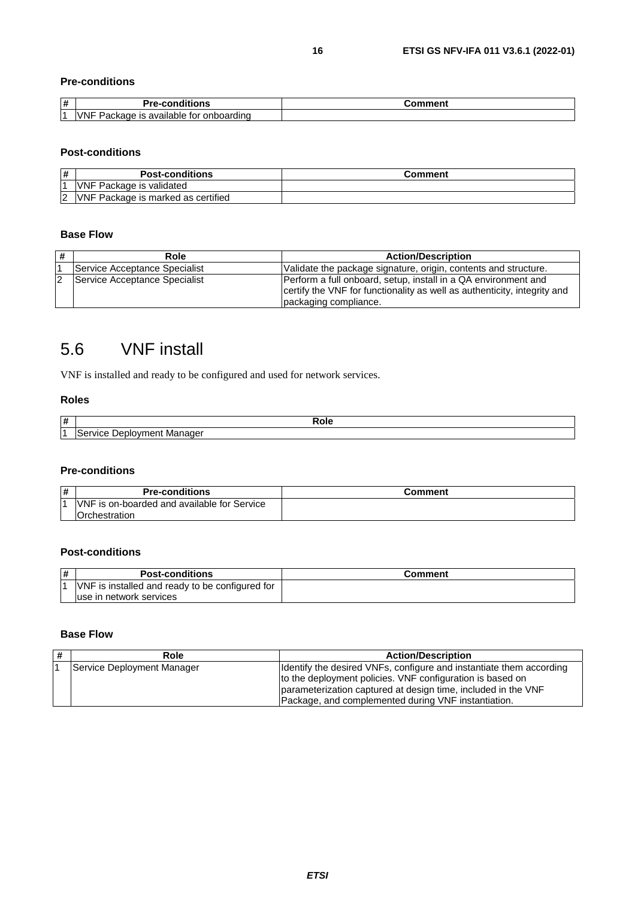**Pre-conditions**

| # | Pre-conditions | Comment |
|---|---|---|
| 1 | VNF Package is available for onboarding | |

**Post-conditions**

| # | Post-conditions | Comment |
|---|---|---|
| 1 | VNF Package is validated | |
| 2 | VNF Package is marked as certified | |

**Base Flow**

| # | Role | Action/Description |
|---|---|---|
| 1 | Service Acceptance Specialist | Validate the package signature, origin, contents and structure. |
| 2 | Service Acceptance Specialist | Perform a full onboard, setup, install in a QA environment and certify the VNF for functionality as well as authenticity, integrity and packaging compliance. |

# 5.6 VNF install

VNF is installed and ready to be configured and used for network services.

**Roles**

| # | Role |
|---|---|
| 1 | Service Deployment Manager |

**Pre-conditions**

| # | Pre-conditions | Comment |
|---|---|---|
| 1 | VNF is on-boarded and available for Service Orchestration | |

**Post-conditions**

| # | Post-conditions | Comment |
|---|---|---|
| 1 | VNF is installed and ready to be configured for use in network services | |

**Base Flow**

| # | Role | Action/Description |
|---|---|---|
| 1 | Service Deployment Manager | Identify the desired VNFs, configure and instantiate them according to the deployment policies. VNF configuration is based on parameterization captured at design time, included in the VNF Package, and complemented during VNF instantiation. |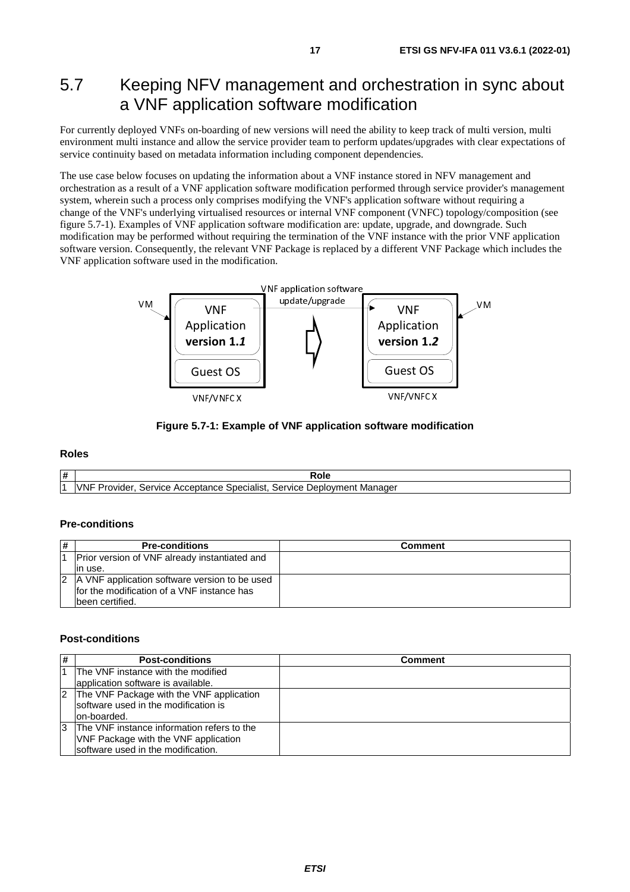## 5.7 Keeping NFV management and orchestration in sync about a VNF application software modification

For currently deployed VNFs on-boarding of new versions will need the ability to keep track of multi version, multi environment multi instance and allow the service provider team to perform updates/upgrades with clear expectations of service continuity based on metadata information including component dependencies.

The use case below focuses on updating the information about a VNF instance stored in NFV management and orchestration as a result of a VNF application software modification performed through service provider's management system, wherein such a process only comprises modifying the VNF's application software without requiring a change of the VNF's underlying virtualised resources or internal VNF component (VNFC) topology/composition (see figure 5.7-1). Examples of VNF application software modification are: update, upgrade, and downgrade. Such modification may be performed without requiring the termination of the VNF instance with the prior VNF application software version. Consequently, the relevant VNF Package is replaced by a different VNF Package which includes the VNF application software used in the modification.

**Figure 5.7-1: Example of VNF application software modification**

**Roles**

| # | Role |
|---|---|
| 1 | VNF Provider, Service Acceptance Specialist, Service Deployment Manager |

**Pre-conditions**

| # | Pre-conditions | Comment |
|---|---|---|
| 1 | Prior version of VNF already instantiated and in use. | |
| 2 | A VNF application software version to be used for the modification of a VNF instance has been certified. | |

**Post-conditions**

| # | Post-conditions | Comment |
|---|---|---|
| 1 | The VNF instance with the modified application software is available. | |
| 2 | The VNF Package with the VNF application software used in the modification is on-boarded. | |
| 3 | The VNF instance information refers to the VNF Package with the VNF application software used in the modification. | |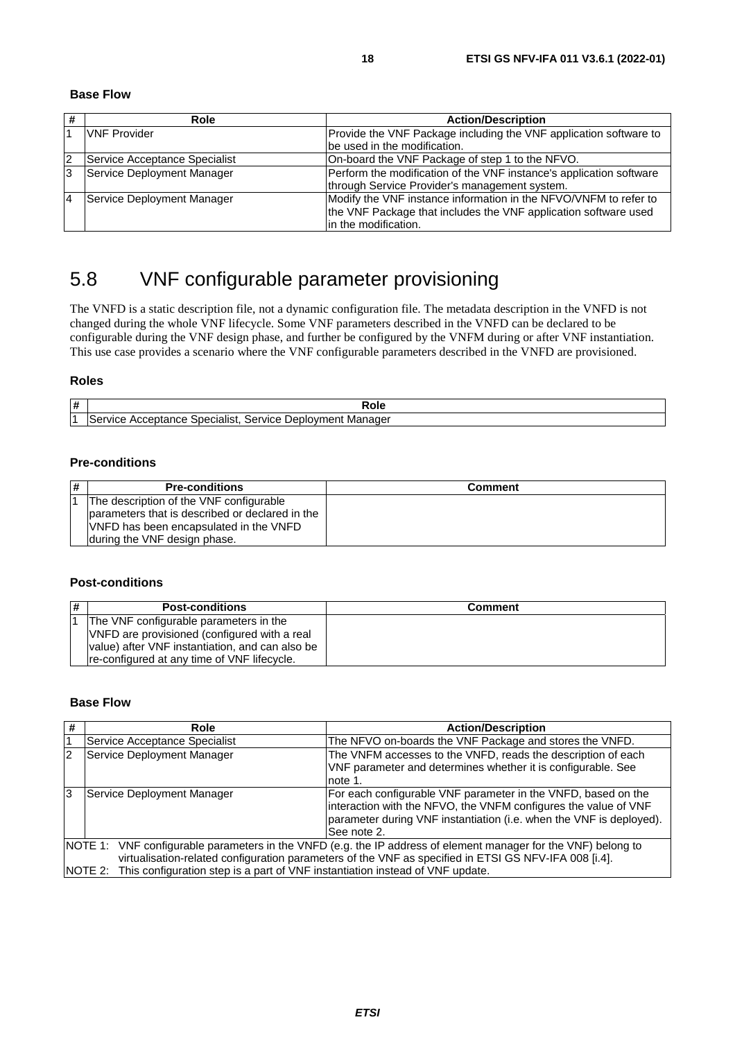**Base Flow**

| # | Role | Action/Description |
|---|---|---|
| 1 | VNF Provider | Provide the VNF Package including the VNF application software to be used in the modification. |
| 2 | Service Acceptance Specialist | On-board the VNF Package of step 1 to the NFVO. |
| 3 | Service Deployment Manager | Perform the modification of the VNF instance's application software through Service Provider's management system. |
| 4 | Service Deployment Manager | Modify the VNF instance information in the NFVO/VNFM to refer to the VNF Package that includes the VNF application software used in the modification. |

## 5.8 VNF configurable parameter provisioning

The VNFD is a static description file, not a dynamic configuration file. The metadata description in the VNFD is not changed during the whole VNF lifecycle. Some VNF parameters described in the VNFD can be declared to be configurable during the VNF design phase, and further be configured by the VNFM during or after VNF instantiation. This use case provides a scenario where the VNF configurable parameters described in the VNFD are provisioned.

**Roles**

| # | Role |
|---|---|
| 1 | Service Acceptance Specialist, Service Deployment Manager |

**Pre-conditions**

| # | Pre-conditions | Comment |
|---|---|---|
| 1 | The description of the VNF configurable parameters that is described or declared in the VNFD has been encapsulated in the VNFD during the VNF design phase. | |

**Post-conditions**

| # | Post-conditions | Comment |
|---|---|---|
| 1 | The VNF configurable parameters in the VNFD are provisioned (configured with a real value) after VNF instantiation, and can also be re-configured at any time of VNF lifecycle. | |

**Base Flow**

| # | Role | Action/Description |
|---|---|---|
| 1 | Service Acceptance Specialist | The NFVO on-boards the VNF Package and stores the VNFD. |
| 2 | Service Deployment Manager | The VNFM accesses to the VNFD, reads the description of each VNF parameter and determines whether it is configurable. See note 1. |
| 3 | Service Deployment Manager | For each configurable VNF parameter in the VNFD, based on the interaction with the NFVO, the VNFM configures the value of VNF parameter during VNF instantiation (i.e. when the VNF is deployed). See note 2. |
| NOTE 1: VNF configurable parameters in the VNFD (e.g. the IP address of element manager for the VNF) belong to virtualisation-related configuration parameters of the VNF as specified in ETSI GS NFV-IFA 008 [i.4]. NOTE 2: This configuration step is a part of VNF instantiation instead of VNF update. | | |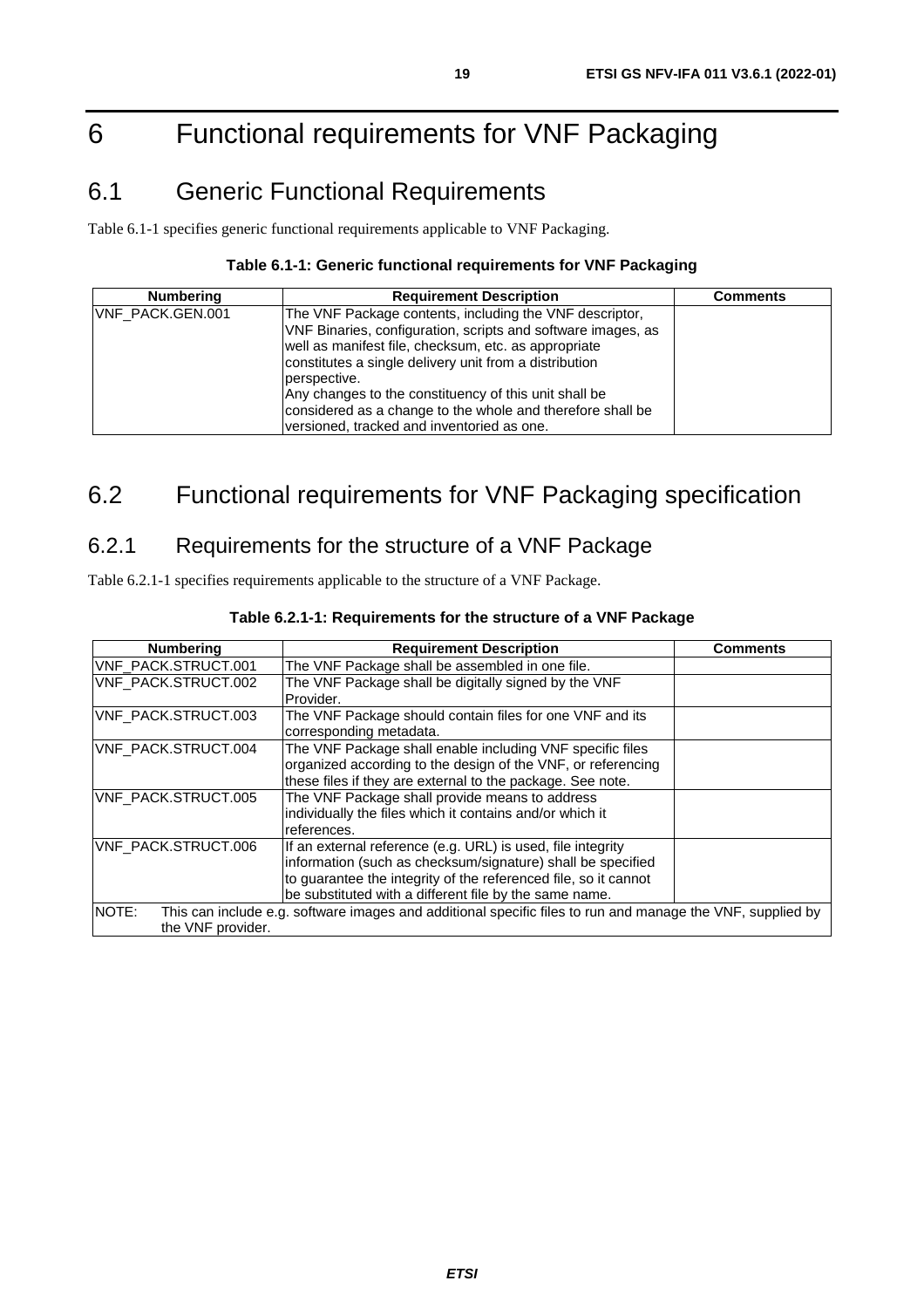# 6 Functional requirements for VNF Packaging

## 6.1 Generic Functional Requirements

Table 6.1-1 specifies generic functional requirements applicable to VNF Packaging.

**Table 6.1-1: Generic functional requirements for VNF Packaging**

| Numbering | Requirement Description | Comments |
|---|---|---|
| VNF_PACK.GEN.001 | The VNF Package contents, including the VNF descriptor, VNF Binaries, configuration, scripts and software images, as well as manifest file, checksum, etc. as appropriate constitutes a single delivery unit from a distribution perspective.<br>Any changes to the constituency of this unit shall be considered as a change to the whole and therefore shall be versioned, tracked and inventoried as one. | |

## 6.2 Functional requirements for VNF Packaging specification

### 6.2.1 Requirements for the structure of a VNF Package

Table 6.2.1-1 specifies requirements applicable to the structure of a VNF Package.

**Table 6.2.1-1: Requirements for the structure of a VNF Package**

| Numbering | Requirement Description | Comments |
|---|---|---|
| VNF_PACK.STRUCT.001 | The VNF Package shall be assembled in one file. | |
| VNF_PACK.STRUCT.002 | The VNF Package shall be digitally signed by the VNF Provider. | |
| VNF_PACK.STRUCT.003 | The VNF Package should contain files for one VNF and its corresponding metadata. | |
| VNF_PACK.STRUCT.004 | The VNF Package shall enable including VNF specific files organized according to the design of the VNF, or referencing these files if they are external to the package. See note. | |
| VNF_PACK.STRUCT.005 | The VNF Package shall provide means to address individually the files which it contains and/or which it references. | |
| VNF_PACK.STRUCT.006 | If an external reference (e.g. URL) is used, file integrity information (such as checksum/signature) shall be specified to guarantee the integrity of the referenced file, so it cannot be substituted with a different file by the same name. | |
| NOTE: This can include e.g. software images and additional specific files to run and manage the VNF, supplied by the VNF provider. | | |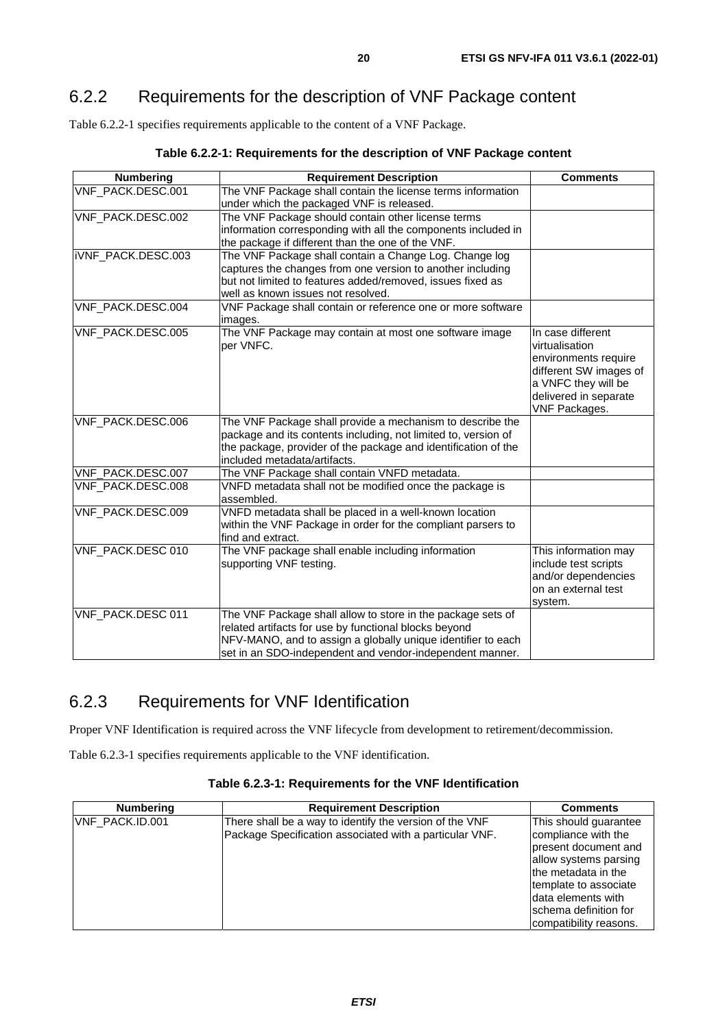## 6.2.2 Requirements for the description of VNF Package content

Table 6.2.2-1 specifies requirements applicable to the content of a VNF Package.

**Table 6.2.2-1: Requirements for the description of VNF Package content**

| Numbering | Requirement Description | Comments |
|---|---|---|
| VNF_PACK.DESC.001 | The VNF Package shall contain the license terms information under which the packaged VNF is released. | |
| VNF_PACK.DESC.002 | The VNF Package should contain other license terms information corresponding with all the components included in the package if different than the one of the VNF. | |
| iVNF_PACK.DESC.003 | The VNF Package shall contain a Change Log. Change log captures the changes from one version to another including but not limited to features added/removed, issues fixed as well as known issues not resolved. | |
| VNF_PACK.DESC.004 | VNF Package shall contain or reference one or more software images. | |
| VNF_PACK.DESC.005 | The VNF Package may contain at most one software image per VNFC. | In case different virtualisation environments require different SW images of a VNFC they will be delivered in separate VNF Packages. |
| VNF_PACK.DESC.006 | The VNF Package shall provide a mechanism to describe the package and its contents including, not limited to, version of the package, provider of the package and identification of the included metadata/artifacts. | |
| VNF_PACK.DESC.007 | The VNF Package shall contain VNFD metadata. | |
| VNF_PACK.DESC.008 | VNFD metadata shall not be modified once the package is assembled. | |
| VNF_PACK.DESC.009 | VNFD metadata shall be placed in a well-known location within the VNF Package in order for the compliant parsers to find and extract. | |
| VNF_PACK.DESC 010 | The VNF package shall enable including information supporting VNF testing. | This information may include test scripts and/or dependencies on an external test system. |
| VNF_PACK.DESC 011 | The VNF Package shall allow to store in the package sets of related artifacts for use by functional blocks beyond NFV-MANO, and to assign a globally unique identifier to each set in an SDO-independent and vendor-independent manner. | |

## 6.2.3 Requirements for VNF Identification

Proper VNF Identification is required across the VNF lifecycle from development to retirement/decommission.

Table 6.2.3-1 specifies requirements applicable to the VNF identification.

**Table 6.2.3-1: Requirements for the VNF Identification**

| Numbering | Requirement Description | Comments |
|---|---|---|
| VNF_PACK.ID.001 | There shall be a way to identify the version of the VNF Package Specification associated with a particular VNF. | This should guarantee compliance with the present document and allow systems parsing the metadata in the template to associate data elements with schema definition for compatibility reasons. |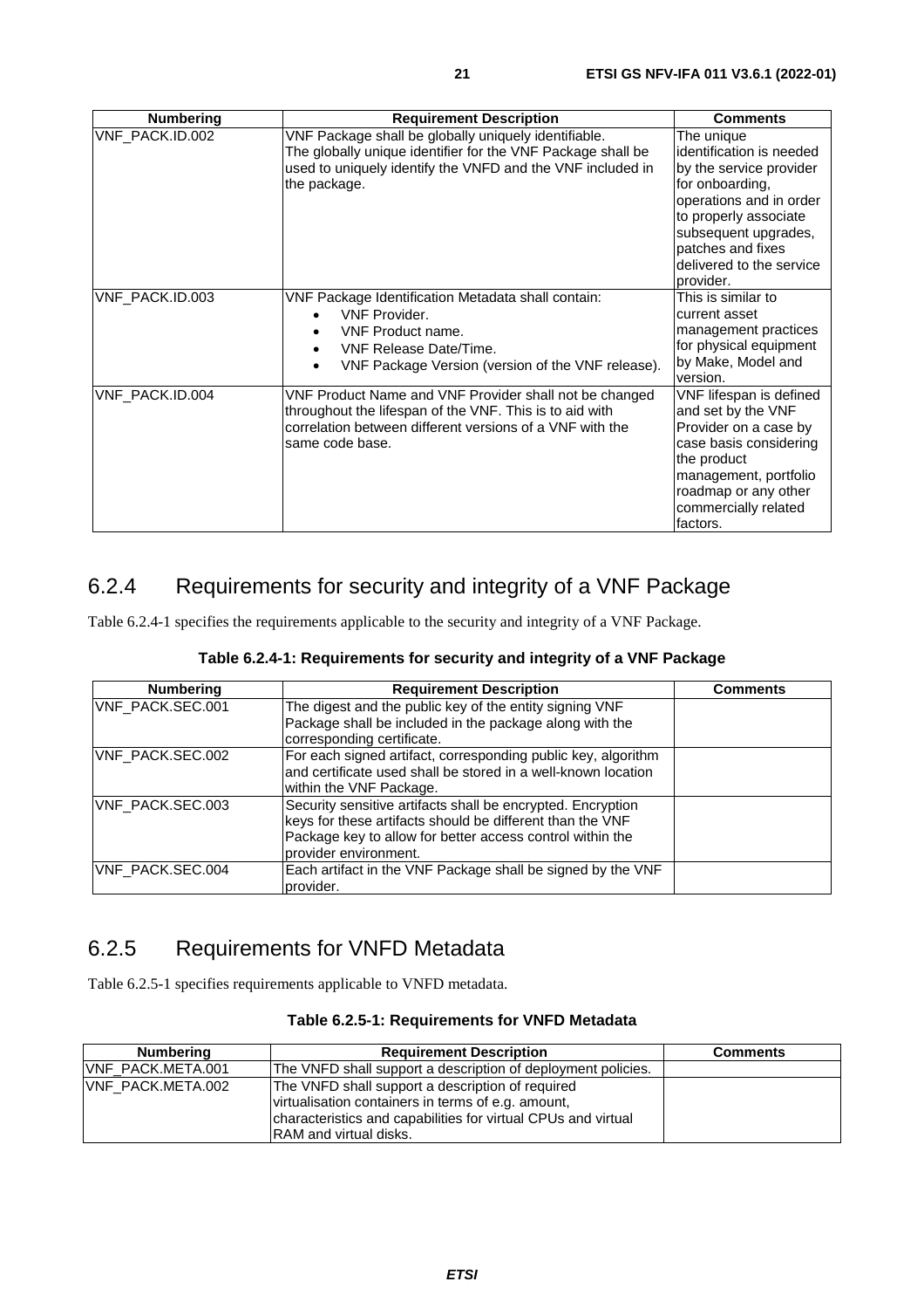| Numbering | Requirement Description | Comments |
|---|---|---|
| VNF_PACK.ID.002 | VNF Package shall be globally uniquely identifiable. The globally unique identifier for the VNF Package shall be used to uniquely identify the VNFD and the VNF included in the package. | The unique identification is needed by the service provider for onboarding, operations and in order to properly associate subsequent upgrades, patches and fixes delivered to the service provider. |
| VNF_PACK.ID.003 | VNF Package Identification Metadata shall contain: <br>• VNF Provider. <br>• VNF Product name. <br>• VNF Release Date/Time. <br>• VNF Package Version (version of the VNF release). | This is similar to current asset management practices for physical equipment by Make, Model and version. |
| VNF_PACK.ID.004 | VNF Product Name and VNF Provider shall not be changed throughout the lifespan of the VNF. This is to aid with correlation between different versions of a VNF with the same code base. | VNF lifespan is defined and set by the VNF Provider on a case by case basis considering the product management, portfolio roadmap or any other commercially related factors. |

## 6.2.4 Requirements for security and integrity of a VNF Package

Table 6.2.4-1 specifies the requirements applicable to the security and integrity of a VNF Package.

**Table 6.2.4-1: Requirements for security and integrity of a VNF Package**

| Numbering | Requirement Description | Comments |
|---|---|---|
| VNF_PACK.SEC.001 | The digest and the public key of the entity signing VNF Package shall be included in the package along with the corresponding certificate. | |
| VNF_PACK.SEC.002 | For each signed artifact, corresponding public key, algorithm and certificate used shall be stored in a well-known location within the VNF Package. | |
| VNF_PACK.SEC.003 | Security sensitive artifacts shall be encrypted. Encryption keys for these artifacts should be different than the VNF Package key to allow for better access control within the provider environment. | |
| VNF_PACK.SEC.004 | Each artifact in the VNF Package shall be signed by the VNF provider. | |

## 6.2.5 Requirements for VNFD Metadata

Table 6.2.5-1 specifies requirements applicable to VNFD metadata.

**Table 6.2.5-1: Requirements for VNFD Metadata**

| Numbering | Requirement Description | Comments |
|---|---|---|
| VNF_PACK.META.001 | The VNFD shall support a description of deployment policies. | |
| VNF_PACK.META.002 | The VNFD shall support a description of required virtualisation containers in terms of e.g. amount, characteristics and capabilities for virtual CPUs and virtual RAM and virtual disks. | |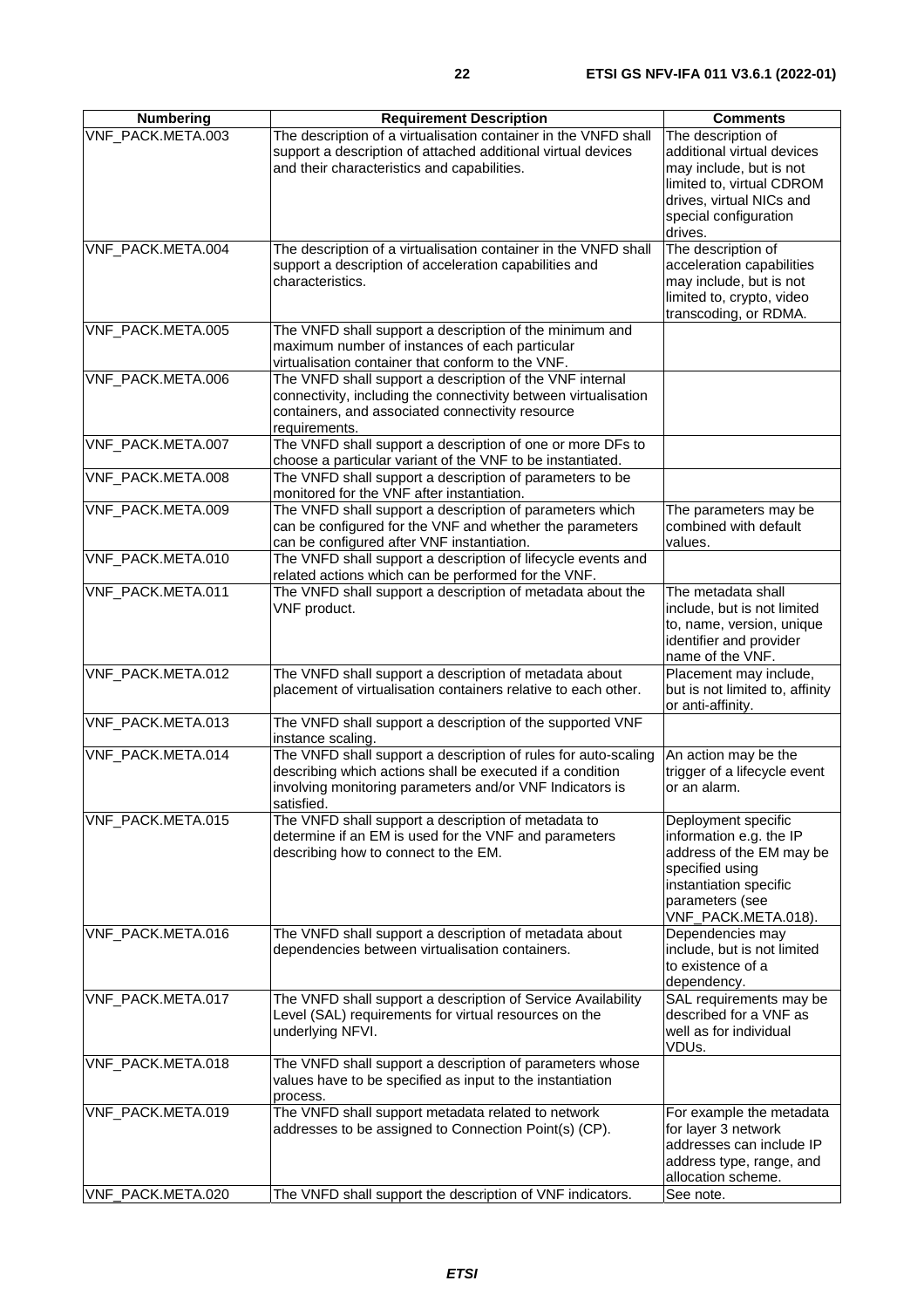| Numbering | Requirement Description | Comments |
| --- | --- | --- |
| VNF_PACK.META.003 | The description of a virtualisation container in the VNFD shall support a description of attached additional virtual devices and their characteristics and capabilities. | The description of additional virtual devices may include, but is not limited to, virtual CDROM drives, virtual NICs and special configuration drives. |
| VNF_PACK.META.004 | The description of a virtualisation container in the VNFD shall support a description of acceleration capabilities and characteristics. | The description of acceleration capabilities may include, but is not limited to, crypto, video transcoding, or RDMA. |
| VNF_PACK.META.005 | The VNFD shall support a description of the minimum and maximum number of instances of each particular virtualisation container that conform to the VNF. | |
| VNF_PACK.META.006 | The VNFD shall support a description of the VNF internal connectivity, including the connectivity between virtualisation containers, and associated connectivity resource requirements. | |
| VNF_PACK.META.007 | The VNFD shall support a description of one or more DFs to choose a particular variant of the VNF to be instantiated. | |
| VNF_PACK.META.008 | The VNFD shall support a description of parameters to be monitored for the VNF after instantiation. | |
| VNF_PACK.META.009 | The VNFD shall support a description of parameters which can be configured for the VNF and whether the parameters can be configured after VNF instantiation. | The parameters may be combined with default values. |
| VNF_PACK.META.010 | The VNFD shall support a description of lifecycle events and related actions which can be performed for the VNF. | |
| VNF_PACK.META.011 | The VNFD shall support a description of metadata about the VNF product. | The metadata shall include, but is not limited to, name, version, unique identifier and provider name of the VNF. |
| VNF_PACK.META.012 | The VNFD shall support a description of metadata about placement of virtualisation containers relative to each other. | Placement may include, but is not limited to, affinity or anti-affinity. |
| VNF_PACK.META.013 | The VNFD shall support a description of the supported VNF instance scaling. | |
| VNF_PACK.META.014 | The VNFD shall support a description of rules for auto-scaling describing which actions shall be executed if a condition involving monitoring parameters and/or VNF Indicators is satisfied. | An action may be the trigger of a lifecycle event or an alarm. |
| VNF_PACK.META.015 | The VNFD shall support a description of metadata to determine if an EM is used for the VNF and parameters describing how to connect to the EM. | Deployment specific information e.g. the IP address of the EM may be specified using instantiation specific parameters (see VNF_PACK.META.018). |
| VNF_PACK.META.016 | The VNFD shall support a description of metadata about dependencies between virtualisation containers. | Dependencies may include, but is not limited to existence of a dependency. |
| VNF_PACK.META.017 | The VNFD shall support a description of Service Availability Level (SAL) requirements for virtual resources on the underlying NFVI. | SAL requirements may be described for a VNF as well as for individual VDUs. |
| VNF_PACK.META.018 | The VNFD shall support a description of parameters whose values have to be specified as input to the instantiation process. | |
| VNF_PACK.META.019 | The VNFD shall support metadata related to network addresses to be assigned to Connection Point(s) (CP). | For example the metadata for layer 3 network addresses can include IP address type, range, and allocation scheme. |
| VNF_PACK.META.020 | The VNFD shall support the description of VNF indicators. | See note. |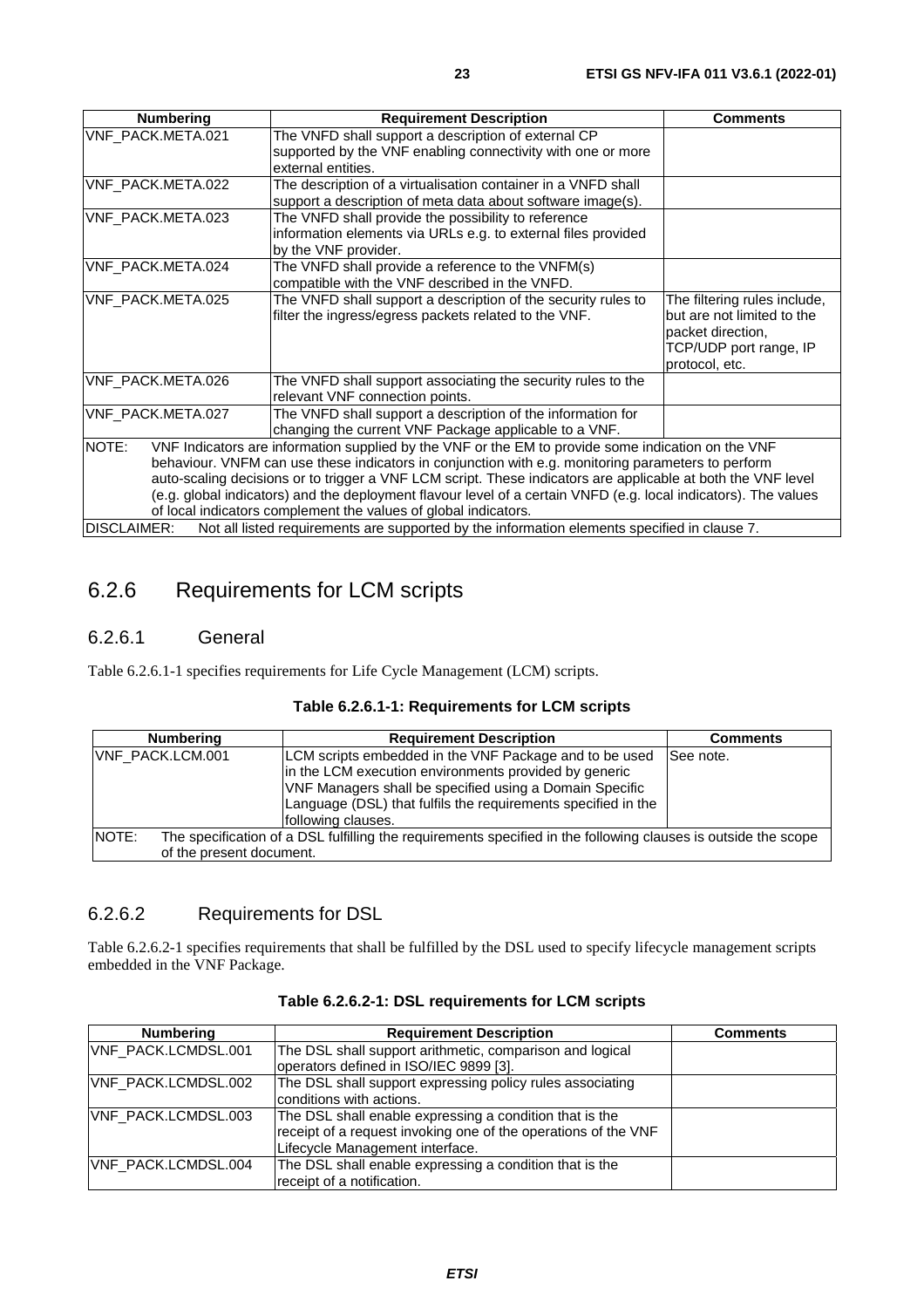| Numbering | Requirement Description | Comments |
| --- | --- | --- |
| VNF_PACK.META.021 | The VNFD shall support a description of external CP supported by the VNF enabling connectivity with one or more external entities. | |
| VNF_PACK.META.022 | The description of a virtualisation container in a VNFD shall support a description of meta data about software image(s). | |
| VNF_PACK.META.023 | The VNFD shall provide the possibility to reference information elements via URLs e.g. to external files provided by the VNF provider. | |
| VNF_PACK.META.024 | The VNFD shall provide a reference to the VNFM(s) compatible with the VNF described in the VNFD. | |
| VNF_PACK.META.025 | The VNFD shall support a description of the security rules to filter the ingress/egress packets related to the VNF. | The filtering rules include, but are not limited to the packet direction, TCP/UDP port range, IP protocol, etc. |
| VNF_PACK.META.026 | The VNFD shall support associating the security rules to the relevant VNF connection points. | |
| VNF_PACK.META.027 | The VNFD shall support a description of the information for changing the current VNF Package applicable to a VNF. | |
| NOTE: VNF Indicators are information supplied by the VNF or the EM to provide some indication on the VNF behaviour. VNFM can use these indicators in conjunction with e.g. monitoring parameters to perform auto-scaling decisions or to trigger a VNF LCM script. These indicators are applicable at both the VNF level (e.g. global indicators) and the deployment flavour level of a certain VNFD (e.g. local indicators). The values of local indicators complement the values of global indicators. | | |
| DISCLAIMER: Not all listed requirements are supported by the information elements specified in clause 7. | | |

## 6.2.6 Requirements for LCM scripts

### 6.2.6.1 General

Table 6.2.6.1-1 specifies requirements for Life Cycle Management (LCM) scripts.

**Table 6.2.6.1-1: Requirements for LCM scripts**

| Numbering | Requirement Description | Comments |
| --- | --- | --- |
| VNF_PACK.LCM.001 | LCM scripts embedded in the VNF Package and to be used in the LCM execution environments provided by generic VNF Managers shall be specified using a Domain Specific Language (DSL) that fulfils the requirements specified in the following clauses. | See note. |
| NOTE: The specification of a DSL fulfilling the requirements specified in the following clauses is outside the scope of the present document. | | |

### 6.2.6.2 Requirements for DSL

Table 6.2.6.2-1 specifies requirements that shall be fulfilled by the DSL used to specify lifecycle management scripts embedded in the VNF Package.

**Table 6.2.6.2-1: DSL requirements for LCM scripts**

| Numbering | Requirement Description | Comments |
| --- | --- | --- |
| VNF_PACK.LCMDSL.001 | The DSL shall support arithmetic, comparison and logical operators defined in ISO/IEC 9899 [3]. | |
| VNF_PACK.LCMDSL.002 | The DSL shall support expressing policy rules associating conditions with actions. | |
| VNF_PACK.LCMDSL.003 | The DSL shall enable expressing a condition that is the receipt of a request invoking one of the operations of the VNF Lifecycle Management interface. | |
| VNF_PACK.LCMDSL.004 | The DSL shall enable expressing a condition that is the receipt of a notification. | |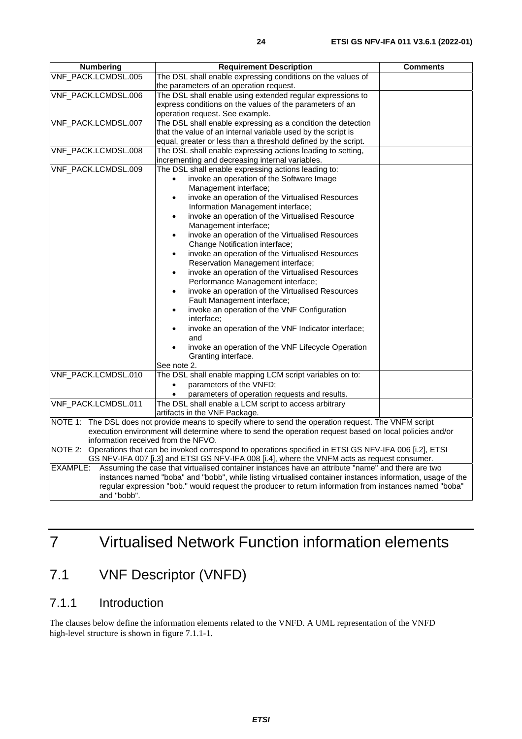| Numbering | Requirement Description | Comments |
|---|---|---|
| VNF_PACK.LCMDSL.005 | The DSL shall enable expressing conditions on the values of the parameters of an operation request. | |
| VNF_PACK.LCMDSL.006 | The DSL shall enable using extended regular expressions to express conditions on the values of the parameters of an operation request. See example. | |
| VNF_PACK.LCMDSL.007 | The DSL shall enable expressing as a condition the detection that the value of an internal variable used by the script is equal, greater or less than a threshold defined by the script. | |
| VNF_PACK.LCMDSL.008 | The DSL shall enable expressing actions leading to setting, incrementing and decreasing internal variables. | |
| VNF_PACK.LCMDSL.009 | The DSL shall enable expressing actions leading to:<br>• invoke an operation of the Software Image Management interface;<br>• invoke an operation of the Virtualised Resources Information Management interface;<br>• invoke an operation of the Virtualised Resource Management interface;<br>• invoke an operation of the Virtualised Resources Change Notification interface;<br>• invoke an operation of the Virtualised Resources Reservation Management interface;<br>• invoke an operation of the Virtualised Resources Performance Management interface;<br>• invoke an operation of the Virtualised Resources Fault Management interface;<br>• invoke an operation of the VNF Configuration interface;<br>• invoke an operation of the VNF Indicator interface; and<br>• invoke an operation of the VNF Lifecycle Operation Granting interface.<br>See note 2. | |
| VNF_PACK.LCMDSL.010 | The DSL shall enable mapping LCM script variables on to:<br>• parameters of the VNFD;<br>• parameters of operation requests and results. | |
| VNF_PACK.LCMDSL.011 | The DSL shall enable a LCM script to access arbitrary artifacts in the VNF Package. | |
| NOTE 1: The DSL does not provide means to specify where to send the operation request. The VNFM script execution environment will determine where to send the operation request based on local policies and/or information received from the NFVO.<br>NOTE 2: Operations that can be invoked correspond to operations specified in ETSI GS NFV-IFA 006 [i.2], ETSI GS NFV-IFA 007 [i.3] and ETSI GS NFV-IFA 008 [i.4], where the VNFM acts as request consumer.<br>EXAMPLE: Assuming the case that virtualised container instances have an attribute "name" and there are two instances named "boba" and "bobb", while listing virtualised container instances information, usage of the regular expression "bob." would request the producer to return information from instances named "boba" and "bobb". | | |

# 7 Virtualised Network Function information elements

## 7.1 VNF Descriptor (VNFD)

### 7.1.1 Introduction

The clauses below define the information elements related to the VNFD. A UML representation of the VNFD high-level structure is shown in figure 7.1.1-1.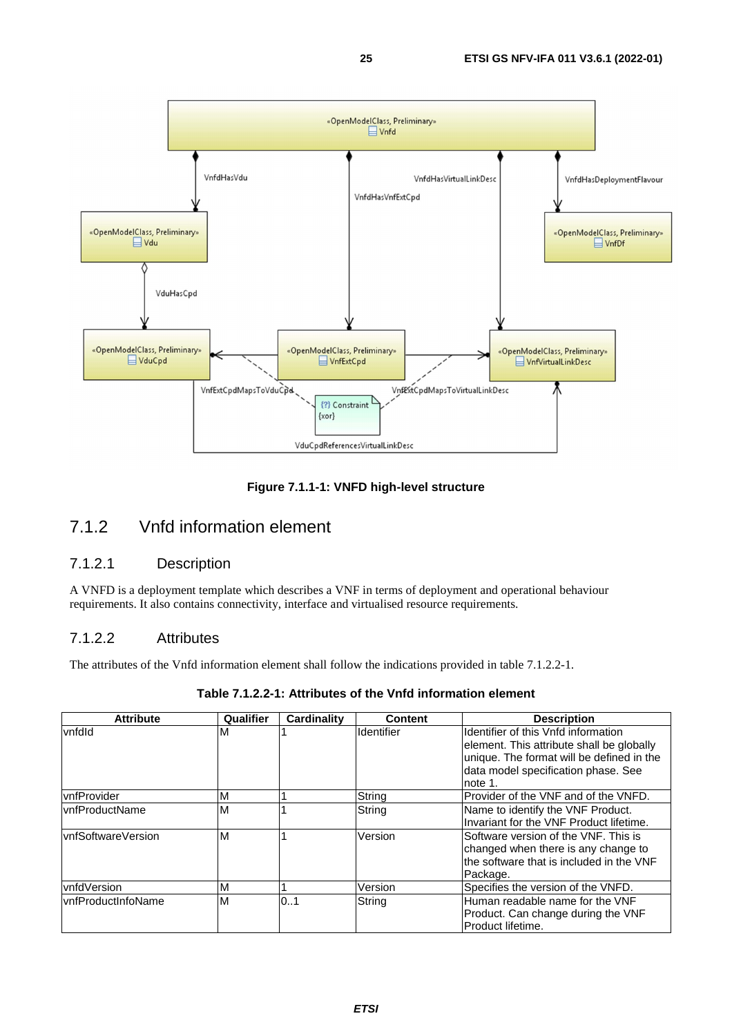Figure 7.1.1-1: VNFD high-level structure

### 7.1.2 Vnfd information element

#### 7.1.2.1 Description

A VNFD is a deployment template which describes a VNF in terms of deployment and operational behaviour requirements. It also contains connectivity, interface and virtualised resource requirements.

#### 7.1.2.2 Attributes

The attributes of the Vnfd information element shall follow the indications provided in table 7.1.2.2-1.

**Table 7.1.2.2-1: Attributes of the Vnfd information element**

| Attribute | Qualifier | Cardinality | Content | Description |
|---|---|---|---|---|
| vnfdId | M | 1 | Identifier | Identifier of this Vnfd information element. This attribute shall be globally unique. The format will be defined in the data model specification phase. See note 1. |
| vnfProvider | M | 1 | String | Provider of the VNF and of the VNFD. |
| vnfProductName | M | 1 | String | Name to identify the VNF Product. Invariant for the VNF Product lifetime. |
| vnfSoftwareVersion | M | 1 | Version | Software version of the VNF. This is changed when there is any change to the software that is included in the VNF Package. |
| vnfdVersion | M | 1 | Version | Specifies the version of the VNFD. |
| vnfProductInfoName | M | 0..1 | String | Human readable name for the VNF Product. Can change during the VNF Product lifetime. |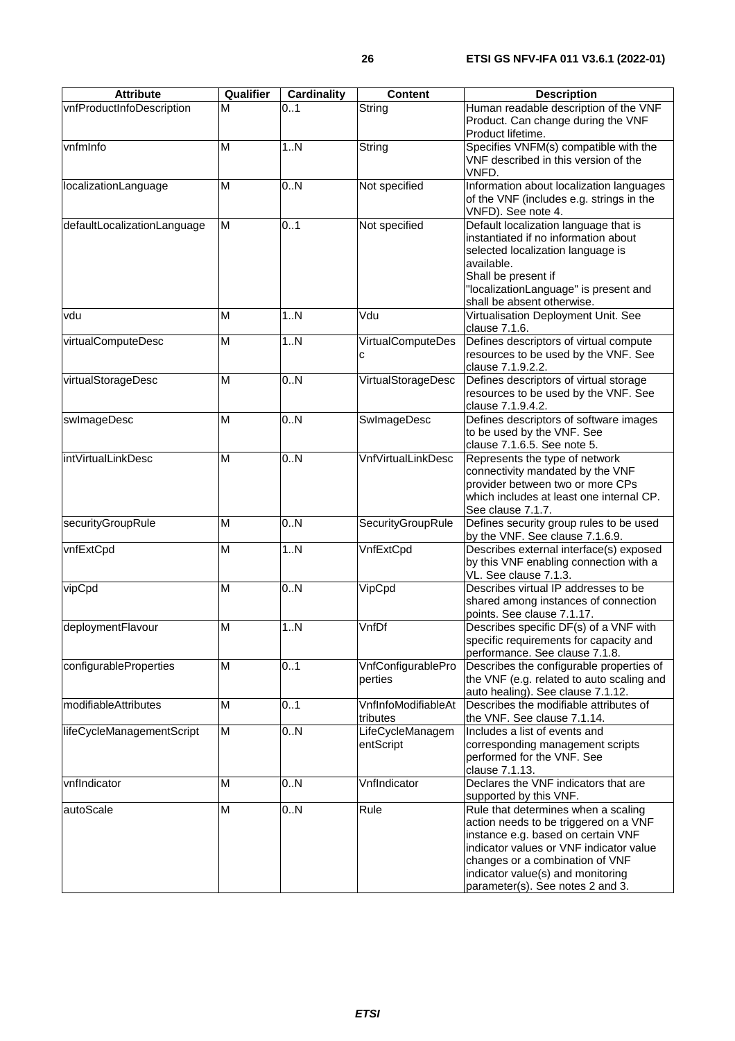| Attribute | Qualifier | Cardinality | Content | Description |
| --- | --- | --- | --- | --- |
| vnfProductInfoDescription | M | 0..1 | String | Human readable description of the VNF Product. Can change during the VNF Product lifetime. |
| vnfmInfo | M | 1..N | String | Specifies VNFM(s) compatible with the VNF described in this version of the VNFD. |
| localizationLanguage | M | 0..N | Not specified | Information about localization languages of the VNF (includes e.g. strings in the VNFD). See note 4. |
| defaultLocalizationLanguage | M | 0..1 | Not specified | Default localization language that is instantiated if no information about selected localization language is available. Shall be present if "localizationLanguage" is present and shall be absent otherwise. |
| vdu | M | 1..N | Vdu | Virtualisation Deployment Unit. See clause 7.1.6. |
| virtualComputeDesc | M | 1..N | VirtualComputeDesc | Defines descriptors of virtual compute resources to be used by the VNF. See clause 7.1.9.2.2. |
| virtualStorageDesc | M | 0..N | VirtualStorageDesc | Defines descriptors of virtual storage resources to be used by the VNF. See clause 7.1.9.4.2. |
| swImageDesc | M | 0..N | SwImageDesc | Defines descriptors of software images to be used by the VNF. See clause 7.1.6.5. See note 5. |
| intVirtualLinkDesc | M | 0..N | VnfVirtualLinkDesc | Represents the type of network connectivity mandated by the VNF provider between two or more CPs which includes at least one internal CP. See clause 7.1.7. |
| securityGroupRule | M | 0..N | SecurityGroupRule | Defines security group rules to be used by the VNF. See clause 7.1.6.9. |
| vnfExtCpd | M | 1..N | VnfExtCpd | Describes external interface(s) exposed by this VNF enabling connection with a VL. See clause 7.1.3. |
| vipCpd | M | 0..N | VipCpd | Describes virtual IP addresses to be shared among instances of connection points. See clause 7.1.17. |
| deploymentFlavour | M | 1..N | VnfDf | Describes specific DF(s) of a VNF with specific requirements for capacity and performance. See clause 7.1.8. |
| configurableProperties | M | 0..1 | VnfConfigurableProperties | Describes the configurable properties of the VNF (e.g. related to auto scaling and auto healing). See clause 7.1.12. |
| modifiableAttributes | M | 0..1 | VnfInfoModifiableAttributes | Describes the modifiable attributes of the VNF. See clause 7.1.14. |
| lifeCycleManagementScript | M | 0..N | LifeCycleManagementScript | Includes a list of events and corresponding management scripts performed for the VNF. See clause 7.1.13. |
| vnfIndicator | M | 0..N | VnfIndicator | Declares the VNF indicators that are supported by this VNF. |
| autoScale | M | 0..N | Rule | Rule that determines when a scaling action needs to be triggered on a VNF instance e.g. based on certain VNF indicator values or VNF indicator value changes or a combination of VNF indicator value(s) and monitoring parameter(s). See notes 2 and 3. |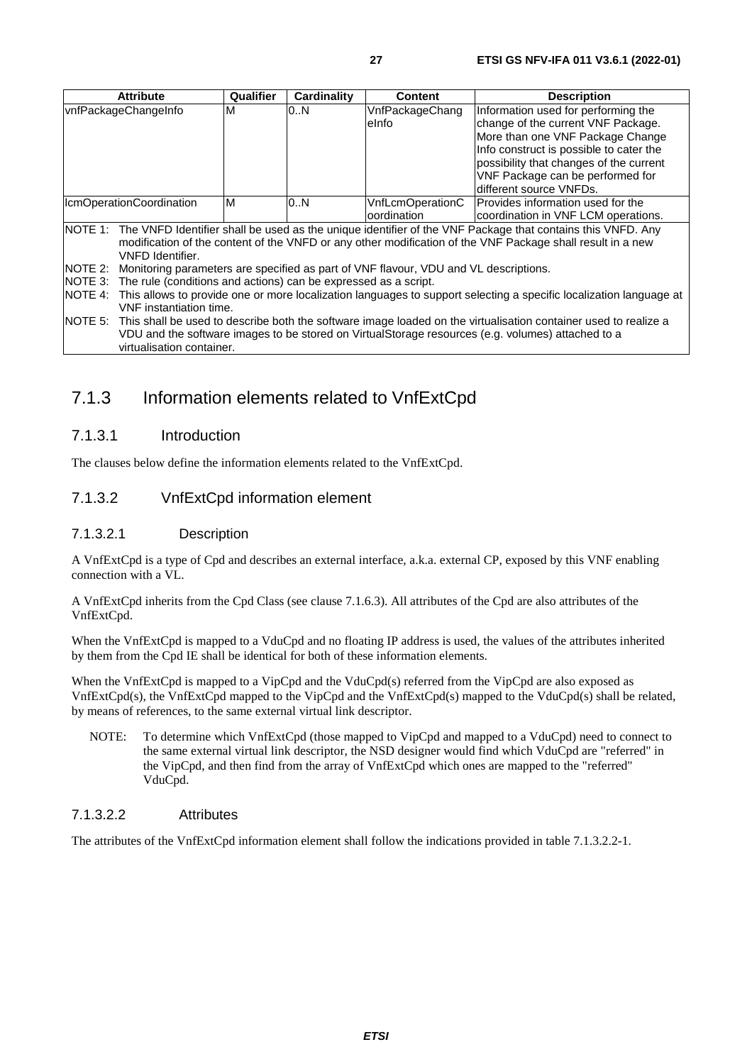| Attribute | Qualifier | Cardinality | Content | Description |
| --- | --- | --- | --- | --- |
| vnfPackageChangeInfo | M | 0..N | VnfPackageChangeInfo | Information used for performing the change of the current VNF Package. More than one VNF Package Change Info construct is possible to cater the possibility that changes of the current VNF Package can be performed for different source VNFDs. |
| lcmOperationCoordination | M | 0..N | VnfLcmOperationCoordination | Provides information used for the coordination in VNF LCM operations. |
| NOTE 1: The VNFD Identifier shall be used as the unique identifier of the VNF Package that contains this VNFD. Any modification of the content of the VNFD or any other modification of the VNF Package shall result in a new VNFD Identifier.<br>NOTE 2: Monitoring parameters are specified as part of VNF flavour, VDU and VL descriptions.<br>NOTE 3: The rule (conditions and actions) can be expressed as a script.<br>NOTE 4: This allows to provide one or more localization languages to support selecting a specific localization language at VNF instantiation time.<br>NOTE 5: This shall be used to describe both the software image loaded on the virtualisation container used to realize a VDU and the software images to be stored on VirtualStorage resources (e.g. volumes) attached to a virtualisation container. | | | | |

## 7.1.3 Information elements related to VnfExtCpd

### 7.1.3.1 Introduction

The clauses below define the information elements related to the VnfExtCpd.

### 7.1.3.2 VnfExtCpd information element

#### 7.1.3.2.1 Description

A VnfExtCpd is a type of Cpd and describes an external interface, a.k.a. external CP, exposed by this VNF enabling connection with a VL.

A VnfExtCpd inherits from the Cpd Class (see clause 7.1.6.3). All attributes of the Cpd are also attributes of the VnfExtCpd.

When the VnfExtCpd is mapped to a VduCpd and no floating IP address is used, the values of the attributes inherited by them from the Cpd IE shall be identical for both of these information elements.

When the VnfExtCpd is mapped to a VipCpd and the VduCpd(s) referred from the VipCpd are also exposed as VnfExtCpd(s), the VnfExtCpd mapped to the VipCpd and the VnfExtCpd(s) mapped to the VduCpd(s) shall be related, by means of references, to the same external virtual link descriptor.

NOTE: To determine which VnfExtCpd (those mapped to VipCpd and mapped to a VduCpd) need to connect to the same external virtual link descriptor, the NSD designer would find which VduCpd are "referred" in the VipCpd, and then find from the array of VnfExtCpd which ones are mapped to the "referred" VduCpd.

#### 7.1.3.2.2 Attributes

The attributes of the VnfExtCpd information element shall follow the indications provided in table 7.1.3.2.2-1.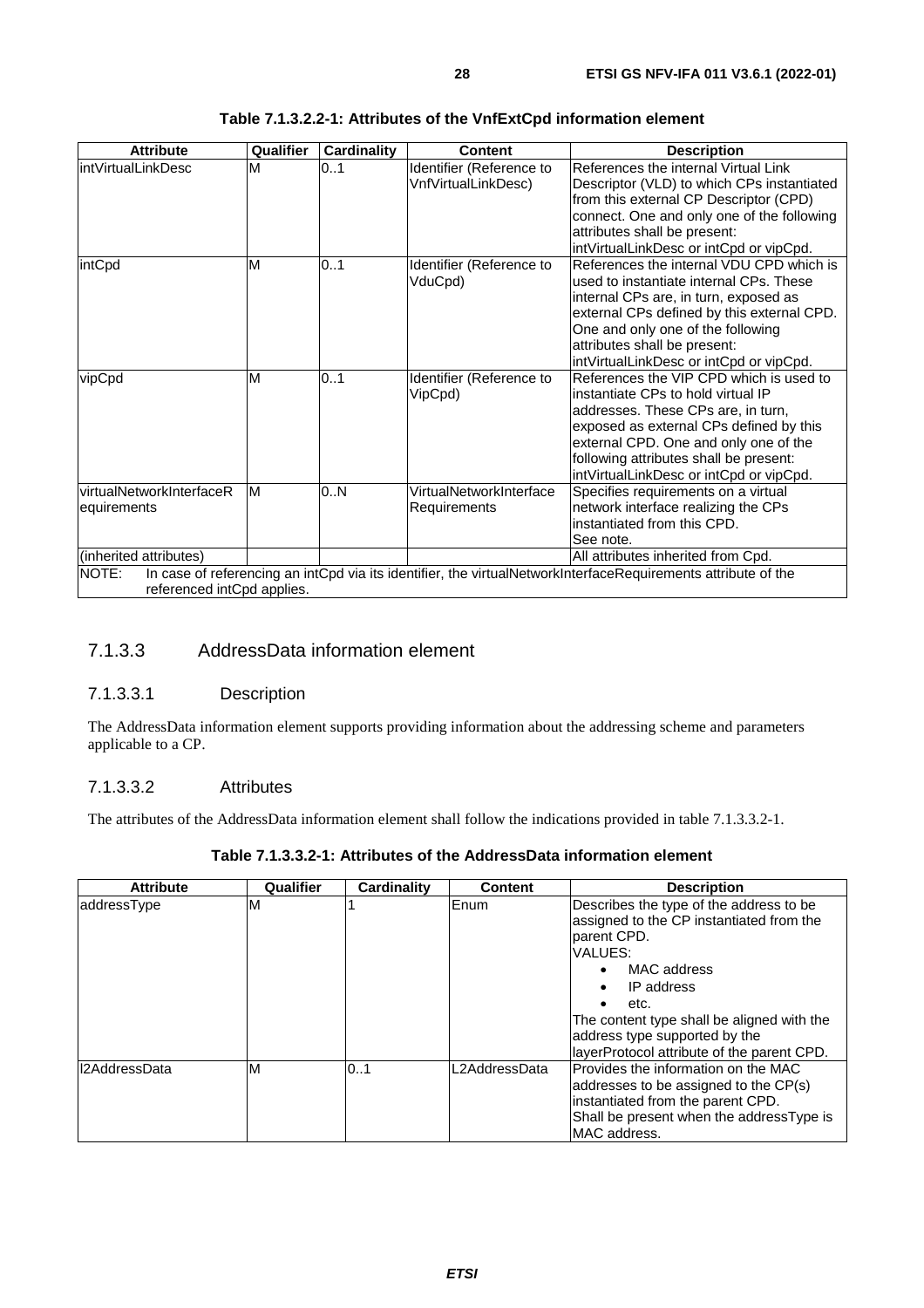**Table 7.1.3.2.2-1: Attributes of the VnfExtCpd information element**

| Attribute | Qualifier | Cardinality | Content | Description |
| --- | --- | --- | --- | --- |
| intVirtualLinkDesc | M | 0..1 | Identifier (Reference to VnfVirtualLinkDesc) | References the internal Virtual Link Descriptor (VLD) to which CPs instantiated from this external CP Descriptor (CPD) connect. One and only one of the following attributes shall be present: intVirtualLinkDesc or intCpd or vipCpd. |
| intCpd | M | 0..1 | Identifier (Reference to VduCpd) | References the internal VDU CPD which is used to instantiate internal CPs. These internal CPs are, in turn, exposed as external CPs defined by this external CPD. One and only one of the following attributes shall be present: intVirtualLinkDesc or intCpd or vipCpd. |
| vipCpd | M | 0..1 | Identifier (Reference to VipCpd) | References the VIP CPD which is used to instantiate CPs to hold virtual IP addresses. These CPs are, in turn, exposed as external CPs defined by this external CPD. One and only one of the following attributes shall be present: intVirtualLinkDesc or intCpd or vipCpd. |
| virtualNetworkInterfaceRequirements | M | 0..N | VirtualNetworkInterfaceRequirements | Specifies requirements on a virtual network interface realizing the CPs instantiated from this CPD. See note. |
| (inherited attributes) | | | | All attributes inherited from Cpd. |
| NOTE: In case of referencing an intCpd via its identifier, the virtualNetworkInterfaceRequirements attribute of the referenced intCpd applies. | | | | |

### 7.1.3.3 AddressData information element

#### 7.1.3.3.1 Description

The AddressData information element supports providing information about the addressing scheme and parameters applicable to a CP.

#### 7.1.3.3.2 Attributes

The attributes of the AddressData information element shall follow the indications provided in table 7.1.3.3.2-1.

**Table 7.1.3.3.2-1: Attributes of the AddressData information element**

| Attribute | Qualifier | Cardinality | Content | Description |
| --- | --- | --- | --- | --- |
| addressType | M | 1 | Enum | Describes the type of the address to be assigned to the CP instantiated from the parent CPD.<br>VALUES:<br>• MAC address<br>• IP address<br>• etc.<br>The content type shall be aligned with the address type supported by the layerProtocol attribute of the parent CPD. |
| l2AddressData | M | 0..1 | L2AddressData | Provides the information on the MAC addresses to be assigned to the CP(s) instantiated from the parent CPD.<br>Shall be present when the addressType is MAC address. |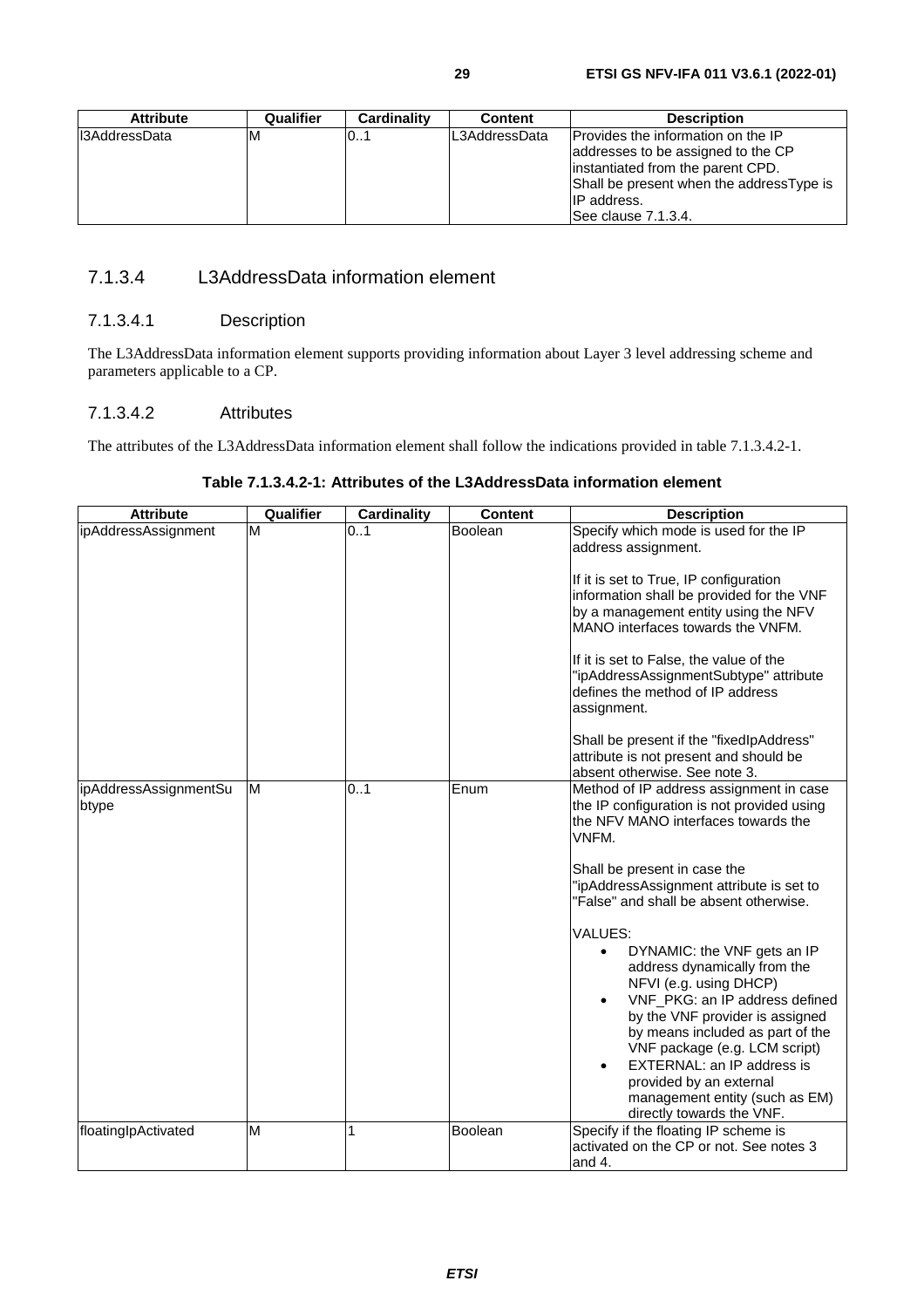| Attribute | Qualifier | Cardinality | Content | Description |
| --- | --- | --- | --- | --- |
| l3AddressData | M | 0..1 | L3AddressData | Provides the information on the IP addresses to be assigned to the CP instantiated from the parent CPD. Shall be present when the addressType is IP address. See clause 7.1.3.4. |

### 7.1.3.4 L3AddressData information element

#### 7.1.3.4.1 Description

The L3AddressData information element supports providing information about Layer 3 level addressing scheme and parameters applicable to a CP.

#### 7.1.3.4.2 Attributes

The attributes of the L3AddressData information element shall follow the indications provided in table 7.1.3.4.2-1.

**Table 7.1.3.4.2-1: Attributes of the L3AddressData information element**

| Attribute | Qualifier | Cardinality | Content | Description |
| --- | --- | --- | --- | --- |
| ipAddressAssignment | M | 0..1 | Boolean | Specify which mode is used for the IP address assignment.<br><br>If it is set to True, IP configuration information shall be provided for the VNF by a management entity using the NFV MANO interfaces towards the VNFM.<br><br>If it is set to False, the value of the "ipAddressAssignmentSubtype" attribute defines the method of IP address assignment.<br><br>Shall be present if the "fixedIpAddress" attribute is not present and should be absent otherwise. See note 3. |
| ipAddressAssignmentSubtype | M | 0..1 | Enum | Method of IP address assignment in case the IP configuration is not provided using the NFV MANO interfaces towards the VNFM.<br><br>Shall be present in case the "ipAddressAssignment attribute is set to "False" and shall be absent otherwise.<br><br>VALUES:<br>• DYNAMIC: the VNF gets an IP address dynamically from the NFVI (e.g. using DHCP)<br>• VNF_PKG: an IP address defined by the VNF provider is assigned by means included as part of the VNF package (e.g. LCM script)<br>• EXTERNAL: an IP address is provided by an external management entity (such as EM) directly towards the VNF. |
| floatingIpActivated | M | 1 | Boolean | Specify if the floating IP scheme is activated on the CP or not. See notes 3 and 4. |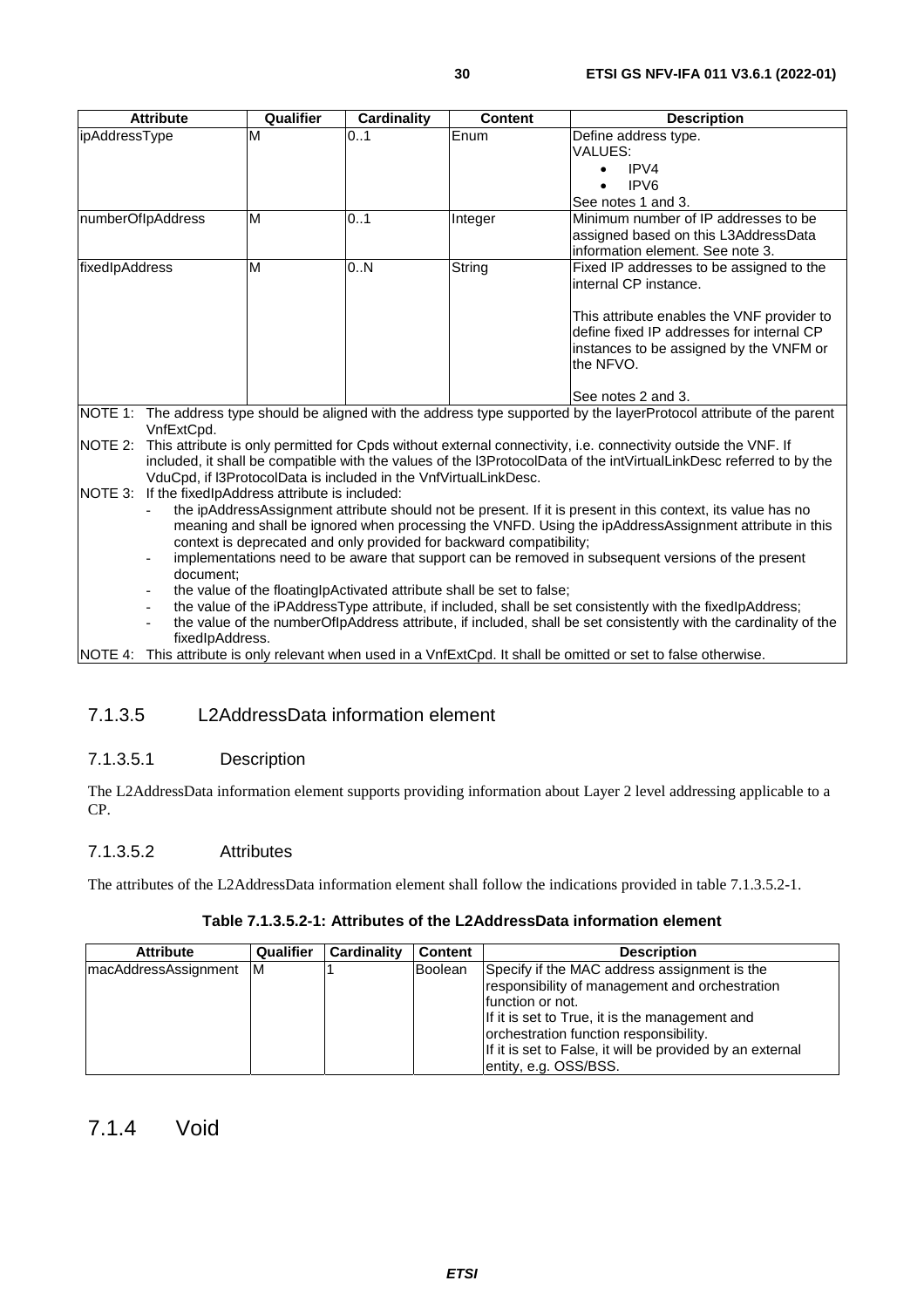| Attribute | Qualifier | Cardinality | Content | Description |
| --- | --- | --- | --- | --- |
| ipAddressType | M | 0..1 | Enum | Define address type.<br>VALUES:<br>• IPV4<br>• IPV6<br>See notes 1 and 3. |
| numberOfIpAddress | M | 0..1 | Integer | Minimum number of IP addresses to be assigned based on this L3AddressData information element. See note 3. |
| fixedIpAddress | M | 0..N | String | Fixed IP addresses to be assigned to the internal CP instance.<br><br>This attribute enables the VNF provider to define fixed IP addresses for internal CP instances to be assigned by the VNFM or the NFVO.<br><br>See notes 2 and 3. |

NOTE 1: The address type should be aligned with the address type supported by the layerProtocol attribute of the parent VnfExtCpd.

NOTE 2: This attribute is only permitted for Cpds without external connectivity, i.e. connectivity outside the VNF. If included, it shall be compatible with the values of the l3ProtocolData of the intVirtualLinkDesc referred to by the VduCpd, if l3ProtocolData is included in the VnfVirtualLinkDesc.

NOTE 3: If the fixedIpAddress attribute is included:
- the ipAddressAssignment attribute should not be present. If it is present in this context, its value has no meaning and shall be ignored when processing the VNFD. Using the ipAddressAssignment attribute in this context is deprecated and only provided for backward compatibility;
- implementations need to be aware that support can be removed in subsequent versions of the present document;
- the value of the floatingIpActivated attribute shall be set to false;
- the value of the iPAddressType attribute, if included, shall be set consistently with the fixedIpAddress;
- the value of the numberOfIpAddress attribute, if included, shall be set consistently with the cardinality of the fixedIpAddress.

NOTE 4: This attribute is only relevant when used in a VnfExtCpd. It shall be omitted or set to false otherwise.

### 7.1.3.5 L2AddressData information element

#### 7.1.3.5.1 Description

The L2AddressData information element supports providing information about Layer 2 level addressing applicable to a CP.

#### 7.1.3.5.2 Attributes

The attributes of the L2AddressData information element shall follow the indications provided in table 7.1.3.5.2-1.

**Table 7.1.3.5.2-1: Attributes of the L2AddressData information element**

| Attribute | Qualifier | Cardinality | Content | Description |
| --- | --- | --- | --- | --- |
| macAddressAssignment | M | 1 | Boolean | Specify if the MAC address assignment is the responsibility of management and orchestration function or not.<br>If it is set to True, it is the management and orchestration function responsibility.<br>If it is set to False, it will be provided by an external entity, e.g. OSS/BSS. |

## 7.1.4 Void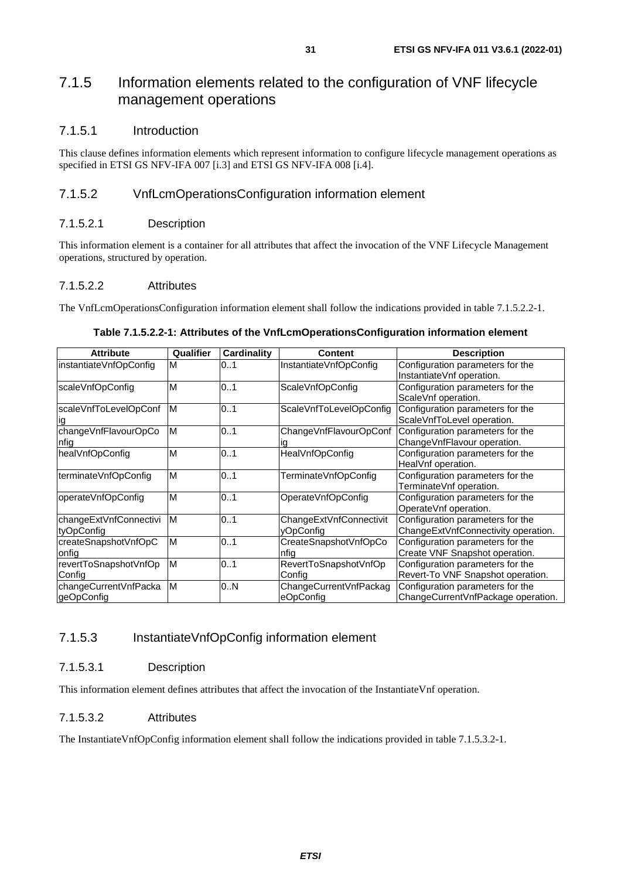## 7.1.5 Information elements related to the configuration of VNF lifecycle management operations

### 7.1.5.1 Introduction

This clause defines information elements which represent information to configure lifecycle management operations as specified in ETSI GS NFV-IFA 007 [i.3] and ETSI GS NFV-IFA 008 [i.4].

### 7.1.5.2 VnfLcmOperationsConfiguration information element

#### 7.1.5.2.1 Description

This information element is a container for all attributes that affect the invocation of the VNF Lifecycle Management operations, structured by operation.

#### 7.1.5.2.2 Attributes

The VnfLcmOperationsConfiguration information element shall follow the indications provided in table 7.1.5.2.2-1.

**Table 7.1.5.2.2-1: Attributes of the VnfLcmOperationsConfiguration information element**

| Attribute | Qualifier | Cardinality | Content | Description |
|---|---|---|---|---|
| instantiateVnfOpConfig | M | 0..1 | InstantiateVnfOpConfig | Configuration parameters for the InstantiateVnf operation. |
| scaleVnfOpConfig | M | 0..1 | ScaleVnfOpConfig | Configuration parameters for the ScaleVnf operation. |
| scaleVnfToLevelOpConfig | M | 0..1 | ScaleVnfToLevelOpConfig | Configuration parameters for the ScaleVnfToLevel operation. |
| changeVnfFlavourOpConfig | M | 0..1 | ChangeVnfFlavourOpConfig | Configuration parameters for the ChangeVnfFlavour operation. |
| healVnfOpConfig | M | 0..1 | HealVnfOpConfig | Configuration parameters for the HealVnf operation. |
| terminateVnfOpConfig | M | 0..1 | TerminateVnfOpConfig | Configuration parameters for the TerminateVnf operation. |
| operateVnfOpConfig | M | 0..1 | OperateVnfOpConfig | Configuration parameters for the OperateVnf operation. |
| changeExtVnfConnectivityOpConfig | M | 0..1 | ChangeExtVnfConnectivityOpConfig | Configuration parameters for the ChangeExtVnfConnectivity operation. |
| createSnapshotVnfOpConfig | M | 0..1 | CreateSnapshotVnfOpConfig | Configuration parameters for the Create VNF Snapshot operation. |
| revertToSnapshotVnfOpConfig | M | 0..1 | RevertToSnapshotVnfOpConfig | Configuration parameters for the Revert-To VNF Snapshot operation. |
| changeCurrentVnfPackageOpConfig | M | 0..N | ChangeCurrentVnfPackageOpConfig | Configuration parameters for the ChangeCurrentVnfPackage operation. |

### 7.1.5.3 InstantiateVnfOpConfig information element

#### 7.1.5.3.1 Description

This information element defines attributes that affect the invocation of the InstantiateVnf operation.

#### 7.1.5.3.2 Attributes

The InstantiateVnfOpConfig information element shall follow the indications provided in table 7.1.5.3.2-1.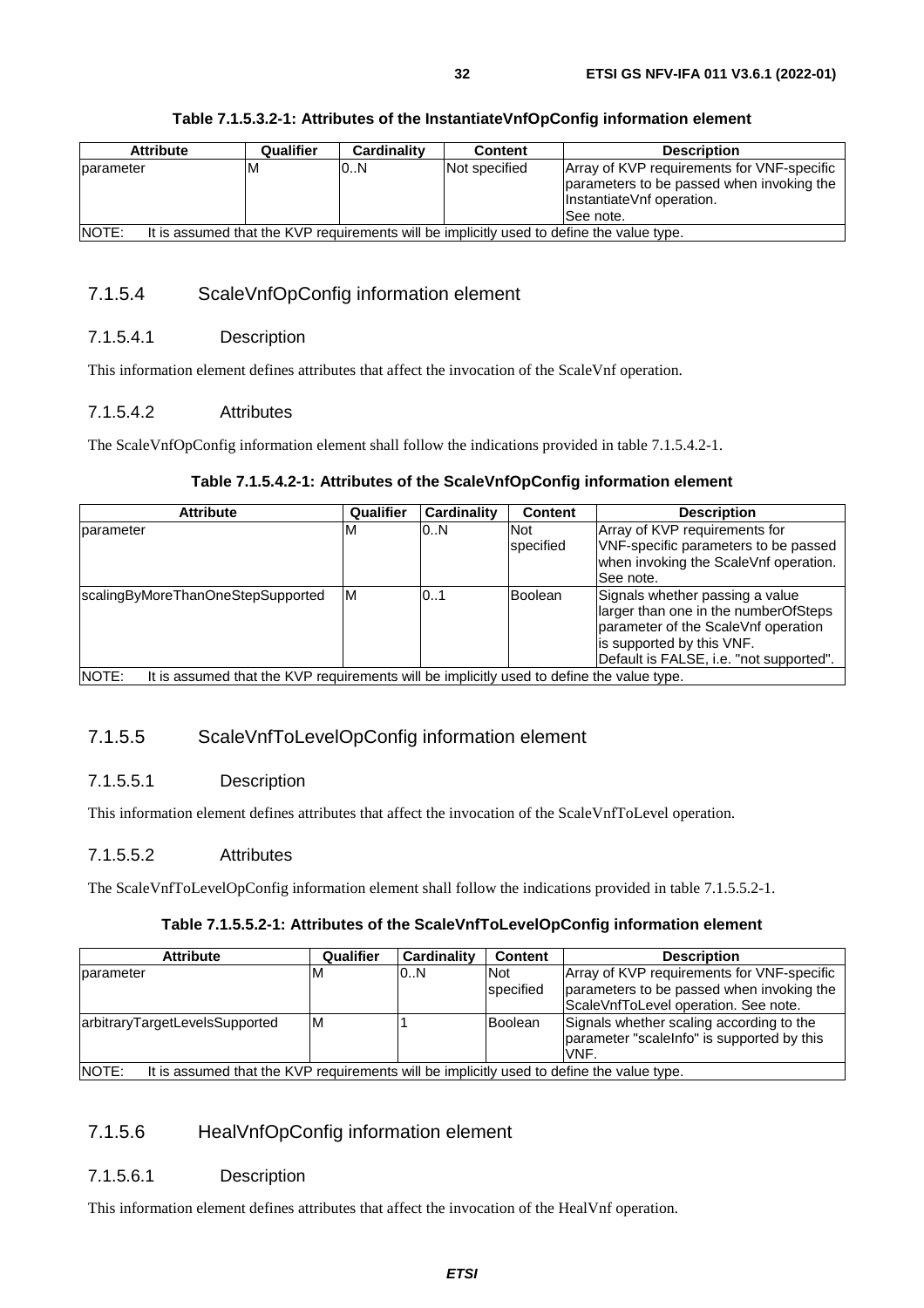**Table 7.1.5.3.2-1: Attributes of the InstantiateVnfOpConfig information element**

| Attribute | Qualifier | Cardinality | Content | Description |
|---|---|---|---|---|
| parameter | M | 0..N | Not specified | Array of KVP requirements for VNF-specific parameters to be passed when invoking the InstantiateVnf operation. See note. |
| NOTE: It is assumed that the KVP requirements will be implicitly used to define the value type. | | | | |

### 7.1.5.4 ScaleVnfOpConfig information element

#### 7.1.5.4.1 Description

This information element defines attributes that affect the invocation of the ScaleVnf operation.

#### 7.1.5.4.2 Attributes

The ScaleVnfOpConfig information element shall follow the indications provided in table 7.1.5.4.2-1.

**Table 7.1.5.4.2-1: Attributes of the ScaleVnfOpConfig information element**

| Attribute | Qualifier | Cardinality | Content | Description |
|---|---|---|---|---|
| parameter | M | 0..N | Not specified | Array of KVP requirements for VNF-specific parameters to be passed when invoking the ScaleVnf operation. See note. |
| scalingByMoreThanOneStepSupported | M | 0..1 | Boolean | Signals whether passing a value larger than one in the numberOfSteps parameter of the ScaleVnf operation is supported by this VNF. Default is FALSE, i.e. "not supported". |
| NOTE: It is assumed that the KVP requirements will be implicitly used to define the value type. | | | | |

### 7.1.5.5 ScaleVnfToLevelOpConfig information element

#### 7.1.5.5.1 Description

This information element defines attributes that affect the invocation of the ScaleVnfToLevel operation.

#### 7.1.5.5.2 Attributes

The ScaleVnfToLevelOpConfig information element shall follow the indications provided in table 7.1.5.5.2-1.

**Table 7.1.5.5.2-1: Attributes of the ScaleVnfToLevelOpConfig information element**

| Attribute | Qualifier | Cardinality | Content | Description |
|---|---|---|---|---|
| parameter | M | 0..N | Not specified | Array of KVP requirements for VNF-specific parameters to be passed when invoking the ScaleVnfToLevel operation. See note. |
| arbitraryTargetLevelsSupported | M | 1 | Boolean | Signals whether scaling according to the parameter "scaleInfo" is supported by this VNF. |
| NOTE: It is assumed that the KVP requirements will be implicitly used to define the value type. | | | | |

### 7.1.5.6 HealVnfOpConfig information element

#### 7.1.5.6.1 Description

This information element defines attributes that affect the invocation of the HealVnf operation.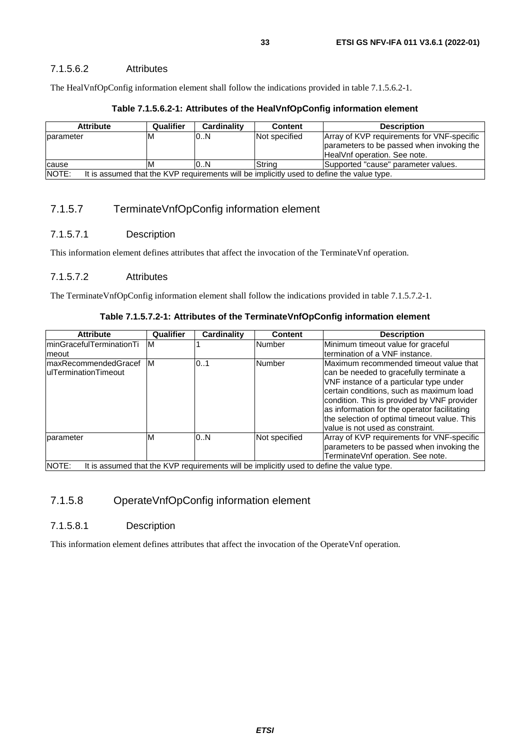#### 7.1.5.6.2 Attributes

The HealVnfOpConfig information element shall follow the indications provided in table 7.1.5.6.2-1.

**Table 7.1.5.6.2-1: Attributes of the HealVnfOpConfig information element**

| Attribute | Qualifier | Cardinality | Content | Description |
|---|---|---|---|---|
| parameter | M | 0..N | Not specified | Array of KVP requirements for VNF-specific parameters to be passed when invoking the HealVnf operation. See note. |
| cause | M | 0..N | String | Supported "cause" parameter values. |
| NOTE: It is assumed that the KVP requirements will be implicitly used to define the value type. | | | | |

### 7.1.5.7 TerminateVnfOpConfig information element

#### 7.1.5.7.1 Description

This information element defines attributes that affect the invocation of the TerminateVnf operation.

#### 7.1.5.7.2 Attributes

The TerminateVnfOpConfig information element shall follow the indications provided in table 7.1.5.7.2-1.

**Table 7.1.5.7.2-1: Attributes of the TerminateVnfOpConfig information element**

| Attribute | Qualifier | Cardinality | Content | Description |
|---|---|---|---|---|
| minGracefulTerminationTimeout | M | 1 | Number | Minimum timeout value for graceful termination of a VNF instance. |
| maxRecommendedGracefulTerminationTimeout | M | 0..1 | Number | Maximum recommended timeout value that can be needed to gracefully terminate a VNF instance of a particular type under certain conditions, such as maximum load condition. This is provided by VNF provider as information for the operator facilitating the selection of optimal timeout value. This value is not used as constraint. |
| parameter | M | 0..N | Not specified | Array of KVP requirements for VNF-specific parameters to be passed when invoking the TerminateVnf operation. See note. |
| NOTE: It is assumed that the KVP requirements will be implicitly used to define the value type. | | | | |

### 7.1.5.8 OperateVnfOpConfig information element

#### 7.1.5.8.1 Description

This information element defines attributes that affect the invocation of the OperateVnf operation.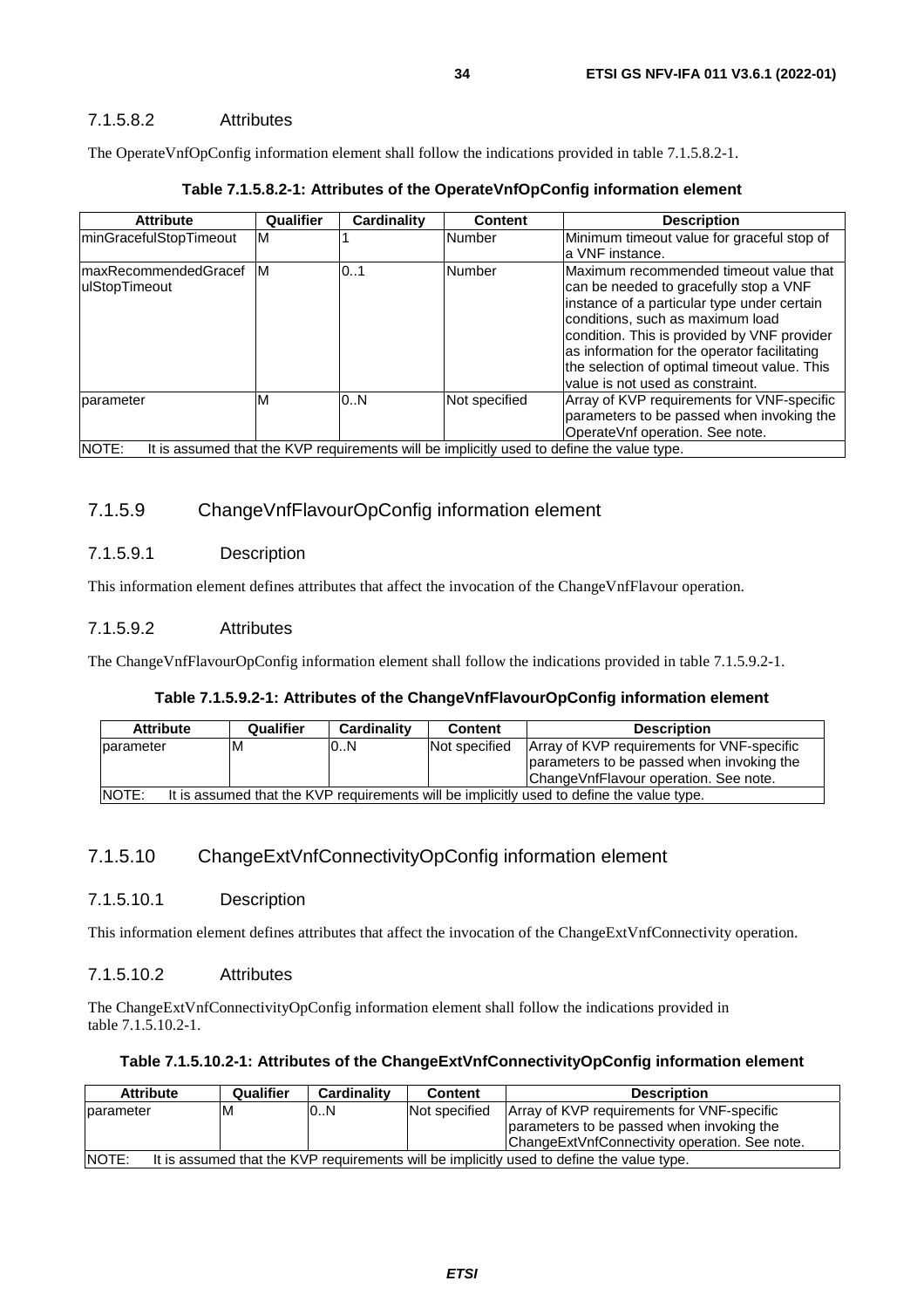#### 7.1.5.8.2 Attributes

The OperateVnfOpConfig information element shall follow the indications provided in table 7.1.5.8.2-1.

**Table 7.1.5.8.2-1: Attributes of the OperateVnfOpConfig information element**

| Attribute | Qualifier | Cardinality | Content | Description |
|---|---|---|---|---|
| minGracefulStopTimeout | M | 1 | Number | Minimum timeout value for graceful stop of a VNF instance. |
| maxRecommendedGracefulStopTimeout | M | 0..1 | Number | Maximum recommended timeout value that can be needed to gracefully stop a VNF instance of a particular type under certain conditions, such as maximum load condition. This is provided by VNF provider as information for the operator facilitating the selection of optimal timeout value. This value is not used as constraint. |
| parameter | M | 0..N | Not specified | Array of KVP requirements for VNF-specific parameters to be passed when invoking the OperateVnf operation. See note. |
| NOTE: It is assumed that the KVP requirements will be implicitly used to define the value type. | | | | |

### 7.1.5.9 ChangeVnfFlavourOpConfig information element

#### 7.1.5.9.1 Description

This information element defines attributes that affect the invocation of the ChangeVnfFlavour operation.

#### 7.1.5.9.2 Attributes

The ChangeVnfFlavourOpConfig information element shall follow the indications provided in table 7.1.5.9.2-1.

**Table 7.1.5.9.2-1: Attributes of the ChangeVnfFlavourOpConfig information element**

| Attribute | Qualifier | Cardinality | Content | Description |
|---|---|---|---|---|
| parameter | M | 0..N | Not specified | Array of KVP requirements for VNF-specific parameters to be passed when invoking the ChangeVnfFlavour operation. See note. |
| NOTE: It is assumed that the KVP requirements will be implicitly used to define the value type. | | | | |

### 7.1.5.10 ChangeExtVnfConnectivityOpConfig information element

#### 7.1.5.10.1 Description

This information element defines attributes that affect the invocation of the ChangeExtVnfConnectivity operation.

#### 7.1.5.10.2 Attributes

The ChangeExtVnfConnectivityOpConfig information element shall follow the indications provided in table 7.1.5.10.2-1.

**Table 7.1.5.10.2-1: Attributes of the ChangeExtVnfConnectivityOpConfig information element**

| Attribute | Qualifier | Cardinality | Content | Description |
|---|---|---|---|---|
| parameter | M | 0..N | Not specified | Array of KVP requirements for VNF-specific parameters to be passed when invoking the ChangeExtVnfConnectivity operation. See note. |
| NOTE: It is assumed that the KVP requirements will be implicitly used to define the value type. | | | | |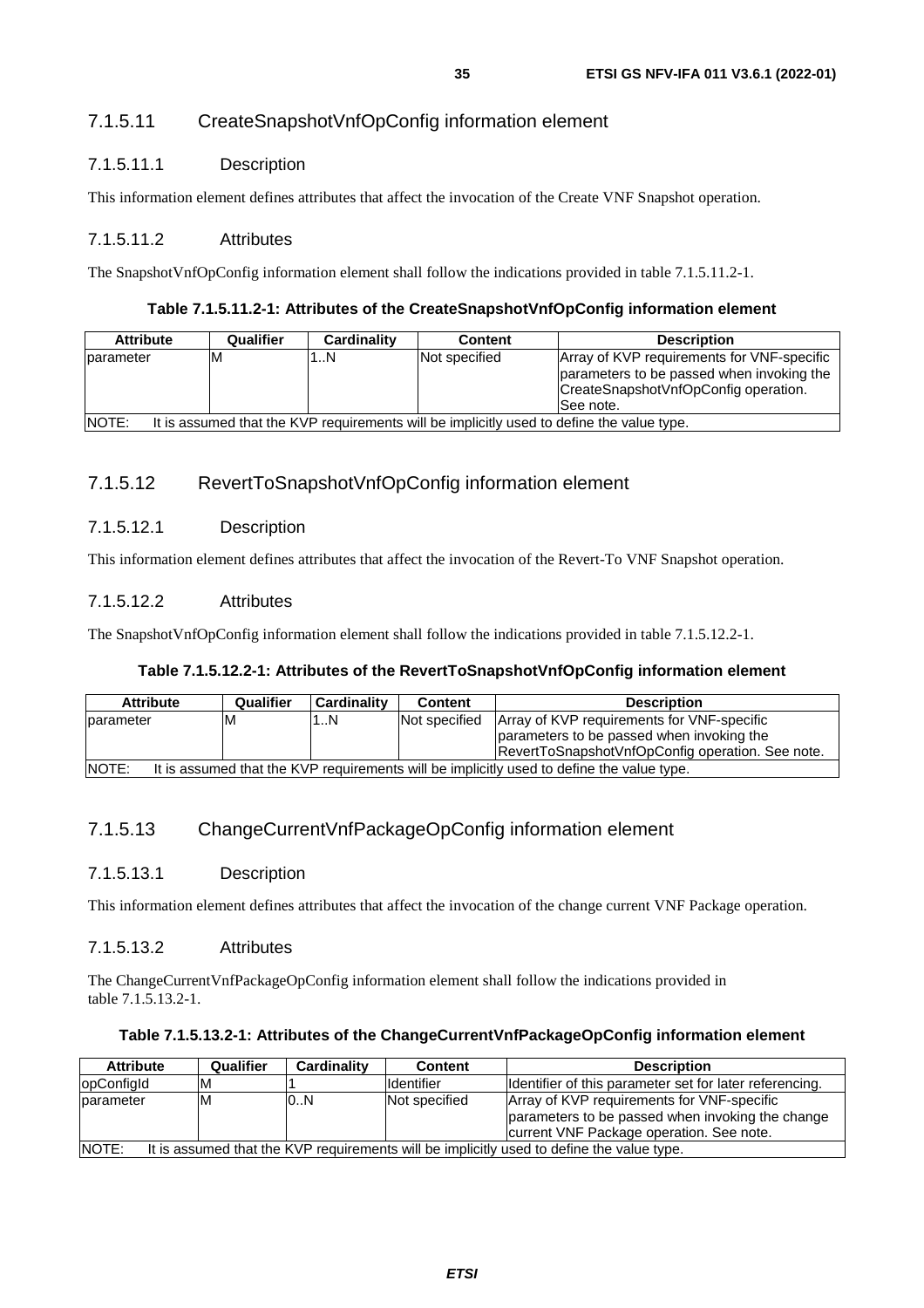### 7.1.5.11 CreateSnapshotVnfOpConfig information element

#### 7.1.5.11.1 Description

This information element defines attributes that affect the invocation of the Create VNF Snapshot operation.

#### 7.1.5.11.2 Attributes

The SnapshotVnfOpConfig information element shall follow the indications provided in table 7.1.5.11.2-1.

**Table 7.1.5.11.2-1: Attributes of the CreateSnapshotVnfOpConfig information element**

| Attribute | Qualifier | Cardinality | Content | Description |
|---|---|---|---|---|
| parameter | M | 1..N | Not specified | Array of KVP requirements for VNF-specific parameters to be passed when invoking the CreateSnapshotVnfOpConfig operation. See note. |
| NOTE: It is assumed that the KVP requirements will be implicitly used to define the value type. | | | | |

### 7.1.5.12 RevertToSnapshotVnfOpConfig information element

#### 7.1.5.12.1 Description

This information element defines attributes that affect the invocation of the Revert-To VNF Snapshot operation.

#### 7.1.5.12.2 Attributes

The SnapshotVnfOpConfig information element shall follow the indications provided in table 7.1.5.12.2-1.

**Table 7.1.5.12.2-1: Attributes of the RevertToSnapshotVnfOpConfig information element**

| Attribute | Qualifier | Cardinality | Content | Description |
|---|---|---|---|---|
| parameter | M | 1..N | Not specified | Array of KVP requirements for VNF-specific parameters to be passed when invoking the RevertToSnapshotVnfOpConfig operation. See note. |
| NOTE: It is assumed that the KVP requirements will be implicitly used to define the value type. | | | | |

### 7.1.5.13 ChangeCurrentVnfPackageOpConfig information element

#### 7.1.5.13.1 Description

This information element defines attributes that affect the invocation of the change current VNF Package operation.

#### 7.1.5.13.2 Attributes

The ChangeCurrentVnfPackageOpConfig information element shall follow the indications provided in table 7.1.5.13.2-1.

**Table 7.1.5.13.2-1: Attributes of the ChangeCurrentVnfPackageOpConfig information element**

| Attribute | Qualifier | Cardinality | Content | Description |
|---|---|---|---|---|
| opConfigId | M | 1 | Identifier | Identifier of this parameter set for later referencing. |
| parameter | M | 0..N | Not specified | Array of KVP requirements for VNF-specific parameters to be passed when invoking the change current VNF Package operation. See note. |
| NOTE: It is assumed that the KVP requirements will be implicitly used to define the value type. | | | | |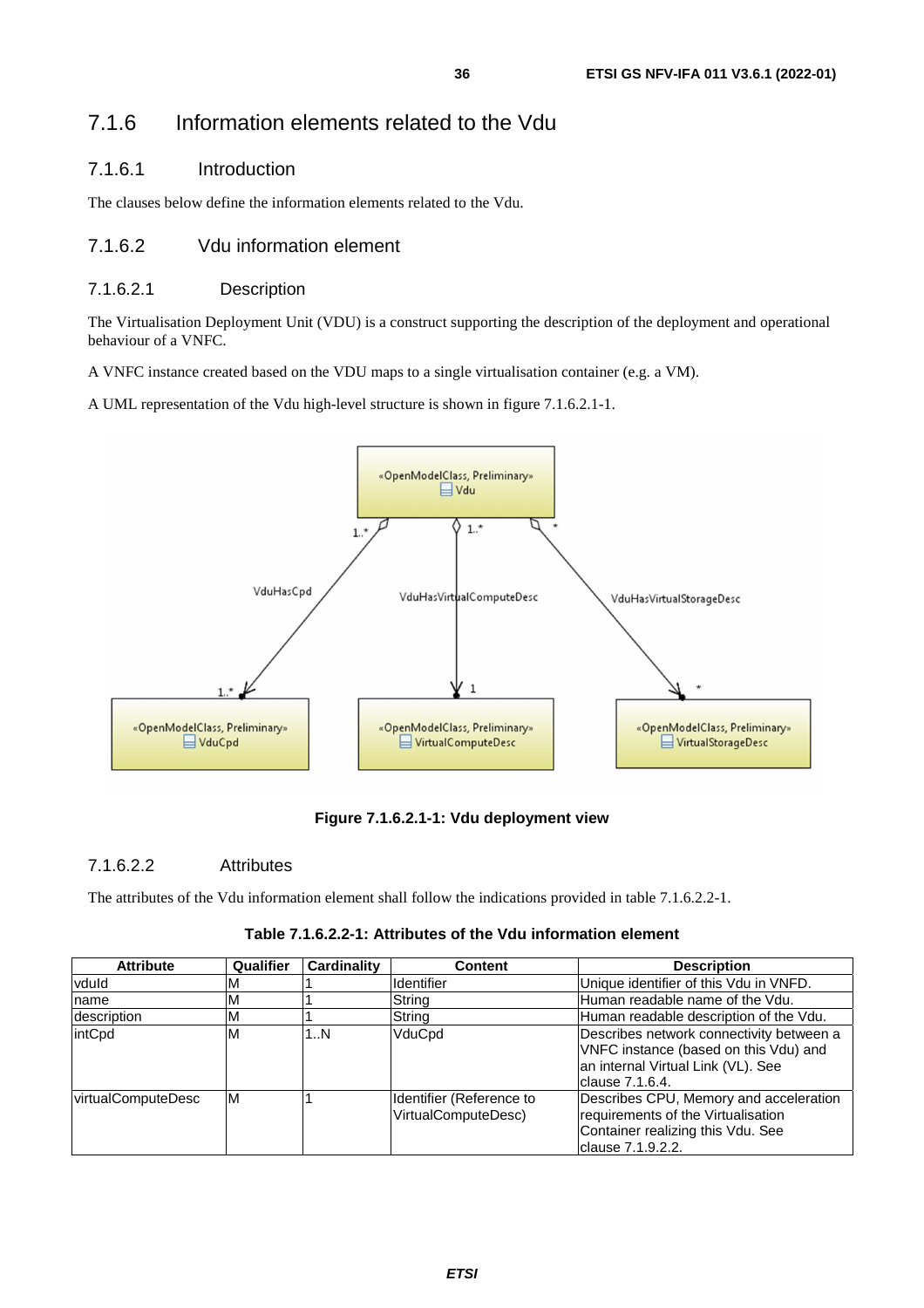## 7.1.6 Information elements related to the Vdu

### 7.1.6.1 Introduction

The clauses below define the information elements related to the Vdu.

### 7.1.6.2 Vdu information element

#### 7.1.6.2.1 Description

The Virtualisation Deployment Unit (VDU) is a construct supporting the description of the deployment and operational behaviour of a VNFC.

A VNFC instance created based on the VDU maps to a single virtualisation container (e.g. a VM).

A UML representation of the Vdu high-level structure is shown in figure 7.1.6.2.1-1.

**Figure 7.1.6.2.1-1: Vdu deployment view**

#### 7.1.6.2.2 Attributes

The attributes of the Vdu information element shall follow the indications provided in table 7.1.6.2.2-1.

**Table 7.1.6.2.2-1: Attributes of the Vdu information element**

| Attribute | Qualifier | Cardinality | Content | Description |
|---|---|---|---|---|
| vduId | M | 1 | Identifier | Unique identifier of this Vdu in VNFD. |
| name | M | 1 | String | Human readable name of the Vdu. |
| description | M | 1 | String | Human readable description of the Vdu. |
| intCpd | M | 1..N | VduCpd | Describes network connectivity between a VNFC instance (based on this Vdu) and an internal Virtual Link (VL). See clause 7.1.6.4. |
| virtualComputeDesc | M | 1 | Identifier (Reference to VirtualComputeDesc) | Describes CPU, Memory and acceleration requirements of the Virtualisation Container realizing this Vdu. See clause 7.1.9.2.2. |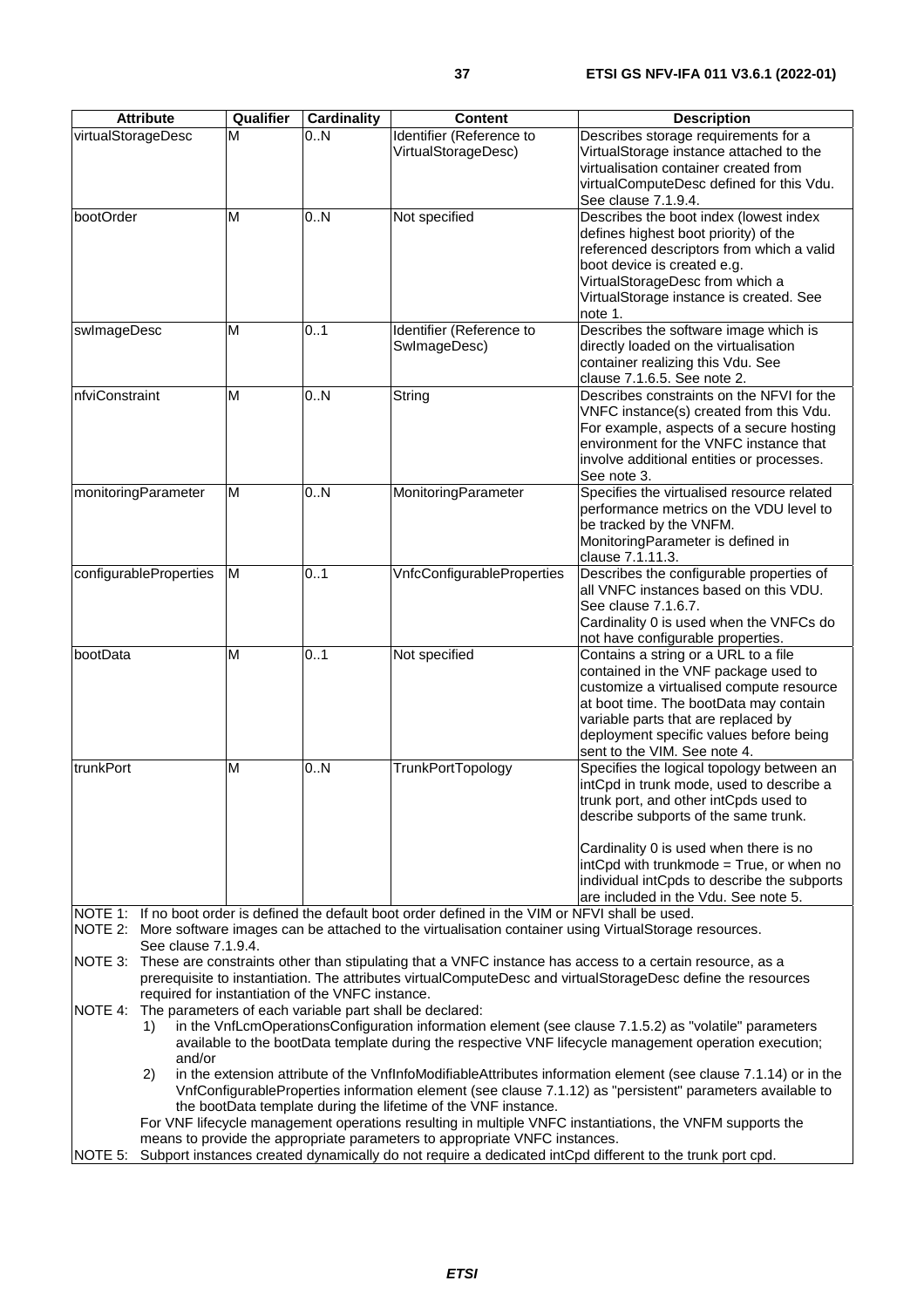| Attribute | Qualifier | Cardinality | Content | Description |
| --- | --- | --- | --- | --- |
| virtualStorageDesc | M | 0..N | Identifier (Reference to VirtualStorageDesc) | Describes storage requirements for a VirtualStorage instance attached to the virtualisation container created from virtualComputeDesc defined for this Vdu. See clause 7.1.9.4. |
| bootOrder | M | 0..N | Not specified | Describes the boot index (lowest index defines highest boot priority) of the referenced descriptors from which a valid boot device is created e.g. VirtualStorageDesc from which a VirtualStorage instance is created. See note 1. |
| swImageDesc | M | 0..1 | Identifier (Reference to SwImageDesc) | Describes the software image which is directly loaded on the virtualisation container realizing this Vdu. See clause 7.1.6.5. See note 2. |
| nfviConstraint | M | 0..N | String | Describes constraints on the NFVI for the VNFC instance(s) created from this Vdu. For example, aspects of a secure hosting environment for the VNFC instance that involve additional entities or processes. See note 3. |
| monitoringParameter | M | 0..N | MonitoringParameter | Specifies the virtualised resource related performance metrics on the VDU level to be tracked by the VNFM. MonitoringParameter is defined in clause 7.1.11.3. |
| configurableProperties | M | 0..1 | VnfcConfigurableProperties | Describes the configurable properties of all VNFC instances based on this VDU. See clause 7.1.6.7. Cardinality 0 is used when the VNFCs do not have configurable properties. |
| bootData | M | 0..1 | Not specified | Contains a string or a URL to a file contained in the VNF package used to customize a virtualised compute resource at boot time. The bootData may contain variable parts that are replaced by deployment specific values before being sent to the VIM. See note 4. |
| trunkPort | M | 0..N | TrunkPortTopology | Specifies the logical topology between an intCpd in trunk mode, used to describe a trunk port, and other intCpds used to describe subports of the same trunk.<br><br>Cardinality 0 is used when there is no intCpd with trunkmode = True, or when no individual intCpds to describe the subports are included in the Vdu. See note 5. |

NOTE 1: If no boot order is defined the default boot order defined in the VIM or NFVI shall be used.

NOTE 2: More software images can be attached to the virtualisation container using VirtualStorage resources. See clause 7.1.9.4.

NOTE 3: These are constraints other than stipulating that a VNFC instance has access to a certain resource, as a prerequisite to instantiation. The attributes virtualComputeDesc and virtualStorageDesc define the resources required for instantiation of the VNFC instance.

NOTE 4: The parameters of each variable part shall be declared:

1) in the VnfLcmOperationsConfiguration information element (see clause 7.1.5.2) as "volatile" parameters available to the bootData template during the respective VNF lifecycle management operation execution; and/or
2) in the extension attribute of the VnfInfoModifiableAttributes information element (see clause 7.1.14) or in the VnfConfigurableProperties information element (see clause 7.1.12) as "persistent" parameters available to the bootData template during the lifetime of the VNF instance.

For VNF lifecycle management operations resulting in multiple VNFC instantiations, the VNFM supports the means to provide the appropriate parameters to appropriate VNFC instances.

NOTE 5: Subport instances created dynamically do not require a dedicated intCpd different to the trunk port cpd.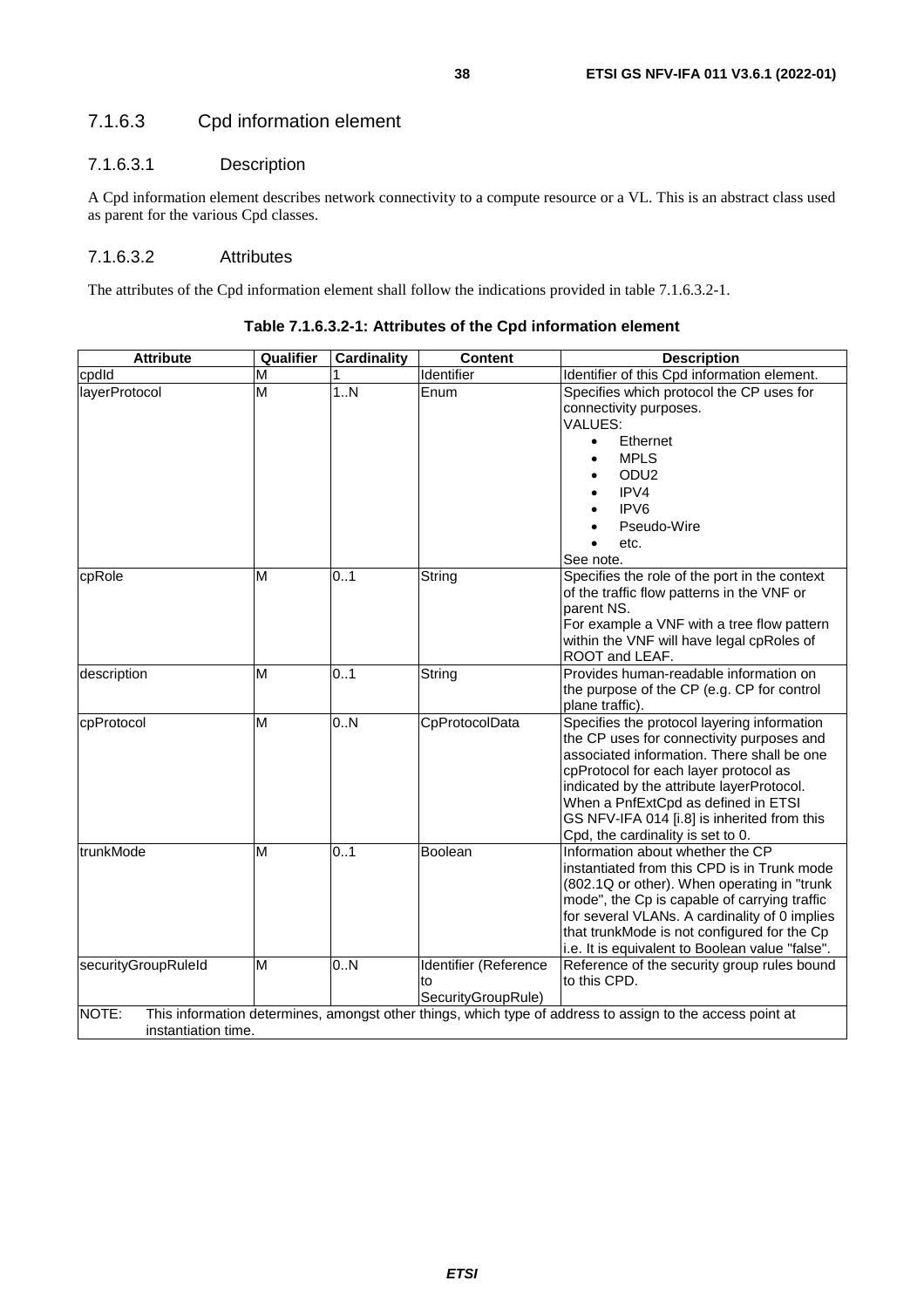### 7.1.6.3 Cpd information element

#### 7.1.6.3.1 Description

A Cpd information element describes network connectivity to a compute resource or a VL. This is an abstract class used as parent for the various Cpd classes.

#### 7.1.6.3.2 Attributes

The attributes of the Cpd information element shall follow the indications provided in table 7.1.6.3.2-1.

**Table 7.1.6.3.2-1: Attributes of the Cpd information element**

| Attribute | Qualifier | Cardinality | Content | Description |
|---|---|---|---|---|
| cpdId | M | 1 | Identifier | Identifier of this Cpd information element. |
| layerProtocol | M | 1..N | Enum | Specifies which protocol the CP uses for connectivity purposes.<br>VALUES:<br>• Ethernet<br>• MPLS<br>• ODU2<br>• IPV4<br>• IPV6<br>• Pseudo-Wire<br>• etc.<br>See note. |
| cpRole | M | 0..1 | String | Specifies the role of the port in the context of the traffic flow patterns in the VNF or parent NS.<br>For example a VNF with a tree flow pattern within the VNF will have legal cpRoles of ROOT and LEAF. |
| description | M | 0..1 | String | Provides human-readable information on the purpose of the CP (e.g. CP for control plane traffic). |
| cpProtocol | M | 0..N | CpProtocolData | Specifies the protocol layering information the CP uses for connectivity purposes and associated information. There shall be one cpProtocol for each layer protocol as indicated by the attribute layerProtocol. When a PnfExtCpd as defined in ETSI GS NFV-IFA 014 [i.8] is inherited from this Cpd, the cardinality is set to 0. |
| trunkMode | M | 0..1 | Boolean | Information about whether the CP instantiated from this CPD is in Trunk mode (802.1Q or other). When operating in "trunk mode", the Cp is capable of carrying traffic for several VLANs. A cardinality of 0 implies that trunkMode is not configured for the Cp i.e. It is equivalent to Boolean value "false". |
| securityGroupRuleId | M | 0..N | Identifier (Reference to SecurityGroupRule) | Reference of the security group rules bound to this CPD. |
| NOTE: This information determines, amongst other things, which type of address to assign to the access point at instantiation time. | | | | |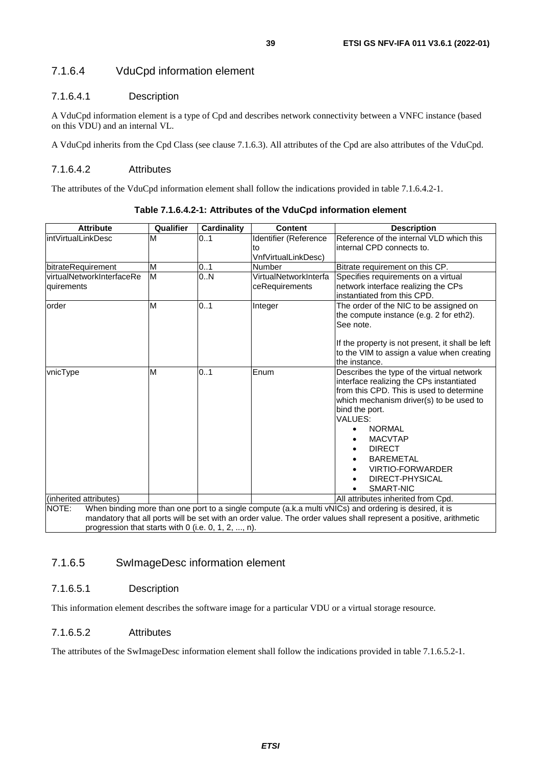### 7.1.6.4 VduCpd information element

#### 7.1.6.4.1 Description

A VduCpd information element is a type of Cpd and describes network connectivity between a VNFC instance (based on this VDU) and an internal VL.

A VduCpd inherits from the Cpd Class (see clause 7.1.6.3). All attributes of the Cpd are also attributes of the VduCpd.

#### 7.1.6.4.2 Attributes

The attributes of the VduCpd information element shall follow the indications provided in table 7.1.6.4.2-1.

**Table 7.1.6.4.2-1: Attributes of the VduCpd information element**

| Attribute | Qualifier | Cardinality | Content | Description |
|---|---|---|---|---|
| intVirtualLinkDesc | M | 0..1 | Identifier (Reference to VnfVirtualLinkDesc) | Reference of the internal VLD which this internal CPD connects to. |
| bitrateRequirement | M | 0..1 | Number | Bitrate requirement on this CP. |
| virtualNetworkInterfaceRequirements | M | 0..N | VirtualNetworkInterfaceRequirements | Specifies requirements on a virtual network interface realizing the CPs instantiated from this CPD. |
| order | M | 0..1 | Integer | The order of the NIC to be assigned on the compute instance (e.g. 2 for eth2). See note.<br><br>If the property is not present, it shall be left to the VIM to assign a value when creating the instance. |
| vnicType | M | 0..1 | Enum | Describes the type of the virtual network interface realizing the CPs instantiated from this CPD. This is used to determine which mechanism driver(s) to be used to bind the port.<br>VALUES:<br>• NORMAL<br>• MACVTAP<br>• DIRECT<br>• BAREMETAL<br>• VIRTIO-FORWARDER<br>• DIRECT-PHYSICAL<br>• SMART-NIC |
| (inherited attributes) | | | | All attributes inherited from Cpd. |
| NOTE: When binding more than one port to a single compute (a.k.a multi vNICs) and ordering is desired, it is mandatory that all ports will be set with an order value. The order values shall represent a positive, arithmetic progression that starts with 0 (i.e. 0, 1, 2, ..., n). | | | | |

### 7.1.6.5 SwImageDesc information element

#### 7.1.6.5.1 Description

This information element describes the software image for a particular VDU or a virtual storage resource.

#### 7.1.6.5.2 Attributes

The attributes of the SwImageDesc information element shall follow the indications provided in table 7.1.6.5.2-1.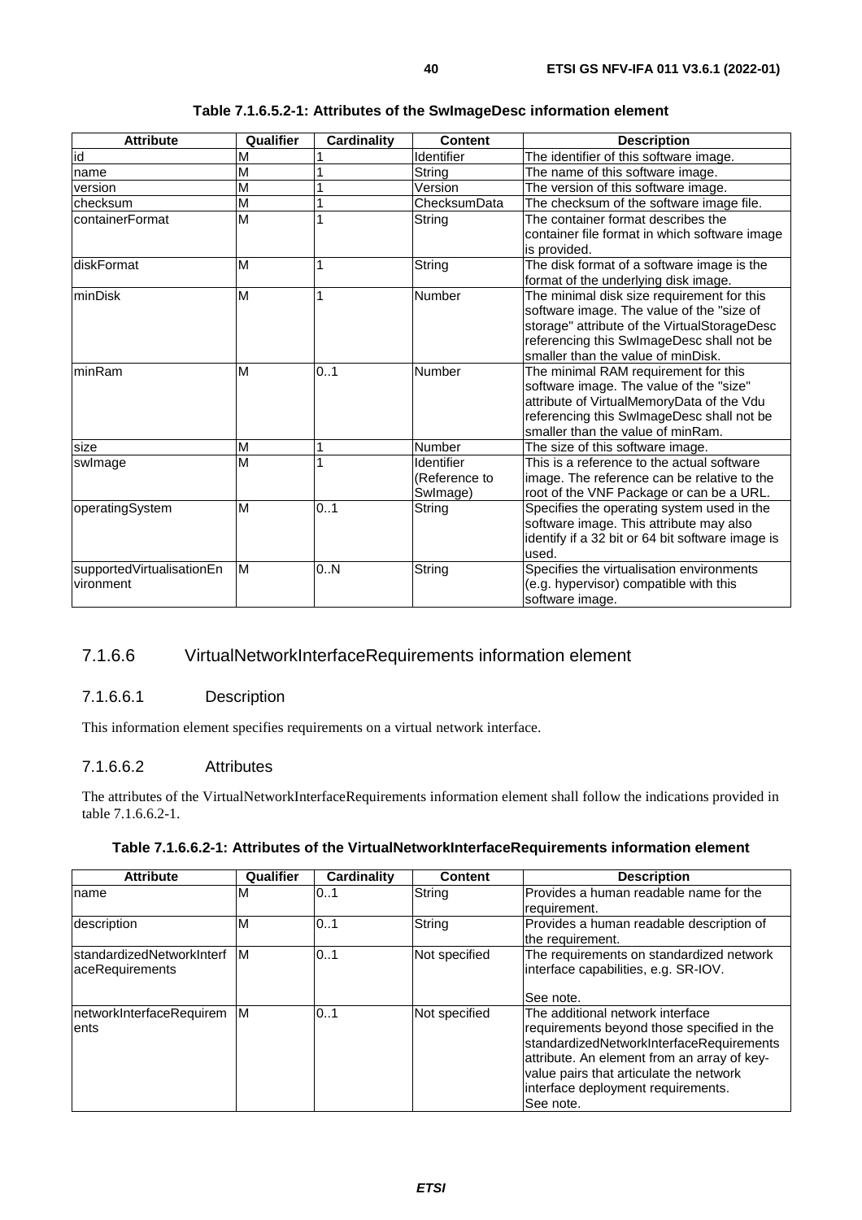**Table 7.1.6.5.2-1: Attributes of the SwImageDesc information element**

| Attribute | Qualifier | Cardinality | Content | Description |
|---|---|---|---|---|
| id | M | 1 | Identifier | The identifier of this software image. |
| name | M | 1 | String | The name of this software image. |
| version | M | 1 | Version | The version of this software image. |
| checksum | M | 1 | ChecksumData | The checksum of the software image file. |
| containerFormat | M | 1 | String | The container format describes the container file format in which software image is provided. |
| diskFormat | M | 1 | String | The disk format of a software image is the format of the underlying disk image. |
| minDisk | M | 1 | Number | The minimal disk size requirement for this software image. The value of the "size of storage" attribute of the VirtualStorageDesc referencing this SwImageDesc shall not be smaller than the value of minDisk. |
| minRam | M | 0..1 | Number | The minimal RAM requirement for this software image. The value of the "size" attribute of VirtualMemoryData of the Vdu referencing this SwImageDesc shall not be smaller than the value of minRam. |
| size | M | 1 | Number | The size of this software image. |
| swImage | M | 1 | Identifier (Reference to SwImage) | This is a reference to the actual software image. The reference can be relative to the root of the VNF Package or can be a URL. |
| operatingSystem | M | 0..1 | String | Specifies the operating system used in the software image. This attribute may also identify if a 32 bit or 64 bit software image is used. |
| supportedVirtualisationEnvironment | M | 0..N | String | Specifies the virtualisation environments (e.g. hypervisor) compatible with this software image. |

### 7.1.6.6 VirtualNetworkInterfaceRequirements information element

#### 7.1.6.6.1 Description

This information element specifies requirements on a virtual network interface.

#### 7.1.6.6.2 Attributes

The attributes of the VirtualNetworkInterfaceRequirements information element shall follow the indications provided in table 7.1.6.6.2-1.

**Table 7.1.6.6.2-1: Attributes of the VirtualNetworkInterfaceRequirements information element**

| Attribute | Qualifier | Cardinality | Content | Description |
|---|---|---|---|---|
| name | M | 0..1 | String | Provides a human readable name for the requirement. |
| description | M | 0..1 | String | Provides a human readable description of the requirement. |
| standardizedNetworkInterfaceRequirements | M | 0..1 | Not specified | The requirements on standardized network interface capabilities, e.g. SR-IOV.<br><br>See note. |
| networkInterfaceRequirements | M | 0..1 | Not specified | The additional network interface requirements beyond those specified in the standardizedNetworkInterfaceRequirements attribute. An element from an array of key-value pairs that articulate the network interface deployment requirements.<br>See note. |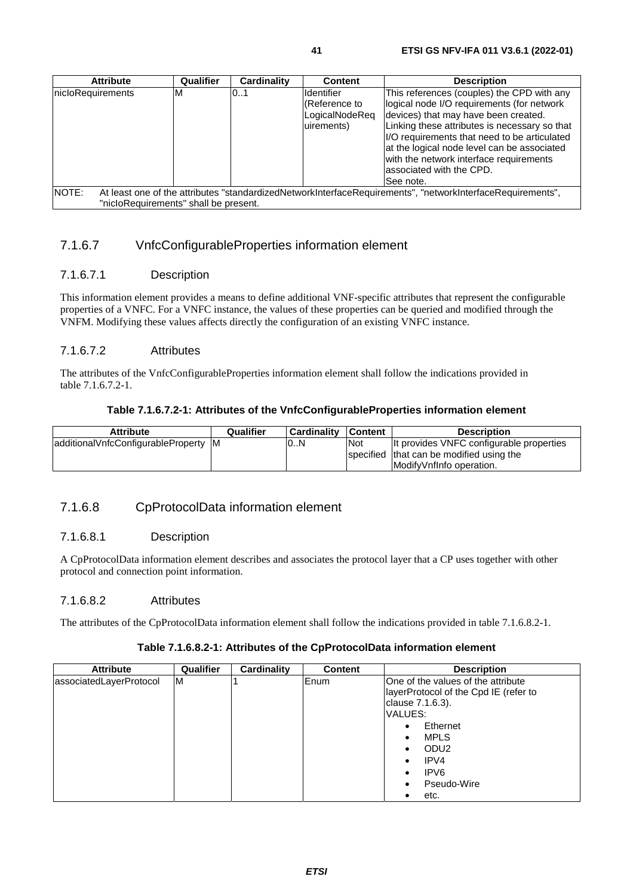| Attribute | Qualifier | Cardinality | Content | Description |
| --- | --- | --- | --- | --- |
| nicIoRequirements | M | 0..1 | Identifier (Reference to LogicalNodeRequirements) | This references (couples) the CPD with any logical node I/O requirements (for network devices) that may have been created. Linking these attributes is necessary so that I/O requirements that need to be articulated at the logical node level can be associated with the network interface requirements associated with the CPD. See note. |
| NOTE: At least one of the attributes "standardizedNetworkInterfaceRequirements", "networkInterfaceRequirements", "nicIoRequirements" shall be present. | | | | |

### 7.1.6.7 VnfcConfigurableProperties information element

#### 7.1.6.7.1 Description

This information element provides a means to define additional VNF-specific attributes that represent the configurable properties of a VNFC. For a VNFC instance, the values of these properties can be queried and modified through the VNFM. Modifying these values affects directly the configuration of an existing VNFC instance.

#### 7.1.6.7.2 Attributes

The attributes of the VnfcConfigurableProperties information element shall follow the indications provided in table 7.1.6.7.2-1.

**Table 7.1.6.7.2-1: Attributes of the VnfcConfigurableProperties information element**

| Attribute | Qualifier | Cardinality | Content | Description |
| --- | --- | --- | --- | --- |
| additionalVnfcConfigurableProperty | M | 0..N | Not specified | It provides VNFC configurable properties that can be modified using the ModifyVnfInfo operation. |

### 7.1.6.8 CpProtocolData information element

#### 7.1.6.8.1 Description

A CpProtocolData information element describes and associates the protocol layer that a CP uses together with other protocol and connection point information.

#### 7.1.6.8.2 Attributes

The attributes of the CpProtocolData information element shall follow the indications provided in table 7.1.6.8.2-1.

**Table 7.1.6.8.2-1: Attributes of the CpProtocolData information element**

| Attribute | Qualifier | Cardinality | Content | Description |
| --- | --- | --- | --- | --- |
| associatedLayerProtocol | M | 1 | Enum | One of the values of the attribute layerProtocol of the Cpd IE (refer to clause 7.1.6.3).<br>VALUES:<br>• Ethernet<br>• MPLS<br>• ODU2<br>• IPV4<br>• IPV6<br>• Pseudo-Wire<br>• etc. |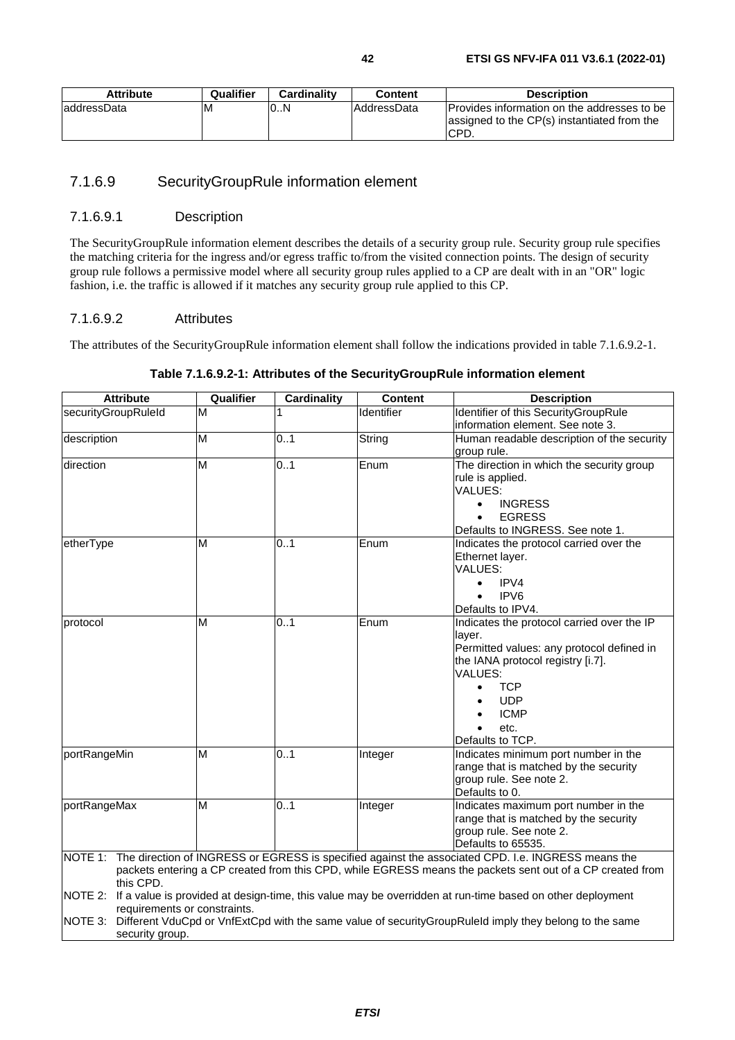| Attribute | Qualifier | Cardinality | Content | Description |
| --- | --- | --- | --- | --- |
| addressData | M | 0..N | AddressData | Provides information on the addresses to be assigned to the CP(s) instantiated from the CPD. |

### 7.1.6.9 SecurityGroupRule information element

#### 7.1.6.9.1 Description

The SecurityGroupRule information element describes the details of a security group rule. Security group rule specifies the matching criteria for the ingress and/or egress traffic to/from the visited connection points. The design of security group rule follows a permissive model where all security group rules applied to a CP are dealt with in an "OR" logic fashion, i.e. the traffic is allowed if it matches any security group rule applied to this CP.

#### 7.1.6.9.2 Attributes

The attributes of the SecurityGroupRule information element shall follow the indications provided in table 7.1.6.9.2-1.

**Table 7.1.6.9.2-1: Attributes of the SecurityGroupRule information element**

| Attribute | Qualifier | Cardinality | Content | Description |
| --- | --- | --- | --- | --- |
| securityGroupRuleId | M | 1 | Identifier | Identifier of this SecurityGroupRule information element. See note 3. |
| description | M | 0..1 | String | Human readable description of the security group rule. |
| direction | M | 0..1 | Enum | The direction in which the security group rule is applied.<br>VALUES:<br>• INGRESS<br>• EGRESS<br>Defaults to INGRESS. See note 1. |
| etherType | M | 0..1 | Enum | Indicates the protocol carried over the Ethernet layer.<br>VALUES:<br>• IPV4<br>• IPV6<br>Defaults to IPV4. |
| protocol | M | 0..1 | Enum | Indicates the protocol carried over the IP layer.<br>Permitted values: any protocol defined in the IANA protocol registry [i.7].<br>VALUES:<br>• TCP<br>• UDP<br>• ICMP<br>• etc.<br>Defaults to TCP. |
| portRangeMin | M | 0..1 | Integer | Indicates minimum port number in the range that is matched by the security group rule. See note 2.<br>Defaults to 0. |
| portRangeMax | M | 0..1 | Integer | Indicates maximum port number in the range that is matched by the security group rule. See note 2.<br>Defaults to 65535. |

NOTE 1: The direction of INGRESS or EGRESS is specified against the associated CPD. I.e. INGRESS means the packets entering a CP created from this CPD, while EGRESS means the packets sent out of a CP created from this CPD.

NOTE 2: If a value is provided at design-time, this value may be overridden at run-time based on other deployment requirements or constraints.

NOTE 3: Different VduCpd or VnfExtCpd with the same value of securityGroupRuleId imply they belong to the same security group.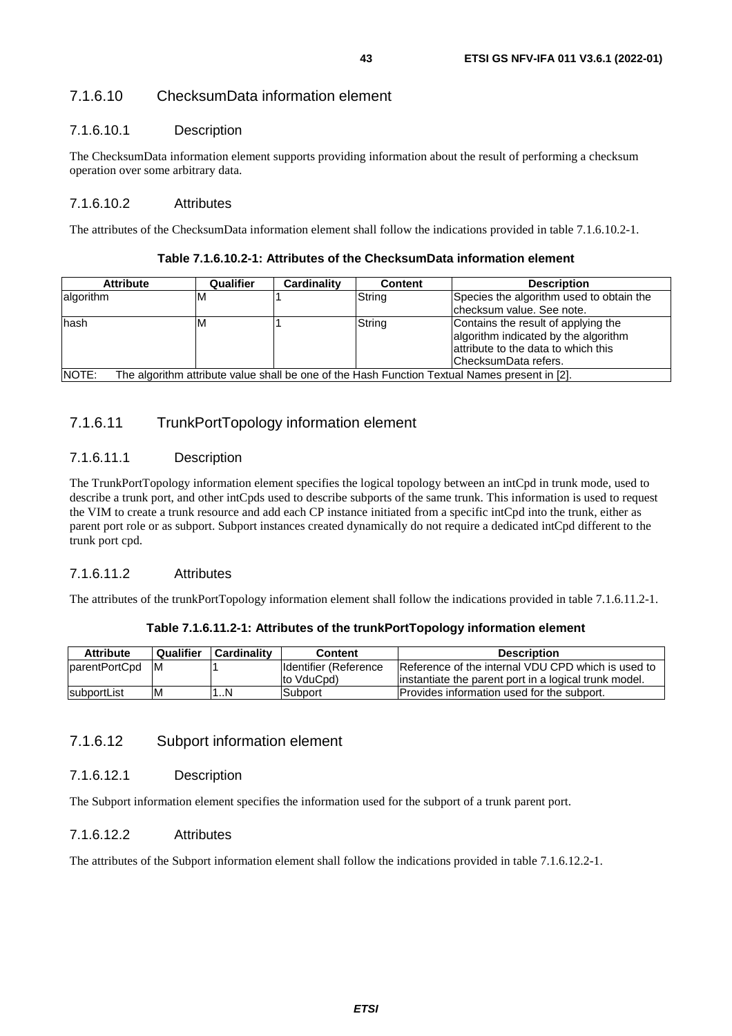### 7.1.6.10 ChecksumData information element

#### 7.1.6.10.1 Description

The ChecksumData information element supports providing information about the result of performing a checksum operation over some arbitrary data.

#### 7.1.6.10.2 Attributes

The attributes of the ChecksumData information element shall follow the indications provided in table 7.1.6.10.2-1.

**Table 7.1.6.10.2-1: Attributes of the ChecksumData information element**

| Attribute | Qualifier | Cardinality | Content | Description |
|---|---|---|---|---|
| algorithm | M | 1 | String | Species the algorithm used to obtain the checksum value. See note. |
| hash | M | 1 | String | Contains the result of applying the algorithm indicated by the algorithm attribute to the data to which this ChecksumData refers. |
| NOTE: The algorithm attribute value shall be one of the Hash Function Textual Names present in [2]. | | | | |

### 7.1.6.11 TrunkPortTopology information element

#### 7.1.6.11.1 Description

The TrunkPortTopology information element specifies the logical topology between an intCpd in trunk mode, used to describe a trunk port, and other intCpds used to describe subports of the same trunk. This information is used to request the VIM to create a trunk resource and add each CP instance initiated from a specific intCpd into the trunk, either as parent port role or as subport. Subport instances created dynamically do not require a dedicated intCpd different to the trunk port cpd.

#### 7.1.6.11.2 Attributes

The attributes of the trunkPortTopology information element shall follow the indications provided in table 7.1.6.11.2-1.

**Table 7.1.6.11.2-1: Attributes of the trunkPortTopology information element**

| Attribute | Qualifier | Cardinality | Content | Description |
|---|---|---|---|---|
| parentPortCpd | M | 1 | Identifier (Reference to VduCpd) | Reference of the internal VDU CPD which is used to instantiate the parent port in a logical trunk model. |
| subportList | M | 1..N | Subport | Provides information used for the subport. |

### 7.1.6.12 Subport information element

#### 7.1.6.12.1 Description

The Subport information element specifies the information used for the subport of a trunk parent port.

#### 7.1.6.12.2 Attributes

The attributes of the Subport information element shall follow the indications provided in table 7.1.6.12.2-1.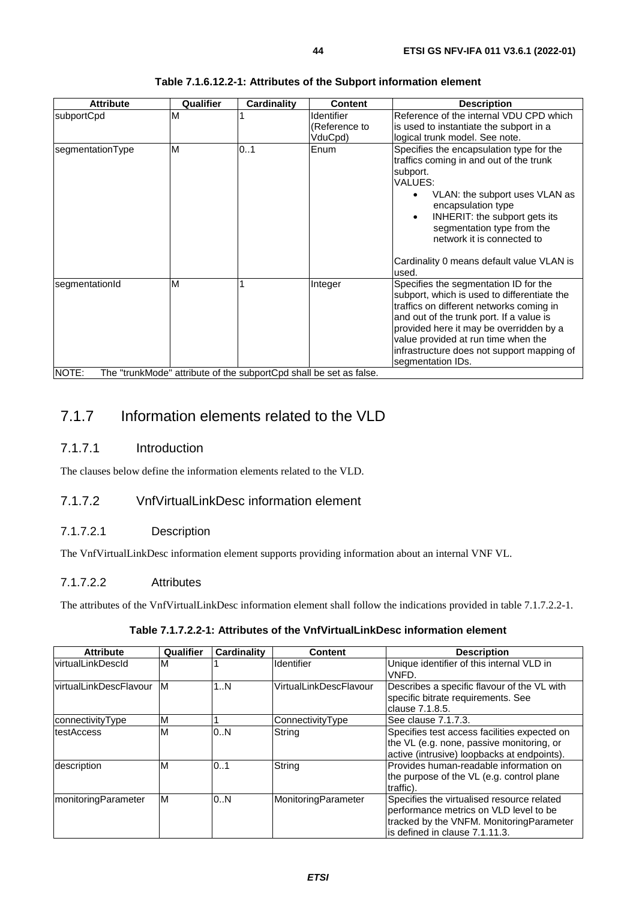**Table 7.1.6.12.2-1: Attributes of the Subport information element**

| Attribute | Qualifier | Cardinality | Content | Description |
| --- | --- | --- | --- | --- |
| subportCpd | M | 1 | Identifier (Reference to VduCpd) | Reference of the internal VDU CPD which is used to instantiate the subport in a logical trunk model. See note. |
| segmentationType | M | 0..1 | Enum | Specifies the encapsulation type for the traffics coming in and out of the trunk subport. VALUES: • VLAN: the subport uses VLAN as encapsulation type • INHERIT: the subport gets its segmentation type from the network it is connected to  Cardinality 0 means default value VLAN is used. |
| segmentationId | M | 1 | Integer | Specifies the segmentation ID for the subport, which is used to differentiate the traffics on different networks coming in and out of the trunk port. If a value is provided here it may be overridden by a value provided at run time when the infrastructure does not support mapping of segmentation IDs. |
| NOTE: The "trunkMode" attribute of the subportCpd shall be set as false. | | | | |

## 7.1.7 Information elements related to the VLD

### 7.1.7.1 Introduction

The clauses below define the information elements related to the VLD.

### 7.1.7.2 VnfVirtualLinkDesc information element

#### 7.1.7.2.1 Description

The VnfVirtualLinkDesc information element supports providing information about an internal VNF VL.

#### 7.1.7.2.2 Attributes

The attributes of the VnfVirtualLinkDesc information element shall follow the indications provided in table 7.1.7.2.2-1.

**Table 7.1.7.2.2-1: Attributes of the VnfVirtualLinkDesc information element**

| Attribute | Qualifier | Cardinality | Content | Description |
| --- | --- | --- | --- | --- |
| virtualLinkDescId | M | 1 | Identifier | Unique identifier of this internal VLD in VNFD. |
| virtualLinkDescFlavour | M | 1..N | VirtualLinkDescFlavour | Describes a specific flavour of the VL with specific bitrate requirements. See clause 7.1.8.5. |
| connectivityType | M | 1 | ConnectivityType | See clause 7.1.7.3. |
| testAccess | M | 0..N | String | Specifies test access facilities expected on the VL (e.g. none, passive monitoring, or active (intrusive) loopbacks at endpoints). |
| description | M | 0..1 | String | Provides human-readable information on the purpose of the VL (e.g. control plane traffic). |
| monitoringParameter | M | 0..N | MonitoringParameter | Specifies the virtualised resource related performance metrics on VLD level to be tracked by the VNFM. MonitoringParameter is defined in clause 7.1.11.3. |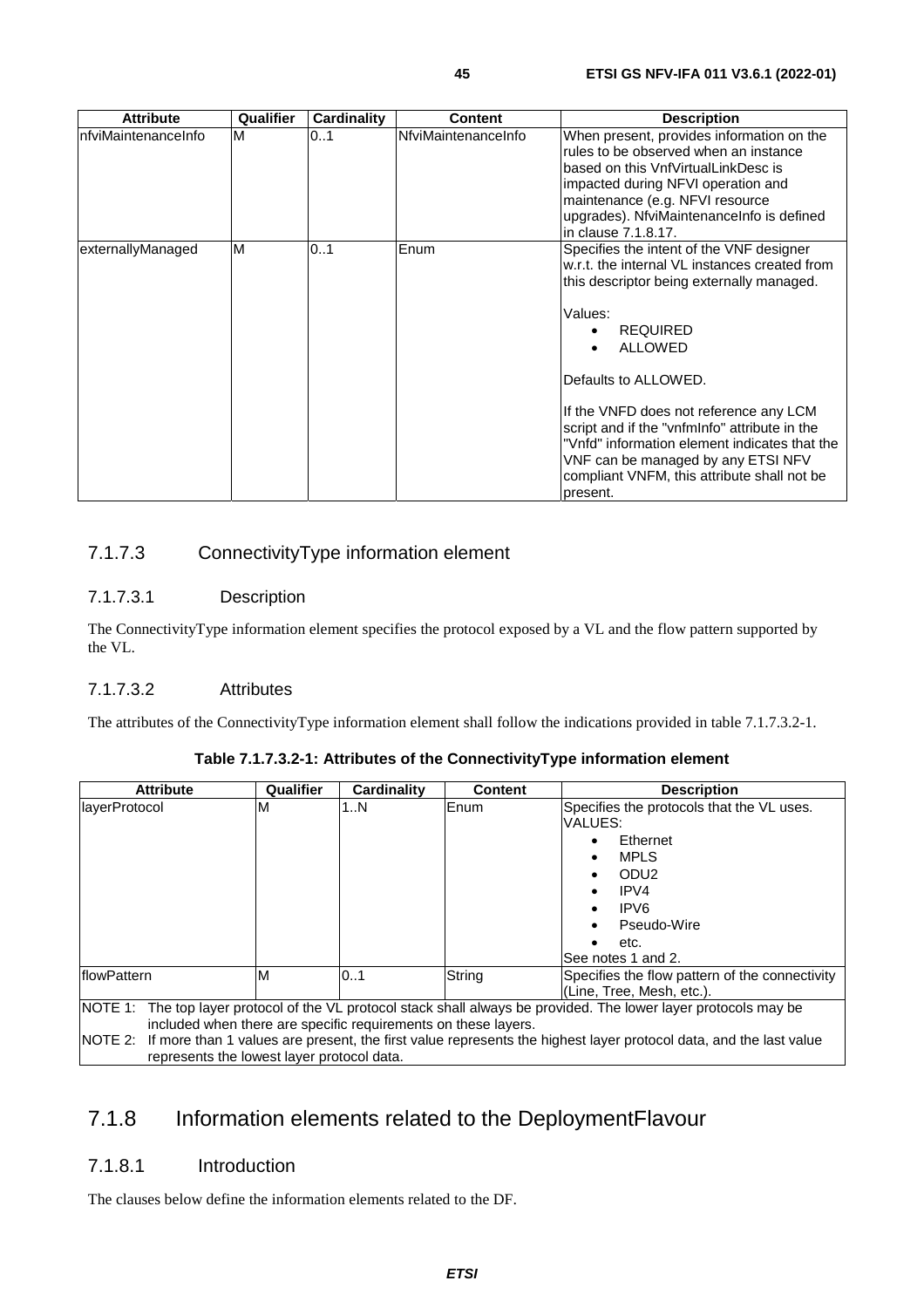| Attribute | Qualifier | Cardinality | Content | Description |
| --- | --- | --- | --- | --- |
| nfviMaintenanceInfo | M | 0..1 | NfviMaintenanceInfo | When present, provides information on the rules to be observed when an instance based on this VnfVirtualLinkDesc is impacted during NFVI operation and maintenance (e.g. NFVI resource upgrades). NfviMaintenanceInfo is defined in clause 7.1.8.17. |
| externallyManaged | M | 0..1 | Enum | Specifies the intent of the VNF designer w.r.t. the internal VL instances created from this descriptor being externally managed.<br><br>Values:<br>• REQUIRED<br>• ALLOWED<br><br>Defaults to ALLOWED.<br><br>If the VNFD does not reference any LCM script and if the "vnfmInfo" attribute in the "Vnfd" information element indicates that the VNF can be managed by any ETSI NFV compliant VNFM, this attribute shall not be present. |

### 7.1.7.3 ConnectivityType information element

#### 7.1.7.3.1 Description

The ConnectivityType information element specifies the protocol exposed by a VL and the flow pattern supported by the VL.

#### 7.1.7.3.2 Attributes

The attributes of the ConnectivityType information element shall follow the indications provided in table 7.1.7.3.2-1.

**Table 7.1.7.3.2-1: Attributes of the ConnectivityType information element**

| Attribute | Qualifier | Cardinality | Content | Description |
| --- | --- | --- | --- | --- |
| layerProtocol | M | 1..N | Enum | Specifies the protocols that the VL uses.<br>VALUES:<br>• Ethernet<br>• MPLS<br>• ODU2<br>• IPV4<br>• IPV6<br>• Pseudo-Wire<br>• etc.<br>See notes 1 and 2. |
| flowPattern | M | 0..1 | String | Specifies the flow pattern of the connectivity (Line, Tree, Mesh, etc.). |
| NOTE 1: The top layer protocol of the VL protocol stack shall always be provided. The lower layer protocols may be included when there are specific requirements on these layers. | | | | |
| NOTE 2: If more than 1 values are present, the first value represents the highest layer protocol data, and the last value represents the lowest layer protocol data. | | | | |

## 7.1.8 Information elements related to the DeploymentFlavour

### 7.1.8.1 Introduction

The clauses below define the information elements related to the DF.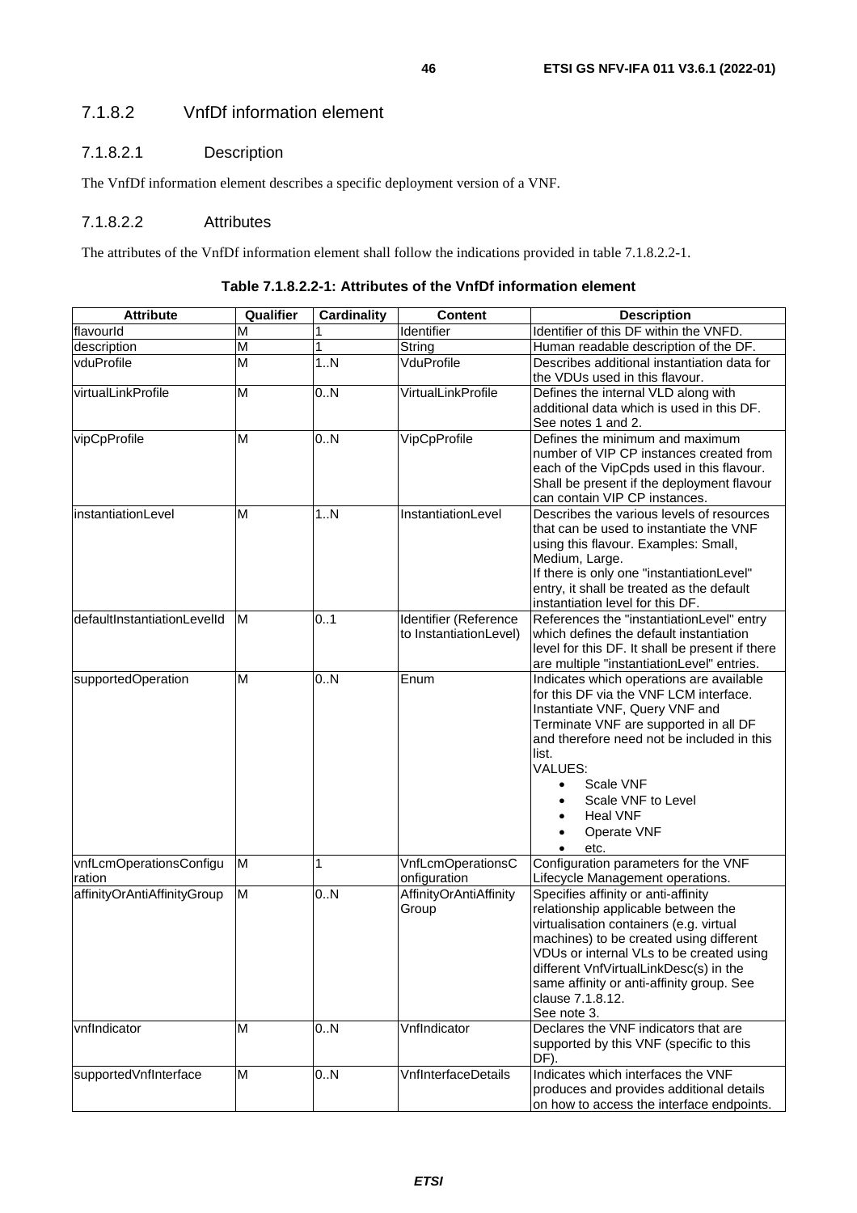### 7.1.8.2 VnfDf information element

#### 7.1.8.2.1 Description

The VnfDf information element describes a specific deployment version of a VNF.

#### 7.1.8.2.2 Attributes

The attributes of the VnfDf information element shall follow the indications provided in table 7.1.8.2.2-1.

**Table 7.1.8.2.2-1: Attributes of the VnfDf information element**

| Attribute | Qualifier | Cardinality | Content | Description |
|---|---|---|---|---|
| flavourId | M | 1 | Identifier | Identifier of this DF within the VNFD. |
| description | M | 1 | String | Human readable description of the DF. |
| vduProfile | M | 1..N | VduProfile | Describes additional instantiation data for the VDUs used in this flavour. |
| virtualLinkProfile | M | 0..N | VirtualLinkProfile | Defines the internal VLD along with additional data which is used in this DF. See notes 1 and 2. |
| vipCpProfile | M | 0..N | VipCpProfile | Defines the minimum and maximum number of VIP CP instances created from each of the VipCpds used in this flavour. Shall be present if the deployment flavour can contain VIP CP instances. |
| instantiationLevel | M | 1..N | InstantiationLevel | Describes the various levels of resources that can be used to instantiate the VNF using this flavour. Examples: Small, Medium, Large. If there is only one "instantiationLevel" entry, it shall be treated as the default instantiation level for this DF. |
| defaultInstantiationLevelId | M | 0..1 | Identifier (Reference to InstantiationLevel) | References the "instantiationLevel" entry which defines the default instantiation level for this DF. It shall be present if there are multiple "instantiationLevel" entries. |
| supportedOperation | M | 0..N | Enum | Indicates which operations are available for this DF via the VNF LCM interface. Instantiate VNF, Query VNF and Terminate VNF are supported in all DF and therefore need not be included in this list. VALUES: <br>• Scale VNF <br>• Scale VNF to Level <br>• Heal VNF <br>• Operate VNF <br>• etc. |
| vnfLcmOperationsConfiguration | M | 1 | VnfLcmOperationsConfiguration | Configuration parameters for the VNF Lifecycle Management operations. |
| affinityOrAntiAffinityGroup | M | 0..N | AffinityOrAntiAffinityGroup | Specifies affinity or anti-affinity relationship applicable between the virtualisation containers (e.g. virtual machines) to be created using different VDUs or internal VLs to be created using different VnfVirtualLinkDesc(s) in the same affinity or anti-affinity group. See clause 7.1.8.12. See note 3. |
| vnfIndicator | M | 0..N | VnfIndicator | Declares the VNF indicators that are supported by this VNF (specific to this DF). |
| supportedVnfInterface | M | 0..N | VnfInterfaceDetails | Indicates which interfaces the VNF produces and provides additional details on how to access the interface endpoints. |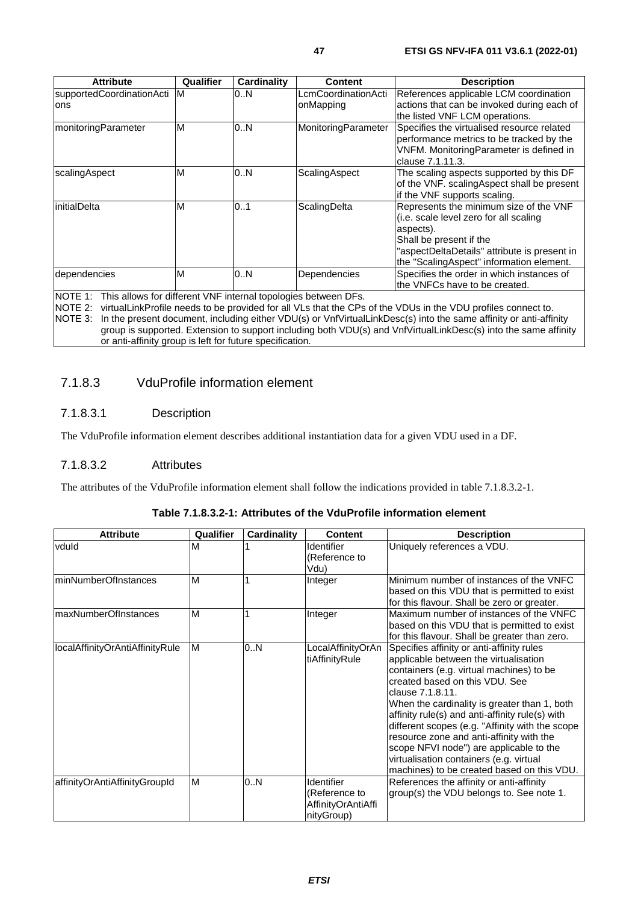| Attribute | Qualifier | Cardinality | Content | Description |
| --- | --- | --- | --- | --- |
| supportedCoordinationActions | M | 0..N | LcmCoordinationActionMapping | References applicable LCM coordination actions that can be invoked during each of the listed VNF LCM operations. |
| monitoringParameter | M | 0..N | MonitoringParameter | Specifies the virtualised resource related performance metrics to be tracked by the VNFM. MonitoringParameter is defined in clause 7.1.11.3. |
| scalingAspect | M | 0..N | ScalingAspect | The scaling aspects supported by this DF of the VNF. scalingAspect shall be present if the VNF supports scaling. |
| initialDelta | M | 0..1 | ScalingDelta | Represents the minimum size of the VNF (i.e. scale level zero for all scaling aspects).<br>Shall be present if the "aspectDeltaDetails" attribute is present in the "ScalingAspect" information element. |
| dependencies | M | 0..N | Dependencies | Specifies the order in which instances of the VNFCs have to be created. |
| NOTE 1: This allows for different VNF internal topologies between DFs.<br>NOTE 2: virtualLinkProfile needs to be provided for all VLs that the CPs of the VDUs in the VDU profiles connect to.<br>NOTE 3: In the present document, including either VDU(s) or VnfVirtualLinkDesc(s) into the same affinity or anti-affinity group is supported. Extension to support including both VDU(s) and VnfVirtualLinkDesc(s) into the same affinity or anti-affinity group is left for future specification. | | | | |

### 7.1.8.3 VduProfile information element

#### 7.1.8.3.1 Description

The VduProfile information element describes additional instantiation data for a given VDU used in a DF.

#### 7.1.8.3.2 Attributes

The attributes of the VduProfile information element shall follow the indications provided in table 7.1.8.3.2-1.

**Table 7.1.8.3.2-1: Attributes of the VduProfile information element**

| Attribute | Qualifier | Cardinality | Content | Description |
| --- | --- | --- | --- | --- |
| vduId | M | 1 | Identifier (Reference to Vdu) | Uniquely references a VDU. |
| minNumberOfInstances | M | 1 | Integer | Minimum number of instances of the VNFC based on this VDU that is permitted to exist for this flavour. Shall be zero or greater. |
| maxNumberOfInstances | M | 1 | Integer | Maximum number of instances of the VNFC based on this VDU that is permitted to exist for this flavour. Shall be greater than zero. |
| localAffinityOrAntiAffinityRule | M | 0..N | LocalAffinityOrAntiAffinityRule | Specifies affinity or anti-affinity rules applicable between the virtualisation containers (e.g. virtual machines) to be created based on this VDU. See clause 7.1.8.11.<br>When the cardinality is greater than 1, both affinity rule(s) and anti-affinity rule(s) with different scopes (e.g. "Affinity with the scope resource zone and anti-affinity with the scope NFVI node") are applicable to the virtualisation containers (e.g. virtual machines) to be created based on this VDU. |
| affinityOrAntiAffinityGroupId | M | 0..N | Identifier (Reference to AffinityOrAntiAffinityGroup) | References the affinity or anti-affinity group(s) the VDU belongs to. See note 1. |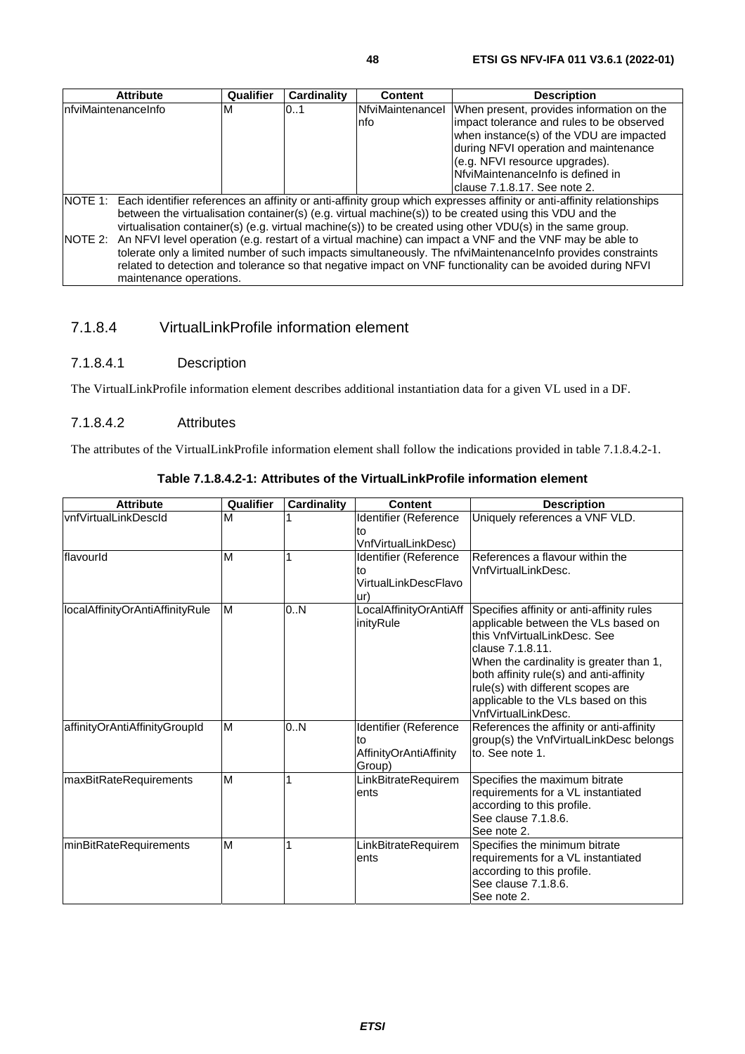| Attribute | Qualifier | Cardinality | Content | Description |
| --- | --- | --- | --- | --- |
| nfviMaintenanceInfo | M | 0..1 | NfviMaintenanceInfo | When present, provides information on the impact tolerance and rules to be observed when instance(s) of the VDU are impacted during NFVI operation and maintenance (e.g. NFVI resource upgrades). NfviMaintenanceInfo is defined in clause 7.1.8.17. See note 2. |
| NOTE 1: Each identifier references an affinity or anti-affinity group which expresses affinity or anti-affinity relationships between the virtualisation container(s) (e.g. virtual machine(s)) to be created using this VDU and the virtualisation container(s) (e.g. virtual machine(s)) to be created using other VDU(s) in the same group. | | | | |
| NOTE 2: An NFVI level operation (e.g. restart of a virtual machine) can impact a VNF and the VNF may be able to tolerate only a limited number of such impacts simultaneously. The nfviMaintenanceInfo provides constraints related to detection and tolerance so that negative impact on VNF functionality can be avoided during NFVI maintenance operations. | | | | |

### 7.1.8.4 VirtualLinkProfile information element

#### 7.1.8.4.1 Description

The VirtualLinkProfile information element describes additional instantiation data for a given VL used in a DF.

#### 7.1.8.4.2 Attributes

The attributes of the VirtualLinkProfile information element shall follow the indications provided in table 7.1.8.4.2-1.

**Table 7.1.8.4.2-1: Attributes of the VirtualLinkProfile information element**

| Attribute | Qualifier | Cardinality | Content | Description |
| --- | --- | --- | --- | --- |
| vnfVirtualLinkDescId | M | 1 | Identifier (Reference to VnfVirtualLinkDesc) | Uniquely references a VNF VLD. |
| flavourId | M | 1 | Identifier (Reference to VirtualLinkDescFlavour) | References a flavour within the VnfVirtualLinkDesc. |
| localAffinityOrAntiAffinityRule | M | 0..N | LocalAffinityOrAntiAffinityRule | Specifies affinity or anti-affinity rules applicable between the VLs based on this VnfVirtualLinkDesc. See clause 7.1.8.11. When the cardinality is greater than 1, both affinity rule(s) and anti-affinity rule(s) with different scopes are applicable to the VLs based on this VnfVirtualLinkDesc. |
| affinityOrAntiAffinityGroupId | M | 0..N | Identifier (Reference to AffinityOrAntiAffinityGroup) | References the affinity or anti-affinity group(s) the VnfVirtualLinkDesc belongs to. See note 1. |
| maxBitRateRequirements | M | 1 | LinkBitrateRequirements | Specifies the maximum bitrate requirements for a VL instantiated according to this profile. See clause 7.1.8.6. See note 2. |
| minBitRateRequirements | M | 1 | LinkBitrateRequirements | Specifies the minimum bitrate requirements for a VL instantiated according to this profile. See clause 7.1.8.6. See note 2. |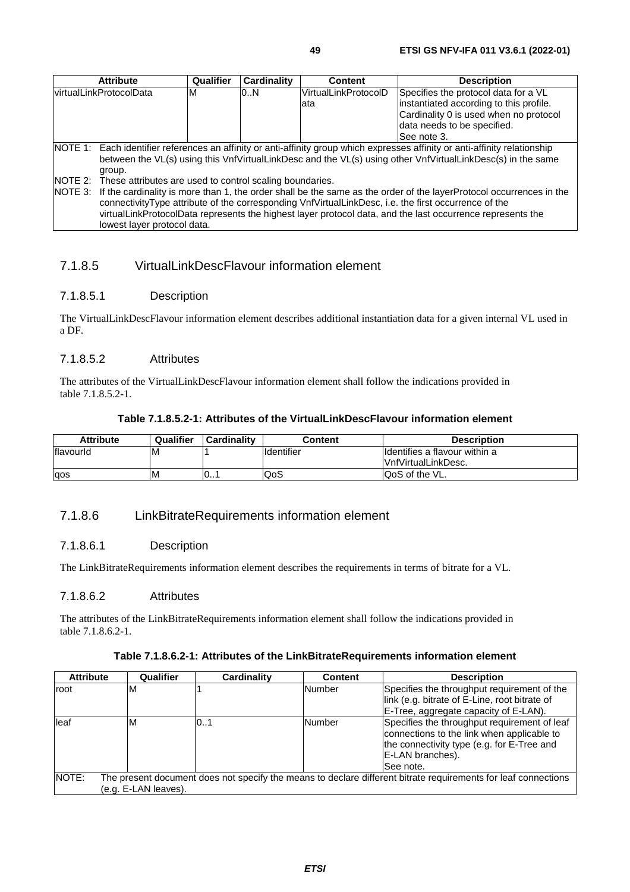| Attribute | Qualifier | Cardinality | Content | Description |
| --- | --- | --- | --- | --- |
| virtualLinkProtocolData | M | 0..N | VirtualLinkProtocolData | Specifies the protocol data for a VL instantiated according to this profile. Cardinality 0 is used when no protocol data needs to be specified. See note 3. |
| NOTE 1: Each identifier references an affinity or anti-affinity group which expresses affinity or anti-affinity relationship between the VL(s) using this VnfVirtualLinkDesc and the VL(s) using other VnfVirtualLinkDesc(s) in the same group. NOTE 2: These attributes are used to control scaling boundaries. NOTE 3: If the cardinality is more than 1, the order shall be the same as the order of the layerProtocol occurrences in the connectivityType attribute of the corresponding VnfVirtualLinkDesc, i.e. the first occurrence of the virtualLinkProtocolData represents the highest layer protocol data, and the last occurrence represents the lowest layer protocol data. | | | | |

### 7.1.8.5 VirtualLinkDescFlavour information element

#### 7.1.8.5.1 Description

The VirtualLinkDescFlavour information element describes additional instantiation data for a given internal VL used in a DF.

#### 7.1.8.5.2 Attributes

The attributes of the VirtualLinkDescFlavour information element shall follow the indications provided in table 7.1.8.5.2-1.

**Table 7.1.8.5.2-1: Attributes of the VirtualLinkDescFlavour information element**

| Attribute | Qualifier | Cardinality | Content | Description |
| --- | --- | --- | --- | --- |
| flavourId | M | 1 | Identifier | Identifies a flavour within a VnfVirtualLinkDesc. |
| qos | M | 0..1 | QoS | QoS of the VL. |

### 7.1.8.6 LinkBitrateRequirements information element

#### 7.1.8.6.1 Description

The LinkBitrateRequirements information element describes the requirements in terms of bitrate for a VL.

#### 7.1.8.6.2 Attributes

The attributes of the LinkBitrateRequirements information element shall follow the indications provided in table 7.1.8.6.2-1.

**Table 7.1.8.6.2-1: Attributes of the LinkBitrateRequirements information element**

| Attribute | Qualifier | Cardinality | Content | Description |
| --- | --- | --- | --- | --- |
| root | M | 1 | Number | Specifies the throughput requirement of the link (e.g. bitrate of E-Line, root bitrate of E-Tree, aggregate capacity of E-LAN). |
| leaf | M | 0..1 | Number | Specifies the throughput requirement of leaf connections to the link when applicable to the connectivity type (e.g. for E-Tree and E-LAN branches). See note. |
| NOTE: The present document does not specify the means to declare different bitrate requirements for leaf connections (e.g. E-LAN leaves). | | | | |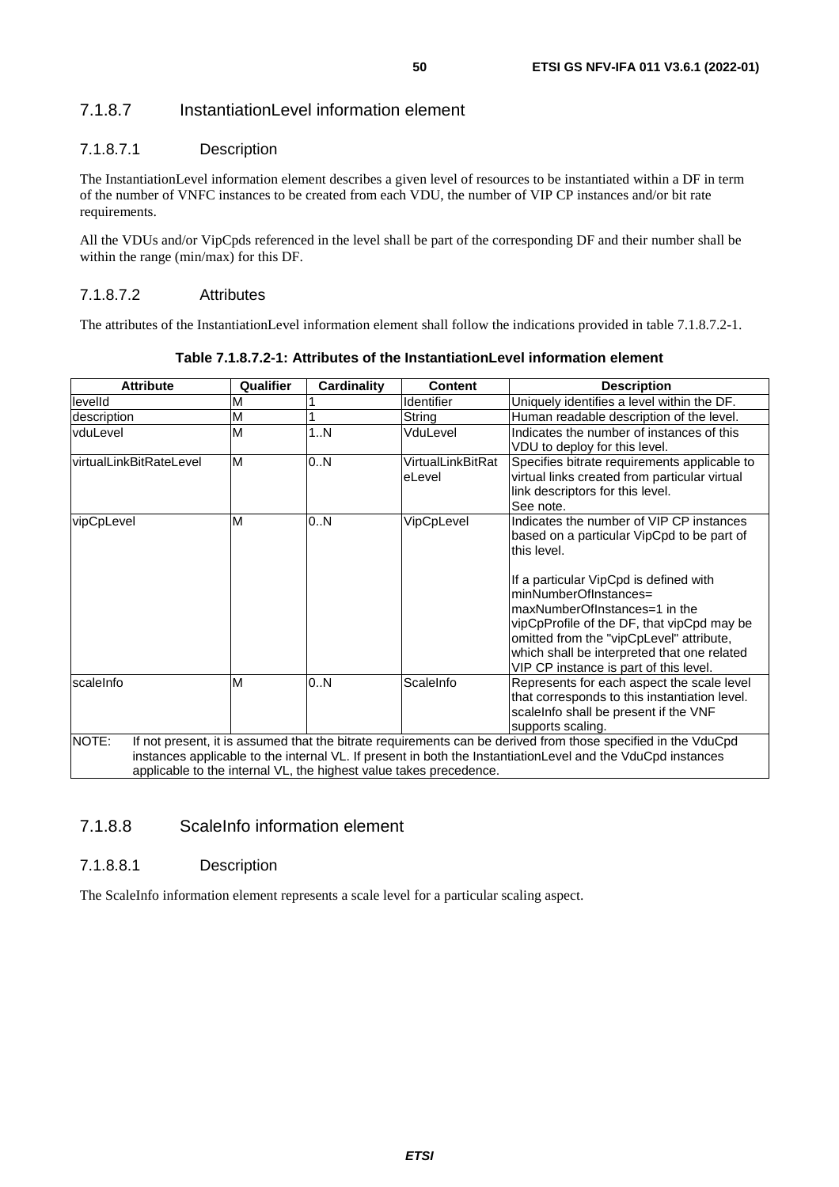### 7.1.8.7 InstantiationLevel information element

#### 7.1.8.7.1 Description

The InstantiationLevel information element describes a given level of resources to be instantiated within a DF in term of the number of VNFC instances to be created from each VDU, the number of VIP CP instances and/or bit rate requirements.

All the VDUs and/or VipCpds referenced in the level shall be part of the corresponding DF and their number shall be within the range (min/max) for this DF.

#### 7.1.8.7.2 Attributes

The attributes of the InstantiationLevel information element shall follow the indications provided in table 7.1.8.7.2-1.

**Table 7.1.8.7.2-1: Attributes of the InstantiationLevel information element**

| Attribute | Qualifier | Cardinality | Content | Description |
|---|---|---|---|---|
| levelId | M | 1 | Identifier | Uniquely identifies a level within the DF. |
| description | M | 1 | String | Human readable description of the level. |
| vduLevel | M | 1..N | VduLevel | Indicates the number of instances of this VDU to deploy for this level. |
| virtualLinkBitRateLevel | M | 0..N | VirtualLinkBitRateLevel | Specifies bitrate requirements applicable to virtual links created from particular virtual link descriptors for this level.<br>See note. |
| vipCpLevel | M | 0..N | VipCpLevel | Indicates the number of VIP CP instances based on a particular VipCpd to be part of this level.<br><br>If a particular VipCpd is defined with minNumberOfInstances= maxNumberOfInstances=1 in the vipCpProfile of the DF, that vipCpd may be omitted from the "vipCpLevel" attribute, which shall be interpreted that one related VIP CP instance is part of this level. |
| scaleInfo | M | 0..N | ScaleInfo | Represents for each aspect the scale level that corresponds to this instantiation level. scaleInfo shall be present if the VNF supports scaling. |
| NOTE: If not present, it is assumed that the bitrate requirements can be derived from those specified in the VduCpd instances applicable to the internal VL. If present in both the InstantiationLevel and the VduCpd instances applicable to the internal VL, the highest value takes precedence. | | | | |

### 7.1.8.8 ScaleInfo information element

#### 7.1.8.8.1 Description

The ScaleInfo information element represents a scale level for a particular scaling aspect.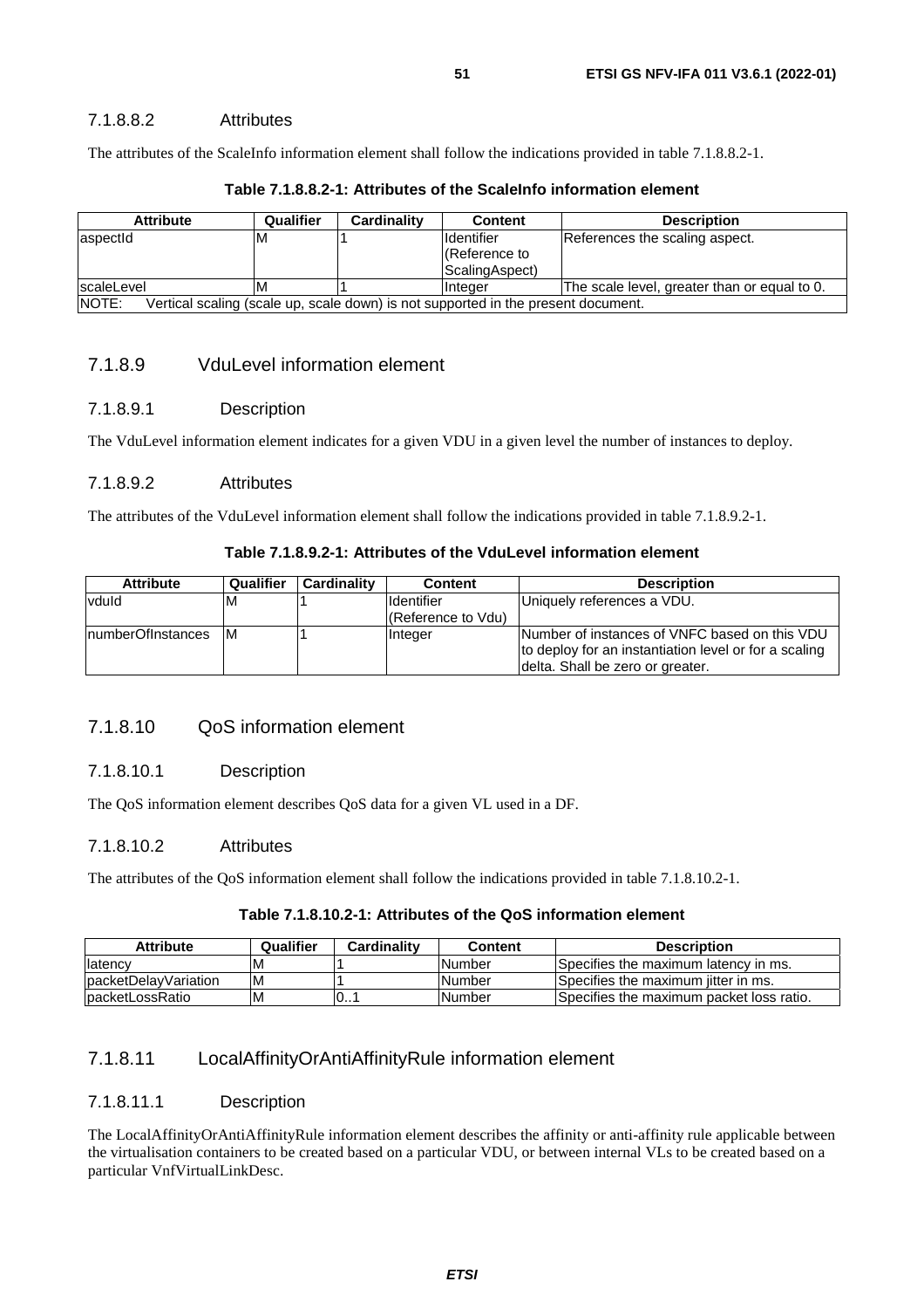#### 7.1.8.8.2 Attributes

The attributes of the ScaleInfo information element shall follow the indications provided in table 7.1.8.8.2-1.

**Table 7.1.8.8.2-1: Attributes of the ScaleInfo information element**

| Attribute | Qualifier | Cardinality | Content | Description |
|---|---|---|---|---|
| aspectId | M | 1 | Identifier (Reference to ScalingAspect) | References the scaling aspect. |
| scaleLevel | M | 1 | Integer | The scale level, greater than or equal to 0. |
| NOTE: Vertical scaling (scale up, scale down) is not supported in the present document. | | | | |

### 7.1.8.9 VduLevel information element

#### 7.1.8.9.1 Description

The VduLevel information element indicates for a given VDU in a given level the number of instances to deploy.

#### 7.1.8.9.2 Attributes

The attributes of the VduLevel information element shall follow the indications provided in table 7.1.8.9.2-1.

**Table 7.1.8.9.2-1: Attributes of the VduLevel information element**

| Attribute | Qualifier | Cardinality | Content | Description |
|---|---|---|---|---|
| vduId | M | 1 | Identifier (Reference to Vdu) | Uniquely references a VDU. |
| numberOfInstances | M | 1 | Integer | Number of instances of VNFC based on this VDU to deploy for an instantiation level or for a scaling delta. Shall be zero or greater. |

### 7.1.8.10 QoS information element

#### 7.1.8.10.1 Description

The QoS information element describes QoS data for a given VL used in a DF.

#### 7.1.8.10.2 Attributes

The attributes of the QoS information element shall follow the indications provided in table 7.1.8.10.2-1.

**Table 7.1.8.10.2-1: Attributes of the QoS information element**

| Attribute | Qualifier | Cardinality | Content | Description |
|---|---|---|---|---|
| latency | M | 1 | Number | Specifies the maximum latency in ms. |
| packetDelayVariation | M | 1 | Number | Specifies the maximum jitter in ms. |
| packetLossRatio | M | 0..1 | Number | Specifies the maximum packet loss ratio. |

### 7.1.8.11 LocalAffinityOrAntiAffinityRule information element

#### 7.1.8.11.1 Description

The LocalAffinityOrAntiAffinityRule information element describes the affinity or anti-affinity rule applicable between the virtualisation containers to be created based on a particular VDU, or between internal VLs to be created based on a particular VnfVirtualLinkDesc.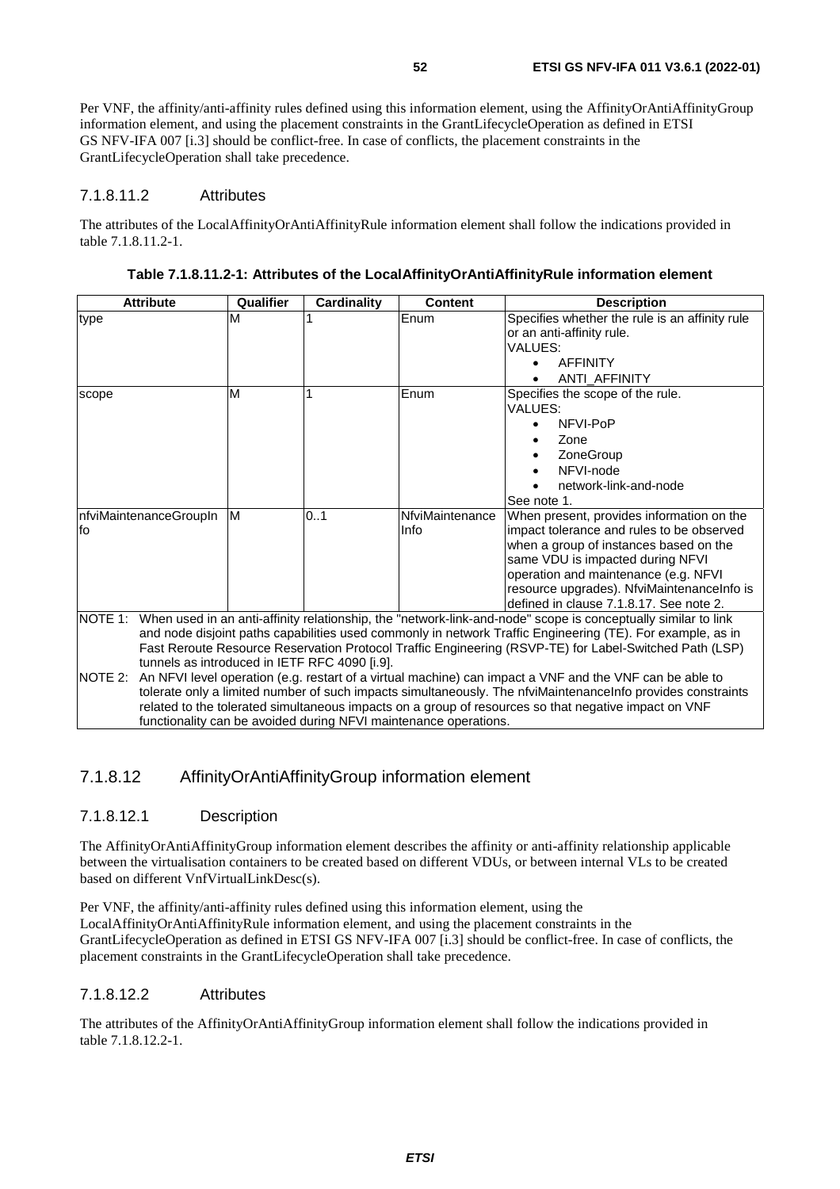Per VNF, the affinity/anti-affinity rules defined using this information element, using the AffinityOrAntiAffinityGroup information element, and using the placement constraints in the GrantLifecycleOperation as defined in ETSI GS NFV-IFA 007 [i.3] should be conflict-free. In case of conflicts, the placement constraints in the GrantLifecycleOperation shall take precedence.

#### 7.1.8.11.2 Attributes

The attributes of the LocalAffinityOrAntiAffinityRule information element shall follow the indications provided in table 7.1.8.11.2-1.

**Table 7.1.8.11.2-1: Attributes of the LocalAffinityOrAntiAffinityRule information element**

| Attribute | Qualifier | Cardinality | Content | Description |
|---|---|---|---|---|
| type | M | 1 | Enum | Specifies whether the rule is an affinity rule or an anti-affinity rule.<br>VALUES:<br>• AFFINITY<br>• ANTI_AFFINITY |
| scope | M | 1 | Enum | Specifies the scope of the rule.<br>VALUES:<br>• NFVI-PoP<br>• Zone<br>• ZoneGroup<br>• NFVI-node<br>• network-link-and-node<br>See note 1. |
| nfviMaintenanceGroupInfo | M | 0..1 | NfviMaintenanceInfo | When present, provides information on the impact tolerance and rules to be observed when a group of instances based on the same VDU is impacted during NFVI operation and maintenance (e.g. NFVI resource upgrades). NfviMaintenanceInfo is defined in clause 7.1.8.17. See note 2. |
| NOTE 1: When used in an anti-affinity relationship, the "network-link-and-node" scope is conceptually similar to link and node disjoint paths capabilities used commonly in network Traffic Engineering (TE). For example, as in Fast Reroute Resource Reservation Protocol Traffic Engineering (RSVP-TE) for Label-Switched Path (LSP) tunnels as introduced in IETF RFC 4090 [i.9].<br>NOTE 2: An NFVI level operation (e.g. restart of a virtual machine) can impact a VNF and the VNF can be able to tolerate only a limited number of such impacts simultaneously. The nfviMaintenanceInfo provides constraints related to the tolerated simultaneous impacts on a group of resources so that negative impact on VNF functionality can be avoided during NFVI maintenance operations. | | | | |

### 7.1.8.12 AffinityOrAntiAffinityGroup information element

#### 7.1.8.12.1 Description

The AffinityOrAntiAffinityGroup information element describes the affinity or anti-affinity relationship applicable between the virtualisation containers to be created based on different VDUs, or between internal VLs to be created based on different VnfVirtualLinkDesc(s).

Per VNF, the affinity/anti-affinity rules defined using this information element, using the LocalAffinityOrAntiAffinityRule information element, and using the placement constraints in the GrantLifecycleOperation as defined in ETSI GS NFV-IFA 007 [i.3] should be conflict-free. In case of conflicts, the placement constraints in the GrantLifecycleOperation shall take precedence.

#### 7.1.8.12.2 Attributes

The attributes of the AffinityOrAntiAffinityGroup information element shall follow the indications provided in table 7.1.8.12.2-1.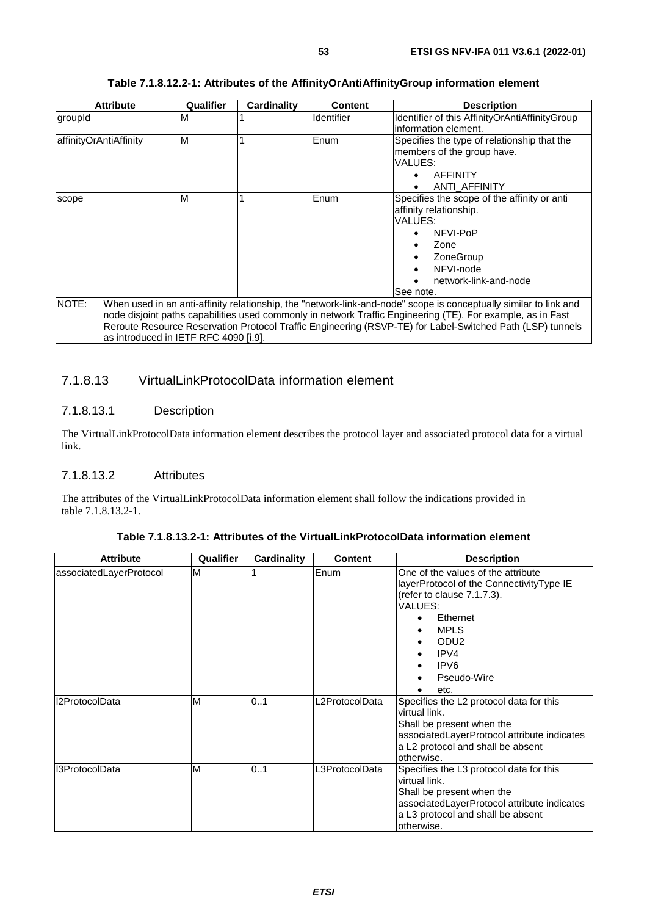**Table 7.1.8.12.2-1: Attributes of the AffinityOrAntiAffinityGroup information element**

| Attribute | Qualifier | Cardinality | Content | Description |
|---|---|---|---|---|
| groupId | M | 1 | Identifier | Identifier of this AffinityOrAntiAffinityGroup information element. |
| affinityOrAntiAffinity | M | 1 | Enum | Specifies the type of relationship that the members of the group have.<br>VALUES:<br>• AFFINITY<br>• ANTI_AFFINITY |
| scope | M | 1 | Enum | Specifies the scope of the affinity or anti affinity relationship.<br>VALUES:<br>• NFVI-PoP<br>• Zone<br>• ZoneGroup<br>• NFVI-node<br>• network-link-and-node<br>See note. |
| NOTE: When used in an anti-affinity relationship, the "network-link-and-node" scope is conceptually similar to link and node disjoint paths capabilities used commonly in network Traffic Engineering (TE). For example, as in Fast Reroute Resource Reservation Protocol Traffic Engineering (RSVP-TE) for Label-Switched Path (LSP) tunnels as introduced in IETF RFC 4090 [i.9]. | | | | |

### 7.1.8.13 VirtualLinkProtocolData information element

#### 7.1.8.13.1 Description

The VirtualLinkProtocolData information element describes the protocol layer and associated protocol data for a virtual link.

#### 7.1.8.13.2 Attributes

The attributes of the VirtualLinkProtocolData information element shall follow the indications provided in table 7.1.8.13.2-1.

**Table 7.1.8.13.2-1: Attributes of the VirtualLinkProtocolData information element**

| Attribute | Qualifier | Cardinality | Content | Description |
|---|---|---|---|---|
| associatedLayerProtocol | M | 1 | Enum | One of the values of the attribute layerProtocol of the ConnectivityType IE (refer to clause 7.1.7.3).<br>VALUES:<br>• Ethernet<br>• MPLS<br>• ODU2<br>• IPV4<br>• IPV6<br>• Pseudo-Wire<br>• etc. |
| l2ProtocolData | M | 0..1 | L2ProtocolData | Specifies the L2 protocol data for this virtual link.<br>Shall be present when the associatedLayerProtocol attribute indicates a L2 protocol and shall be absent otherwise. |
| l3ProtocolData | M | 0..1 | L3ProtocolData | Specifies the L3 protocol data for this virtual link.<br>Shall be present when the associatedLayerProtocol attribute indicates a L3 protocol and shall be absent otherwise. |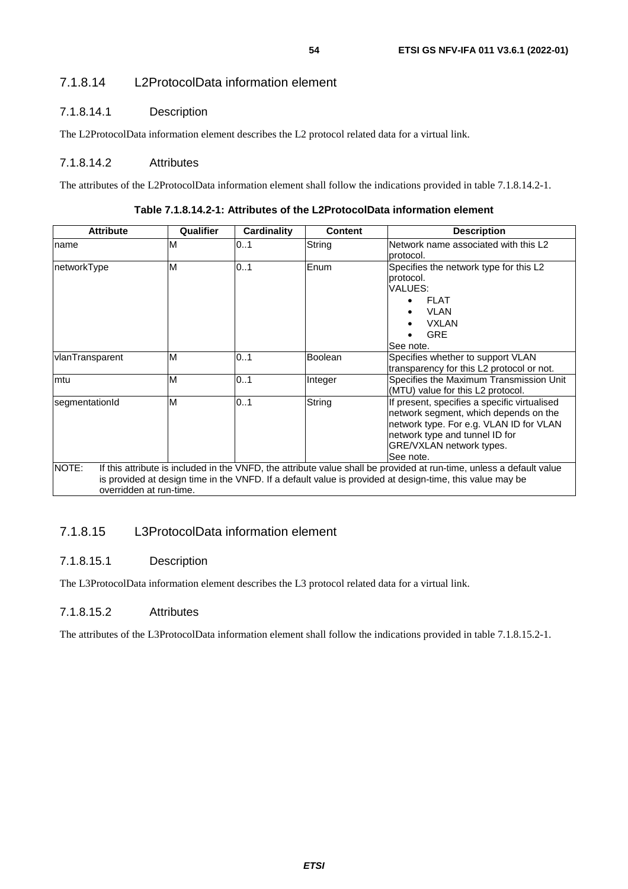### 7.1.8.14 L2ProtocolData information element

#### 7.1.8.14.1 Description

The L2ProtocolData information element describes the L2 protocol related data for a virtual link.

#### 7.1.8.14.2 Attributes

The attributes of the L2ProtocolData information element shall follow the indications provided in table 7.1.8.14.2-1.

**Table 7.1.8.14.2-1: Attributes of the L2ProtocolData information element**

| Attribute | Qualifier | Cardinality | Content | Description |
|---|---|---|---|---|
| name | M | 0..1 | String | Network name associated with this L2 protocol. |
| networkType | M | 0..1 | Enum | Specifies the network type for this L2 protocol.<br>VALUES:<br>• FLAT<br>• VLAN<br>• VXLAN<br>• GRE<br>See note. |
| vlanTransparent | M | 0..1 | Boolean | Specifies whether to support VLAN transparency for this L2 protocol or not. |
| mtu | M | 0..1 | Integer | Specifies the Maximum Transmission Unit (MTU) value for this L2 protocol. |
| segmentationId | M | 0..1 | String | If present, specifies a specific virtualised network segment, which depends on the network type. For e.g. VLAN ID for VLAN network type and tunnel ID for GRE/VXLAN network types.<br>See note. |
| NOTE: If this attribute is included in the VNFD, the attribute value shall be provided at run-time, unless a default value is provided at design time in the VNFD. If a default value is provided at design-time, this value may be overridden at run-time. | | | | |

### 7.1.8.15 L3ProtocolData information element

#### 7.1.8.15.1 Description

The L3ProtocolData information element describes the L3 protocol related data for a virtual link.

#### 7.1.8.15.2 Attributes

The attributes of the L3ProtocolData information element shall follow the indications provided in table 7.1.8.15.2-1.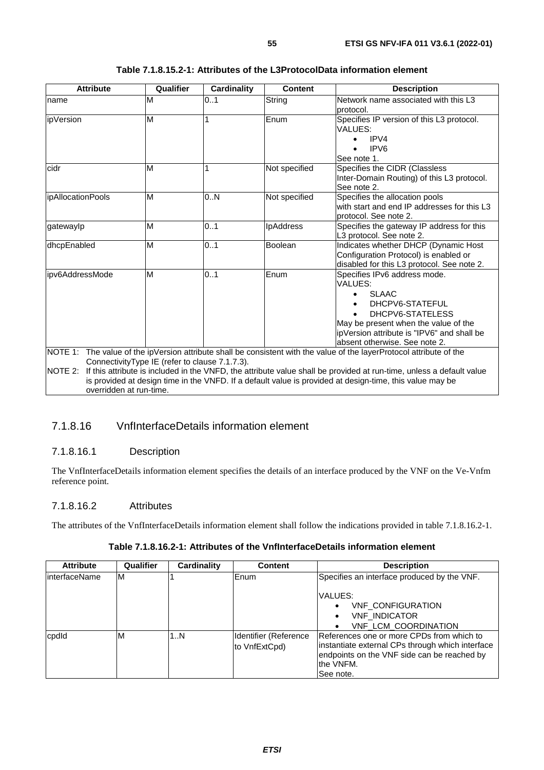**Table 7.1.8.15.2-1: Attributes of the L3ProtocolData information element**

| Attribute | Qualifier | Cardinality | Content | Description |
|---|---|---|---|---|
| name | M | 0..1 | String | Network name associated with this L3 protocol. |
| ipVersion | M | 1 | Enum | Specifies IP version of this L3 protocol.<br>VALUES:<br>• IPV4<br>• IPV6<br>See note 1. |
| cidr | M | 1 | Not specified | Specifies the CIDR (Classless Inter-Domain Routing) of this L3 protocol. See note 2. |
| ipAllocationPools | M | 0..N | Not specified | Specifies the allocation pools with start and end IP addresses for this L3 protocol. See note 2. |
| gatewayIp | M | 0..1 | IpAddress | Specifies the gateway IP address for this L3 protocol. See note 2. |
| dhcpEnabled | M | 0..1 | Boolean | Indicates whether DHCP (Dynamic Host Configuration Protocol) is enabled or disabled for this L3 protocol. See note 2. |
| ipv6AddressMode | M | 0..1 | Enum | Specifies IPv6 address mode.<br>VALUES:<br>• SLAAC<br>• DHCPV6-STATEFUL<br>• DHCPV6-STATELESS<br>May be present when the value of the ipVersion attribute is "IPV6" and shall be absent otherwise. See note 2. |
| NOTE 1: The value of the ipVersion attribute shall be consistent with the value of the layerProtocol attribute of the ConnectivityType IE (refer to clause 7.1.7.3).<br>NOTE 2: If this attribute is included in the VNFD, the attribute value shall be provided at run-time, unless a default value is provided at design time in the VNFD. If a default value is provided at design-time, this value may be overridden at run-time. | | | | |

### 7.1.8.16 VnfInterfaceDetails information element

#### 7.1.8.16.1 Description

The VnfInterfaceDetails information element specifies the details of an interface produced by the VNF on the Ve-Vnfm reference point.

#### 7.1.8.16.2 Attributes

The attributes of the VnfInterfaceDetails information element shall follow the indications provided in table 7.1.8.16.2-1.

**Table 7.1.8.16.2-1: Attributes of the VnfInterfaceDetails information element**

| Attribute | Qualifier | Cardinality | Content | Description |
|---|---|---|---|---|
| interfaceName | M | 1 | Enum | Specifies an interface produced by the VNF.<br><br>VALUES:<br>• VNF_CONFIGURATION<br>• VNF_INDICATOR<br>• VNF_LCM_COORDINATION |
| cpdId | M | 1..N | Identifier (Reference to VnfExtCpd) | References one or more CPDs from which to instantiate external CPs through which interface endpoints on the VNF side can be reached by the VNFM.<br>See note. |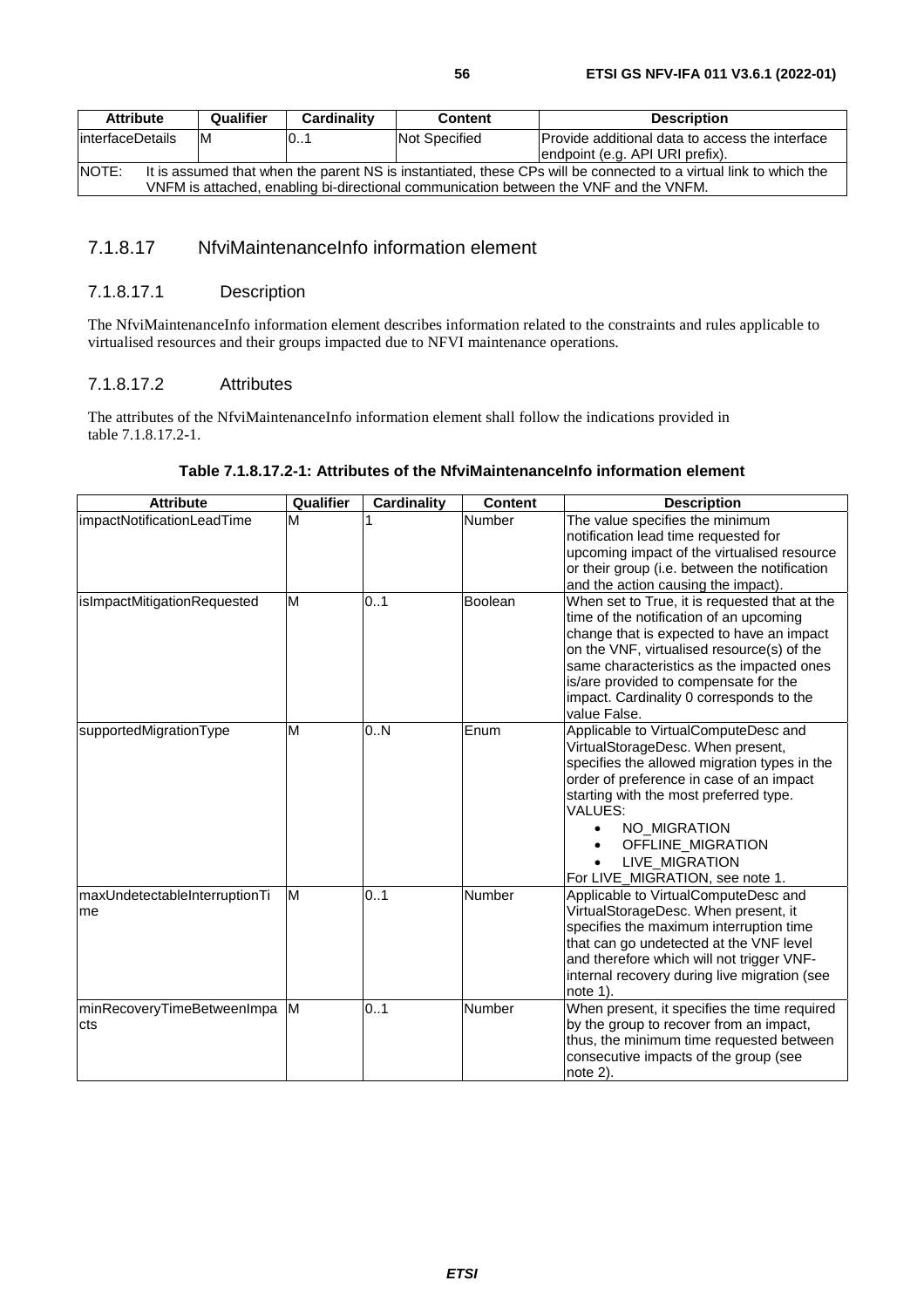| Attribute | Qualifier | Cardinality | Content | Description |
|---|---|---|---|---|
| interfaceDetails | M | 0..1 | Not Specified | Provide additional data to access the interface endpoint (e.g. API URI prefix). |
| NOTE: It is assumed that when the parent NS is instantiated, these CPs will be connected to a virtual link to which the VNFM is attached, enabling bi-directional communication between the VNF and the VNFM. | | | | |

### 7.1.8.17 NfviMaintenanceInfo information element

#### 7.1.8.17.1 Description

The NfviMaintenanceInfo information element describes information related to the constraints and rules applicable to virtualised resources and their groups impacted due to NFVI maintenance operations.

#### 7.1.8.17.2 Attributes

The attributes of the NfviMaintenanceInfo information element shall follow the indications provided in table 7.1.8.17.2-1.

**Table 7.1.8.17.2-1: Attributes of the NfviMaintenanceInfo information element**

| Attribute | Qualifier | Cardinality | Content | Description |
|---|---|---|---|---|
| impactNotificationLeadTime | M | 1 | Number | The value specifies the minimum notification lead time requested for upcoming impact of the virtualised resource or their group (i.e. between the notification and the action causing the impact). |
| isImpactMitigationRequested | M | 0..1 | Boolean | When set to True, it is requested that at the time of the notification of an upcoming change that is expected to have an impact on the VNF, virtualised resource(s) of the same characteristics as the impacted ones is/are provided to compensate for the impact. Cardinality 0 corresponds to the value False. |
| supportedMigrationType | M | 0..N | Enum | Applicable to VirtualComputeDesc and VirtualStorageDesc. When present, specifies the allowed migration types in the order of preference in case of an impact starting with the most preferred type. VALUES: <br>• NO_MIGRATION <br>• OFFLINE_MIGRATION <br>• LIVE_MIGRATION <br>For LIVE_MIGRATION, see note 1. |
| maxUndetectableInterruptionTime | M | 0..1 | Number | Applicable to VirtualComputeDesc and VirtualStorageDesc. When present, it specifies the maximum interruption time that can go undetected at the VNF level and therefore which will not trigger VNF-internal recovery during live migration (see note 1). |
| minRecoveryTimeBetweenImpacts | M | 0..1 | Number | When present, it specifies the time required by the group to recover from an impact, thus, the minimum time requested between consecutive impacts of the group (see note 2). |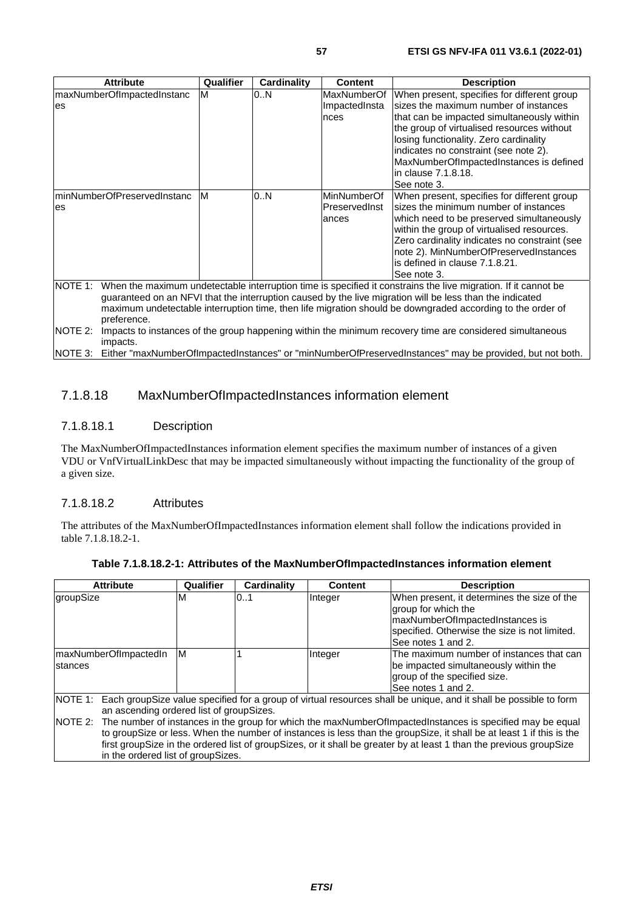| Attribute | Qualifier | Cardinality | Content | Description |
| --- | --- | --- | --- | --- |
| maxNumberOfImpactedInstances | M | 0..N | MaxNumberOfImpactedInstances | When present, specifies for different group sizes the maximum number of instances that can be impacted simultaneously within the group of virtualised resources without losing functionality. Zero cardinality indicates no constraint (see note 2). MaxNumberOfImpactedInstances is defined in clause 7.1.8.18. See note 3. |
| minNumberOfPreservedInstances | M | 0..N | MinNumberOfPreservedInstances | When present, specifies for different group sizes the minimum number of instances which need to be preserved simultaneously within the group of virtualised resources. Zero cardinality indicates no constraint (see note 2). MinNumberOfPreservedInstances is defined in clause 7.1.8.21. See note 3. |
| NOTE 1: When the maximum undetectable interruption time is specified it constrains the live migration. If it cannot be guaranteed on an NFVI that the interruption caused by the live migration will be less than the indicated maximum undetectable interruption time, then life migration should be downgraded according to the order of preference. | | | | |
| NOTE 2: Impacts to instances of the group happening within the minimum recovery time are considered simultaneous impacts. | | | | |
| NOTE 3: Either "maxNumberOfImpactedInstances" or "minNumberOfPreservedInstances" may be provided, but not both. | | | | |

### 7.1.8.18 MaxNumberOfImpactedInstances information element

#### 7.1.8.18.1 Description

The MaxNumberOfImpactedInstances information element specifies the maximum number of instances of a given VDU or VnfVirtualLinkDesc that may be impacted simultaneously without impacting the functionality of the group of a given size.

#### 7.1.8.18.2 Attributes

The attributes of the MaxNumberOfImpactedInstances information element shall follow the indications provided in table 7.1.8.18.2-1.

**Table 7.1.8.18.2-1: Attributes of the MaxNumberOfImpactedInstances information element**

| Attribute | Qualifier | Cardinality | Content | Description |
| --- | --- | --- | --- | --- |
| groupSize | M | 0..1 | Integer | When present, it determines the size of the group for which the maxNumberOfImpactedInstances is specified. Otherwise the size is not limited. See notes 1 and 2. |
| maxNumberOfImpactedInstances | M | 1 | Integer | The maximum number of instances that can be impacted simultaneously within the group of the specified size. See notes 1 and 2. |
| NOTE 1: Each groupSize value specified for a group of virtual resources shall be unique, and it shall be possible to form an ascending ordered list of groupSizes. | | | | |
| NOTE 2: The number of instances in the group for which the maxNumberOfImpactedInstances is specified may be equal to groupSize or less. When the number of instances is less than the groupSize, it shall be at least 1 if this is the first groupSize in the ordered list of groupSizes, or it shall be greater by at least 1 than the previous groupSize in the ordered list of groupSizes. | | | | |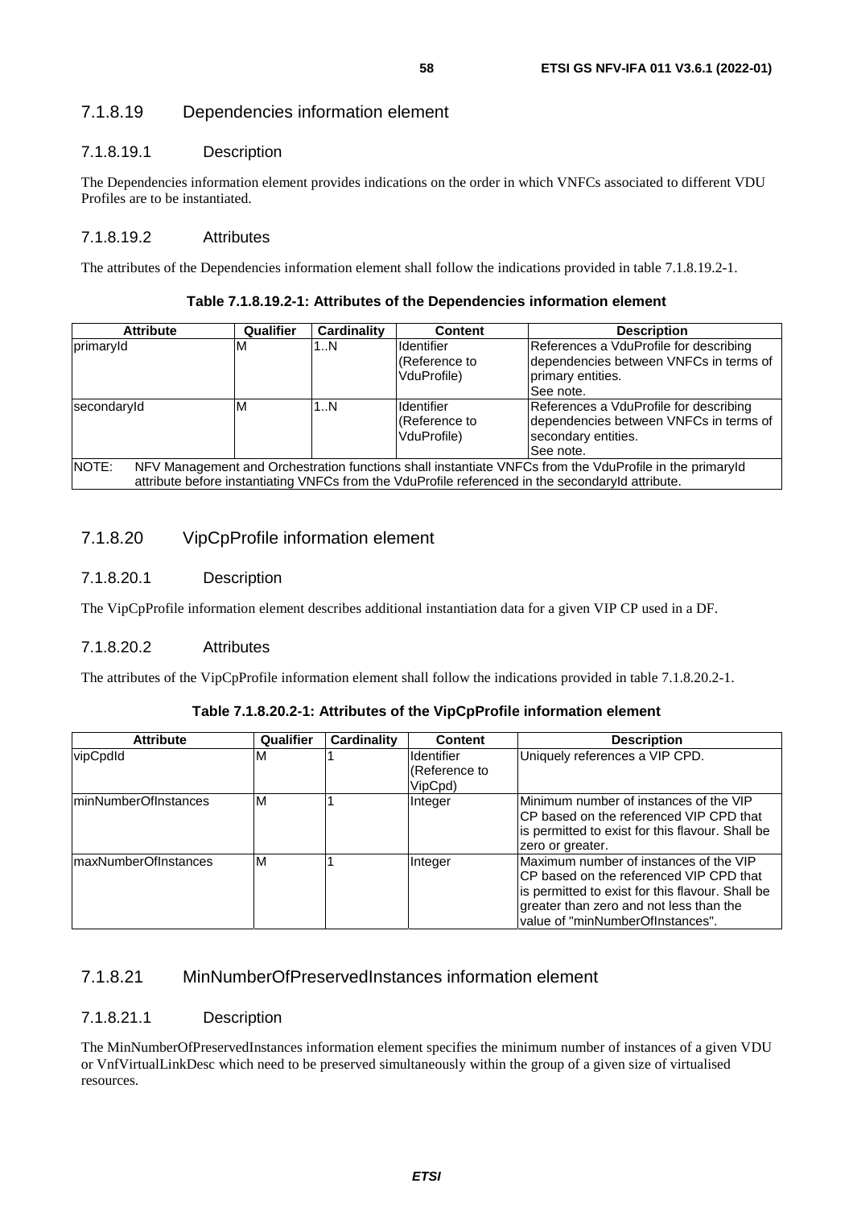### 7.1.8.19 Dependencies information element

#### 7.1.8.19.1 Description

The Dependencies information element provides indications on the order in which VNFCs associated to different VDU Profiles are to be instantiated.

#### 7.1.8.19.2 Attributes

The attributes of the Dependencies information element shall follow the indications provided in table 7.1.8.19.2-1.

**Table 7.1.8.19.2-1: Attributes of the Dependencies information element**

| Attribute | Qualifier | Cardinality | Content | Description |
|---|---|---|---|---|
| primaryId | M | 1..N | Identifier (Reference to VduProfile) | References a VduProfile for describing dependencies between VNFCs in terms of primary entities. See note. |
| secondaryId | M | 1..N | Identifier (Reference to VduProfile) | References a VduProfile for describing dependencies between VNFCs in terms of secondary entities. See note. |
| NOTE: NFV Management and Orchestration functions shall instantiate VNFCs from the VduProfile in the primaryId attribute before instantiating VNFCs from the VduProfile referenced in the secondaryId attribute. | | | | |

### 7.1.8.20 VipCpProfile information element

#### 7.1.8.20.1 Description

The VipCpProfile information element describes additional instantiation data for a given VIP CP used in a DF.

#### 7.1.8.20.2 Attributes

The attributes of the VipCpProfile information element shall follow the indications provided in table 7.1.8.20.2-1.

**Table 7.1.8.20.2-1: Attributes of the VipCpProfile information element**

| Attribute | Qualifier | Cardinality | Content | Description |
|---|---|---|---|---|
| vipCpdId | M | 1 | Identifier (Reference to VipCpd) | Uniquely references a VIP CPD. |
| minNumberOfInstances | M | 1 | Integer | Minimum number of instances of the VIP CP based on the referenced VIP CPD that is permitted to exist for this flavour. Shall be zero or greater. |
| maxNumberOfInstances | M | 1 | Integer | Maximum number of instances of the VIP CP based on the referenced VIP CPD that is permitted to exist for this flavour. Shall be greater than zero and not less than the value of "minNumberOfInstances". |

### 7.1.8.21 MinNumberOfPreservedInstances information element

#### 7.1.8.21.1 Description

The MinNumberOfPreservedInstances information element specifies the minimum number of instances of a given VDU or VnfVirtualLinkDesc which need to be preserved simultaneously within the group of a given size of virtualised resources.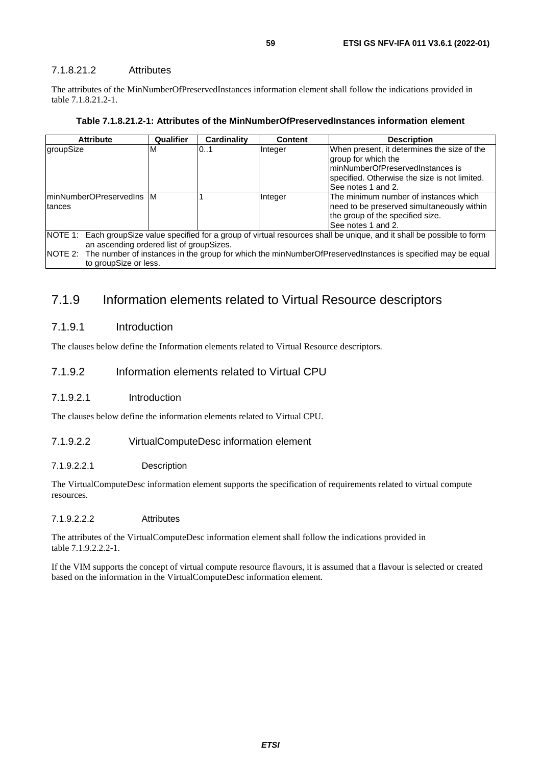#### 7.1.8.21.2 Attributes

The attributes of the MinNumberOfPreservedInstances information element shall follow the indications provided in table 7.1.8.21.2-1.

**Table 7.1.8.21.2-1: Attributes of the MinNumberOfPreservedInstances information element**

| Attribute | Qualifier | Cardinality | Content | Description |
|---|---|---|---|---|
| groupSize | M | 0..1 | Integer | When present, it determines the size of the group for which the minNumberOfPreservedInstances is specified. Otherwise the size is not limited. See notes 1 and 2. |
| minNumberOPreservedInstances | M | 1 | Integer | The minimum number of instances which need to be preserved simultaneously within the group of the specified size. See notes 1 and 2. |
| NOTE 1: Each groupSize value specified for a group of virtual resources shall be unique, and it shall be possible to form an ascending ordered list of groupSizes. | | | | |
| NOTE 2: The number of instances in the group for which the minNumberOfPreservedInstances is specified may be equal to groupSize or less. | | | | |

## 7.1.9 Information elements related to Virtual Resource descriptors

### 7.1.9.1 Introduction

The clauses below define the Information elements related to Virtual Resource descriptors.

### 7.1.9.2 Information elements related to Virtual CPU

#### 7.1.9.2.1 Introduction

The clauses below define the information elements related to Virtual CPU.

#### 7.1.9.2.2 VirtualComputeDesc information element

##### 7.1.9.2.2.1 Description

The VirtualComputeDesc information element supports the specification of requirements related to virtual compute resources.

##### 7.1.9.2.2.2 Attributes

The attributes of the VirtualComputeDesc information element shall follow the indications provided in table 7.1.9.2.2.2-1.

If the VIM supports the concept of virtual compute resource flavours, it is assumed that a flavour is selected or created based on the information in the VirtualComputeDesc information element.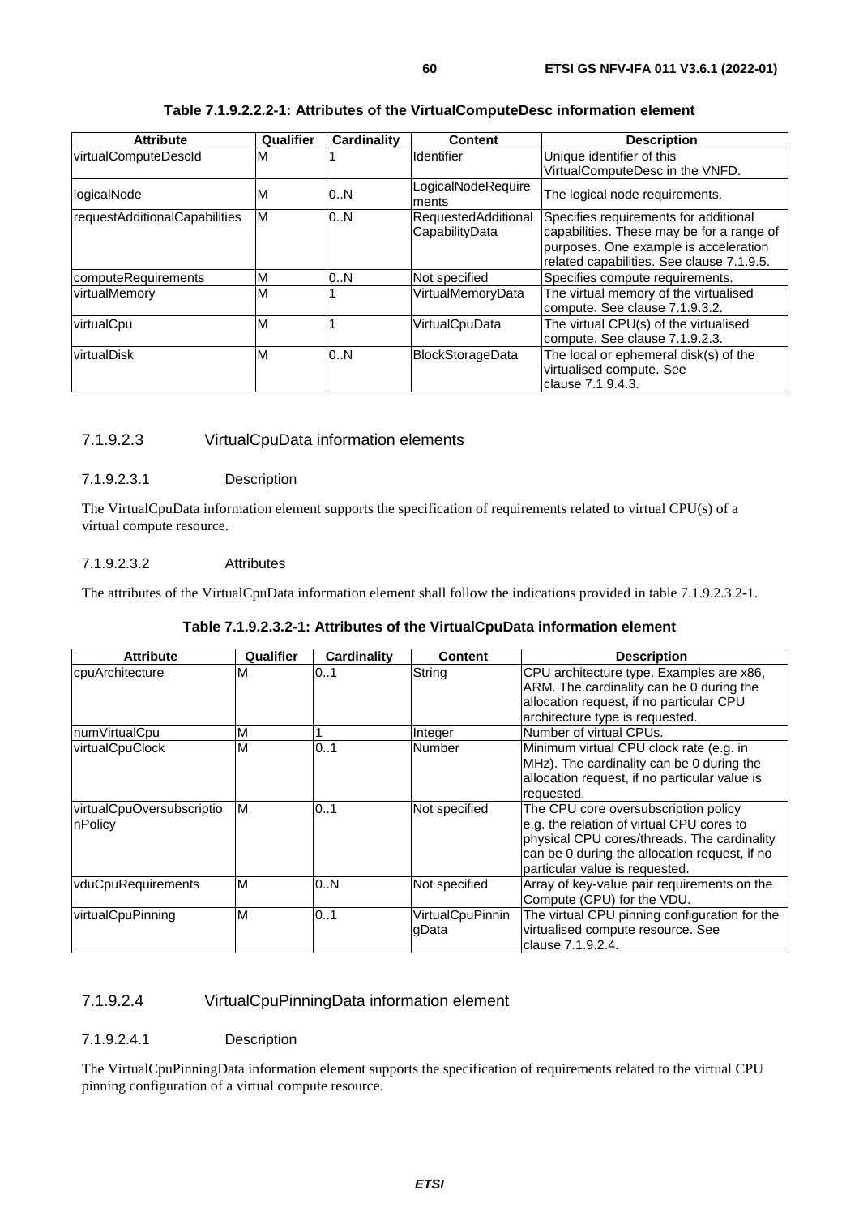**Table 7.1.9.2.2.2-1: Attributes of the VirtualComputeDesc information element**

| Attribute | Qualifier | Cardinality | Content | Description |
|---|---|---|---|---|
| virtualComputeDescId | M | 1 | Identifier | Unique identifier of this VirtualComputeDesc in the VNFD. |
| logicalNode | M | 0..N | LogicalNodeRequirements | The logical node requirements. |
| requestAdditionalCapabilities | M | 0..N | RequestedAdditionalCapabilityData | Specifies requirements for additional capabilities. These may be for a range of purposes. One example is acceleration related capabilities. See clause 7.1.9.5. |
| computeRequirements | M | 0..N | Not specified | Specifies compute requirements. |
| virtualMemory | M | 1 | VirtualMemoryData | The virtual memory of the virtualised compute. See clause 7.1.9.3.2. |
| virtualCpu | M | 1 | VirtualCpuData | The virtual CPU(s) of the virtualised compute. See clause 7.1.9.2.3. |
| virtualDisk | M | 0..N | BlockStorageData | The local or ephemeral disk(s) of the virtualised compute. See clause 7.1.9.4.3. |

### 7.1.9.2.3 VirtualCpuData information elements

#### 7.1.9.2.3.1 Description

The VirtualCpuData information element supports the specification of requirements related to virtual CPU(s) of a virtual compute resource.

#### 7.1.9.2.3.2 Attributes

The attributes of the VirtualCpuData information element shall follow the indications provided in table 7.1.9.2.3.2-1.

**Table 7.1.9.2.3.2-1: Attributes of the VirtualCpuData information element**

| Attribute | Qualifier | Cardinality | Content | Description |
|---|---|---|---|---|
| cpuArchitecture | M | 0..1 | String | CPU architecture type. Examples are x86, ARM. The cardinality can be 0 during the allocation request, if no particular CPU architecture type is requested. |
| numVirtualCpu | M | 1 | Integer | Number of virtual CPUs. |
| virtualCpuClock | M | 0..1 | Number | Minimum virtual CPU clock rate (e.g. in MHz). The cardinality can be 0 during the allocation request, if no particular value is requested. |
| virtualCpuOversubscriptionPolicy | M | 0..1 | Not specified | The CPU core oversubscription policy e.g. the relation of virtual CPU cores to physical CPU cores/threads. The cardinality can be 0 during the allocation request, if no particular value is requested. |
| vduCpuRequirements | M | 0..N | Not specified | Array of key-value pair requirements on the Compute (CPU) for the VDU. |
| virtualCpuPinning | M | 0..1 | VirtualCpuPinningData | The virtual CPU pinning configuration for the virtualised compute resource. See clause 7.1.9.2.4. |

### 7.1.9.2.4 VirtualCpuPinningData information element

#### 7.1.9.2.4.1 Description

The VirtualCpuPinningData information element supports the specification of requirements related to the virtual CPU pinning configuration of a virtual compute resource.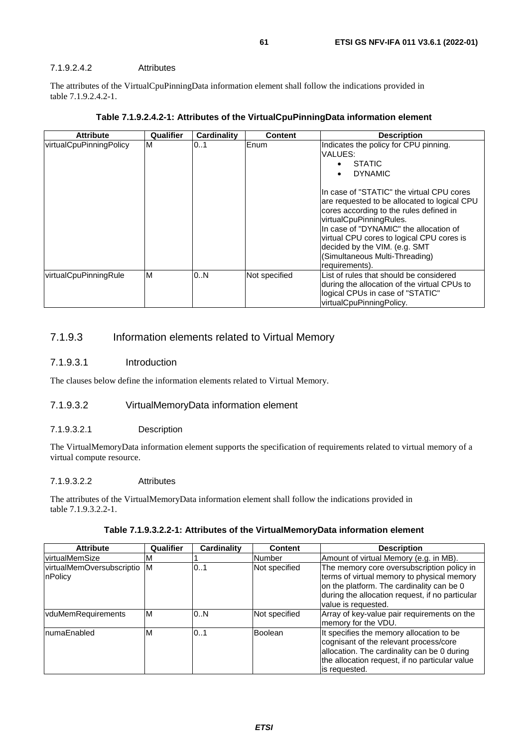#### 7.1.9.2.4.2 Attributes

The attributes of the VirtualCpuPinningData information element shall follow the indications provided in table 7.1.9.2.4.2-1.

**Table 7.1.9.2.4.2-1: Attributes of the VirtualCpuPinningData information element**

| Attribute | Qualifier | Cardinality | Content | Description |
| --- | --- | --- | --- | --- |
| virtualCpuPinningPolicy | M | 0..1 | Enum | Indicates the policy for CPU pinning.<br>VALUES:<br>• STATIC<br>• DYNAMIC<br><br>In case of "STATIC" the virtual CPU cores are requested to be allocated to logical CPU cores according to the rules defined in virtualCpuPinningRules.<br>In case of "DYNAMIC" the allocation of virtual CPU cores to logical CPU cores is decided by the VIM. (e.g. SMT (Simultaneous Multi-Threading) requirements). |
| virtualCpuPinningRule | M | 0..N | Not specified | List of rules that should be considered during the allocation of the virtual CPUs to logical CPUs in case of "STATIC" virtualCpuPinningPolicy. |

### 7.1.9.3 Information elements related to Virtual Memory

#### 7.1.9.3.1 Introduction

The clauses below define the information elements related to Virtual Memory.

#### 7.1.9.3.2 VirtualMemoryData information element

##### 7.1.9.3.2.1 Description

The VirtualMemoryData information element supports the specification of requirements related to virtual memory of a virtual compute resource.

##### 7.1.9.3.2.2 Attributes

The attributes of the VirtualMemoryData information element shall follow the indications provided in table 7.1.9.3.2.2-1.

**Table 7.1.9.3.2.2-1: Attributes of the VirtualMemoryData information element**

| Attribute | Qualifier | Cardinality | Content | Description |
| --- | --- | --- | --- | --- |
| virtualMemSize | M | 1 | Number | Amount of virtual Memory (e.g. in MB). |
| virtualMemOversubscriptionPolicy | M | 0..1 | Not specified | The memory core oversubscription policy in terms of virtual memory to physical memory on the platform. The cardinality can be 0 during the allocation request, if no particular value is requested. |
| vduMemRequirements | M | 0..N | Not specified | Array of key-value pair requirements on the memory for the VDU. |
| numaEnabled | M | 0..1 | Boolean | It specifies the memory allocation to be cognisant of the relevant process/core allocation. The cardinality can be 0 during the allocation request, if no particular value is requested. |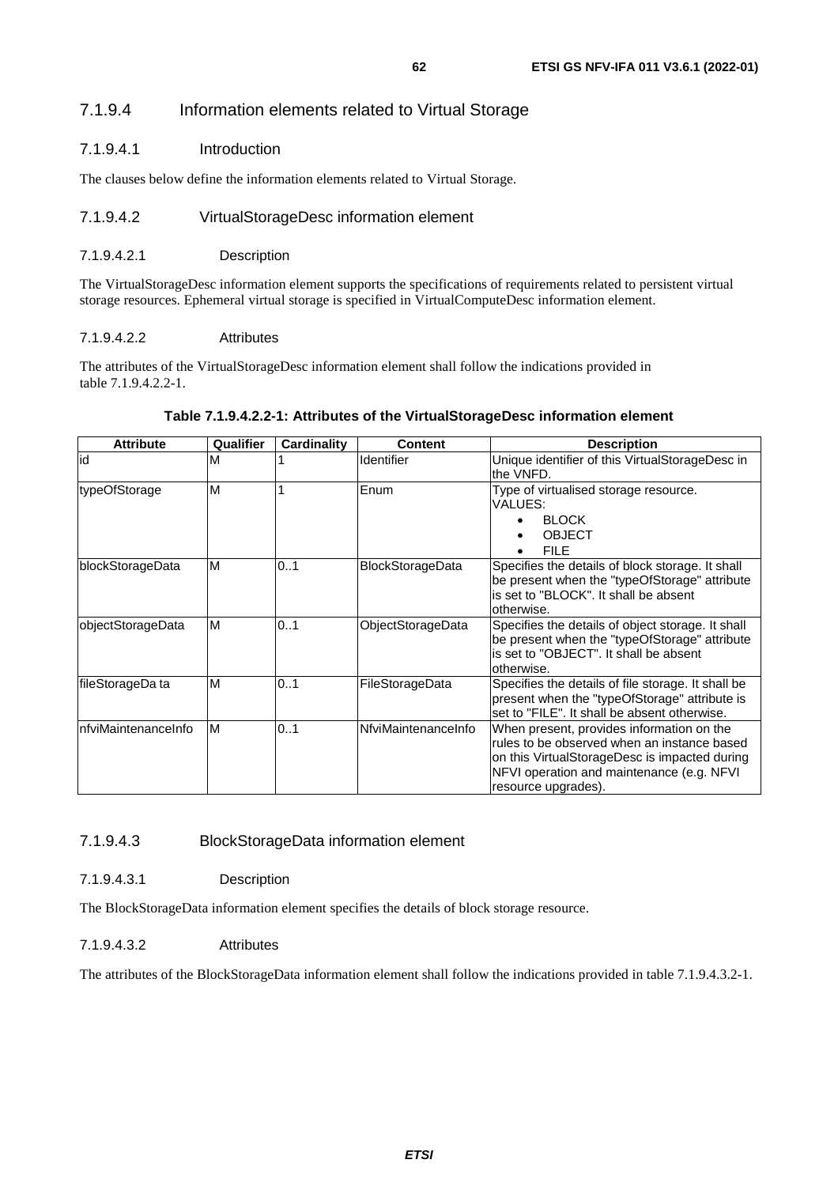#### 7.1.9.4 Information elements related to Virtual Storage

##### 7.1.9.4.1 Introduction

The clauses below define the information elements related to Virtual Storage.

##### 7.1.9.4.2 VirtualStorageDesc information element

###### 7.1.9.4.2.1 Description

The VirtualStorageDesc information element supports the specifications of requirements related to persistent virtual storage resources. Ephemeral virtual storage is specified in VirtualComputeDesc information element.

###### 7.1.9.4.2.2 Attributes

The attributes of the VirtualStorageDesc information element shall follow the indications provided in table 7.1.9.4.2.2-1.

**Table 7.1.9.4.2.2-1: Attributes of the VirtualStorageDesc information element**

| Attribute | Qualifier | Cardinality | Content | Description |
|---|---|---|---|---|
| id | M | 1 | Identifier | Unique identifier of this VirtualStorageDesc in the VNFD. |
| typeOfStorage | M | 1 | Enum | Type of virtualised storage resource. VALUES: <br>• BLOCK <br>• OBJECT <br>• FILE |
| blockStorageData | M | 0..1 | BlockStorageData | Specifies the details of block storage. It shall be present when the "typeOfStorage" attribute is set to "BLOCK". It shall be absent otherwise. |
| objectStorageData | M | 0..1 | ObjectStorageData | Specifies the details of object storage. It shall be present when the "typeOfStorage" attribute is set to "OBJECT". It shall be absent otherwise. |
| fileStorageDa ta | M | 0..1 | FileStorageData | Specifies the details of file storage. It shall be present when the "typeOfStorage" attribute is set to "FILE". It shall be absent otherwise. |
| nfviMaintenanceInfo | M | 0..1 | NfviMaintenanceInfo | When present, provides information on the rules to be observed when an instance based on this VirtualStorageDesc is impacted during NFVI operation and maintenance (e.g. NFVI resource upgrades). |

##### 7.1.9.4.3 BlockStorageData information element

###### 7.1.9.4.3.1 Description

The BlockStorageData information element specifies the details of block storage resource.

###### 7.1.9.4.3.2 Attributes

The attributes of the BlockStorageData information element shall follow the indications provided in table 7.1.9.4.3.2-1.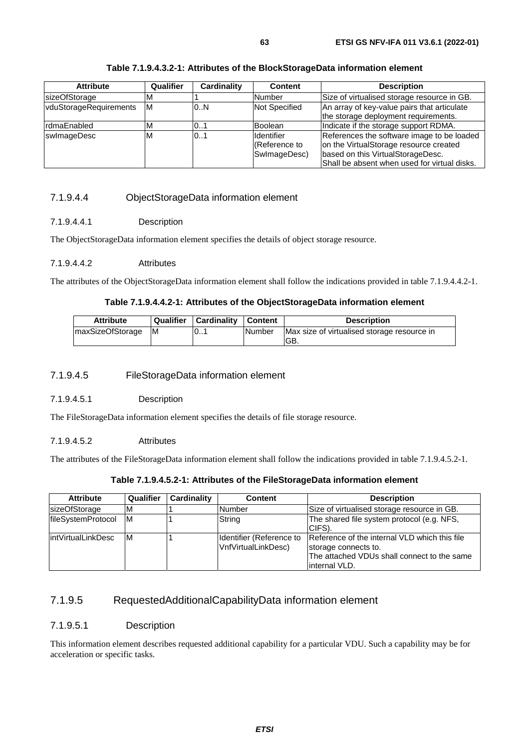**Table 7.1.9.4.3.2-1: Attributes of the BlockStorageData information element**

| Attribute | Qualifier | Cardinality | Content | Description |
| --- | --- | --- | --- | --- |
| sizeOfStorage | M | 1 | Number | Size of virtualised storage resource in GB. |
| vduStorageRequirements | M | 0..N | Not Specified | An array of key-value pairs that articulate the storage deployment requirements. |
| rdmaEnabled | M | 0..1 | Boolean | Indicate if the storage support RDMA. |
| swImageDesc | M | 0..1 | Identifier (Reference to SwImageDesc) | References the software image to be loaded on the VirtualStorage resource created based on this VirtualStorageDesc. Shall be absent when used for virtual disks. |

#### 7.1.9.4.4 ObjectStorageData information element

##### 7.1.9.4.4.1 Description

The ObjectStorageData information element specifies the details of object storage resource.

##### 7.1.9.4.4.2 Attributes

The attributes of the ObjectStorageData information element shall follow the indications provided in table 7.1.9.4.4.2-1.

**Table 7.1.9.4.4.2-1: Attributes of the ObjectStorageData information element**

| Attribute | Qualifier | Cardinality | Content | Description |
| --- | --- | --- | --- | --- |
| maxSizeOfStorage | M | 0..1 | Number | Max size of virtualised storage resource in GB. |

#### 7.1.9.4.5 FileStorageData information element

##### 7.1.9.4.5.1 Description

The FileStorageData information element specifies the details of file storage resource.

##### 7.1.9.4.5.2 Attributes

The attributes of the FileStorageData information element shall follow the indications provided in table 7.1.9.4.5.2-1.

**Table 7.1.9.4.5.2-1: Attributes of the FileStorageData information element**

| Attribute | Qualifier | Cardinality | Content | Description |
| --- | --- | --- | --- | --- |
| sizeOfStorage | M | 1 | Number | Size of virtualised storage resource in GB. |
| fileSystemProtocol | M | 1 | String | The shared file system protocol (e.g. NFS, CIFS). |
| intVirtualLinkDesc | M | 1 | Identifier (Reference to VnfVirtualLinkDesc) | Reference of the internal VLD which this file storage connects to. The attached VDUs shall connect to the same internal VLD. |

### 7.1.9.5 RequestedAdditionalCapabilityData information element

#### 7.1.9.5.1 Description

This information element describes requested additional capability for a particular VDU. Such a capability may be for acceleration or specific tasks.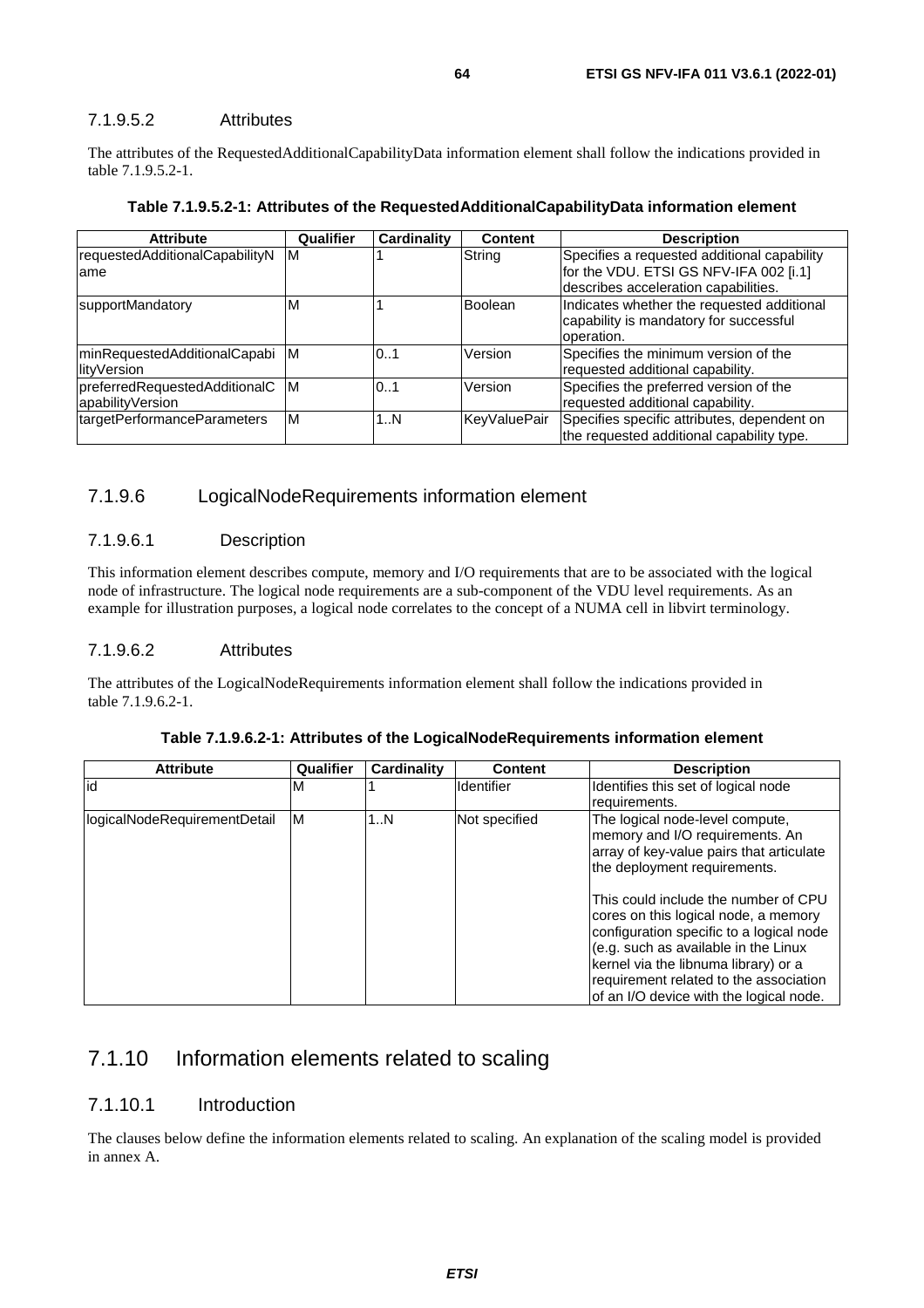#### 7.1.9.5.2 Attributes

The attributes of the RequestedAdditionalCapabilityData information element shall follow the indications provided in table 7.1.9.5.2-1.

**Table 7.1.9.5.2-1: Attributes of the RequestedAdditionalCapabilityData information element**

| Attribute | Qualifier | Cardinality | Content | Description |
|---|---|---|---|---|
| requestedAdditionalCapabilityName | M | 1 | String | Specifies a requested additional capability for the VDU. ETSI GS NFV-IFA 002 [i.1] describes acceleration capabilities. |
| supportMandatory | M | 1 | Boolean | Indicates whether the requested additional capability is mandatory for successful operation. |
| minRequestedAdditionalCapabilityVersion | M | 0..1 | Version | Specifies the minimum version of the requested additional capability. |
| preferredRequestedAdditionalCapabilityVersion | M | 0..1 | Version | Specifies the preferred version of the requested additional capability. |
| targetPerformanceParameters | M | 1..N | KeyValuePair | Specifies specific attributes, dependent on the requested additional capability type. |

### 7.1.9.6 LogicalNodeRequirements information element

#### 7.1.9.6.1 Description

This information element describes compute, memory and I/O requirements that are to be associated with the logical node of infrastructure. The logical node requirements are a sub-component of the VDU level requirements. As an example for illustration purposes, a logical node correlates to the concept of a NUMA cell in libvirt terminology.

#### 7.1.9.6.2 Attributes

The attributes of the LogicalNodeRequirements information element shall follow the indications provided in table 7.1.9.6.2-1.

**Table 7.1.9.6.2-1: Attributes of the LogicalNodeRequirements information element**

| Attribute | Qualifier | Cardinality | Content | Description |
|---|---|---|---|---|
| id | M | 1 | Identifier | Identifies this set of logical node requirements. |
| logicalNodeRequirementDetail | M | 1..N | Not specified | The logical node-level compute, memory and I/O requirements. An array of key-value pairs that articulate the deployment requirements.<br><br>This could include the number of CPU cores on this logical node, a memory configuration specific to a logical node (e.g. such as available in the Linux kernel via the libnuma library) or a requirement related to the association of an I/O device with the logical node. |

## 7.1.10 Information elements related to scaling

### 7.1.10.1 Introduction

The clauses below define the information elements related to scaling. An explanation of the scaling model is provided in annex A.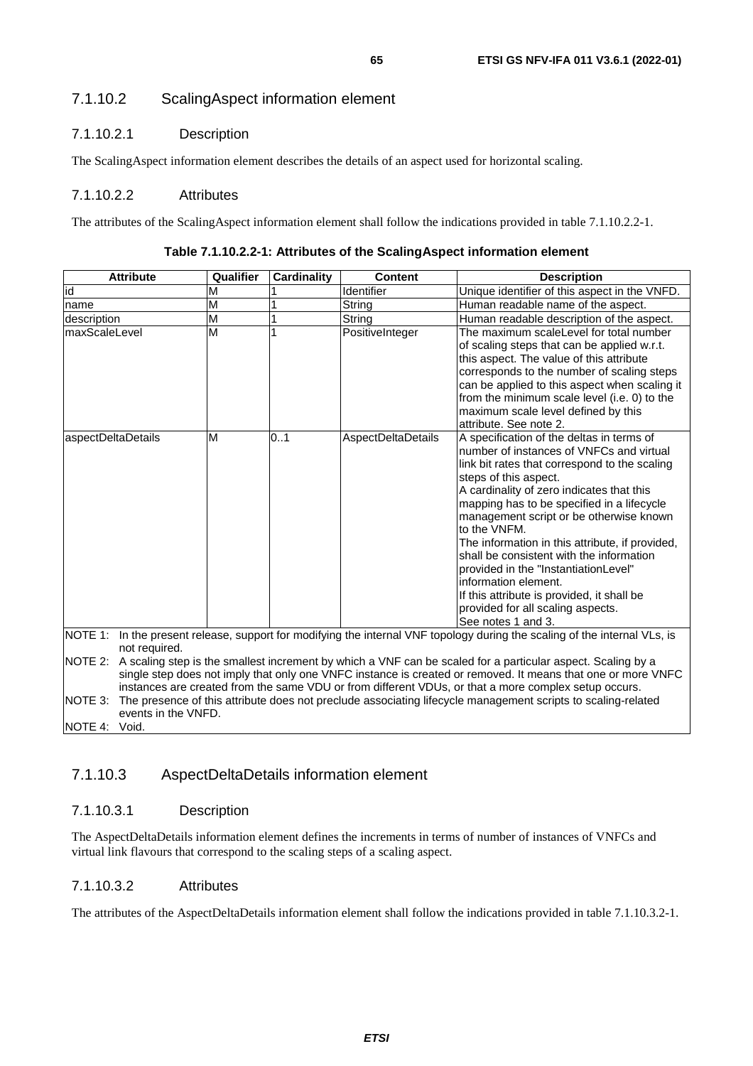### 7.1.10.2 ScalingAspect information element

#### 7.1.10.2.1 Description

The ScalingAspect information element describes the details of an aspect used for horizontal scaling.

#### 7.1.10.2.2 Attributes

The attributes of the ScalingAspect information element shall follow the indications provided in table 7.1.10.2.2-1.

**Table 7.1.10.2.2-1: Attributes of the ScalingAspect information element**

| Attribute | Qualifier | Cardinality | Content | Description |
|---|---|---|---|---|
| id | M | 1 | Identifier | Unique identifier of this aspect in the VNFD. |
| name | M | 1 | String | Human readable name of the aspect. |
| description | M | 1 | String | Human readable description of the aspect. |
| maxScaleLevel | M | 1 | PositiveInteger | The maximum scaleLevel for total number of scaling steps that can be applied w.r.t. this aspect. The value of this attribute corresponds to the number of scaling steps can be applied to this aspect when scaling it from the minimum scale level (i.e. 0) to the maximum scale level defined by this attribute. See note 2. |
| aspectDeltaDetails | M | 0..1 | AspectDeltaDetails | A specification of the deltas in terms of number of instances of VNFCs and virtual link bit rates that correspond to the scaling steps of this aspect.<br>A cardinality of zero indicates that this mapping has to be specified in a lifecycle management script or be otherwise known to the VNFM.<br>The information in this attribute, if provided, shall be consistent with the information provided in the "InstantiationLevel" information element.<br>If this attribute is provided, it shall be provided for all scaling aspects.<br>See notes 1 and 3. |
| NOTE 1: In the present release, support for modifying the internal VNF topology during the scaling of the internal VLs, is not required.<br>NOTE 2: A scaling step is the smallest increment by which a VNF can be scaled for a particular aspect. Scaling by a single step does not imply that only one VNFC instance is created or removed. It means that one or more VNFC instances are created from the same VDU or from different VDUs, or that a more complex setup occurs.<br>NOTE 3: The presence of this attribute does not preclude associating lifecycle management scripts to scaling-related events in the VNFD.<br>NOTE 4: Void. | | | | |

### 7.1.10.3 AspectDeltaDetails information element

#### 7.1.10.3.1 Description

The AspectDeltaDetails information element defines the increments in terms of number of instances of VNFCs and virtual link flavours that correspond to the scaling steps of a scaling aspect.

#### 7.1.10.3.2 Attributes

The attributes of the AspectDeltaDetails information element shall follow the indications provided in table 7.1.10.3.2-1.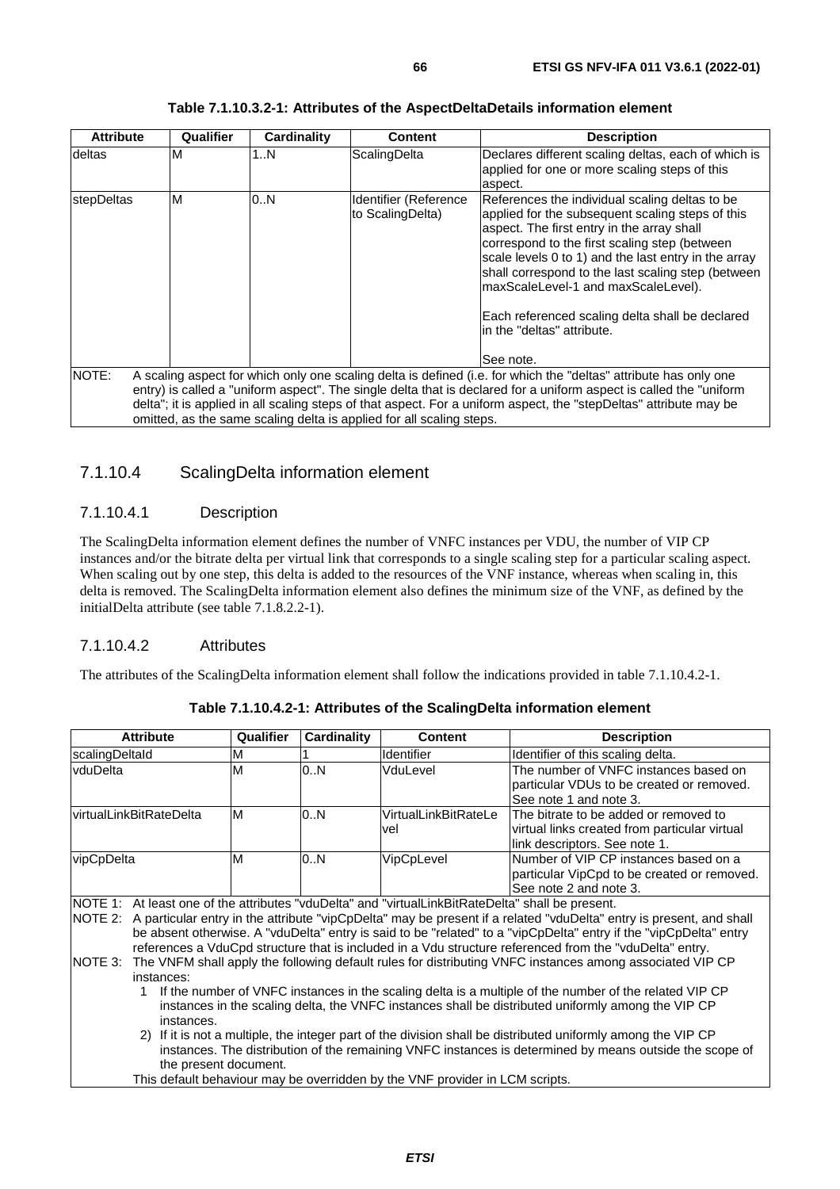**Table 7.1.10.3.2-1: Attributes of the AspectDeltaDetails information element**

| Attribute | Qualifier | Cardinality | Content | Description |
| --- | --- | --- | --- | --- |
| deltas | M | 1..N | ScalingDelta | Declares different scaling deltas, each of which is applied for one or more scaling steps of this aspect. |
| stepDeltas | M | 0..N | Identifier (Reference to ScalingDelta) | References the individual scaling deltas to be applied for the subsequent scaling steps of this aspect. The first entry in the array shall correspond to the first scaling step (between scale levels 0 to 1) and the last entry in the array shall correspond to the last scaling step (between maxScaleLevel-1 and maxScaleLevel).<br><br>Each referenced scaling delta shall be declared in the "deltas" attribute.<br><br>See note. |
| NOTE: A scaling aspect for which only one scaling delta is defined (i.e. for which the "deltas" attribute has only one entry) is called a "uniform aspect". The single delta that is declared for a uniform aspect is called the "uniform delta"; it is applied in all scaling steps of that aspect. For a uniform aspect, the "stepDeltas" attribute may be omitted, as the same scaling delta is applied for all scaling steps. | | | | |

### 7.1.10.4 ScalingDelta information element

#### 7.1.10.4.1 Description

The ScalingDelta information element defines the number of VNFC instances per VDU, the number of VIP CP instances and/or the bitrate delta per virtual link that corresponds to a single scaling step for a particular scaling aspect. When scaling out by one step, this delta is added to the resources of the VNF instance, whereas when scaling in, this delta is removed. The ScalingDelta information element also defines the minimum size of the VNF, as defined by the initialDelta attribute (see table 7.1.8.2.2-1).

#### 7.1.10.4.2 Attributes

The attributes of the ScalingDelta information element shall follow the indications provided in table 7.1.10.4.2-1.

**Table 7.1.10.4.2-1: Attributes of the ScalingDelta information element**

| Attribute | Qualifier | Cardinality | Content | Description |
| --- | --- | --- | --- | --- |
| scalingDeltaId | M | 1 | Identifier | Identifier of this scaling delta. |
| vduDelta | M | 0..N | VduLevel | The number of VNFC instances based on particular VDUs to be created or removed. See note 1 and note 3. |
| virtualLinkBitRateDelta | M | 0..N | VirtualLinkBitRateLevel | The bitrate to be added or removed to virtual links created from particular virtual link descriptors. See note 1. |
| vipCpDelta | M | 0..N | VipCpLevel | Number of VIP CP instances based on a particular VipCpd to be created or removed. See note 2 and note 3. |
| NOTE 1: At least one of the attributes "vduDelta" and "virtualLinkBitRateDelta" shall be present.<br>NOTE 2: A particular entry in the attribute "vipCpDelta" may be present if a related "vduDelta" entry is present, and shall be absent otherwise. A "vduDelta" entry is said to be "related" to a "vipCpDelta" entry if the "vipCpDelta" entry references a VduCpd structure that is included in a Vdu structure referenced from the "vduDelta" entry.<br>NOTE 3: The VNFM shall apply the following default rules for distributing VNFC instances among associated VIP CP instances:<br>1 If the number of VNFC instances in the scaling delta is a multiple of the number of the related VIP CP instances in the scaling delta, the VNFC instances shall be distributed uniformly among the VIP CP instances.<br>2) If it is not a multiple, the integer part of the division shall be distributed uniformly among the VIP CP instances. The distribution of the remaining VNFC instances is determined by means outside the scope of the present document.<br>This default behaviour may be overridden by the VNF provider in LCM scripts. | | | | |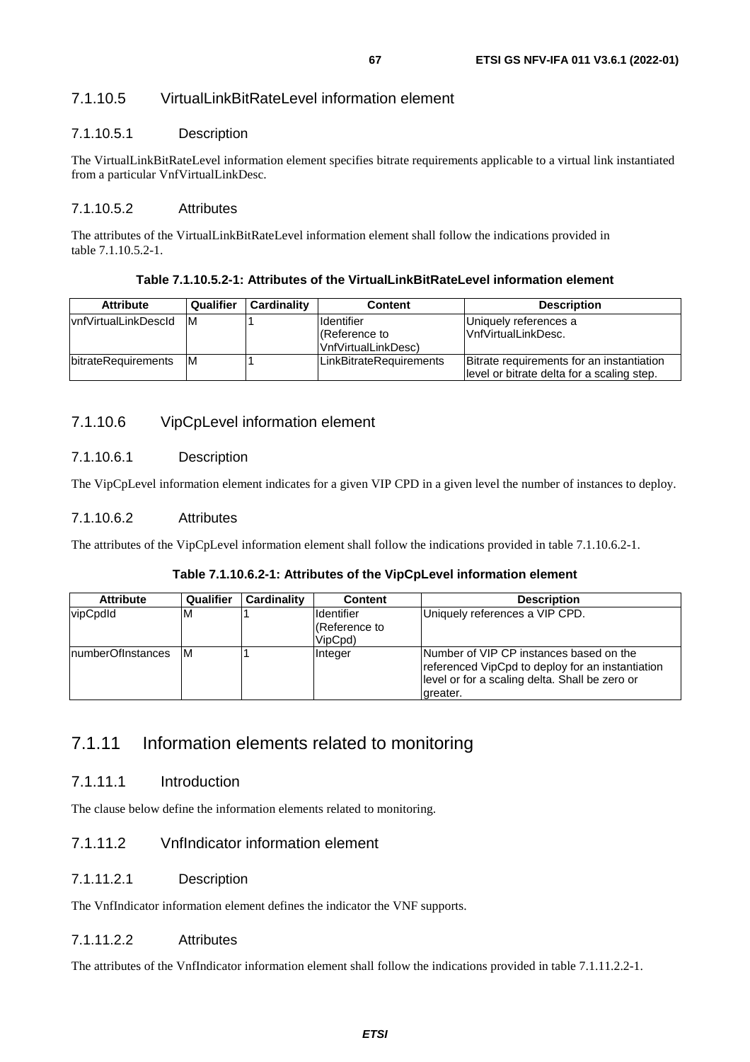#### 7.1.10.5 VirtualLinkBitRateLevel information element

##### 7.1.10.5.1 Description

The VirtualLinkBitRateLevel information element specifies bitrate requirements applicable to a virtual link instantiated from a particular VnfVirtualLinkDesc.

##### 7.1.10.5.2 Attributes

The attributes of the VirtualLinkBitRateLevel information element shall follow the indications provided in table 7.1.10.5.2-1.

**Table 7.1.10.5.2-1: Attributes of the VirtualLinkBitRateLevel information element**

| Attribute | Qualifier | Cardinality | Content | Description |
|---|---|---|---|---|
| vnfVirtualLinkDescId | M | 1 | Identifier (Reference to VnfVirtualLinkDesc) | Uniquely references a VnfVirtualLinkDesc. |
| bitrateRequirements | M | 1 | LinkBitrateRequirements | Bitrate requirements for an instantiation level or bitrate delta for a scaling step. |

#### 7.1.10.6 VipCpLevel information element

##### 7.1.10.6.1 Description

The VipCpLevel information element indicates for a given VIP CPD in a given level the number of instances to deploy.

##### 7.1.10.6.2 Attributes

The attributes of the VipCpLevel information element shall follow the indications provided in table 7.1.10.6.2-1.

**Table 7.1.10.6.2-1: Attributes of the VipCpLevel information element**

| Attribute | Qualifier | Cardinality | Content | Description |
|---|---|---|---|---|
| vipCpdId | M | 1 | Identifier (Reference to VipCpd) | Uniquely references a VIP CPD. |
| numberOfInstances | M | 1 | Integer | Number of VIP CP instances based on the referenced VipCpd to deploy for an instantiation level or for a scaling delta. Shall be zero or greater. |

### 7.1.11 Information elements related to monitoring

#### 7.1.11.1 Introduction

The clause below define the information elements related to monitoring.

#### 7.1.11.2 VnfIndicator information element

##### 7.1.11.2.1 Description

The VnfIndicator information element defines the indicator the VNF supports.

##### 7.1.11.2.2 Attributes

The attributes of the VnfIndicator information element shall follow the indications provided in table 7.1.11.2.2-1.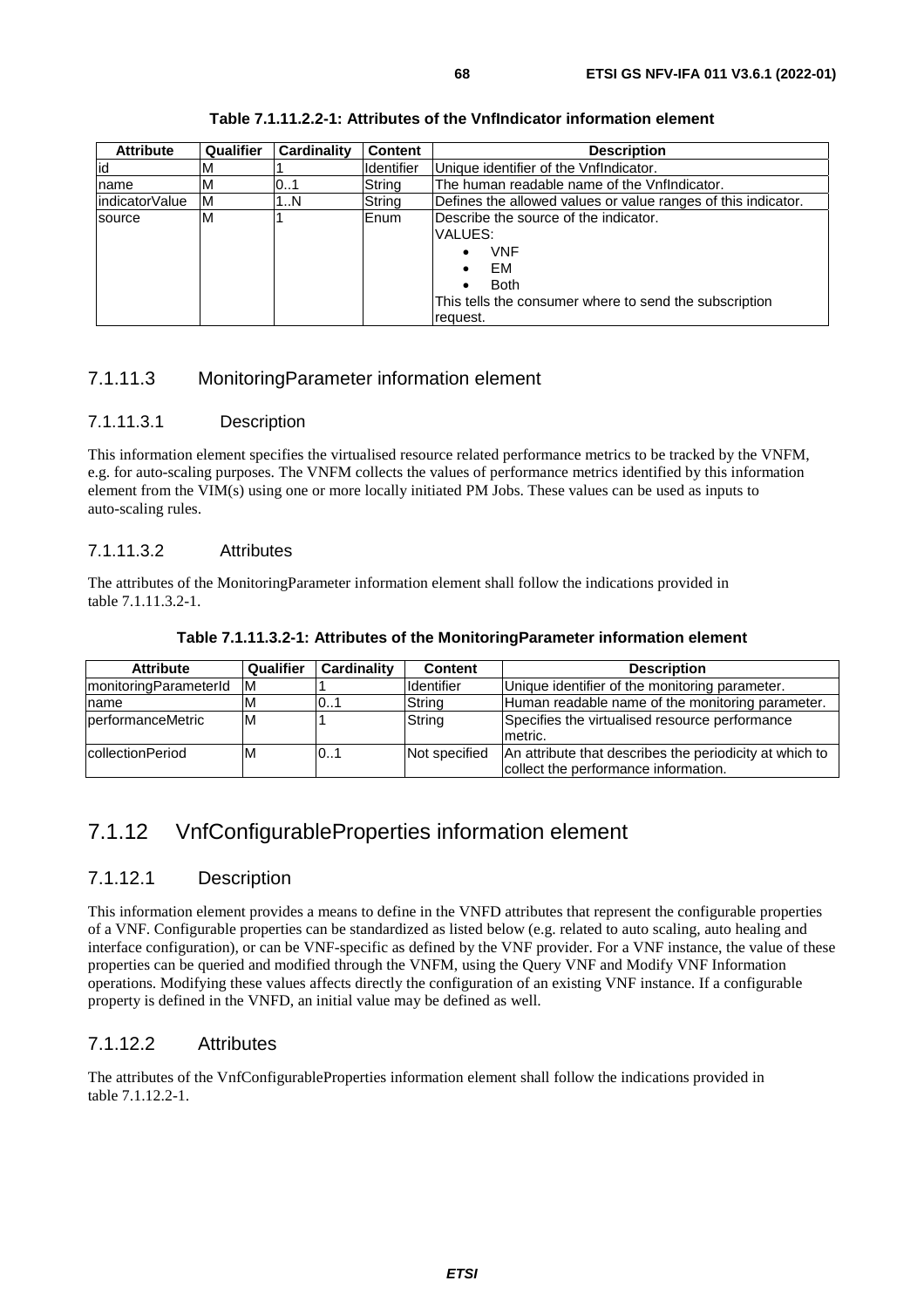**Table 7.1.11.2.2-1: Attributes of the VnfIndicator information element**

| Attribute | Qualifier | Cardinality | Content | Description |
| --- | --- | --- | --- | --- |
| id | M | 1 | Identifier | Unique identifier of the VnfIndicator. |
| name | M | 0..1 | String | The human readable name of the VnfIndicator. |
| indicatorValue | M | 1..N | String | Defines the allowed values or value ranges of this indicator. |
| source | M | 1 | Enum | Describe the source of the indicator.<br>VALUES:<br>• VNF<br>• EM<br>• Both<br>This tells the consumer where to send the subscription request. |

### 7.1.11.3 MonitoringParameter information element

#### 7.1.11.3.1 Description

This information element specifies the virtualised resource related performance metrics to be tracked by the VNFM, e.g. for auto-scaling purposes. The VNFM collects the values of performance metrics identified by this information element from the VIM(s) using one or more locally initiated PM Jobs. These values can be used as inputs to auto-scaling rules.

#### 7.1.11.3.2 Attributes

The attributes of the MonitoringParameter information element shall follow the indications provided in table 7.1.11.3.2-1.

**Table 7.1.11.3.2-1: Attributes of the MonitoringParameter information element**

| Attribute | Qualifier | Cardinality | Content | Description |
| --- | --- | --- | --- | --- |
| monitoringParameterId | M | 1 | Identifier | Unique identifier of the monitoring parameter. |
| name | M | 0..1 | String | Human readable name of the monitoring parameter. |
| performanceMetric | M | 1 | String | Specifies the virtualised resource performance metric. |
| collectionPeriod | M | 0..1 | Not specified | An attribute that describes the periodicity at which to collect the performance information. |

## 7.1.12 VnfConfigurableProperties information element

### 7.1.12.1 Description

This information element provides a means to define in the VNFD attributes that represent the configurable properties of a VNF. Configurable properties can be standardized as listed below (e.g. related to auto scaling, auto healing and interface configuration), or can be VNF-specific as defined by the VNF provider. For a VNF instance, the value of these properties can be queried and modified through the VNFM, using the Query VNF and Modify VNF Information operations. Modifying these values affects directly the configuration of an existing VNF instance. If a configurable property is defined in the VNFD, an initial value may be defined as well.

### 7.1.12.2 Attributes

The attributes of the VnfConfigurableProperties information element shall follow the indications provided in table 7.1.12.2-1.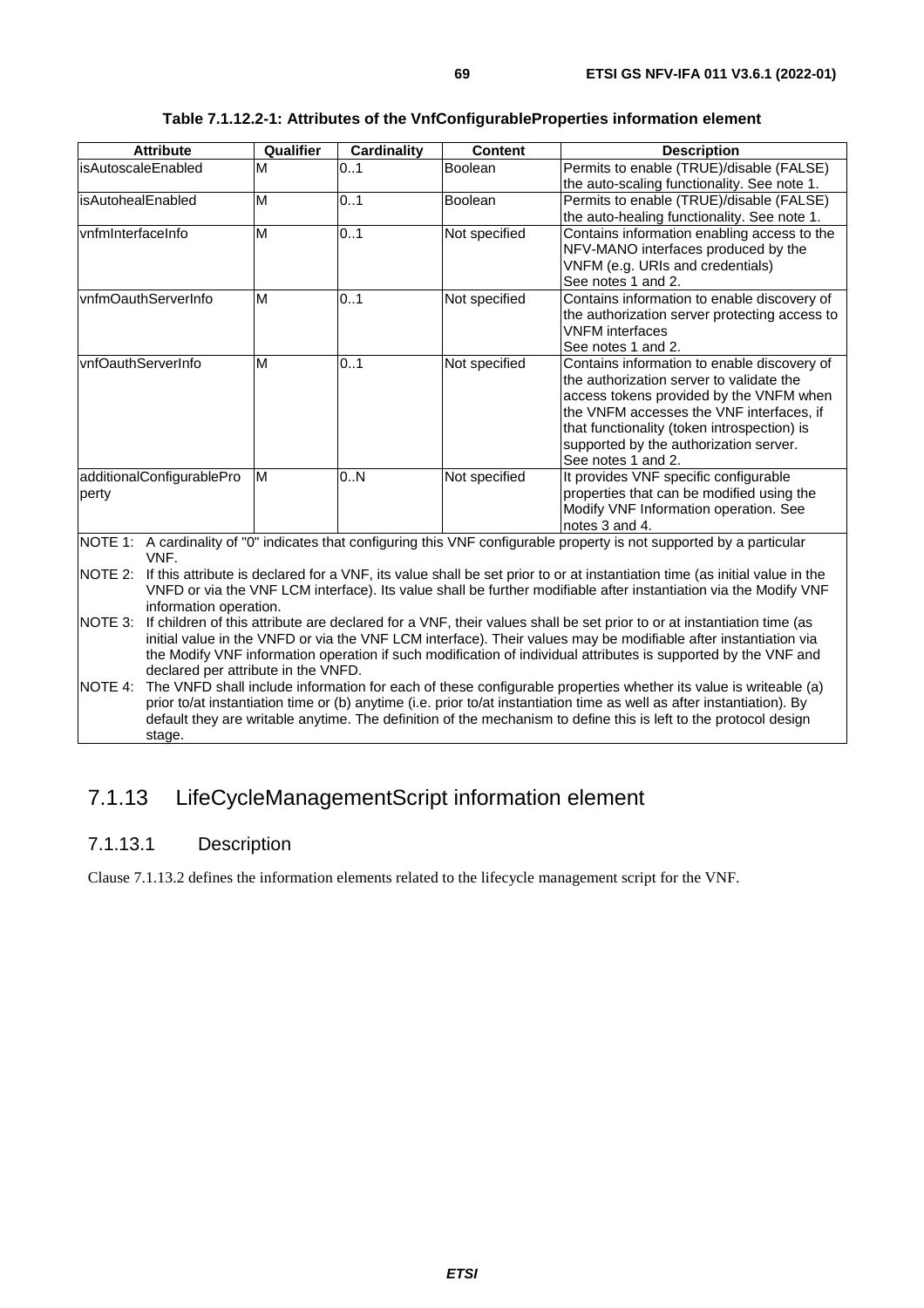**Table 7.1.12.2-1: Attributes of the VnfConfigurableProperties information element**

| Attribute | Qualifier | Cardinality | Content | Description |
| --- | --- | --- | --- | --- |
| isAutoscaleEnabled | M | 0..1 | Boolean | Permits to enable (TRUE)/disable (FALSE) the auto-scaling functionality. See note 1. |
| isAutohealEnabled | M | 0..1 | Boolean | Permits to enable (TRUE)/disable (FALSE) the auto-healing functionality. See note 1. |
| vnfmInterfaceInfo | M | 0..1 | Not specified | Contains information enabling access to the NFV-MANO interfaces produced by the VNFM (e.g. URIs and credentials) See notes 1 and 2. |
| vnfmOauthServerInfo | M | 0..1 | Not specified | Contains information to enable discovery of the authorization server protecting access to VNFM interfaces See notes 1 and 2. |
| vnfOauthServerInfo | M | 0..1 | Not specified | Contains information to enable discovery of the authorization server to validate the access tokens provided by the VNFM when the VNFM accesses the VNF interfaces, if that functionality (token introspection) is supported by the authorization server. See notes 1 and 2. |
| additionalConfigurableProperty | M | 0..N | Not specified | It provides VNF specific configurable properties that can be modified using the Modify VNF Information operation. See notes 3 and 4. |

NOTE 1: A cardinality of "0" indicates that configuring this VNF configurable property is not supported by a particular VNF.

NOTE 2: If this attribute is declared for a VNF, its value shall be set prior to or at instantiation time (as initial value in the VNFD or via the VNF LCM interface). Its value shall be further modifiable after instantiation via the Modify VNF information operation.

NOTE 3: If children of this attribute are declared for a VNF, their values shall be set prior to or at instantiation time (as initial value in the VNFD or via the VNF LCM interface). Their values may be modifiable after instantiation via the Modify VNF information operation if such modification of individual attributes is supported by the VNF and declared per attribute in the VNFD.

NOTE 4: The VNFD shall include information for each of these configurable properties whether its value is writeable (a) prior to/at instantiation time or (b) anytime (i.e. prior to/at instantiation time as well as after instantiation). By default they are writable anytime. The definition of the mechanism to define this is left to the protocol design stage.

## 7.1.13 LifeCycleManagementScript information element

### 7.1.13.1 Description

Clause 7.1.13.2 defines the information elements related to the lifecycle management script for the VNF.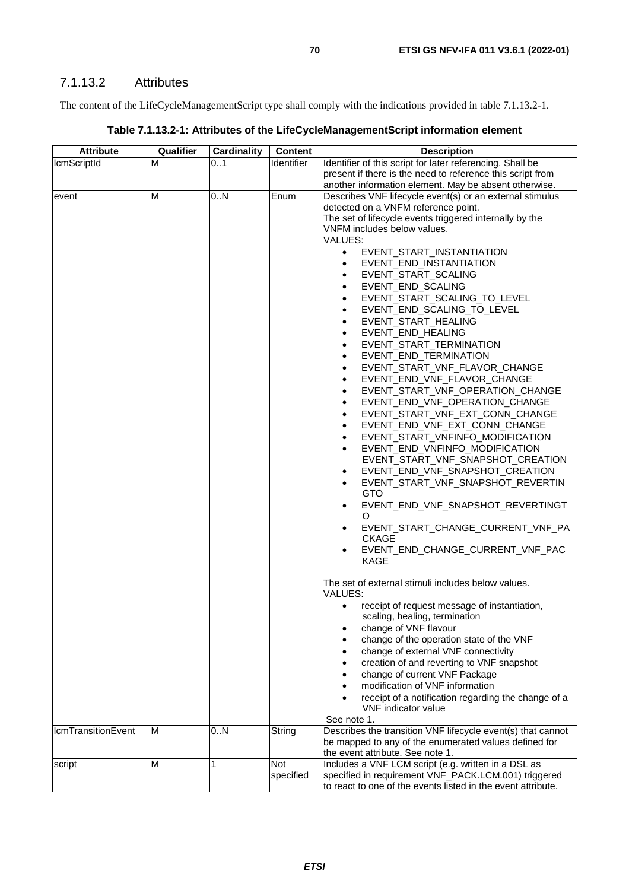### 7.1.13.2 Attributes

The content of the LifeCycleManagementScript type shall comply with the indications provided in table 7.1.13.2-1.

**Table 7.1.13.2-1: Attributes of the LifeCycleManagementScript information element**

| Attribute | Qualifier | Cardinality | Content | Description |
|---|---|---|---|---|
| lcmScriptId | M | 0..1 | Identifier | Identifier of this script for later referencing. Shall be present if there is the need to reference this script from another information element. May be absent otherwise. |
| event | M | 0..N | Enum | Describes VNF lifecycle event(s) or an external stimulus detected on a VNFM reference point.<br>The set of lifecycle events triggered internally by the VNFM includes below values.<br>VALUES:<br>• EVENT_START_INSTANTIATION<br>• EVENT_END_INSTANTIATION<br>• EVENT_START_SCALING<br>• EVENT_END_SCALING<br>• EVENT_START_SCALING_TO_LEVEL<br>• EVENT_END_SCALING_TO_LEVEL<br>• EVENT_START_HEALING<br>• EVENT_END_HEALING<br>• EVENT_START_TERMINATION<br>• EVENT_END_TERMINATION<br>• EVENT_START_VNF_FLAVOR_CHANGE<br>• EVENT_END_VNF_FLAVOR_CHANGE<br>• EVENT_START_VNF_OPERATION_CHANGE<br>• EVENT_END_VNF_OPERATION_CHANGE<br>• EVENT_START_VNF_EXT_CONN_CHANGE<br>• EVENT_END_VNF_EXT_CONN_CHANGE<br>• EVENT_START_VNFINFO_MODIFICATION<br>• EVENT_END_VNFINFO_MODIFICATION EVENT_START_VNF_SNAPSHOT_CREATION<br>• EVENT_END_VNF_SNAPSHOT_CREATION<br>• EVENT_START_VNF_SNAPSHOT_REVERTINGTO<br>• EVENT_END_VNF_SNAPSHOT_REVERTINGTO<br>• EVENT_START_CHANGE_CURRENT_VNF_PACKAGE<br>• EVENT_END_CHANGE_CURRENT_VNF_PACKAGE<br><br>The set of external stimuli includes below values.<br>VALUES:<br>• receipt of request message of instantiation, scaling, healing, termination<br>• change of VNF flavour<br>• change of the operation state of the VNF<br>• change of external VNF connectivity<br>• creation of and reverting to VNF snapshot<br>• change of current VNF Package<br>• modification of VNF information<br>• receipt of a notification regarding the change of a VNF indicator value<br>See note 1. |
| lcmTransitionEvent | M | 0..N | String | Describes the transition VNF lifecycle event(s) that cannot be mapped to any of the enumerated values defined for the event attribute. See note 1. |
| script | M | 1 | Not specified | Includes a VNF LCM script (e.g. written in a DSL as specified in requirement VNF_PACK.LCM.001) triggered to react to one of the events listed in the event attribute. |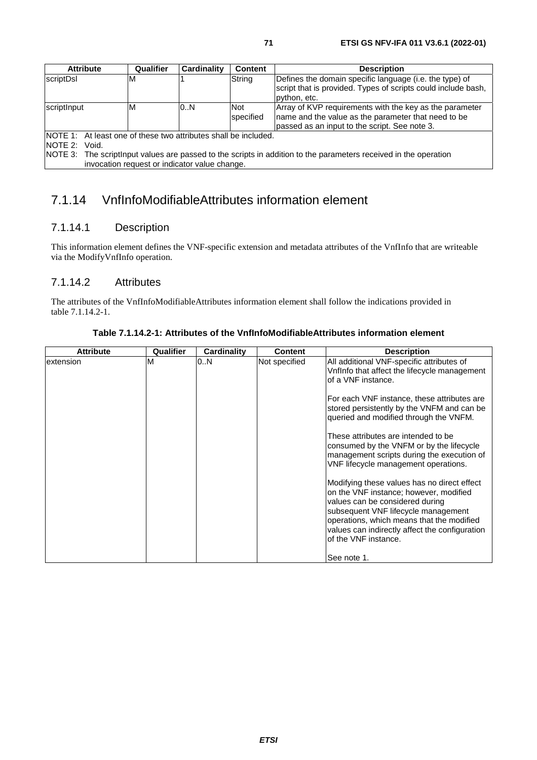| Attribute | Qualifier | Cardinality | Content | Description |
| --- | --- | --- | --- | --- |
| scriptDsl | M | 1 | String | Defines the domain specific language (i.e. the type) of script that is provided. Types of scripts could include bash, python, etc. |
| scriptInput | M | 0..N | Not specified | Array of KVP requirements with the key as the parameter name and the value as the parameter that need to be passed as an input to the script. See note 3. |
| NOTE 1: At least one of these two attributes shall be included.<br>NOTE 2: Void.<br>NOTE 3: The scriptInput values are passed to the scripts in addition to the parameters received in the operation invocation request or indicator value change. | | | | |

## 7.1.14 VnfInfoModifiableAttributes information element

### 7.1.14.1 Description

This information element defines the VNF-specific extension and metadata attributes of the VnfInfo that are writeable via the ModifyVnfInfo operation.

### 7.1.14.2 Attributes

The attributes of the VnfInfoModifiableAttributes information element shall follow the indications provided in table 7.1.14.2-1.

**Table 7.1.14.2-1: Attributes of the VnfInfoModifiableAttributes information element**

| Attribute | Qualifier | Cardinality | Content | Description |
| --- | --- | --- | --- | --- |
| extension | M | 0..N | Not specified | All additional VNF-specific attributes of VnfInfo that affect the lifecycle management of a VNF instance.<br><br>For each VNF instance, these attributes are stored persistently by the VNFM and can be queried and modified through the VNFM.<br><br>These attributes are intended to be consumed by the VNFM or by the lifecycle management scripts during the execution of VNF lifecycle management operations.<br><br>Modifying these values has no direct effect on the VNF instance; however, modified values can be considered during subsequent VNF lifecycle management operations, which means that the modified values can indirectly affect the configuration of the VNF instance.<br><br>See note 1. |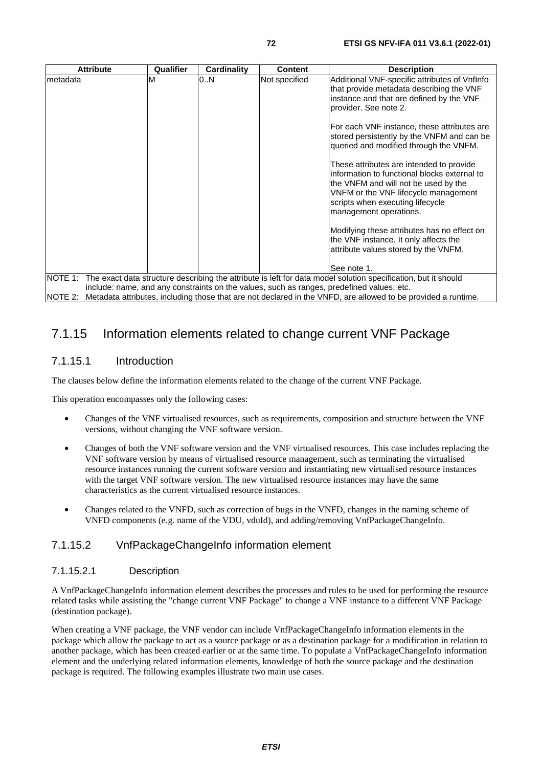| Attribute | Qualifier | Cardinality | Content | Description |
| --- | --- | --- | --- | --- |
| metadata | M | 0..N | Not specified | Additional VNF-specific attributes of VnfInfo that provide metadata describing the VNF instance and that are defined by the VNF provider. See note 2.<br><br>For each VNF instance, these attributes are stored persistently by the VNFM and can be queried and modified through the VNFM.<br><br>These attributes are intended to provide information to functional blocks external to the VNFM and will not be used by the VNFM or the VNF lifecycle management scripts when executing lifecycle management operations.<br><br>Modifying these attributes has no effect on the VNF instance. It only affects the attribute values stored by the VNFM.<br><br>See note 1. |
| NOTE 1: The exact data structure describing the attribute is left for data model solution specification, but it should include: name, and any constraints on the values, such as ranges, predefined values, etc.<br>NOTE 2: Metadata attributes, including those that are not declared in the VNFD, are allowed to be provided a runtime. | | | | |

## 7.1.15 Information elements related to change current VNF Package

### 7.1.15.1 Introduction

The clauses below define the information elements related to the change of the current VNF Package.

This operation encompasses only the following cases:

- Changes of the VNF virtualised resources, such as requirements, composition and structure between the VNF versions, without changing the VNF software version.
- Changes of both the VNF software version and the VNF virtualised resources. This case includes replacing the VNF software version by means of virtualised resource management, such as terminating the virtualised resource instances running the current software version and instantiating new virtualised resource instances with the target VNF software version. The new virtualised resource instances may have the same characteristics as the current virtualised resource instances.
- Changes related to the VNFD, such as correction of bugs in the VNFD, changes in the naming scheme of VNFD components (e.g. name of the VDU, vduId), and adding/removing VnfPackageChangeInfo.

### 7.1.15.2 VnfPackageChangeInfo information element

#### 7.1.15.2.1 Description

A VnfPackageChangeInfo information element describes the processes and rules to be used for performing the resource related tasks while assisting the "change current VNF Package" to change a VNF instance to a different VNF Package (destination package).

When creating a VNF package, the VNF vendor can include VnfPackageChangeInfo information elements in the package which allow the package to act as a source package or as a destination package for a modification in relation to another package, which has been created earlier or at the same time. To populate a VnfPackageChangeInfo information element and the underlying related information elements, knowledge of both the source package and the destination package is required. The following examples illustrate two main use cases.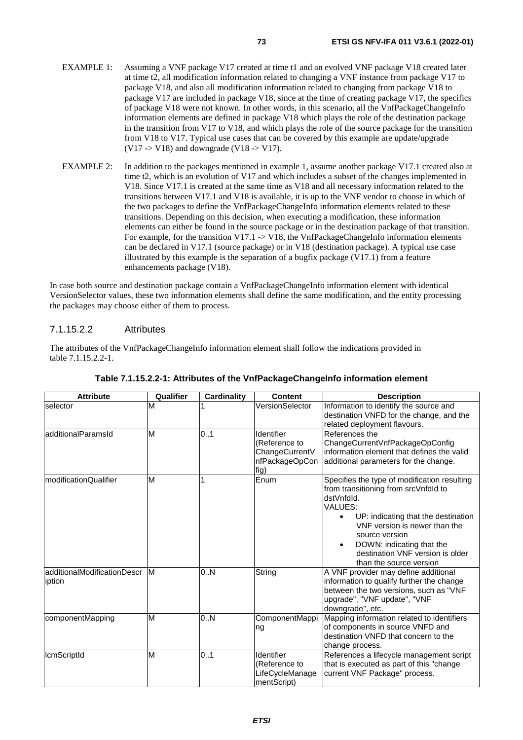EXAMPLE 1: Assuming a VNF package V17 created at time t1 and an evolved VNF package V18 created later at time t2, all modification information related to changing a VNF instance from package V17 to package V18, and also all modification information related to changing from package V18 to package V17 are included in package V18, since at the time of creating package V17, the specifics of package V18 were not known. In other words, in this scenario, all the VnfPackageChangeInfo information elements are defined in package V18 which plays the role of the destination package in the transition from V17 to V18, and which plays the role of the source package for the transition from V18 to V17. Typical use cases that can be covered by this example are update/upgrade (V17 -> V18) and downgrade (V18 -> V17).

EXAMPLE 2: In addition to the packages mentioned in example 1, assume another package V17.1 created also at time t2, which is an evolution of V17 and which includes a subset of the changes implemented in V18. Since V17.1 is created at the same time as V18 and all necessary information related to the transitions between V17.1 and V18 is available, it is up to the VNF vendor to choose in which of the two packages to define the VnfPackageChangeInfo information elements related to these transitions. Depending on this decision, when executing a modification, these information elements can either be found in the source package or in the destination package of that transition. For example, for the transition V17.1 -> V18, the VnfPackageChangeInfo information elements can be declared in V17.1 (source package) or in V18 (destination package). A typical use case illustrated by this example is the separation of a bugfix package (V17.1) from a feature enhancements package (V18).

In case both source and destination package contain a VnfPackageChangeInfo information element with identical VersionSelector values, these two information elements shall define the same modification, and the entity processing the packages may choose either of them to process.

### 7.1.15.2.2 Attributes

The attributes of the VnfPackageChangeInfo information element shall follow the indications provided in table 7.1.15.2.2-1.

**Table 7.1.15.2.2-1: Attributes of the VnfPackageChangeInfo information element**

| Attribute | Qualifier | Cardinality | Content | Description |
|---|---|---|---|---|
| selector | M | 1 | VersionSelector | Information to identify the source and destination VNFD for the change, and the related deployment flavours. |
| additionalParamsId | M | 0..1 | Identifier (Reference to ChangeCurrentVnfPackageOpConfig) | References the ChangeCurrentVnfPackageOpConfig information element that defines the valid additional parameters for the change. |
| modificationQualifier | M | 1 | Enum | Specifies the type of modification resulting from transitioning from srcVnfdId to dstVnfdId.<br>VALUES:<br>• UP: indicating that the destination VNF version is newer than the source version<br>• DOWN: indicating that the destination VNF version is older than the source version |
| additionalModificationDescription | M | 0..N | String | A VNF provider may define additional information to qualify further the change between the two versions, such as "VNF upgrade", "VNF update", "VNF downgrade", etc. |
| componentMapping | M | 0..N | ComponentMapping | Mapping information related to identifiers of components in source VNFD and destination VNFD that concern to the change process. |
| lcmScriptId | M | 0..1 | Identifier (Reference to LifeCycleManagementScript) | References a lifecycle management script that is executed as part of this "change current VNF Package" process. |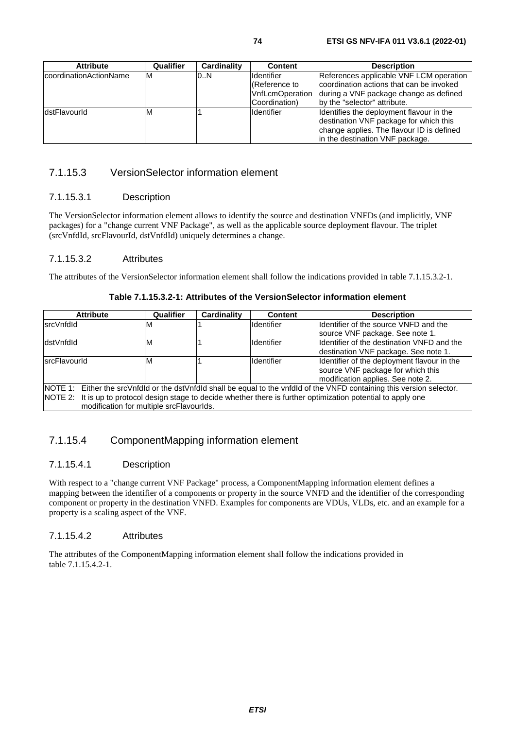| Attribute | Qualifier | Cardinality | Content | Description |
| --- | --- | --- | --- | --- |
| coordinationActionName | M | 0..N | Identifier (Reference to VnfLcmOperation Coordination) | References applicable VNF LCM operation coordination actions that can be invoked during a VNF package change as defined by the "selector" attribute. |
| dstFlavourId | M | 1 | Identifier | Identifies the deployment flavour in the destination VNF package for which this change applies. The flavour ID is defined in the destination VNF package. |

### 7.1.15.3 VersionSelector information element

#### 7.1.15.3.1 Description

The VersionSelector information element allows to identify the source and destination VNFDs (and implicitly, VNF packages) for a "change current VNF Package", as well as the applicable source deployment flavour. The triplet (srcVnfdId, srcFlavourId, dstVnfdId) uniquely determines a change.

#### 7.1.15.3.2 Attributes

The attributes of the VersionSelector information element shall follow the indications provided in table 7.1.15.3.2-1.

**Table 7.1.15.3.2-1: Attributes of the VersionSelector information element**

| Attribute | Qualifier | Cardinality | Content | Description |
| --- | --- | --- | --- | --- |
| srcVnfdId | M | 1 | Identifier | Identifier of the source VNFD and the source VNF package. See note 1. |
| dstVnfdId | M | 1 | Identifier | Identifier of the destination VNFD and the destination VNF package. See note 1. |
| srcFlavourId | M | 1 | Identifier | Identifier of the deployment flavour in the source VNF package for which this modification applies. See note 2. |
| NOTE 1: Either the srcVnfdId or the dstVnfdId shall be equal to the vnfdId of the VNFD containing this version selector.<br>NOTE 2: It is up to protocol design stage to decide whether there is further optimization potential to apply one modification for multiple srcFlavourIds. | | | | |

### 7.1.15.4 ComponentMapping information element

#### 7.1.15.4.1 Description

With respect to a "change current VNF Package" process, a ComponentMapping information element defines a mapping between the identifier of a components or property in the source VNFD and the identifier of the corresponding component or property in the destination VNFD. Examples for components are VDUs, VLDs, etc. and an example for a property is a scaling aspect of the VNF.

#### 7.1.15.4.2 Attributes

The attributes of the ComponentMapping information element shall follow the indications provided in table 7.1.15.4.2-1.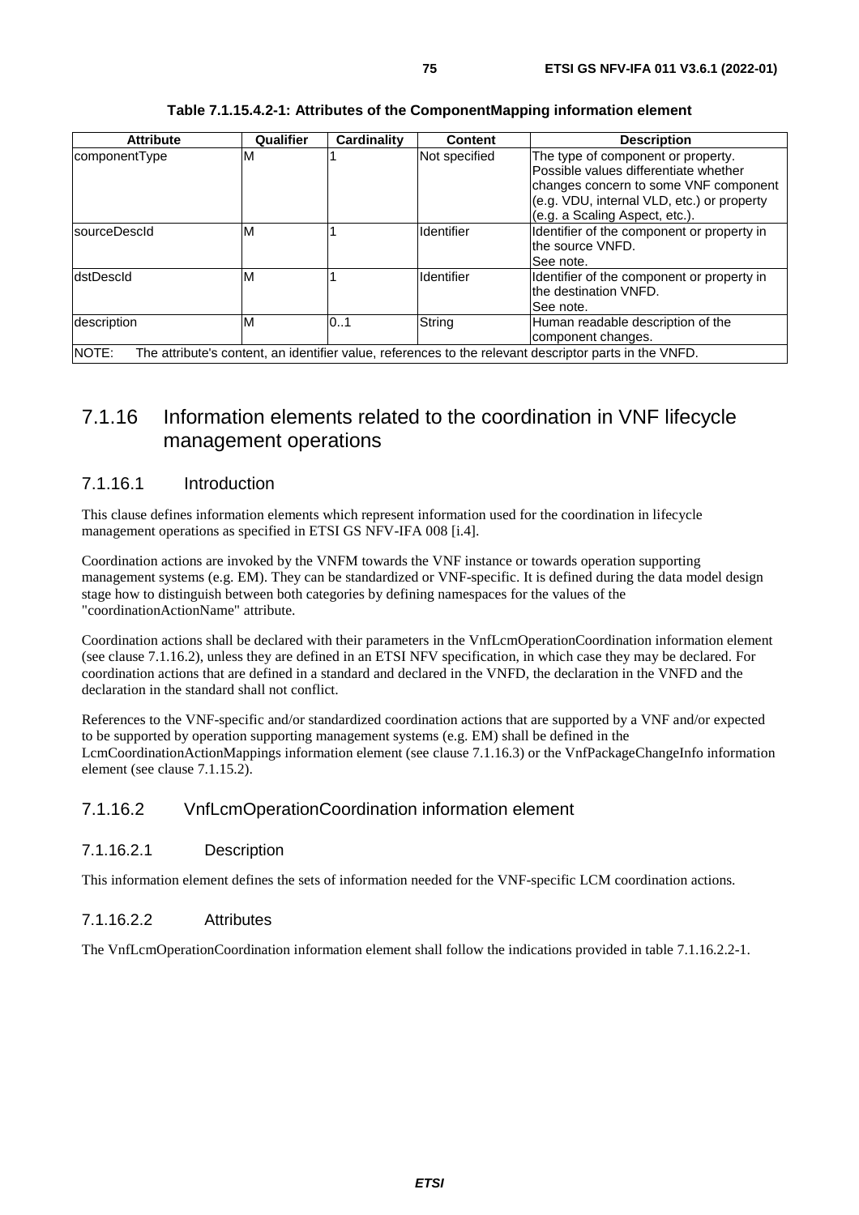**Table 7.1.15.4.2-1: Attributes of the ComponentMapping information element**

| Attribute | Qualifier | Cardinality | Content | Description |
| --- | --- | --- | --- | --- |
| componentType | M | 1 | Not specified | The type of component or property. Possible values differentiate whether changes concern to some VNF component (e.g. VDU, internal VLD, etc.) or property (e.g. a Scaling Aspect, etc.). |
| sourceDescId | M | 1 | Identifier | Identifier of the component or property in the source VNFD. See note. |
| dstDescId | M | 1 | Identifier | Identifier of the component or property in the destination VNFD. See note. |
| description | M | 0..1 | String | Human readable description of the component changes. |
| NOTE: The attribute's content, an identifier value, references to the relevant descriptor parts in the VNFD. | | | | |

## 7.1.16 Information elements related to the coordination in VNF lifecycle management operations

### 7.1.16.1 Introduction

This clause defines information elements which represent information used for the coordination in lifecycle management operations as specified in ETSI GS NFV-IFA 008 [i.4].

Coordination actions are invoked by the VNFM towards the VNF instance or towards operation supporting management systems (e.g. EM). They can be standardized or VNF-specific. It is defined during the data model design stage how to distinguish between both categories by defining namespaces for the values of the "coordinationActionName" attribute.

Coordination actions shall be declared with their parameters in the VnfLcmOperationCoordination information element (see clause 7.1.16.2), unless they are defined in an ETSI NFV specification, in which case they may be declared. For coordination actions that are defined in a standard and declared in the VNFD, the declaration in the VNFD and the declaration in the standard shall not conflict.

References to the VNF-specific and/or standardized coordination actions that are supported by a VNF and/or expected to be supported by operation supporting management systems (e.g. EM) shall be defined in the LcmCoordinationActionMappings information element (see clause 7.1.16.3) or the VnfPackageChangeInfo information element (see clause 7.1.15.2).

### 7.1.16.2 VnfLcmOperationCoordination information element

#### 7.1.16.2.1 Description

This information element defines the sets of information needed for the VNF-specific LCM coordination actions.

#### 7.1.16.2.2 Attributes

The VnfLcmOperationCoordination information element shall follow the indications provided in table 7.1.16.2.2-1.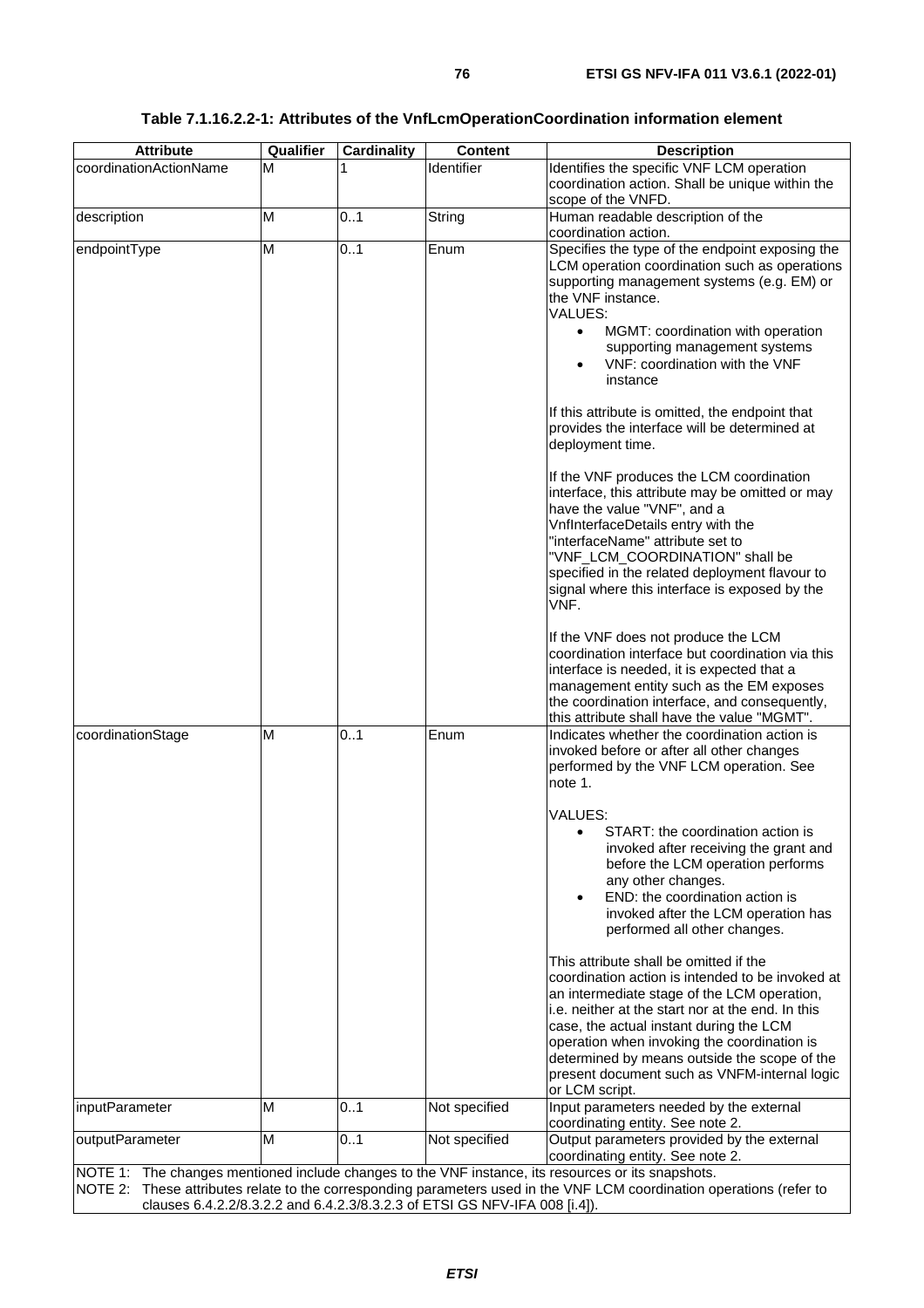**Table 7.1.16.2.2-1: Attributes of the VnfLcmOperationCoordination information element**

| Attribute | Qualifier | Cardinality | Content | Description |
|---|---|---|---|---|
| coordinationActionName | M | 1 | Identifier | Identifies the specific VNF LCM operation coordination action. Shall be unique within the scope of the VNFD. |
| description | M | 0..1 | String | Human readable description of the coordination action. |
| endpointType | M | 0..1 | Enum | Specifies the type of the endpoint exposing the LCM operation coordination such as operations supporting management systems (e.g. EM) or the VNF instance.<br>VALUES:<br>• MGMT: coordination with operation supporting management systems<br>• VNF: coordination with the VNF instance<br><br>If this attribute is omitted, the endpoint that provides the interface will be determined at deployment time.<br><br>If the VNF produces the LCM coordination interface, this attribute may be omitted or may have the value "VNF", and a VnfInterfaceDetails entry with the "interfaceName" attribute set to "VNF_LCM_COORDINATION" shall be specified in the related deployment flavour to signal where this interface is exposed by the VNF.<br><br>If the VNF does not produce the LCM coordination interface but coordination via this interface is needed, it is expected that a management entity such as the EM exposes the coordination interface, and consequently, this attribute shall have the value "MGMT". |
| coordinationStage | M | 0..1 | Enum | Indicates whether the coordination action is invoked before or after all other changes performed by the VNF LCM operation. See note 1.<br><br>VALUES:<br>• START: the coordination action is invoked after receiving the grant and before the LCM operation performs any other changes.<br>• END: the coordination action is invoked after the LCM operation has performed all other changes.<br><br>This attribute shall be omitted if the coordination action is intended to be invoked at an intermediate stage of the LCM operation, i.e. neither at the start nor at the end. In this case, the actual instant during the LCM operation when invoking the coordination is determined by means outside the scope of the present document such as VNFM-internal logic or LCM script. |
| inputParameter | M | 0..1 | Not specified | Input parameters needed by the external coordinating entity. See note 2. |
| outputParameter | M | 0..1 | Not specified | Output parameters provided by the external coordinating entity. See note 2. |

NOTE 1: The changes mentioned include changes to the VNF instance, its resources or its snapshots.
NOTE 2: These attributes relate to the corresponding parameters used in the VNF LCM coordination operations (refer to clauses 6.4.2.2/8.3.2.2 and 6.4.2.3/8.3.2.3 of ETSI GS NFV-IFA 008 [i.4]).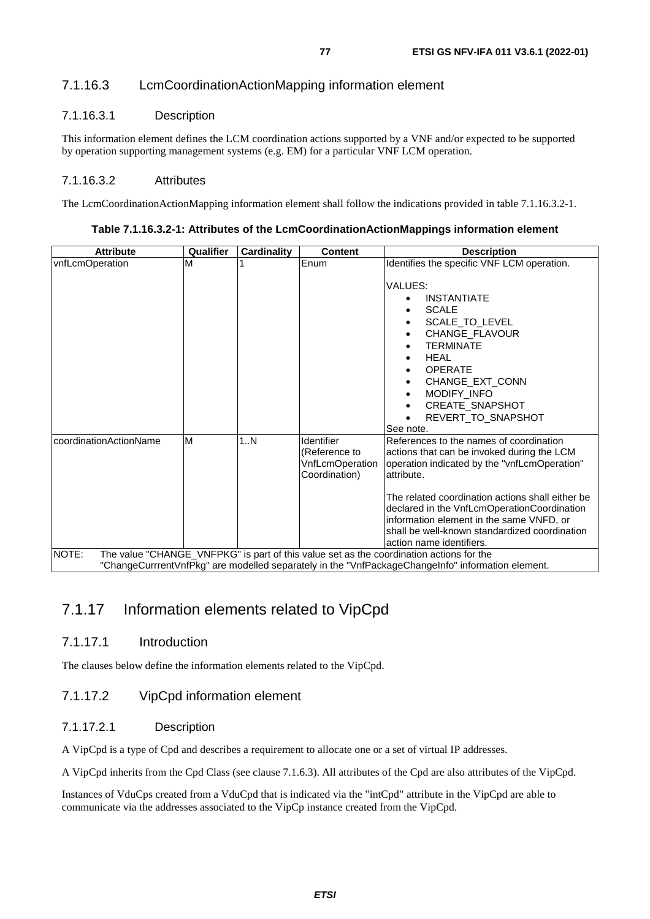### 7.1.16.3 LcmCoordinationActionMapping information element

#### 7.1.16.3.1 Description

This information element defines the LCM coordination actions supported by a VNF and/or expected to be supported by operation supporting management systems (e.g. EM) for a particular VNF LCM operation.

#### 7.1.16.3.2 Attributes

The LcmCoordinationActionMapping information element shall follow the indications provided in table 7.1.16.3.2-1.

**Table 7.1.16.3.2-1: Attributes of the LcmCoordinationActionMappings information element**

| Attribute | Qualifier | Cardinality | Content | Description |
|---|---|---|---|---|
| vnfLcmOperation | M | 1 | Enum | Identifies the specific VNF LCM operation.<br><br>VALUES:<br>• INSTANTIATE<br>• SCALE<br>• SCALE_TO_LEVEL<br>• CHANGE_FLAVOUR<br>• TERMINATE<br>• HEAL<br>• OPERATE<br>• CHANGE_EXT_CONN<br>• MODIFY_INFO<br>• CREATE_SNAPSHOT<br>• REVERT_TO_SNAPSHOT<br>See note. |
| coordinationActionName | M | 1..N | Identifier (Reference to VnfLcmOperation Coordination) | References to the names of coordination actions that can be invoked during the LCM operation indicated by the "vnfLcmOperation" attribute.<br><br>The related coordination actions shall either be declared in the VnfLcmOperationCoordination information element in the same VNFD, or shall be well-known standardized coordination action name identifiers. |
| NOTE: The value "CHANGE_VNFPKG" is part of this value set as the coordination actions for the "ChangeCurrrentVnfPkg" are modelled separately in the "VnfPackageChangeInfo" information element. | | | | |

## 7.1.17 Information elements related to VipCpd

### 7.1.17.1 Introduction

The clauses below define the information elements related to the VipCpd.

### 7.1.17.2 VipCpd information element

#### 7.1.17.2.1 Description

A VipCpd is a type of Cpd and describes a requirement to allocate one or a set of virtual IP addresses.

A VipCpd inherits from the Cpd Class (see clause 7.1.6.3). All attributes of the Cpd are also attributes of the VipCpd.

Instances of VduCps created from a VduCpd that is indicated via the "intCpd" attribute in the VipCpd are able to communicate via the addresses associated to the VipCp instance created from the VipCpd.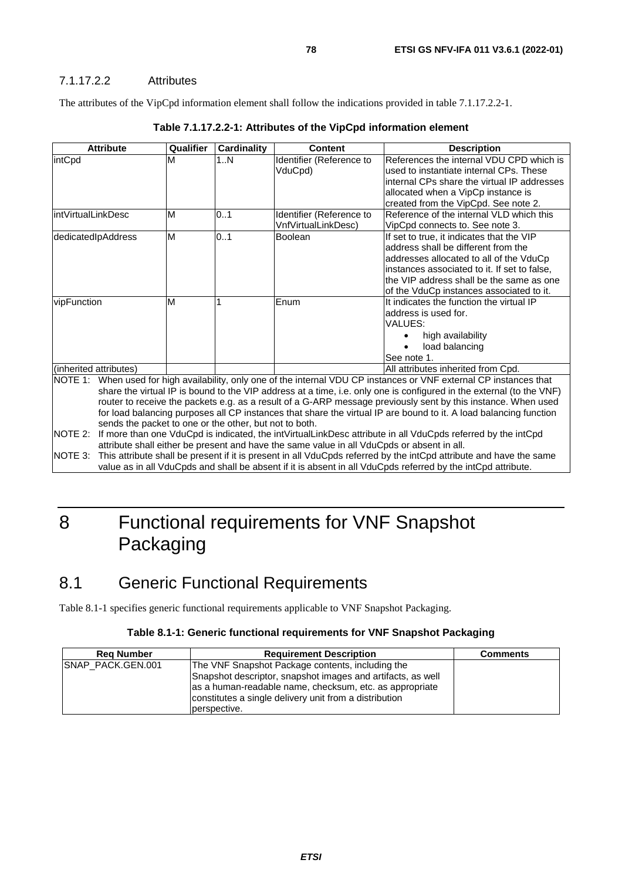#### 7.1.17.2.2 Attributes

The attributes of the VipCpd information element shall follow the indications provided in table 7.1.17.2.2-1.

**Table 7.1.17.2.2-1: Attributes of the VipCpd information element**

| Attribute | Qualifier | Cardinality | Content | Description |
|---|---|---|---|---|
| intCpd | M | 1..N | Identifier (Reference to VduCpd) | References the internal VDU CPD which is used to instantiate internal CPs. These internal CPs share the virtual IP addresses allocated when a VipCp instance is created from the VipCpd. See note 2. |
| intVirtualLinkDesc | M | 0..1 | Identifier (Reference to VnfVirtualLinkDesc) | Reference of the internal VLD which this VipCpd connects to. See note 3. |
| dedicatedIpAddress | M | 0..1 | Boolean | If set to true, it indicates that the VIP address shall be different from the addresses allocated to all of the VduCp instances associated to it. If set to false, the VIP address shall be the same as one of the VduCp instances associated to it. |
| vipFunction | M | 1 | Enum | It indicates the function the virtual IP address is used for.<br>VALUES:<br>• high availability<br>• load balancing<br>See note 1. |
| (inherited attributes) | | | | All attributes inherited from Cpd. |
| NOTE 1: When used for high availability, only one of the internal VDU CP instances or VNF external CP instances that share the virtual IP is bound to the VIP address at a time, i.e. only one is configured in the external (to the VNF) router to receive the packets e.g. as a result of a G-ARP message previously sent by this instance. When used for load balancing purposes all CP instances that share the virtual IP are bound to it. A load balancing function sends the packet to one or the other, but not to both. | | | | |
| NOTE 2: If more than one VduCpd is indicated, the intVirtualLinkDesc attribute in all VduCpds referred by the intCpd attribute shall either be present and have the same value in all VduCpds or absent in all. | | | | |
| NOTE 3: This attribute shall be present if it is present in all VduCpds referred by the intCpd attribute and have the same value as in all VduCpds and shall be absent if it is absent in all VduCpds referred by the intCpd attribute. | | | | |

# 8 Functional requirements for VNF Snapshot Packaging

## 8.1 Generic Functional Requirements

Table 8.1-1 specifies generic functional requirements applicable to VNF Snapshot Packaging.

**Table 8.1-1: Generic functional requirements for VNF Snapshot Packaging**

| Req Number | Requirement Description | Comments |
|---|---|---|
| SNAP_PACK.GEN.001 | The VNF Snapshot Package contents, including the Snapshot descriptor, snapshot images and artifacts, as well as a human-readable name, checksum, etc. as appropriate constitutes a single delivery unit from a distribution perspective. | |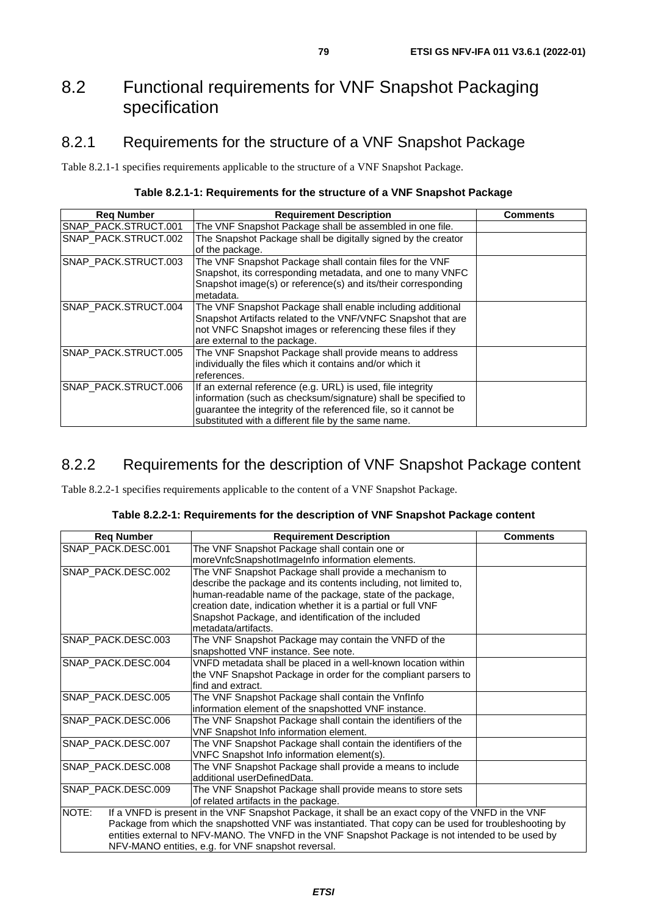## 8.2 Functional requirements for VNF Snapshot Packaging specification

### 8.2.1 Requirements for the structure of a VNF Snapshot Package

Table 8.2.1-1 specifies requirements applicable to the structure of a VNF Snapshot Package.

**Table 8.2.1-1: Requirements for the structure of a VNF Snapshot Package**

| Req Number | Requirement Description | Comments |
|---|---|---|
| SNAP_PACK.STRUCT.001 | The VNF Snapshot Package shall be assembled in one file. | |
| SNAP_PACK.STRUCT.002 | The Snapshot Package shall be digitally signed by the creator of the package. | |
| SNAP_PACK.STRUCT.003 | The VNF Snapshot Package shall contain files for the VNF Snapshot, its corresponding metadata, and one to many VNFC Snapshot image(s) or reference(s) and its/their corresponding metadata. | |
| SNAP_PACK.STRUCT.004 | The VNF Snapshot Package shall enable including additional Snapshot Artifacts related to the VNF/VNFC Snapshot that are not VNFC Snapshot images or referencing these files if they are external to the package. | |
| SNAP_PACK.STRUCT.005 | The VNF Snapshot Package shall provide means to address individually the files which it contains and/or which it references. | |
| SNAP_PACK.STRUCT.006 | If an external reference (e.g. URL) is used, file integrity information (such as checksum/signature) shall be specified to guarantee the integrity of the referenced file, so it cannot be substituted with a different file by the same name. | |

### 8.2.2 Requirements for the description of VNF Snapshot Package content

Table 8.2.2-1 specifies requirements applicable to the content of a VNF Snapshot Package.

**Table 8.2.2-1: Requirements for the description of VNF Snapshot Package content**

| Req Number | Requirement Description | Comments |
|---|---|---|
| SNAP_PACK.DESC.001 | The VNF Snapshot Package shall contain one or moreVnfcSnapshotImageInfo information elements. | |
| SNAP_PACK.DESC.002 | The VNF Snapshot Package shall provide a mechanism to describe the package and its contents including, not limited to, human-readable name of the package, state of the package, creation date, indication whether it is a partial or full VNF Snapshot Package, and identification of the included metadata/artifacts. | |
| SNAP_PACK.DESC.003 | The VNF Snapshot Package may contain the VNFD of the snapshotted VNF instance. See note. | |
| SNAP_PACK.DESC.004 | VNFD metadata shall be placed in a well-known location within the VNF Snapshot Package in order for the compliant parsers to find and extract. | |
| SNAP_PACK.DESC.005 | The VNF Snapshot Package shall contain the VnfInfo information element of the snapshotted VNF instance. | |
| SNAP_PACK.DESC.006 | The VNF Snapshot Package shall contain the identifiers of the VNF Snapshot Info information element. | |
| SNAP_PACK.DESC.007 | The VNF Snapshot Package shall contain the identifiers of the VNFC Snapshot Info information element(s). | |
| SNAP_PACK.DESC.008 | The VNF Snapshot Package shall provide a means to include additional userDefinedData. | |
| SNAP_PACK.DESC.009 | The VNF Snapshot Package shall provide means to store sets of related artifacts in the package. | |
| NOTE: If a VNFD is present in the VNF Snapshot Package, it shall be an exact copy of the VNFD in the VNF Package from which the snapshotted VNF was instantiated. That copy can be used for troubleshooting by entities external to NFV-MANO. The VNFD in the VNF Snapshot Package is not intended to be used by NFV-MANO entities, e.g. for VNF snapshot reversal. | | |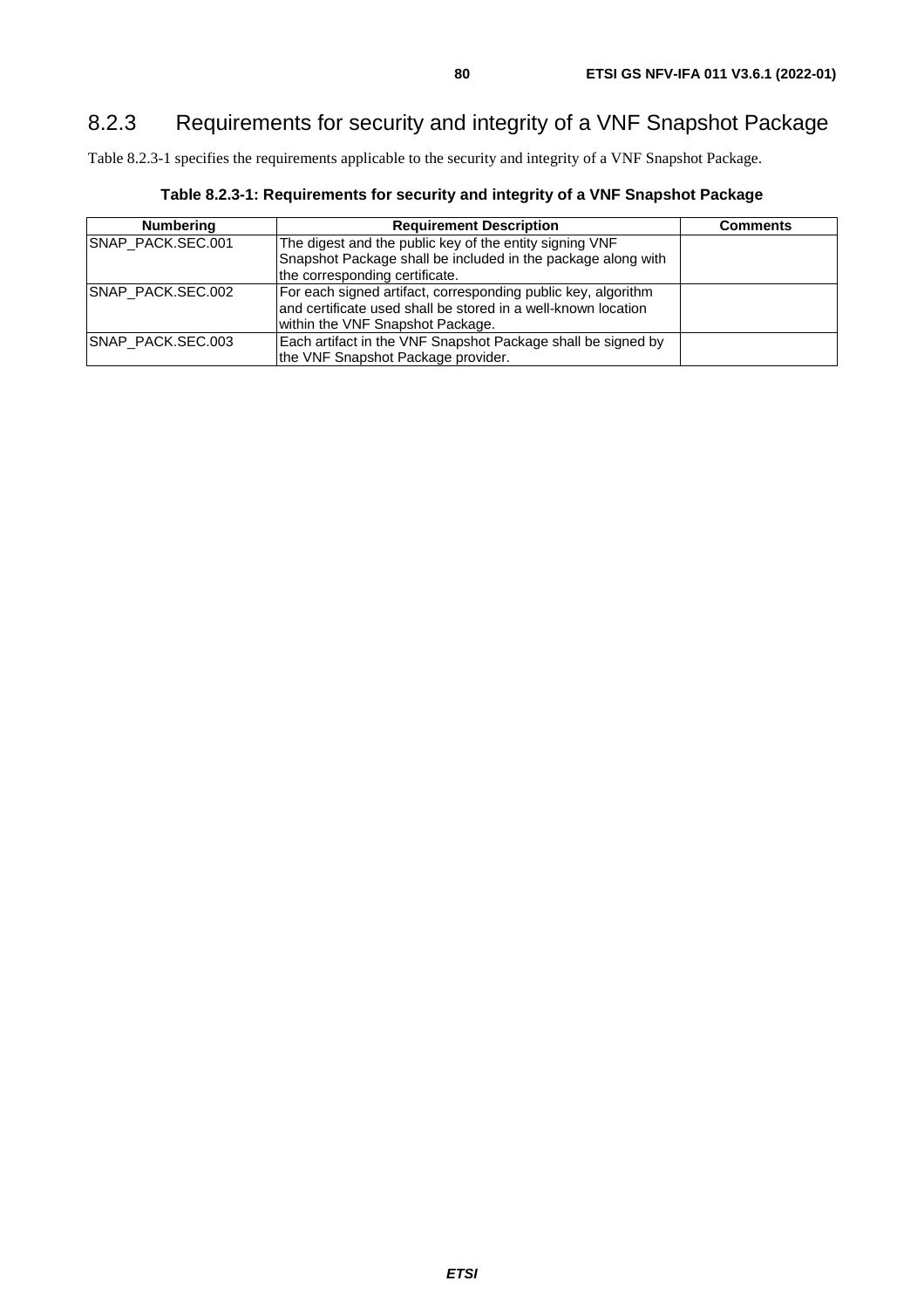### 8.2.3 Requirements for security and integrity of a VNF Snapshot Package

Table 8.2.3-1 specifies the requirements applicable to the security and integrity of a VNF Snapshot Package.

**Table 8.2.3-1: Requirements for security and integrity of a VNF Snapshot Package**

| Numbering | Requirement Description | Comments |
|---|---|---|
| SNAP_PACK.SEC.001 | The digest and the public key of the entity signing VNF Snapshot Package shall be included in the package along with the corresponding certificate. | |
| SNAP_PACK.SEC.002 | For each signed artifact, corresponding public key, algorithm and certificate used shall be stored in a well-known location within the VNF Snapshot Package. | |
| SNAP_PACK.SEC.003 | Each artifact in the VNF Snapshot Package shall be signed by the VNF Snapshot Package provider. | |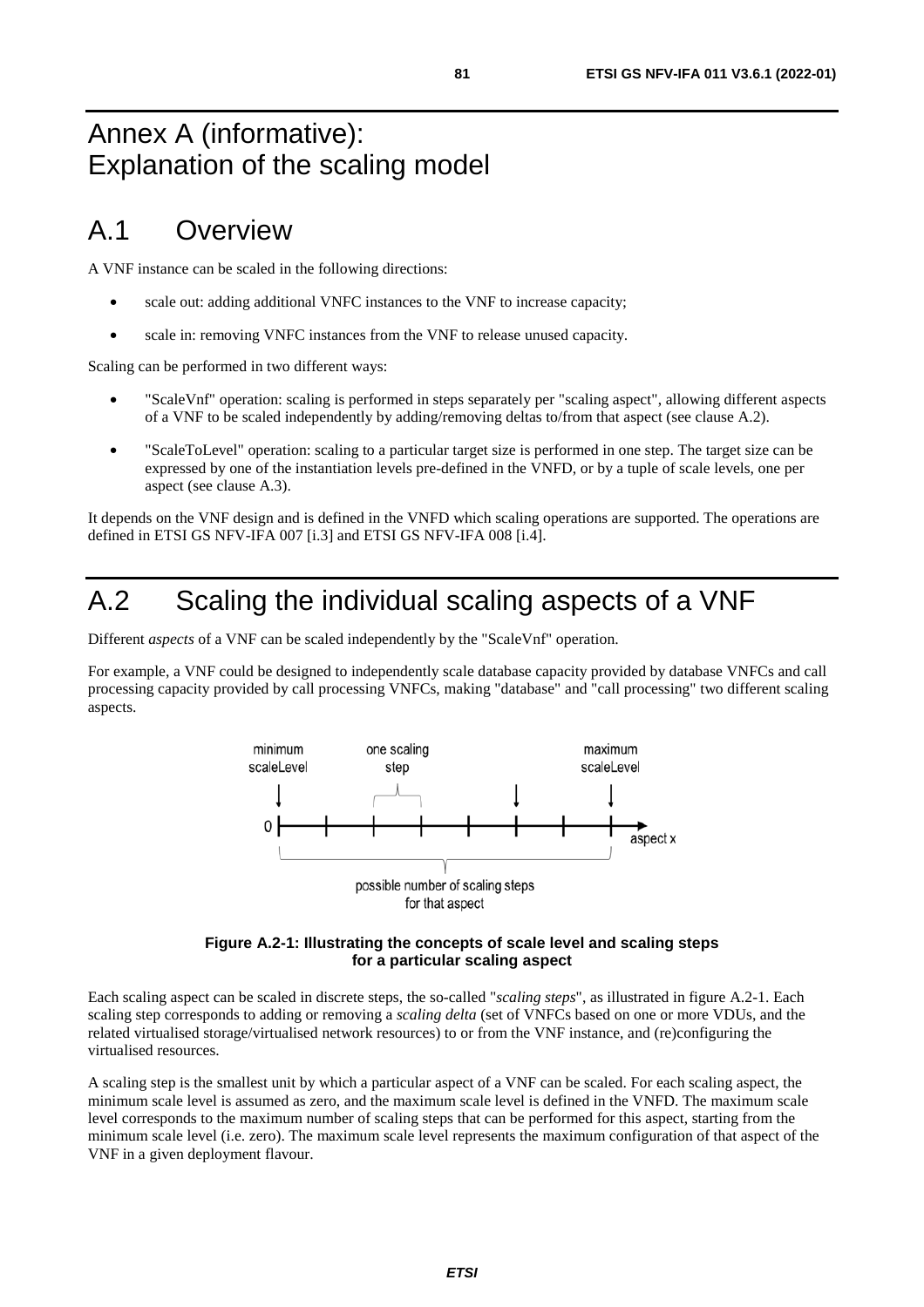# Annex A (informative): Explanation of the scaling model

## A.1 Overview

A VNF instance can be scaled in the following directions:

- scale out: adding additional VNFC instances to the VNF to increase capacity;
- scale in: removing VNFC instances from the VNF to release unused capacity.

Scaling can be performed in two different ways:

- "ScaleVnf" operation: scaling is performed in steps separately per "scaling aspect", allowing different aspects of a VNF to be scaled independently by adding/removing deltas to/from that aspect (see clause A.2).
- "ScaleToLevel" operation: scaling to a particular target size is performed in one step. The target size can be expressed by one of the instantiation levels pre-defined in the VNFD, or by a tuple of scale levels, one per aspect (see clause A.3).

It depends on the VNF design and is defined in the VNFD which scaling operations are supported. The operations are defined in ETSI GS NFV-IFA 007 [i.3] and ETSI GS NFV-IFA 008 [i.4].

## A.2 Scaling the individual scaling aspects of a VNF

Different *aspects* of a VNF can be scaled independently by the "ScaleVnf" operation.

For example, a VNF could be designed to independently scale database capacity provided by database VNFCs and call processing capacity provided by call processing VNFCs, making "database" and "call processing" two different scaling aspects.

**Figure A.2-1: Illustrating the concepts of scale level and scaling steps for a particular scaling aspect**

Each scaling aspect can be scaled in discrete steps, the so-called "*scaling steps*", as illustrated in figure A.2-1. Each scaling step corresponds to adding or removing a *scaling delta* (set of VNFCs based on one or more VDUs, and the related virtualised storage/virtualised network resources) to or from the VNF instance, and (re)configuring the virtualised resources.

A scaling step is the smallest unit by which a particular aspect of a VNF can be scaled. For each scaling aspect, the minimum scale level is assumed as zero, and the maximum scale level is defined in the VNFD. The maximum scale level corresponds to the maximum number of scaling steps that can be performed for this aspect, starting from the minimum scale level (i.e. zero). The maximum scale level represents the maximum configuration of that aspect of the VNF in a given deployment flavour.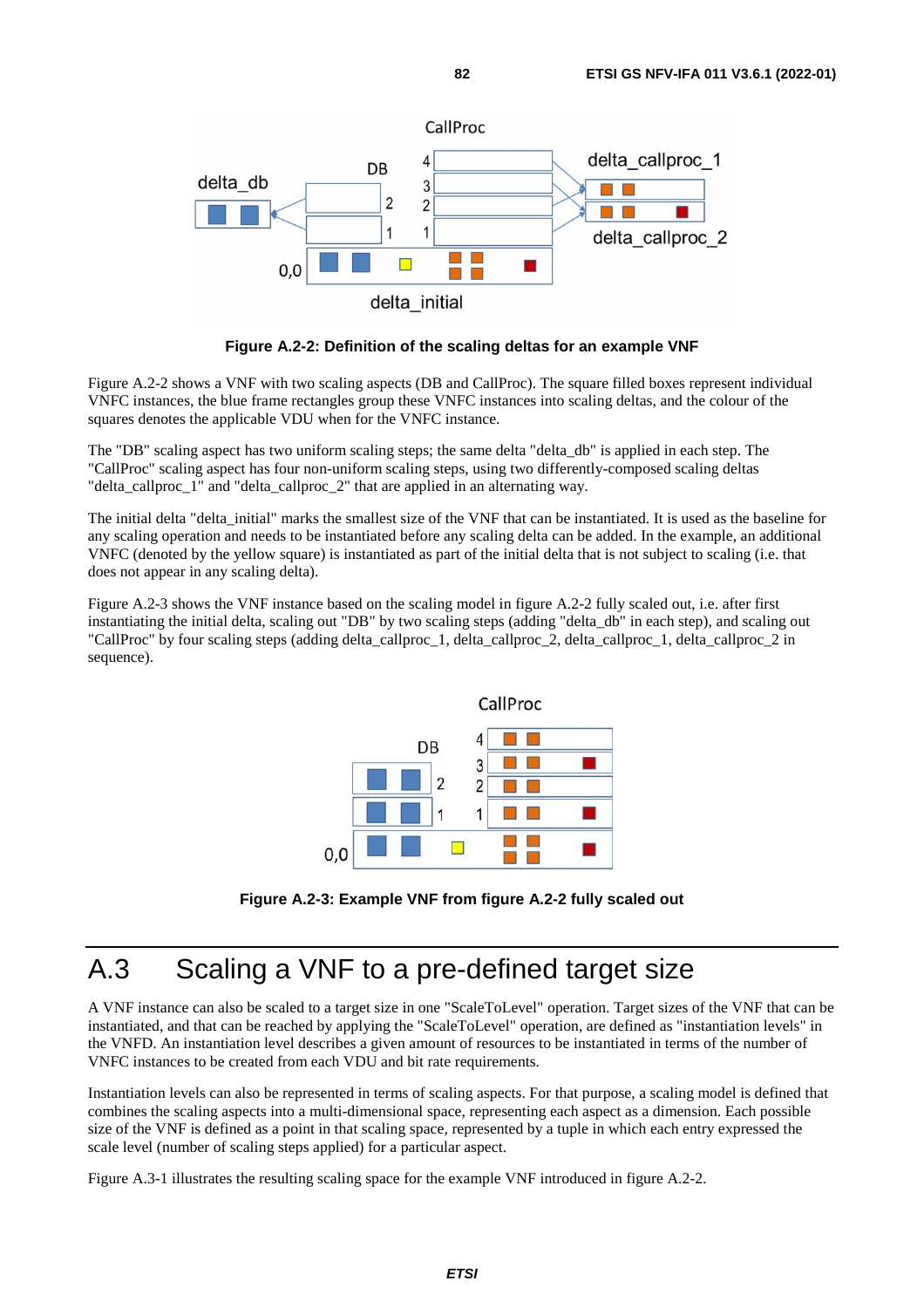**Figure A.2-2: Definition of the scaling deltas for an example VNF**

Figure A.2-2 shows a VNF with two scaling aspects (DB and CallProc). The square filled boxes represent individual VNFC instances, the blue frame rectangles group these VNFC instances into scaling deltas, and the colour of the squares denotes the applicable VDU when for the VNFC instance.

The "DB" scaling aspect has two uniform scaling steps; the same delta "delta_db" is applied in each step. The "CallProc" scaling aspect has four non-uniform scaling steps, using two differently-composed scaling deltas "delta_callproc_1" and "delta_callproc_2" that are applied in an alternating way.

The initial delta "delta_initial" marks the smallest size of the VNF that can be instantiated. It is used as the baseline for any scaling operation and needs to be instantiated before any scaling delta can be added. In the example, an additional VNFC (denoted by the yellow square) is instantiated as part of the initial delta that is not subject to scaling (i.e. that does not appear in any scaling delta).

Figure A.2-3 shows the VNF instance based on the scaling model in figure A.2-2 fully scaled out, i.e. after first instantiating the initial delta, scaling out "DB" by two scaling steps (adding "delta_db" in each step), and scaling out "CallProc" by four scaling steps (adding delta_callproc_1, delta_callproc_2, delta_callproc_1, delta_callproc_2 in sequence).

**Figure A.2-3: Example VNF from figure A.2-2 fully scaled out**

# A.3 Scaling a VNF to a pre-defined target size

A VNF instance can also be scaled to a target size in one "ScaleToLevel" operation. Target sizes of the VNF that can be instantiated, and that can be reached by applying the "ScaleToLevel" operation, are defined as "instantiation levels" in the VNFD. An instantiation level describes a given amount of resources to be instantiated in terms of the number of VNFC instances to be created from each VDU and bit rate requirements.

Instantiation levels can also be represented in terms of scaling aspects. For that purpose, a scaling model is defined that combines the scaling aspects into a multi-dimensional space, representing each aspect as a dimension. Each possible size of the VNF is defined as a point in that scaling space, represented by a tuple in which each entry expressed the scale level (number of scaling steps applied) for a particular aspect.

Figure A.3-1 illustrates the resulting scaling space for the example VNF introduced in figure A.2-2.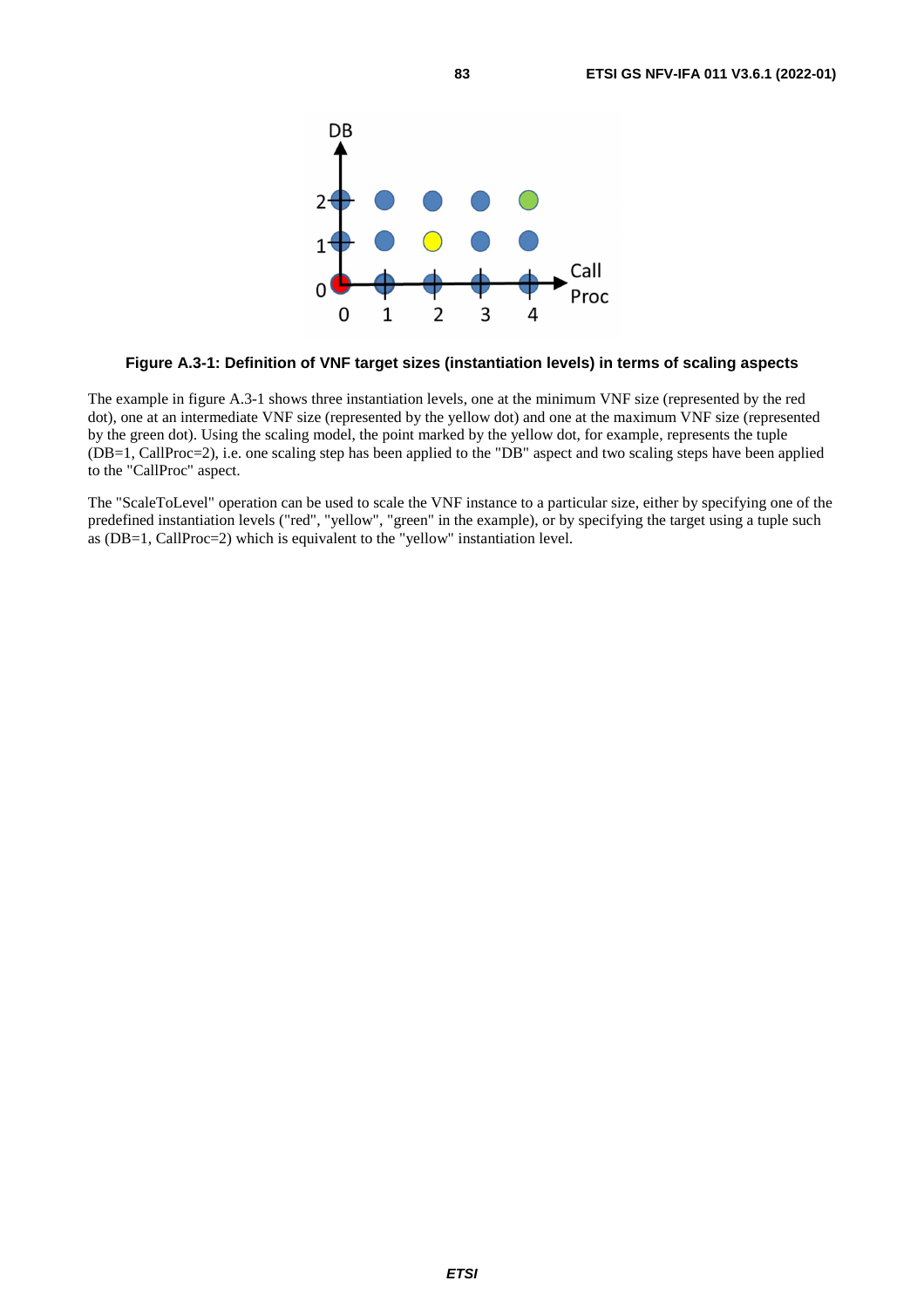**Figure A.3-1: Definition of VNF target sizes (instantiation levels) in terms of scaling aspects**

The example in figure A.3-1 shows three instantiation levels, one at the minimum VNF size (represented by the red dot), one at an intermediate VNF size (represented by the yellow dot) and one at the maximum VNF size (represented by the green dot). Using the scaling model, the point marked by the yellow dot, for example, represents the tuple (DB=1, CallProc=2), i.e. one scaling step has been applied to the "DB" aspect and two scaling steps have been applied to the "CallProc" aspect.

The "ScaleToLevel" operation can be used to scale the VNF instance to a particular size, either by specifying one of the predefined instantiation levels ("red", "yellow", "green" in the example), or by specifying the target using a tuple such as (DB=1, CallProc=2) which is equivalent to the "yellow" instantiation level.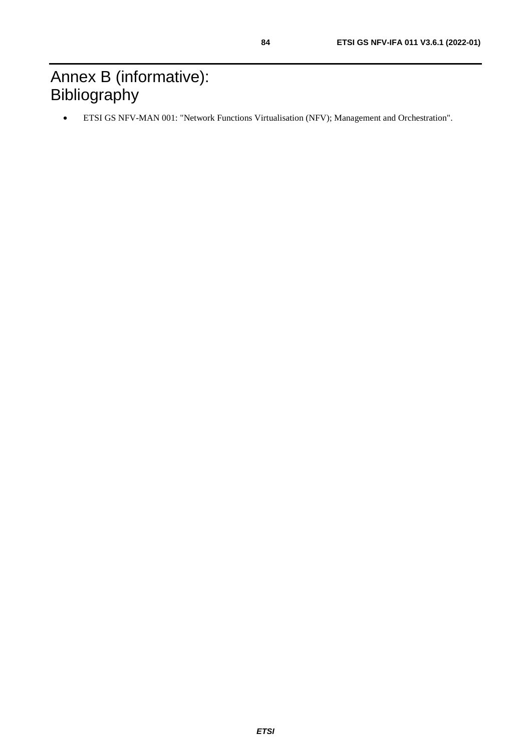# Annex B (informative): Bibliography

- ETSI GS NFV-MAN 001: "Network Functions Virtualisation (NFV); Management and Orchestration".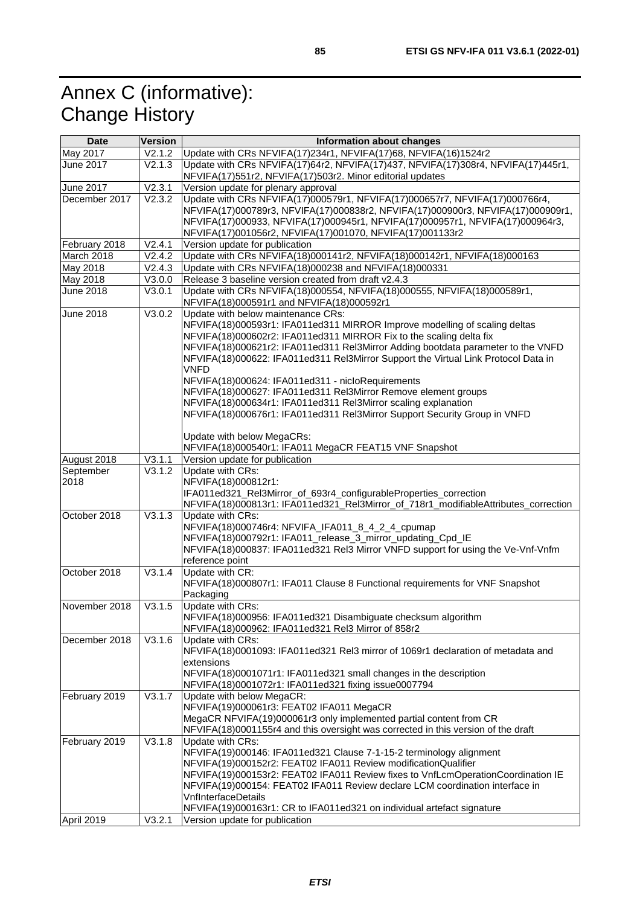# Annex C (informative): Change History

| Date | Version | Information about changes |
|---|---|---|
| May 2017 | V2.1.2 | Update with CRs NFVIFA(17)234r1, NFVIFA(17)68, NFVIFA(16)1524r2 |
| June 2017 | V2.1.3 | Update with CRs NFVIFA(17)64r2, NFVIFA(17)437, NFVIFA(17)308r4, NFVIFA(17)445r1, NFVIFA(17)551r2, NFVIFA(17)503r2. Minor editorial updates |
| June 2017 | V2.3.1 | Version update for plenary approval |
| December 2017 | V2.3.2 | Update with CRs NFVIFA(17)000579r1, NFVIFA(17)000657r7, NFVIFA(17)000766r4, NFVIFA(17)000789r3, NFVIFA(17)000838r2, NFVIFA(17)000900r3, NFVIFA(17)000909r1, NFVIFA(17)000933, NFVIFA(17)000945r1, NFVIFA(17)000957r1, NFVIFA(17)000964r3, NFVIFA(17)001056r2, NFVIFA(17)001070, NFVIFA(17)001133r2 |
| February 2018 | V2.4.1 | Version update for publication |
| March 2018 | V2.4.2 | Update with CRs NFVIFA(18)000141r2, NFVIFA(18)000142r1, NFVIFA(18)000163 |
| May 2018 | V2.4.3 | Update with CRs NFVIFA(18)000238 and NFVIFA(18)000331 |
| May 2018 | V3.0.0 | Release 3 baseline version created from draft v2.4.3 |
| June 2018 | V3.0.1 | Update with CRs NFVIFA(18)000554, NFVIFA(18)000555, NFVIFA(18)000589r1, NFVIFA(18)000591r1 and NFVIFA(18)000592r1 |
| June 2018 | V3.0.2 | Update with below maintenance CRs:<br>NFVIFA(18)000593r1: IFA011ed311 MIRROR Improve modelling of scaling deltas<br>NFVIFA(18)000602r2: IFA011ed311 MIRROR Fix to the scaling delta fix<br>NFVIFA(18)000621r2: IFA011ed311 Rel3Mirror Adding bootdata parameter to the VNFD<br>NFVIFA(18)000622: IFA011ed311 Rel3Mirror Support the Virtual Link Protocol Data in VNFD<br>NFVIFA(18)000624: IFA011ed311 - nicIoRequirements<br>NFVIFA(18)000627: IFA011ed311 Rel3Mirror Remove element groups<br>NFVIFA(18)000634r1: IFA011ed311 Rel3Mirror scaling explanation<br>NFVIFA(18)000676r1: IFA011ed311 Rel3Mirror Support Security Group in VNFD<br><br>Update with below MegaCRs:<br>NFVIFA(18)000540r1: IFA011 MegaCR FEAT15 VNF Snapshot |
| August 2018 | V3.1.1 | Version update for publication |
| September 2018 | V3.1.2 | Update with CRs:<br>NFVIFA(18)000812r1: IFA011ed321_Rel3Mirror_of_693r4_configurableProperties_correction<br>NFVIFA(18)000813r1: IFA011ed321_Rel3Mirror_of_718r1_modifiableAttributes_correction |
| October 2018 | V3.1.3 | Update with CRs:<br>NFVIFA(18)000746r4: NFVIFA_IFA011_8_4_2_4_cpumap<br>NFVIFA(18)000792r1: IFA011_release_3_mirror_updating_Cpd_IE<br>NFVIFA(18)000837: IFA011ed321 Rel3 Mirror VNFD support for using the Ve-Vnf-Vnfm reference point |
| October 2018 | V3.1.4 | Update with CR:<br>NFVIFA(18)000807r1: IFA011 Clause 8 Functional requirements for VNF Snapshot Packaging |
| November 2018 | V3.1.5 | Update with CRs:<br>NFVIFA(18)000956: IFA011ed321 Disambiguate checksum algorithm<br>NFVIFA(18)000962: IFA011ed321 Rel3 Mirror of 858r2 |
| December 2018 | V3.1.6 | Update with CRs:<br>NFVIFA(18)0001093: IFA011ed321 Rel3 mirror of 1069r1 declaration of metadata and extensions<br>NFVIFA(18)0001071r1: IFA011ed321 small changes in the description<br>NFVIFA(18)0001072r1: IFA011ed321 fixing issue0007794 |
| February 2019 | V3.1.7 | Update with below MegaCR:<br>NFVIFA(19)000061r3: FEAT02 IFA011 MegaCR<br>MegaCR NFVIFA(19)000061r3 only implemented partial content from CR NFVIFA(18)0001155r4 and this oversight was corrected in this version of the draft |
| February 2019 | V3.1.8 | Update with CRs:<br>NFVIFA(19)000146: IFA011ed321 Clause 7-1-15-2 terminology alignment<br>NFVIFA(19)000152r2: FEAT02 IFA011 Review modificationQualifier<br>NFVIFA(19)000153r2: FEAT02 IFA011 Review fixes to VnfLcmOperationCoordination IE<br>NFVIFA(19)000154: FEAT02 IFA011 Review declare LCM coordination interface in VnfInterfaceDetails<br>NFVIFA(19)000163r1: CR to IFA011ed321 on individual artefact signature |
| April 2019 | V3.2.1 | Version update for publication |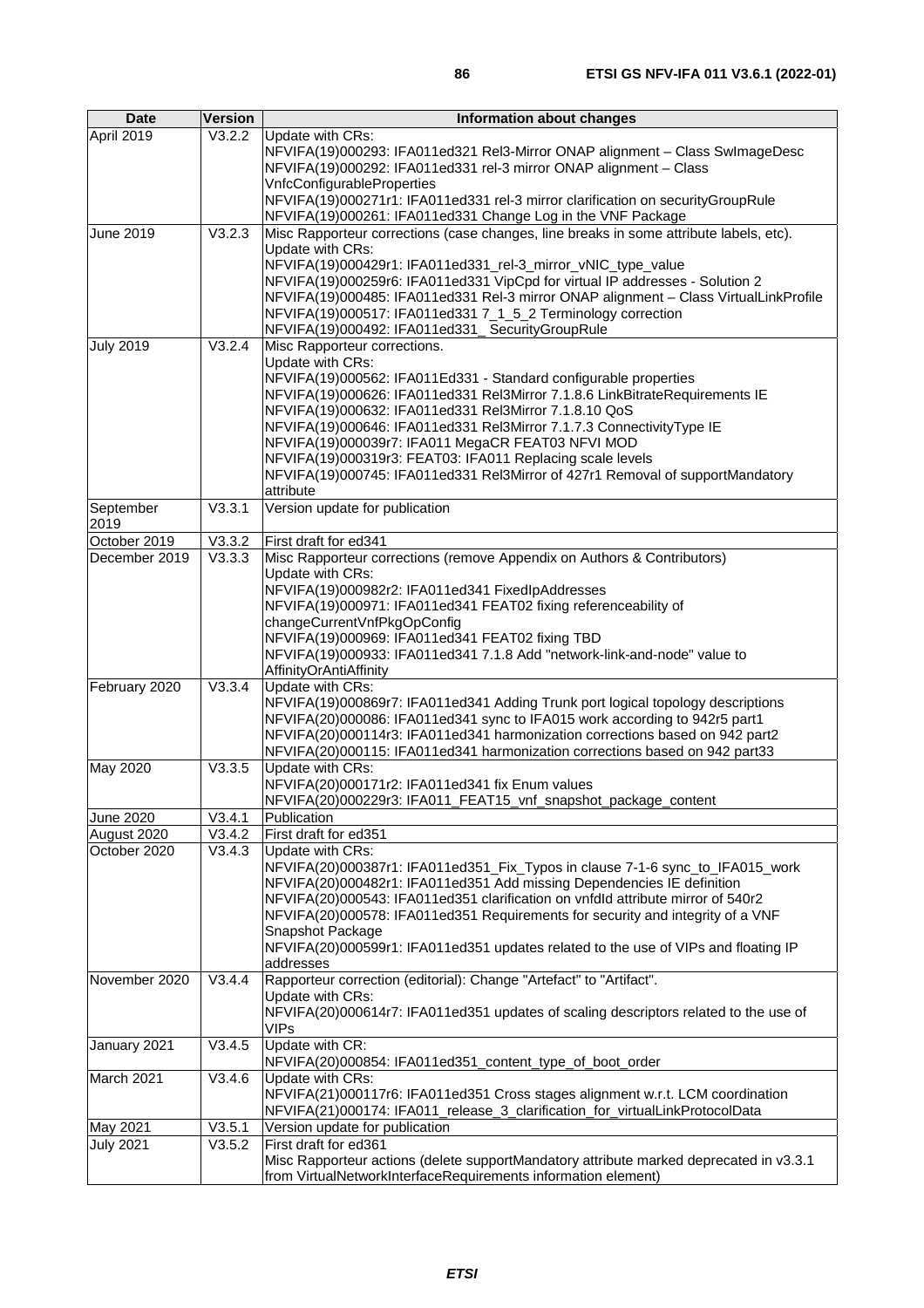| Date | Version | Information about changes |
|---|---|---|
| April 2019 | V3.2.2 | Update with CRs:<br>NFVIFA(19)000293: IFA011ed321 Rel3-Mirror ONAP alignment – Class SwImageDesc<br>NFVIFA(19)000292: IFA011ed331 rel-3 mirror ONAP alignment – Class VnfcConfigurableProperties<br>NFVIFA(19)000271r1: IFA011ed331 rel-3 mirror clarification on securityGroupRule<br>NFVIFA(19)000261: IFA011ed331 Change Log in the VNF Package |
| June 2019 | V3.2.3 | Misc Rapporteur corrections (case changes, line breaks in some attribute labels, etc).<br>Update with CRs:<br>NFVIFA(19)000429r1: IFA011ed331_rel-3_mirror_vNIC_type_value<br>NFVIFA(19)000259r6: IFA011ed331 VipCpd for virtual IP addresses - Solution 2<br>NFVIFA(19)000485: IFA011ed331 Rel-3 mirror ONAP alignment – Class VirtualLinkProfile<br>NFVIFA(19)000517: IFA011ed331 7_1_5_2 Terminology correction<br>NFVIFA(19)000492: IFA011ed331_ SecurityGroupRule |
| July 2019 | V3.2.4 | Misc Rapporteur corrections.<br>Update with CRs:<br>NFVIFA(19)000562: IFA011Ed331 - Standard configurable properties<br>NFVIFA(19)000626: IFA011ed331 Rel3Mirror 7.1.8.6 LinkBitrateRequirements IE<br>NFVIFA(19)000632: IFA011ed331 Rel3Mirror 7.1.8.10 QoS<br>NFVIFA(19)000646: IFA011ed331 Rel3Mirror 7.1.7.3 ConnectivityType IE<br>NFVIFA(19)000039r7: IFA011 MegaCR FEAT03 NFVI MOD<br>NFVIFA(19)000319r3: FEAT03: IFA011 Replacing scale levels<br>NFVIFA(19)000745: IFA011ed331 Rel3Mirror of 427r1 Removal of supportMandatory attribute |
| September 2019 | V3.3.1 | Version update for publication |
| October 2019 | V3.3.2 | First draft for ed341 |
| December 2019 | V3.3.3 | Misc Rapporteur corrections (remove Appendix on Authors & Contributors)<br>Update with CRs:<br>NFVIFA(19)000982r2: IFA011ed341 FixedIpAddresses<br>NFVIFA(19)000971: IFA011ed341 FEAT02 fixing referenceability of changeCurrentVnfPkgOpConfig<br>NFVIFA(19)000969: IFA011ed341 FEAT02 fixing TBD<br>NFVIFA(19)000933: IFA011ed341 7.1.8 Add "network-link-and-node" value to AffinityOrAntiAffinity |
| February 2020 | V3.3.4 | Update with CRs:<br>NFVIFA(19)000869r7: IFA011ed341 Adding Trunk port logical topology descriptions<br>NFVIFA(20)000086: IFA011ed341 sync to IFA015 work according to 942r5 part1<br>NFVIFA(20)000114r3: IFA011ed341 harmonization corrections based on 942 part2<br>NFVIFA(20)000115: IFA011ed341 harmonization corrections based on 942 part33 |
| May 2020 | V3.3.5 | Update with CRs:<br>NFVIFA(20)000171r2: IFA011ed341 fix Enum values<br>NFVIFA(20)000229r3: IFA011_FEAT15_vnf_snapshot_package_content |
| June 2020 | V3.4.1 | Publication |
| August 2020 | V3.4.2 | First draft for ed351 |
| October 2020 | V3.4.3 | Update with CRs:<br>NFVIFA(20)000387r1: IFA011ed351_Fix_Typos in clause 7-1-6 sync_to_IFA015_work<br>NFVIFA(20)000482r1: IFA011ed351 Add missing Dependencies IE definition<br>NFVIFA(20)000543: IFA011ed351 clarification on vnfdId attribute mirror of 540r2<br>NFVIFA(20)000578: IFA011ed351 Requirements for security and integrity of a VNF Snapshot Package<br>NFVIFA(20)000599r1: IFA011ed351 updates related to the use of VIPs and floating IP addresses |
| November 2020 | V3.4.4 | Rapporteur correction (editorial): Change "Artefact" to "Artifact".<br>Update with CRs:<br>NFVIFA(20)000614r7: IFA011ed351 updates of scaling descriptors related to the use of VIPs |
| January 2021 | V3.4.5 | Update with CR:<br>NFVIFA(20)000854: IFA011ed351_content_type_of_boot_order |
| March 2021 | V3.4.6 | Update with CRs:<br>NFVIFA(21)000117r6: IFA011ed351 Cross stages alignment w.r.t. LCM coordination<br>NFVIFA(21)000174: IFA011_release_3_clarification_for_virtualLinkProtocolData |
| May 2021 | V3.5.1 | Version update for publication |
| July 2021 | V3.5.2 | First draft for ed361<br>Misc Rapporteur actions (delete supportMandatory attribute marked deprecated in v3.3.1 from VirtualNetworkInterfaceRequirements information element) |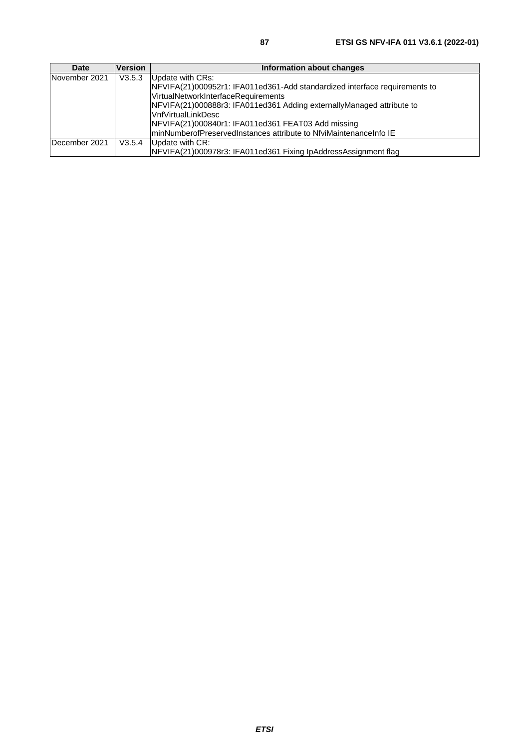| Date | Version | Information about changes |
|---|---|---|
| November 2021 | V3.5.3 | Update with CRs:<br>NFVIFA(21)000952r1: IFA011ed361-Add standardized interface requirements to VirtualNetworkInterfaceRequirements<br>NFVIFA(21)000888r3: IFA011ed361 Adding externallyManaged attribute to VnfVirtualLinkDesc<br>NFVIFA(21)000840r1: IFA011ed361 FEAT03 Add missing minNumberofPreservedInstances attribute to NfviMaintenanceInfo IE |
| December 2021 | V3.5.4 | Update with CR:<br>NFVIFA(21)000978r3: IFA011ed361 Fixing IpAddressAssignment flag |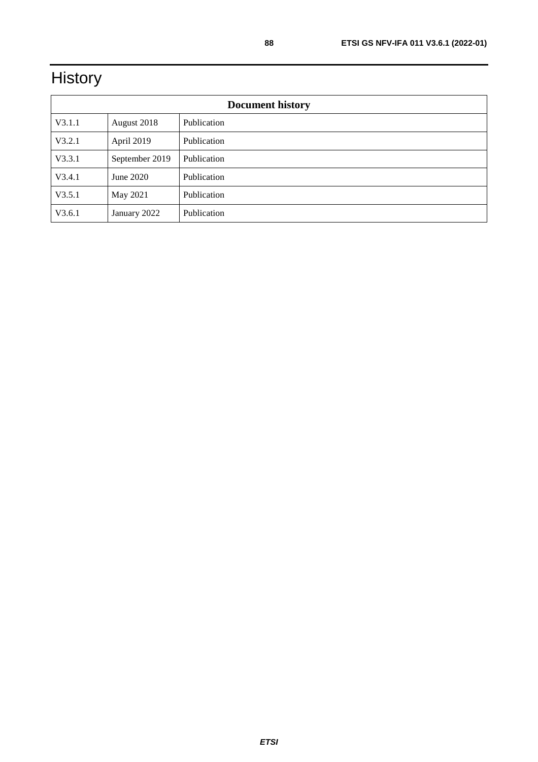# History

| Document history | | |
|---|---|---|
| V3.1.1 | August 2018 | Publication |
| V3.2.1 | April 2019 | Publication |
| V3.3.1 | September 2019 | Publication |
| V3.4.1 | June 2020 | Publication |
| V3.5.1 | May 2021 | Publication |
| V3.6.1 | January 2022 | Publication |